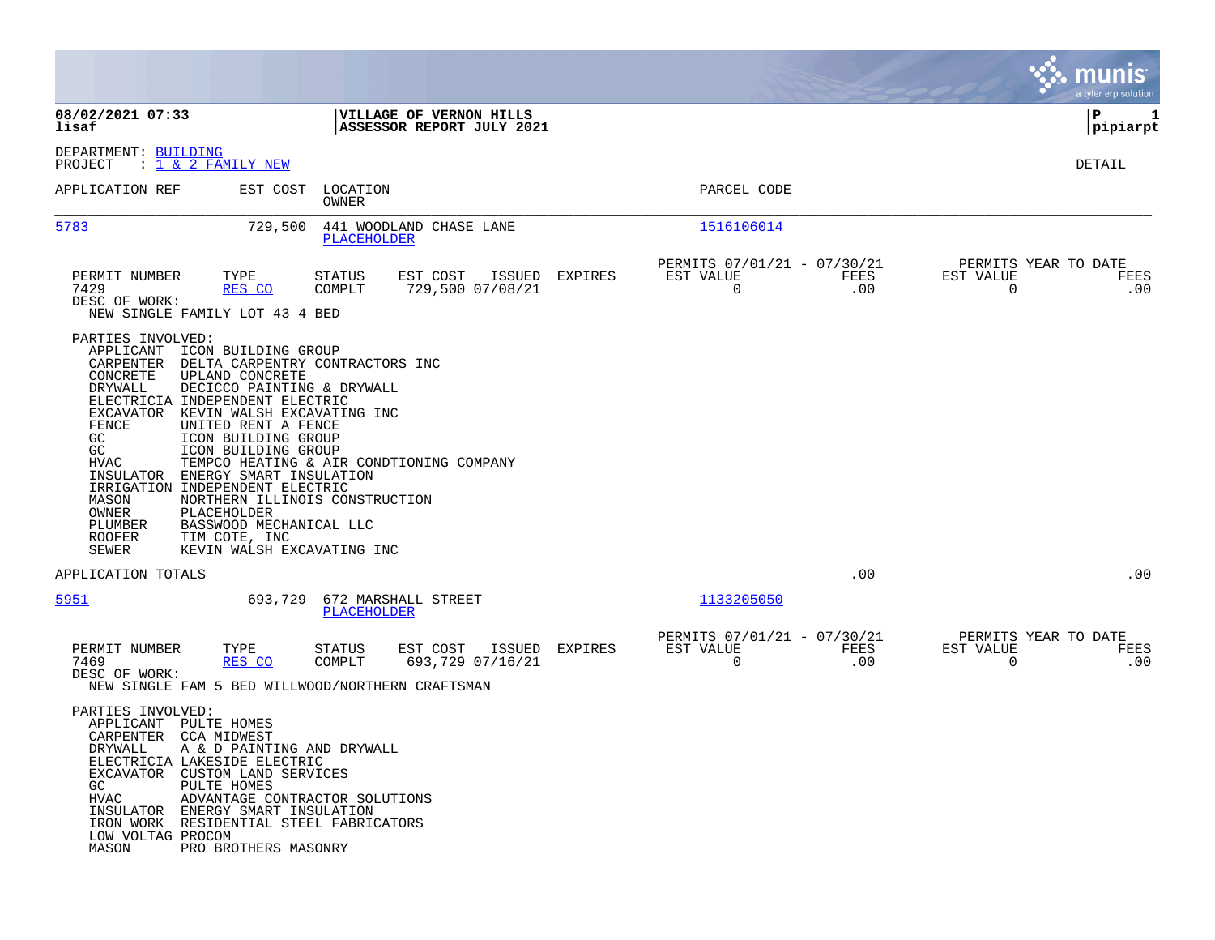**08/02/2021 07:33**
**lisaf**

**VILLAGE OF VERNON HILLS**
**ASSESSOR REPORT JULY 2021**

**P 1**
**pipiarpt**

DEPARTMENT: BUILDING
PROJECT : 1 & 2 FAMILY NEW

DETAIL

| APPLICATION REF | EST COST | LOCATION / OWNER | PARCEL CODE |
|---|---|---|---|
| 5783 | 729,500 | 441 WOODLAND CHASE LANE / PLACEHOLDER | 1516106014 |

| PERMIT NUMBER | TYPE | STATUS | EST COST | ISSUED | EXPIRES | PERMITS 07/01/21 - 07/30/21 EST VALUE | FEES | PERMITS YEAR TO DATE EST VALUE | FEES |
|---|---|---|---|---|---|---|---|---|---|
| 7429 | RES CO | COMPLT | 729,500 | 07/08/21 | | 0 | .00 | 0 | .00 |

DESC OF WORK:
NEW SINGLE FAMILY LOT 43 4 BED

PARTIES INVOLVED:

| | |
|---|---|
| APPLICANT | ICON BUILDING GROUP |
| CARPENTER | DELTA CARPENTRY CONTRACTORS INC |
| CONCRETE | UPLAND CONCRETE |
| DRYWALL | DECICCO PAINTING & DRYWALL |
| ELECTRICIA | INDEPENDENT ELECTRIC |
| EXCAVATOR | KEVIN WALSH EXCAVATING INC |
| FENCE | UNITED RENT A FENCE |
| GC | ICON BUILDING GROUP |
| GC | ICON BUILDING GROUP |
| HVAC | TEMPCO HEATING & AIR CONDTIONING COMPANY |
| INSULATOR | ENERGY SMART INSULATION |
| IRRIGATION | INDEPENDENT ELECTRIC |
| MASON | NORTHERN ILLINOIS CONSTRUCTION |
| OWNER | PLACEHOLDER |
| PLUMBER | BASSWOOD MECHANICAL LLC |
| ROOFER | TIM COTE, INC |
| SEWER | KEVIN WALSH EXCAVATING INC |

APPLICATION TOTALS .00 .00

| APPLICATION REF | EST COST | LOCATION / OWNER | PARCEL CODE |
|---|---|---|---|
| 5951 | 693,729 | 672 MARSHALL STREET / PLACEHOLDER | 1133205050 |

| PERMIT NUMBER | TYPE | STATUS | EST COST | ISSUED | EXPIRES | PERMITS 07/01/21 - 07/30/21 EST VALUE | FEES | PERMITS YEAR TO DATE EST VALUE | FEES |
|---|---|---|---|---|---|---|---|---|---|
| 7469 | RES CO | COMPLT | 693,729 | 07/16/21 | | 0 | .00 | 0 | .00 |

DESC OF WORK:
NEW SINGLE FAM 5 BED WILLWOOD/NORTHERN CRAFTSMAN

PARTIES INVOLVED:

| | |
|---|---|
| APPLICANT | PULTE HOMES |
| CARPENTER | CCA MIDWEST |
| DRYWALL | A & D PAINTING AND DRYWALL |
| ELECTRICIA | LAKESIDE ELECTRIC |
| EXCAVATOR | CUSTOM LAND SERVICES |
| GC | PULTE HOMES |
| HVAC | ADVANTAGE CONTRACTOR SOLUTIONS |
| INSULATOR | ENERGY SMART INSULATION |
| IRON WORK | RESIDENTIAL STEEL FABRICATORS |
| LOW VOLTAG | PROCOM |
| MASON | PRO BROTHERS MASONRY |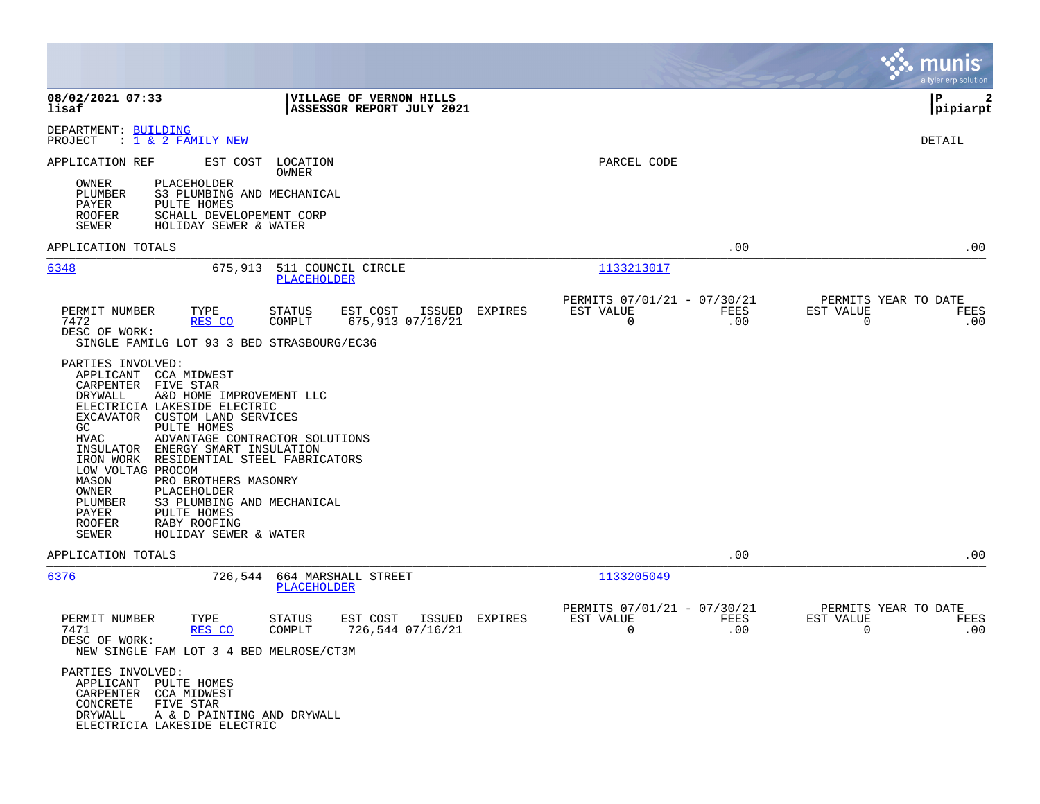08/02/2021 07:33 | VILLAGE OF VERNON HILLS | P 2
lisaf | ASSESSOR REPORT JULY 2021 | pipiarpt

DEPARTMENT: BUILDING
PROJECT : 1 & 2 FAMILY NEW

DETAIL

APPLICATION REF    EST COST    LOCATION / OWNER    PARCEL CODE

OWNER    PLACEHOLDER
PLUMBER    S3 PLUMBING AND MECHANICAL
PAYER    PULTE HOMES
ROOFER    SCHALL DEVELOPEMENT CORP
SEWER    HOLIDAY SEWER & WATER

APPLICATION TOTALS    .00    .00

---

**6348**    675,913    511 COUNCIL CIRCLE    PLACEHOLDER    1133213017

| PERMIT NUMBER | TYPE | STATUS | EST COST | ISSUED | EXPIRES | PERMITS 07/01/21 - 07/30/21 EST VALUE | FEES | PERMITS YEAR TO DATE EST VALUE | FEES |
|---|---|---|---|---|---|---|---|---|---|
| 7472 | RES CO | COMPLT | 675,913 | 07/16/21 | | 0 | .00 | 0 | .00 |

DESC OF WORK:
SINGLE FAMILG LOT 93 3 BED STRASBOURG/EC3G

PARTIES INVOLVED:
APPLICANT    CCA MIDWEST
CARPENTER    FIVE STAR
DRYWALL    A&D HOME IMPROVEMENT LLC
ELECTRICIA    LAKESIDE ELECTRIC
EXCAVATOR    CUSTOM LAND SERVICES
GC    PULTE HOMES
HVAC    ADVANTAGE CONTRACTOR SOLUTIONS
INSULATOR    ENERGY SMART INSULATION
IRON WORK    RESIDENTIAL STEEL FABRICATORS
LOW VOLTAG    PROCOM
MASON    PRO BROTHERS MASONRY
OWNER    PLACEHOLDER
PLUMBER    S3 PLUMBING AND MECHANICAL
PAYER    PULTE HOMES
ROOFER    RABY ROOFING
SEWER    HOLIDAY SEWER & WATER

APPLICATION TOTALS    .00    .00

---

**6376**    726,544    664 MARSHALL STREET    PLACEHOLDER    1133205049

| PERMIT NUMBER | TYPE | STATUS | EST COST | ISSUED | EXPIRES | PERMITS 07/01/21 - 07/30/21 EST VALUE | FEES | PERMITS YEAR TO DATE EST VALUE | FEES |
|---|---|---|---|---|---|---|---|---|---|
| 7471 | RES CO | COMPLT | 726,544 | 07/16/21 | | 0 | .00 | 0 | .00 |

DESC OF WORK:
NEW SINGLE FAM LOT 3 4 BED MELROSE/CT3M

PARTIES INVOLVED:
APPLICANT    PULTE HOMES
CARPENTER    CCA MIDWEST
CONCRETE    FIVE STAR
DRYWALL    A & D PAINTING AND DRYWALL
ELECTRICIA    LAKESIDE ELECTRIC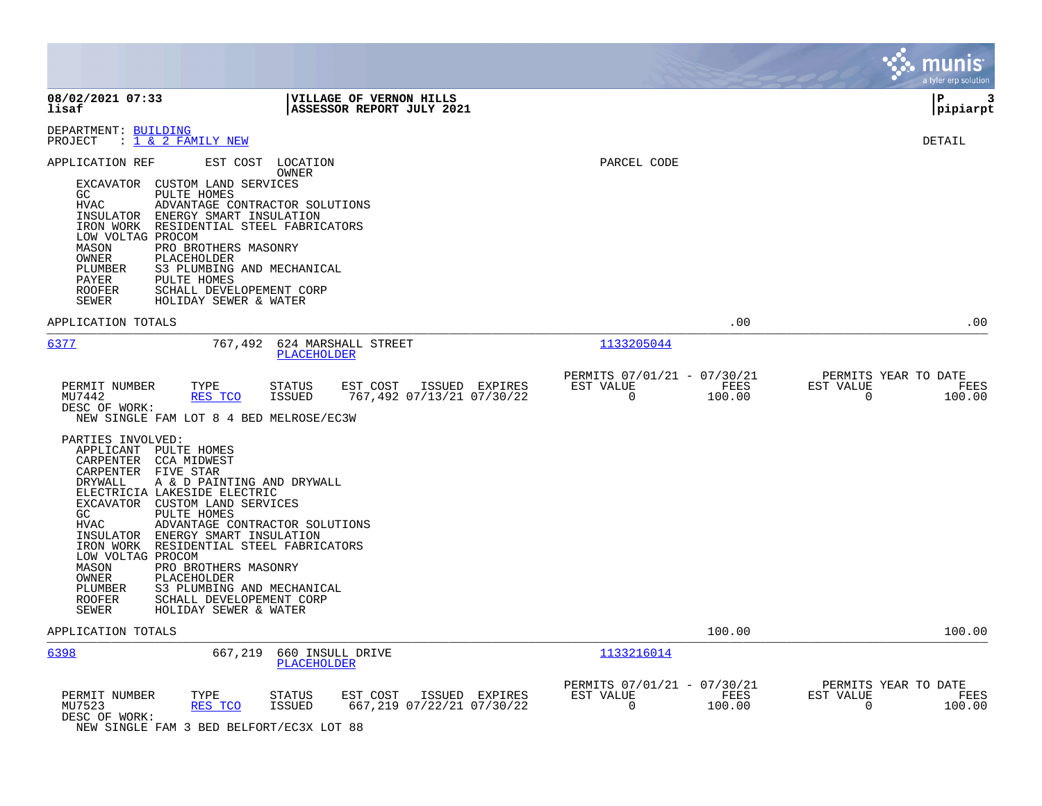**08/02/2021 07:33** | **VILLAGE OF VERNON HILLS** | **P 3**
**lisaf** | **ASSESSOR REPORT JULY 2021** | **pipiarpt**

DEPARTMENT: BUILDING
PROJECT : 1 & 2 FAMILY NEW

DETAIL

| APPLICATION REF | EST COST | LOCATION / OWNER | PARCEL CODE |
|---|---|---|---|

EXCAVATOR CUSTOM LAND SERVICES
GC PULTE HOMES
HVAC ADVANTAGE CONTRACTOR SOLUTIONS
INSULATOR ENERGY SMART INSULATION
IRON WORK RESIDENTIAL STEEL FABRICATORS
LOW VOLTAG PROCOM
MASON PRO BROTHERS MASONRY
OWNER PLACEHOLDER
PLUMBER S3 PLUMBING AND MECHANICAL
PAYER PULTE HOMES
ROOFER SCHALL DEVELOPEMENT CORP
SEWER HOLIDAY SEWER & WATER

APPLICATION TOTALS .00 .00

---

6377 | 767,492 | 624 MARSHALL STREET | 1133205044
PLACEHOLDER

| PERMIT NUMBER | TYPE | STATUS | EST COST | ISSUED | EXPIRES | PERMITS 07/01/21 - 07/30/21 EST VALUE | FEES | PERMITS YEAR TO DATE EST VALUE | FEES |
|---|---|---|---|---|---|---|---|---|---|
| MU7442 | RES TCO | ISSUED | 767,492 | 07/13/21 | 07/30/22 | 0 | 100.00 | 0 | 100.00 |

DESC OF WORK:
NEW SINGLE FAM LOT 8 4 BED MELROSE/EC3W

PARTIES INVOLVED:
APPLICANT PULTE HOMES
CARPENTER CCA MIDWEST
CARPENTER FIVE STAR
DRYWALL A & D PAINTING AND DRYWALL
ELECTRICIA LAKESIDE ELECTRIC
EXCAVATOR CUSTOM LAND SERVICES
GC PULTE HOMES
HVAC ADVANTAGE CONTRACTOR SOLUTIONS
INSULATOR ENERGY SMART INSULATION
IRON WORK RESIDENTIAL STEEL FABRICATORS
LOW VOLTAG PROCOM
MASON PRO BROTHERS MASONRY
OWNER PLACEHOLDER
PLUMBER S3 PLUMBING AND MECHANICAL
ROOFER SCHALL DEVELOPEMENT CORP
SEWER HOLIDAY SEWER & WATER

APPLICATION TOTALS 100.00 100.00

---

6398 | 667,219 | 660 INSULL DRIVE | 1133216014
PLACEHOLDER

| PERMIT NUMBER | TYPE | STATUS | EST COST | ISSUED | EXPIRES | PERMITS 07/01/21 - 07/30/21 EST VALUE | FEES | PERMITS YEAR TO DATE EST VALUE | FEES |
|---|---|---|---|---|---|---|---|---|---|
| MU7523 | RES TCO | ISSUED | 667,219 | 07/22/21 | 07/30/22 | 0 | 100.00 | 0 | 100.00 |

DESC OF WORK:
NEW SINGLE FAM 3 BED BELFORT/EC3X LOT 88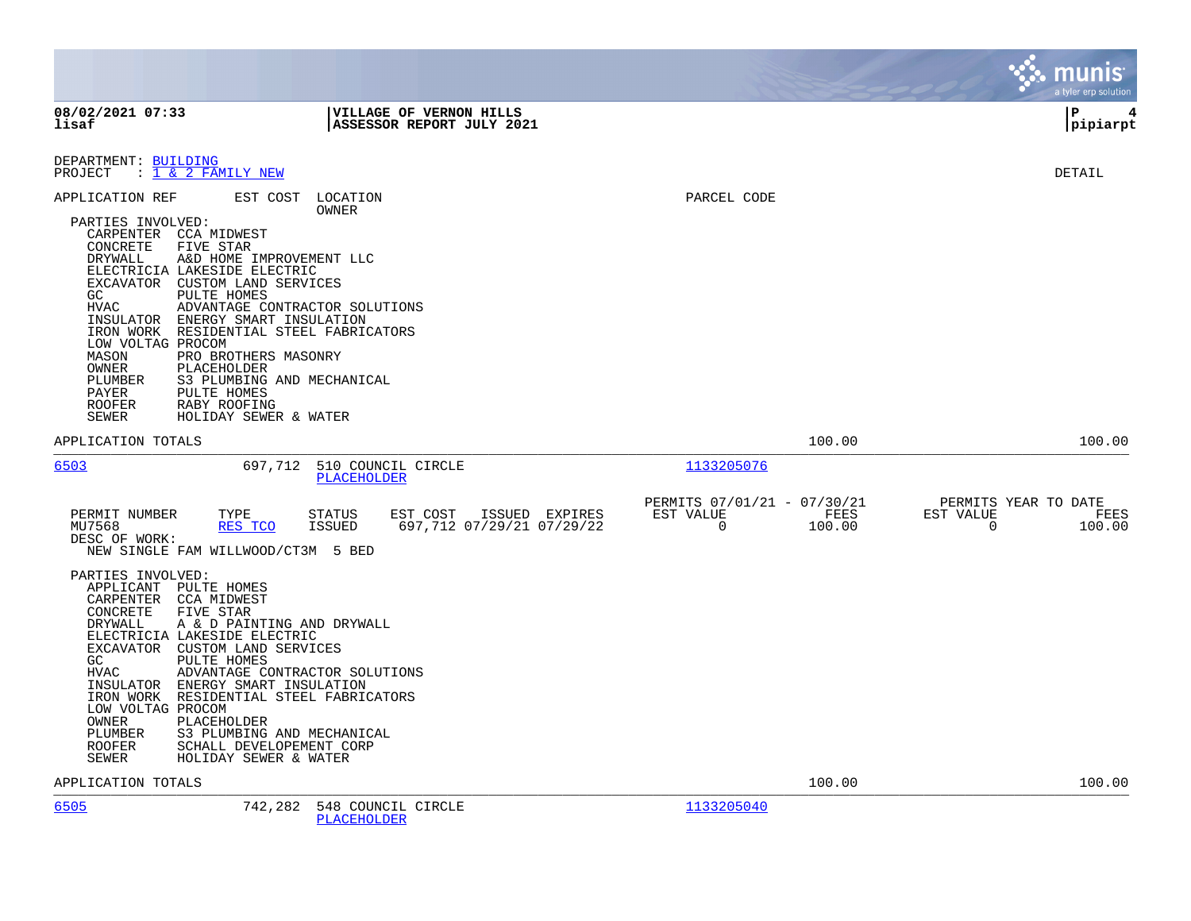DEPARTMENT: BUILDING
PROJECT : 1 & 2 FAMILY NEW

DETAIL

| APPLICATION REF | EST COST | LOCATION / OWNER | PARCEL CODE |
|---|---|---|---|

PARTIES INVOLVED:

- CARPENTER CCA MIDWEST
- CONCRETE FIVE STAR
- DRYWALL A&D HOME IMPROVEMENT LLC
- ELECTRICIA LAKESIDE ELECTRIC
- EXCAVATOR CUSTOM LAND SERVICES
- GC PULTE HOMES
- HVAC ADVANTAGE CONTRACTOR SOLUTIONS
- INSULATOR ENERGY SMART INSULATION
- IRON WORK RESIDENTIAL STEEL FABRICATORS
- LOW VOLTAG PROCOM
- MASON PRO BROTHERS MASONRY
- OWNER PLACEHOLDER
- PLUMBER S3 PLUMBING AND MECHANICAL
- PAYER PULTE HOMES
- ROOFER RABY ROOFING
- SEWER HOLIDAY SEWER & WATER

APPLICATION TOTALS 100.00 100.00

---

**6503** 697,712 510 COUNCIL CIRCLE — PLACEHOLDER — Parcel 1133205076

| PERMIT NUMBER | TYPE | STATUS | EST COST | ISSUED | EXPIRES | PERMITS 07/01/21 - 07/30/21 EST VALUE | FEES | PERMITS YEAR TO DATE EST VALUE | FEES |
|---|---|---|---|---|---|---|---|---|---|
| MU7568 | RES TCO | ISSUED | 697,712 | 07/29/21 | 07/29/22 | 0 | 100.00 | 0 | 100.00 |

DESC OF WORK:
NEW SINGLE FAM WILLWOOD/CT3M 5 BED

PARTIES INVOLVED:

- APPLICANT PULTE HOMES
- CARPENTER CCA MIDWEST
- CONCRETE FIVE STAR
- DRYWALL A & D PAINTING AND DRYWALL
- ELECTRICIA LAKESIDE ELECTRIC
- EXCAVATOR CUSTOM LAND SERVICES
- GC PULTE HOMES
- HVAC ADVANTAGE CONTRACTOR SOLUTIONS
- INSULATOR ENERGY SMART INSULATION
- IRON WORK RESIDENTIAL STEEL FABRICATORS
- LOW VOLTAG PROCOM
- OWNER PLACEHOLDER
- PLUMBER S3 PLUMBING AND MECHANICAL
- ROOFER SCHALL DEVELOPEMENT CORP
- SEWER HOLIDAY SEWER & WATER

APPLICATION TOTALS 100.00 100.00

---

**6505** 742,282 548 COUNCIL CIRCLE — PLACEHOLDER — Parcel 1133205040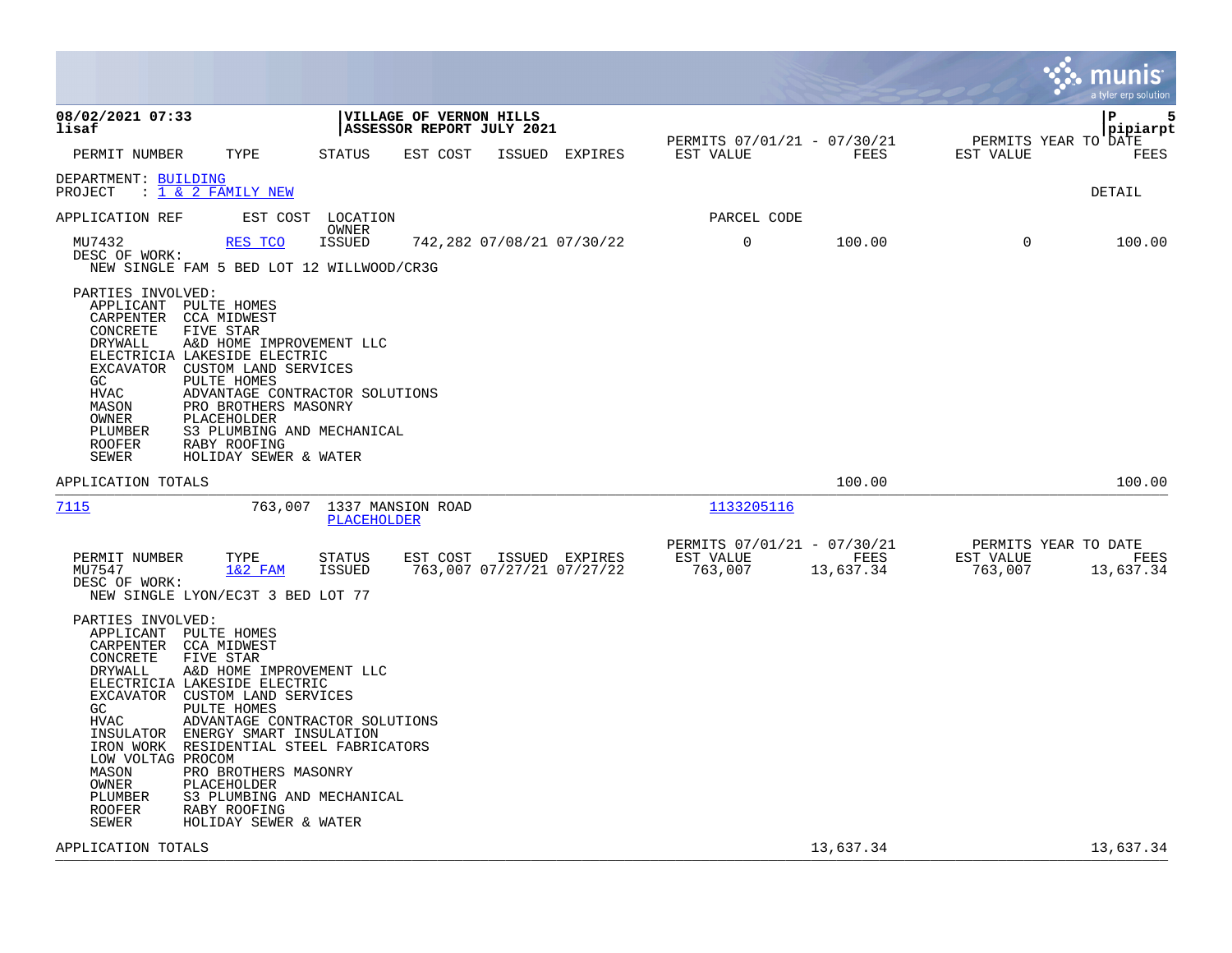**08/02/2021 07:33**
**lisaf**

**VILLAGE OF VERNON HILLS**
**ASSESSOR REPORT JULY 2021**

**pipiarpt**

| PERMIT NUMBER | TYPE | STATUS | EST COST | ISSUED | EXPIRES | PERMITS 07/01/21 - 07/30/21 EST VALUE | FEES | PERMITS YEAR TO DATE EST VALUE | FEES |
|---|---|---|---|---|---|---|---|---|---|

DEPARTMENT: BUILDING
PROJECT : 1 & 2 FAMILY NEW

DETAIL

| APPLICATION REF | EST COST | LOCATION / OWNER | | | | PARCEL CODE | | | |
|---|---|---|---|---|---|---|---|---|---|
| MU7432 | RES TCO | ISSUED | 742,282 | 07/08/21 | 07/30/22 | 0 | 100.00 | 0 | 100.00 |

DESC OF WORK:
NEW SINGLE FAM 5 BED LOT 12 WILLWOOD/CR3G

PARTIES INVOLVED:

| | |
|---|---|
| APPLICANT | PULTE HOMES |
| CARPENTER | CCA MIDWEST |
| CONCRETE | FIVE STAR |
| DRYWALL | A&D HOME IMPROVEMENT LLC |
| ELECTRICIA | LAKESIDE ELECTRIC |
| EXCAVATOR | CUSTOM LAND SERVICES |
| GC | PULTE HOMES |
| HVAC | ADVANTAGE CONTRACTOR SOLUTIONS |
| MASON | PRO BROTHERS MASONRY |
| OWNER | PLACEHOLDER |
| PLUMBER | S3 PLUMBING AND MECHANICAL |
| ROOFER | RABY ROOFING |
| SEWER | HOLIDAY SEWER & WATER |

APPLICATION TOTALS — FEES: 100.00 — YEAR TO DATE FEES: 100.00

---

| APPLICATION REF | EST COST | LOCATION / OWNER | PARCEL CODE |
|---|---|---|---|
| 7115 | 763,007 | 1337 MANSION ROAD / PLACEHOLDER | 1133205116 |

| PERMIT NUMBER | TYPE | STATUS | EST COST | ISSUED | EXPIRES | PERMITS 07/01/21 - 07/30/21 EST VALUE | FEES | PERMITS YEAR TO DATE EST VALUE | FEES |
|---|---|---|---|---|---|---|---|---|---|
| MU7547 | 1&2 FAM | ISSUED | 763,007 | 07/27/21 | 07/27/22 | 763,007 | 13,637.34 | 763,007 | 13,637.34 |

DESC OF WORK:
NEW SINGLE LYON/EC3T 3 BED LOT 77

PARTIES INVOLVED:

| | |
|---|---|
| APPLICANT | PULTE HOMES |
| CARPENTER | CCA MIDWEST |
| CONCRETE | FIVE STAR |
| DRYWALL | A&D HOME IMPROVEMENT LLC |
| ELECTRICIA | LAKESIDE ELECTRIC |
| EXCAVATOR | CUSTOM LAND SERVICES |
| GC | PULTE HOMES |
| HVAC | ADVANTAGE CONTRACTOR SOLUTIONS |
| INSULATOR | ENERGY SMART INSULATION |
| IRON WORK | RESIDENTIAL STEEL FABRICATORS |
| LOW VOLTAG | PROCOM |
| MASON | PRO BROTHERS MASONRY |
| OWNER | PLACEHOLDER |
| PLUMBER | S3 PLUMBING AND MECHANICAL |
| ROOFER | RABY ROOFING |
| SEWER | HOLIDAY SEWER & WATER |

APPLICATION TOTALS — FEES: 13,637.34 — YEAR TO DATE FEES: 13,637.34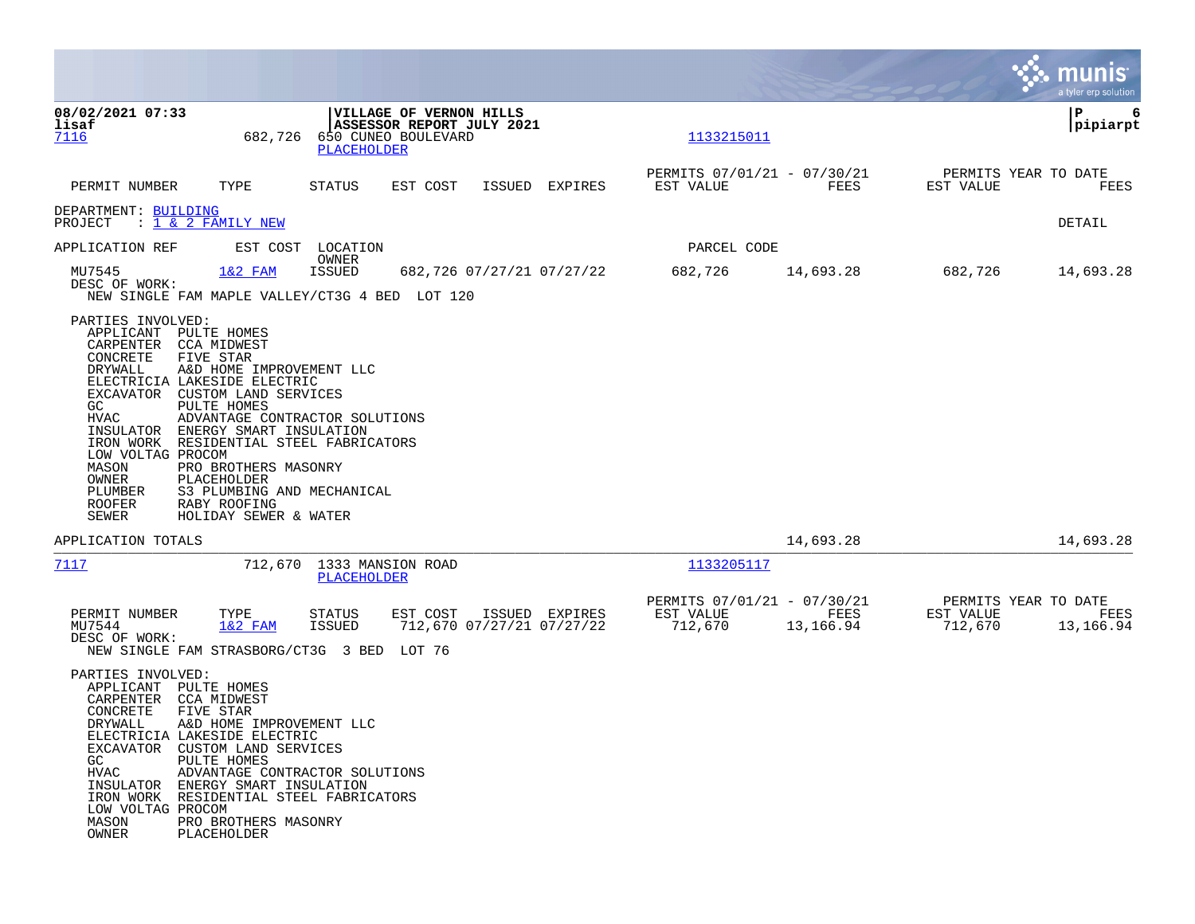08/02/2021 07:33 | VILLAGE OF VERNON HILLS | P 6
lisaf | ASSESSOR REPORT JULY 2021 | pipiarpt

7116 682,726 650 CUNEO BOULEVARD 1133215011
PLACEHOLDER

| PERMIT NUMBER | TYPE | STATUS | EST COST | ISSUED | EXPIRES | PERMITS 07/01/21 - 07/30/21 EST VALUE | FEES | PERMITS YEAR TO DATE EST VALUE | FEES |
|---|---|---|---|---|---|---|---|---|---|

DEPARTMENT: BUILDING
PROJECT : 1 & 2 FAMILY NEW DETAIL

| APPLICATION REF | EST COST | LOCATION / OWNER | | | | PARCEL CODE | | | |
|---|---|---|---|---|---|---|---|---|---|
| MU7545 | 1&2 FAM | ISSUED | 682,726 | 07/27/21 | 07/27/22 | 682,726 | 14,693.28 | 682,726 | 14,693.28 |

DESC OF WORK:
NEW SINGLE FAM MAPLE VALLEY/CT3G 4 BED LOT 120

PARTIES INVOLVED:
- APPLICANT PULTE HOMES
- CARPENTER CCA MIDWEST
- CONCRETE FIVE STAR
- DRYWALL A&D HOME IMPROVEMENT LLC
- ELECTRICIA LAKESIDE ELECTRIC
- EXCAVATOR CUSTOM LAND SERVICES
- GC PULTE HOMES
- HVAC ADVANTAGE CONTRACTOR SOLUTIONS
- INSULATOR ENERGY SMART INSULATION
- IRON WORK RESIDENTIAL STEEL FABRICATORS
- LOW VOLTAG PROCOM
- MASON PRO BROTHERS MASONRY
- OWNER PLACEHOLDER
- PLUMBER S3 PLUMBING AND MECHANICAL
- ROOFER RABY ROOFING
- SEWER HOLIDAY SEWER & WATER

APPLICATION TOTALS 14,693.28 14,693.28

7117 712,670 1333 MANSION ROAD 1133205117
PLACEHOLDER

| PERMIT NUMBER | TYPE | STATUS | EST COST | ISSUED | EXPIRES | PERMITS 07/01/21 - 07/30/21 EST VALUE | FEES | PERMITS YEAR TO DATE EST VALUE | FEES |
|---|---|---|---|---|---|---|---|---|---|
| MU7544 | 1&2 FAM | ISSUED | 712,670 | 07/27/21 | 07/27/22 | 712,670 | 13,166.94 | 712,670 | 13,166.94 |

DESC OF WORK:
NEW SINGLE FAM STRASBORG/CT3G 3 BED LOT 76

PARTIES INVOLVED:
- APPLICANT PULTE HOMES
- CARPENTER CCA MIDWEST
- CONCRETE FIVE STAR
- DRYWALL A&D HOME IMPROVEMENT LLC
- ELECTRICIA LAKESIDE ELECTRIC
- EXCAVATOR CUSTOM LAND SERVICES
- GC PULTE HOMES
- HVAC ADVANTAGE CONTRACTOR SOLUTIONS
- INSULATOR ENERGY SMART INSULATION
- IRON WORK RESIDENTIAL STEEL FABRICATORS
- LOW VOLTAG PROCOM
- MASON PRO BROTHERS MASONRY
- OWNER PLACEHOLDER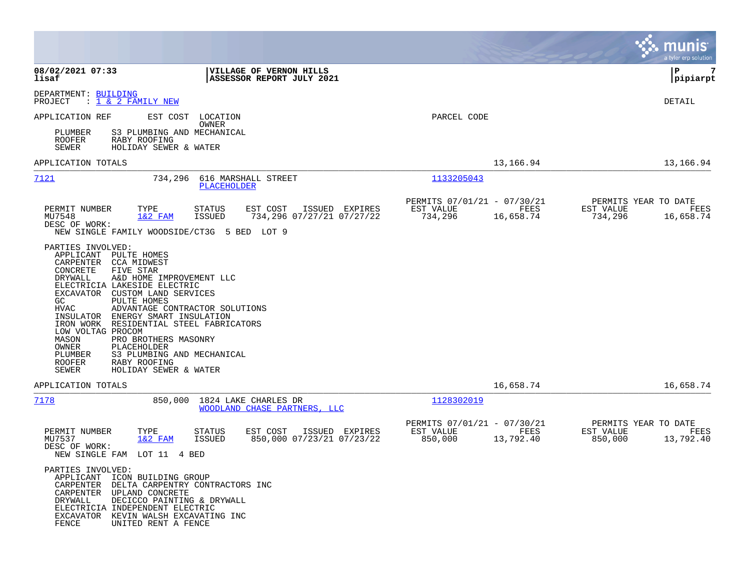**VILLAGE OF VERNON HILLS**
**ASSESSOR REPORT JULY 2021**

08/02/2021 07:33
lisaf

P 7
pipiarpt

DEPARTMENT: BUILDING
PROJECT : 1 & 2 FAMILY NEW

DETAIL

APPLICATION REF    EST COST    LOCATION
                               OWNER
PARCEL CODE

PLUMBER    S3 PLUMBING AND MECHANICAL
ROOFER     RABY ROOFING
SEWER      HOLIDAY SEWER & WATER

APPLICATION TOTALS    13,166.94    13,166.94

---

**7121**    734,296    616 MARSHALL STREET
PLACEHOLDER
Parcel Code: 1133205043

| PERMIT NUMBER | TYPE | STATUS | EST COST | ISSUED | EXPIRES | PERMITS 07/01/21 - 07/30/21 EST VALUE | FEES | PERMITS YEAR TO DATE EST VALUE | FEES |
|---|---|---|---|---|---|---|---|---|---|
| MU7548 | 1&2 FAM | ISSUED | 734,296 | 07/27/21 | 07/27/22 | 734,296 | 16,658.74 | 734,296 | 16,658.74 |

DESC OF WORK:
NEW SINGLE FAMILY WOODSIDE/CT3G  5 BED  LOT 9

PARTIES INVOLVED:
- APPLICANT  PULTE HOMES
- CARPENTER  CCA MIDWEST
- CONCRETE  FIVE STAR
- DRYWALL  A&D HOME IMPROVEMENT LLC
- ELECTRICIA  LAKESIDE ELECTRIC
- EXCAVATOR  CUSTOM LAND SERVICES
- GC  PULTE HOMES
- HVAC  ADVANTAGE CONTRACTOR SOLUTIONS
- INSULATOR  ENERGY SMART INSULATION
- IRON WORK  RESIDENTIAL STEEL FABRICATORS
- LOW VOLTAG  PROCOM
- MASON  PRO BROTHERS MASONRY
- OWNER  PLACEHOLDER
- PLUMBER  S3 PLUMBING AND MECHANICAL
- ROOFER  RABY ROOFING
- SEWER  HOLIDAY SEWER & WATER

APPLICATION TOTALS    16,658.74    16,658.74

---

**7178**    850,000    1824 LAKE CHARLES DR
WOODLAND CHASE PARTNERS, LLC
Parcel Code: 1128302019

| PERMIT NUMBER | TYPE | STATUS | EST COST | ISSUED | EXPIRES | PERMITS 07/01/21 - 07/30/21 EST VALUE | FEES | PERMITS YEAR TO DATE EST VALUE | FEES |
|---|---|---|---|---|---|---|---|---|---|
| MU7537 | 1&2 FAM | ISSUED | 850,000 | 07/23/21 | 07/23/22 | 850,000 | 13,792.40 | 850,000 | 13,792.40 |

DESC OF WORK:
NEW SINGLE FAM  LOT 11  4 BED

PARTIES INVOLVED:
- APPLICANT  ICON BUILDING GROUP
- CARPENTER  DELTA CARPENTRY CONTRACTORS INC
- CARPENTER  UPLAND CONCRETE
- DRYWALL  DECICCO PAINTING & DRYWALL
- ELECTRICIA  INDEPENDENT ELECTRIC
- EXCAVATOR  KEVIN WALSH EXCAVATING INC
- FENCE  UNITED RENT A FENCE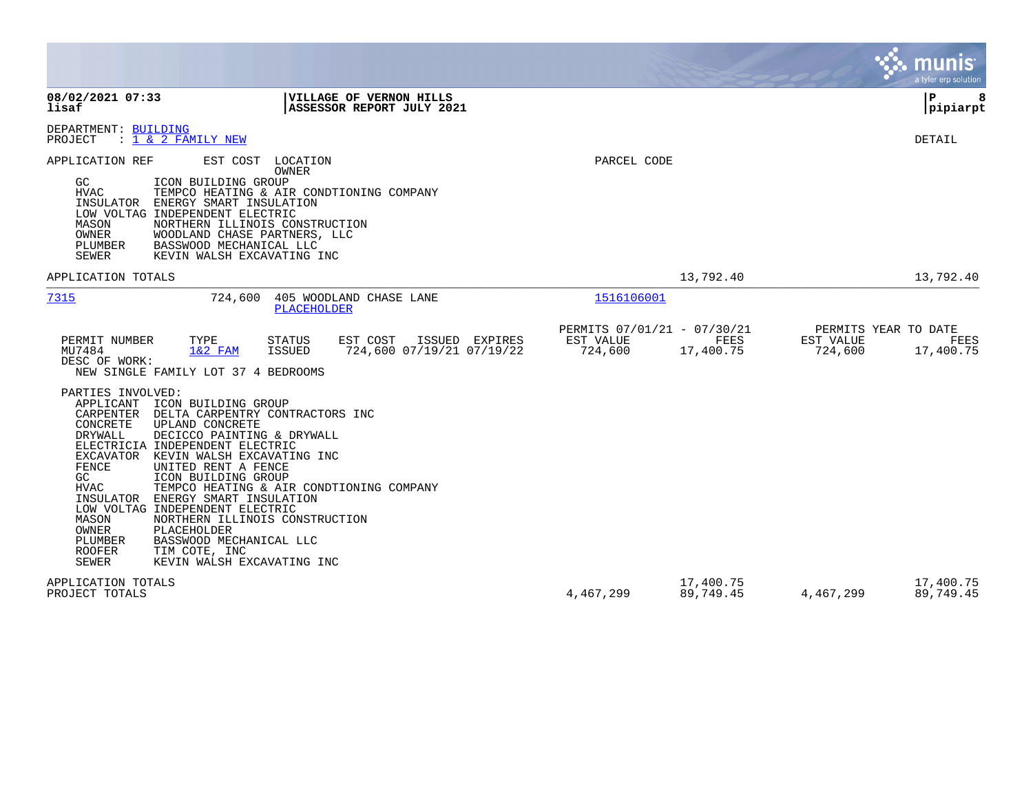DEPARTMENT: BUILDING
PROJECT : 1 & 2 FAMILY NEW

DETAIL

APPLICATION REF    EST COST    LOCATION    PARCEL CODE
OWNER

| Role | Name |
|---|---|
| GC | ICON BUILDING GROUP |
| HVAC | TEMPCO HEATING & AIR CONDTIONING COMPANY |
| INSULATOR | ENERGY SMART INSULATION |
| LOW VOLTAG | INDEPENDENT ELECTRIC |
| MASON | NORTHERN ILLINOIS CONSTRUCTION |
| OWNER | WOODLAND CHASE PARTNERS, LLC |
| PLUMBER | BASSWOOD MECHANICAL LLC |
| SEWER | KEVIN WALSH EXCAVATING INC |

APPLICATION TOTALS    13,792.40    13,792.40

---

7315    724,600    405 WOODLAND CHASE LANE    1516106001
PLACEHOLDER

| PERMIT NUMBER | TYPE | STATUS | EST COST | ISSUED | EXPIRES | PERMITS 07/01/21 - 07/30/21 EST VALUE | FEES | PERMITS YEAR TO DATE EST VALUE | FEES |
|---|---|---|---|---|---|---|---|---|---|
| MU7484 | 1&2 FAM | ISSUED | 724,600 | 07/19/21 | 07/19/22 | 724,600 | 17,400.75 | 724,600 | 17,400.75 |

DESC OF WORK:
NEW SINGLE FAMILY LOT 37 4 BEDROOMS

PARTIES INVOLVED:

| Role | Name |
|---|---|
| APPLICANT | ICON BUILDING GROUP |
| CARPENTER | DELTA CARPENTRY CONTRACTORS INC |
| CONCRETE | UPLAND CONCRETE |
| DRYWALL | DECICCO PAINTING & DRYWALL |
| ELECTRICIA | INDEPENDENT ELECTRIC |
| EXCAVATOR | KEVIN WALSH EXCAVATING INC |
| FENCE | UNITED RENT A FENCE |
| GC | ICON BUILDING GROUP |
| HVAC | TEMPCO HEATING & AIR CONDTIONING COMPANY |
| INSULATOR | ENERGY SMART INSULATION |
| LOW VOLTAG | INDEPENDENT ELECTRIC |
| MASON | NORTHERN ILLINOIS CONSTRUCTION |
| OWNER | PLACEHOLDER |
| PLUMBER | BASSWOOD MECHANICAL LLC |
| ROOFER | TIM COTE, INC |
| SEWER | KEVIN WALSH EXCAVATING INC |

| | EST VALUE | FEES | EST VALUE (YTD) | FEES (YTD) |
|---|---|---|---|---|
| APPLICATION TOTALS | | 17,400.75 | | 17,400.75 |
| PROJECT TOTALS | 4,467,299 | 89,749.45 | 4,467,299 | 89,749.45 |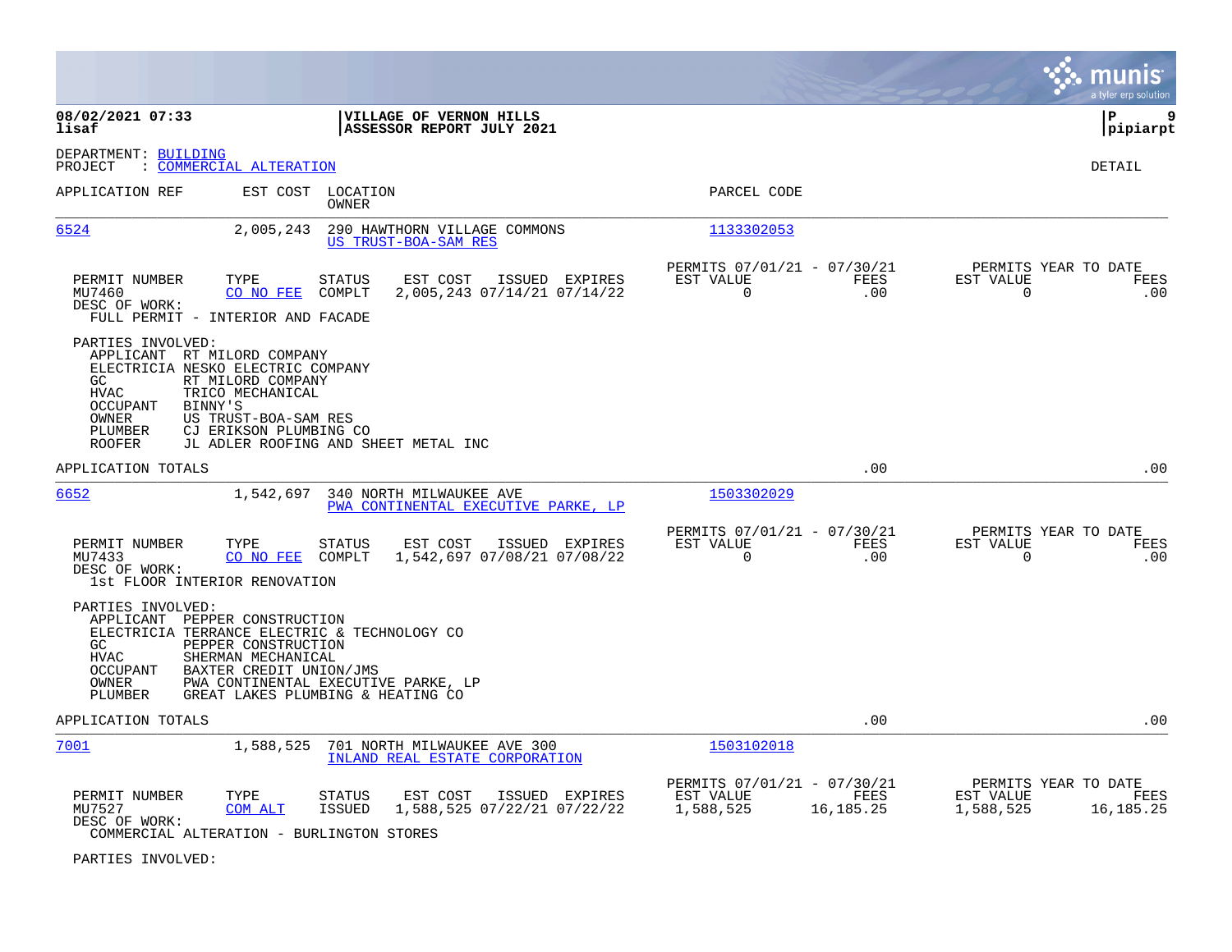**08/02/2021 07:33** | **VILLAGE OF VERNON HILLS** | **P 9**
**lisaf** | **ASSESSOR REPORT JULY 2021** | **pipiarpt**

DEPARTMENT: BUILDING
PROJECT : COMMERCIAL ALTERATION

DETAIL

| APPLICATION REF | EST COST | LOCATION / OWNER | PARCEL CODE |
|---|---|---|---|
| 6524 | 2,005,243 | 290 HAWTHORN VILLAGE COMMONS / US TRUST-BOA-SAM RES | 1133302053 |

| PERMIT NUMBER | TYPE | STATUS | EST COST | ISSUED | EXPIRES | PERMITS 07/01/21 - 07/30/21 EST VALUE | FEES | PERMITS YEAR TO DATE EST VALUE | FEES |
|---|---|---|---|---|---|---|---|---|---|
| MU7460 | CO NO FEE | COMPLT | 2,005,243 | 07/14/21 | 07/14/22 | 0 | .00 | 0 | .00 |

DESC OF WORK:
FULL PERMIT - INTERIOR AND FACADE

PARTIES INVOLVED:

| | |
|---|---|
| APPLICANT | RT MILORD COMPANY |
| ELECTRICIA | NESKO ELECTRIC COMPANY |
| GC | RT MILORD COMPANY |
| HVAC | TRICO MECHANICAL |
| OCCUPANT | BINNY'S |
| OWNER | US TRUST-BOA-SAM RES |
| PLUMBER | CJ ERIKSON PLUMBING CO |
| ROOFER | JL ADLER ROOFING AND SHEET METAL INC |

APPLICATION TOTALS .00 .00

| APPLICATION REF | EST COST | LOCATION / OWNER | PARCEL CODE |
|---|---|---|---|
| 6652 | 1,542,697 | 340 NORTH MILWAUKEE AVE / PWA CONTINENTAL EXECUTIVE PARKE, LP | 1503302029 |

| PERMIT NUMBER | TYPE | STATUS | EST COST | ISSUED | EXPIRES | PERMITS 07/01/21 - 07/30/21 EST VALUE | FEES | PERMITS YEAR TO DATE EST VALUE | FEES |
|---|---|---|---|---|---|---|---|---|---|
| MU7433 | CO NO FEE | COMPLT | 1,542,697 | 07/08/21 | 07/08/22 | 0 | .00 | 0 | .00 |

DESC OF WORK:
1st FLOOR INTERIOR RENOVATION

PARTIES INVOLVED:

| | |
|---|---|
| APPLICANT | PEPPER CONSTRUCTION |
| ELECTRICIA | TERRANCE ELECTRIC & TECHNOLOGY CO |
| GC | PEPPER CONSTRUCTION |
| HVAC | SHERMAN MECHANICAL |
| OCCUPANT | BAXTER CREDIT UNION/JMS |
| OWNER | PWA CONTINENTAL EXECUTIVE PARKE, LP |
| PLUMBER | GREAT LAKES PLUMBING & HEATING CO |

APPLICATION TOTALS .00 .00

| APPLICATION REF | EST COST | LOCATION / OWNER | PARCEL CODE |
|---|---|---|---|
| 7001 | 1,588,525 | 701 NORTH MILWAUKEE AVE 300 / INLAND REAL ESTATE CORPORATION | 1503102018 |

| PERMIT NUMBER | TYPE | STATUS | EST COST | ISSUED | EXPIRES | PERMITS 07/01/21 - 07/30/21 EST VALUE | FEES | PERMITS YEAR TO DATE EST VALUE | FEES |
|---|---|---|---|---|---|---|---|---|---|
| MU7527 | COM ALT | ISSUED | 1,588,525 | 07/22/21 | 07/22/22 | 1,588,525 | 16,185.25 | 1,588,525 | 16,185.25 |

DESC OF WORK:
COMMERCIAL ALTERATION - BURLINGTON STORES

PARTIES INVOLVED: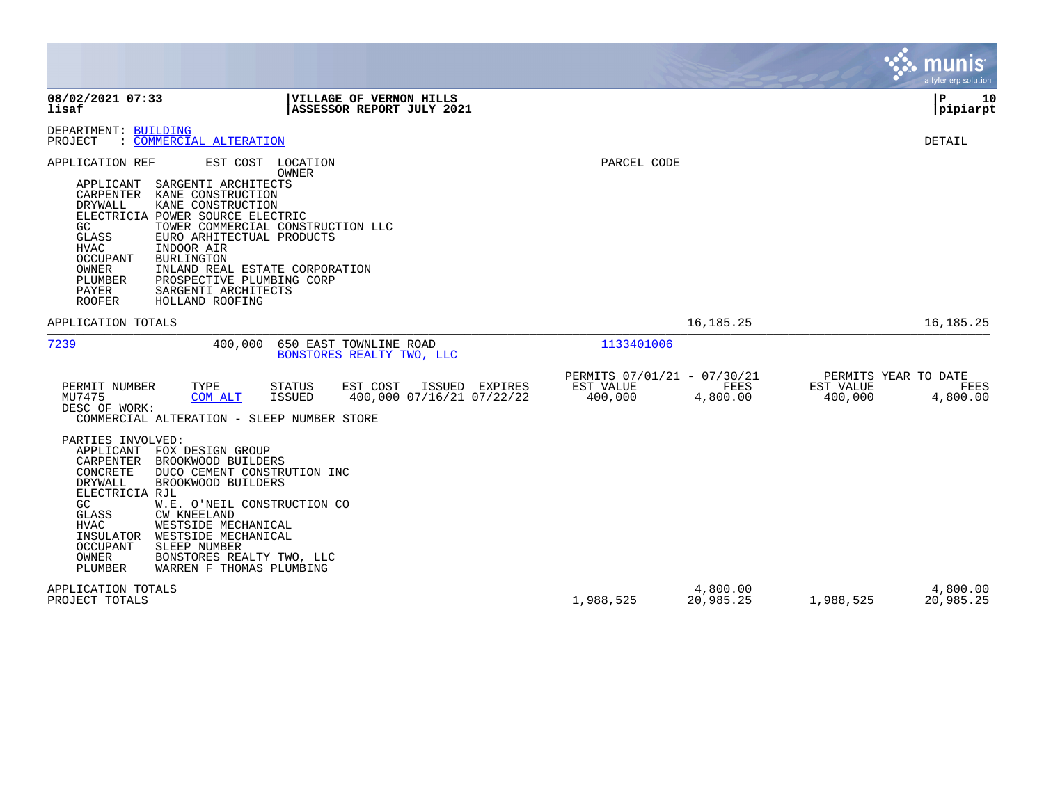**08/02/2021 07:33** | **VILLAGE OF VERNON HILLS** | **P 10**
**lisaf** | **ASSESSOR REPORT JULY 2021** | **pipiarpt**

DEPARTMENT: BUILDING
PROJECT : COMMERCIAL ALTERATION

DETAIL

APPLICATION REF EST COST LOCATION PARCEL CODE
OWNER

| Role | Party |
|---|---|
| APPLICANT | SARGENTI ARCHITECTS |
| CARPENTER | KANE CONSTRUCTION |
| DRYWALL | KANE CONSTRUCTION |
| ELECTRICIA | POWER SOURCE ELECTRIC |
| GC | TOWER COMMERCIAL CONSTRUCTION LLC |
| GLASS | EURO ARHITECTUAL PRODUCTS |
| HVAC | INDOOR AIR |
| OCCUPANT | BURLINGTON |
| OWNER | INLAND REAL ESTATE CORPORATION |
| PLUMBER | PROSPECTIVE PLUMBING CORP |
| PAYER | SARGENTI ARCHITECTS |
| ROOFER | HOLLAND ROOFING |

APPLICATION TOTALS 16,185.25 16,185.25

---

7239 400,000 650 EAST TOWNLINE ROAD 1133401006
BONSTORES REALTY TWO, LLC

| PERMIT NUMBER | TYPE | STATUS | EST COST | ISSUED | EXPIRES | PERMITS 07/01/21 - 07/30/21 EST VALUE | FEES | PERMITS YEAR TO DATE EST VALUE | FEES |
|---|---|---|---|---|---|---|---|---|---|
| MU7475 | COM ALT | ISSUED | 400,000 | 07/16/21 | 07/22/22 | 400,000 | 4,800.00 | 400,000 | 4,800.00 |

DESC OF WORK:
COMMERCIAL ALTERATION - SLEEP NUMBER STORE

PARTIES INVOLVED:

| Role | Party |
|---|---|
| APPLICANT | FOX DESIGN GROUP |
| CARPENTER | BROOKWOOD BUILDERS |
| CONCRETE | DUCO CEMENT CONSTRUTION INC |
| DRYWALL | BROOKWOOD BUILDERS |
| ELECTRICIA | RJL |
| GC | W.E. O'NEIL CONSTRUCTION CO |
| GLASS | CW KNEELAND |
| HVAC | WESTSIDE MECHANICAL |
| INSULATOR | WESTSIDE MECHANICAL |
| OCCUPANT | SLEEP NUMBER |
| OWNER | BONSTORES REALTY TWO, LLC |
| PLUMBER | WARREN F THOMAS PLUMBING |

| | EST VALUE | FEES | EST VALUE | FEES |
|---|---|---|---|---|
| APPLICATION TOTALS | | 4,800.00 | | 4,800.00 |
| PROJECT TOTALS | 1,988,525 | 20,985.25 | 1,988,525 | 20,985.25 |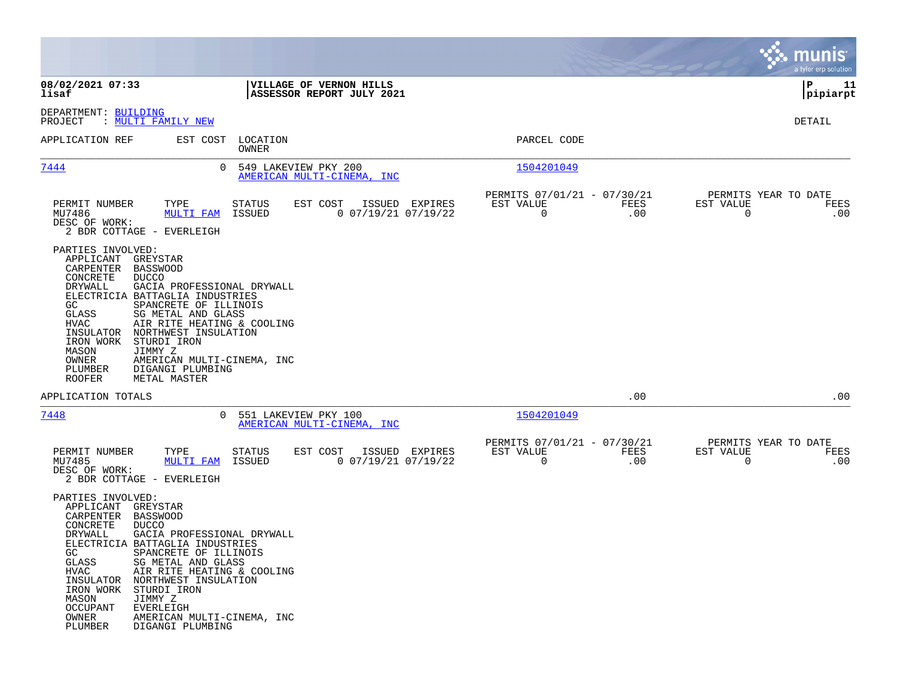08/02/2021 07:33 lisaf | VILLAGE OF VERNON HILLS ASSESSOR REPORT JULY 2021 | P 11 pipiarpt

DEPARTMENT: BUILDING
PROJECT : MULTI FAMILY NEW

DETAIL

| APPLICATION REF | EST COST | LOCATION / OWNER | PARCEL CODE |
|---|---|---|---|
| 7444 | 0 | 549 LAKEVIEW PKY 200 / AMERICAN MULTI-CINEMA, INC | 1504201049 |

| PERMIT NUMBER | TYPE | STATUS | EST COST | ISSUED | EXPIRES | PERMITS 07/01/21 - 07/30/21 EST VALUE | FEES | PERMITS YEAR TO DATE EST VALUE | FEES |
|---|---|---|---|---|---|---|---|---|---|
| MU7486 | MULTI FAM | ISSUED | 0 | 07/19/21 | 07/19/22 | 0 | .00 | 0 | .00 |

DESC OF WORK:
2 BDR COTTAGE - EVERLEIGH

PARTIES INVOLVED:

| | |
|---|---|
| APPLICANT | GREYSTAR |
| CARPENTER | BASSWOOD |
| CONCRETE | DUCCO |
| DRYWALL | GACIA PROFESSIONAL DRYWALL |
| ELECTRICIA | BATTAGLIA INDUSTRIES |
| GC | SPANCRETE OF ILLINOIS |
| GLASS | SG METAL AND GLASS |
| HVAC | AIR RITE HEATING & COOLING |
| INSULATOR | NORTHWEST INSULATION |
| IRON WORK | STURDI IRON |
| MASON | JIMMY Z |
| OWNER | AMERICAN MULTI-CINEMA, INC |
| PLUMBER | DIGANGI PLUMBING |
| ROOFER | METAL MASTER |

APPLICATION TOTALS .00 .00

| APPLICATION REF | EST COST | LOCATION / OWNER | PARCEL CODE |
|---|---|---|---|
| 7448 | 0 | 551 LAKEVIEW PKY 100 / AMERICAN MULTI-CINEMA, INC | 1504201049 |

| PERMIT NUMBER | TYPE | STATUS | EST COST | ISSUED | EXPIRES | PERMITS 07/01/21 - 07/30/21 EST VALUE | FEES | PERMITS YEAR TO DATE EST VALUE | FEES |
|---|---|---|---|---|---|---|---|---|---|
| MU7485 | MULTI FAM | ISSUED | 0 | 07/19/21 | 07/19/22 | 0 | .00 | 0 | .00 |

DESC OF WORK:
2 BDR COTTAGE - EVERLEIGH

PARTIES INVOLVED:

| | |
|---|---|
| APPLICANT | GREYSTAR |
| CARPENTER | BASSWOOD |
| CONCRETE | DUCCO |
| DRYWALL | GACIA PROFESSIONAL DRYWALL |
| ELECTRICIA | BATTAGLIA INDUSTRIES |
| GC | SPANCRETE OF ILLINOIS |
| GLASS | SG METAL AND GLASS |
| HVAC | AIR RITE HEATING & COOLING |
| INSULATOR | NORTHWEST INSULATION |
| IRON WORK | STURDI IRON |
| MASON | JIMMY Z |
| OCCUPANT | EVERLEIGH |
| OWNER | AMERICAN MULTI-CINEMA, INC |
| PLUMBER | DIGANGI PLUMBING |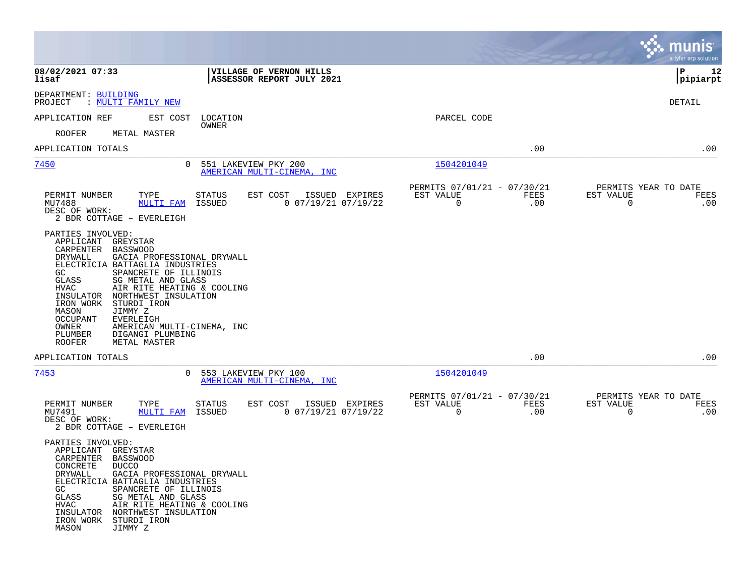DEPARTMENT: BUILDING
PROJECT : MULTI FAMILY NEW

DETAIL

APPLICATION REF    EST COST    LOCATION
OWNER

PARCEL CODE

ROOFER    METAL MASTER

APPLICATION TOTALS .00 .00

---

**7450**    0    551 LAKEVIEW PKY 200
AMERICAN MULTI-CINEMA, INC
PARCEL CODE: 1504201049

| PERMIT NUMBER | TYPE | STATUS | EST COST | ISSUED | EXPIRES | PERMITS 07/01/21 - 07/30/21 EST VALUE | FEES | PERMITS YEAR TO DATE EST VALUE | FEES |
|---|---|---|---|---|---|---|---|---|---|
| MU7488 | MULTI FAM | ISSUED | 0 | 07/19/21 | 07/19/22 | 0 | .00 | 0 | .00 |

DESC OF WORK:
2 BDR COTTAGE - EVERLEIGH

PARTIES INVOLVED:
- APPLICANT GREYSTAR
- CARPENTER BASSWOOD
- DRYWALL GACIA PROFESSIONAL DRYWALL
- ELECTRICIA BATTAGLIA INDUSTRIES
- GC SPANCRETE OF ILLINOIS
- GLASS SG METAL AND GLASS
- HVAC AIR RITE HEATING & COOLING
- INSULATOR NORTHWEST INSULATION
- IRON WORK STURDI IRON
- MASON JIMMY Z
- OCCUPANT EVERLEIGH
- OWNER AMERICAN MULTI-CINEMA, INC
- PLUMBER DIGANGI PLUMBING
- ROOFER METAL MASTER

APPLICATION TOTALS .00 .00

---

**7453**    0    553 LAKEVIEW PKY 100
AMERICAN MULTI-CINEMA, INC
PARCEL CODE: 1504201049

| PERMIT NUMBER | TYPE | STATUS | EST COST | ISSUED | EXPIRES | PERMITS 07/01/21 - 07/30/21 EST VALUE | FEES | PERMITS YEAR TO DATE EST VALUE | FEES |
|---|---|---|---|---|---|---|---|---|---|
| MU7491 | MULTI FAM | ISSUED | 0 | 07/19/21 | 07/19/22 | 0 | .00 | 0 | .00 |

DESC OF WORK:
2 BDR COTTAGE - EVERLEIGH

PARTIES INVOLVED:
- APPLICANT GREYSTAR
- CARPENTER BASSWOOD
- CONCRETE DUCCO
- DRYWALL GACIA PROFESSIONAL DRYWALL
- ELECTRICIA BATTAGLIA INDUSTRIES
- GC SPANCRETE OF ILLINOIS
- GLASS SG METAL AND GLASS
- HVAC AIR RITE HEATING & COOLING
- INSULATOR NORTHWEST INSULATION
- IRON WORK STURDI IRON
- MASON JIMMY Z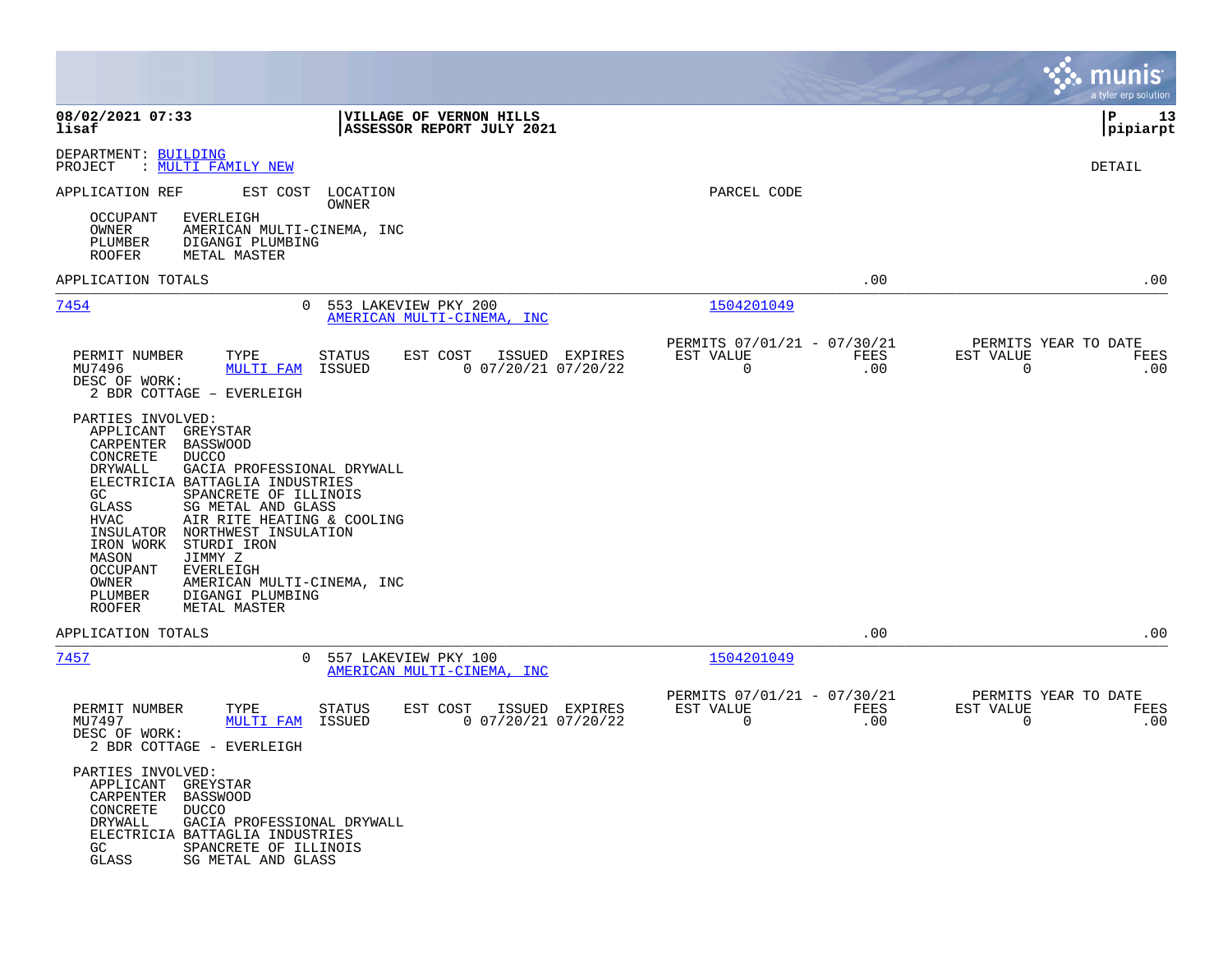DEPARTMENT: BUILDING
PROJECT : MULTI FAMILY NEW

DETAIL

| APPLICATION REF | EST COST | LOCATION / OWNER | PARCEL CODE |
|---|---|---|---|

OCCUPANT EVERLEIGH
OWNER AMERICAN MULTI-CINEMA, INC
PLUMBER DIGANGI PLUMBING
ROOFER METAL MASTER

APPLICATION TOTALS .00 .00

---

**7454** 0 553 LAKEVIEW PKY 200
AMERICAN MULTI-CINEMA, INC
PARCEL CODE: 1504201049

| PERMIT NUMBER | TYPE | STATUS | EST COST | ISSUED | EXPIRES | PERMITS 07/01/21 - 07/30/21 EST VALUE | FEES | PERMITS YEAR TO DATE EST VALUE | FEES |
|---|---|---|---|---|---|---|---|---|---|
| MU7496 | MULTI FAM | ISSUED | 0 | 07/20/21 | 07/20/22 | 0 | .00 | 0 | .00 |

DESC OF WORK:
2 BDR COTTAGE - EVERLEIGH

PARTIES INVOLVED:
- APPLICANT GREYSTAR
- CARPENTER BASSWOOD
- CONCRETE DUCCO
- DRYWALL GACIA PROFESSIONAL DRYWALL
- ELECTRICIA BATTAGLIA INDUSTRIES
- GC SPANCRETE OF ILLINOIS
- GLASS SG METAL AND GLASS
- HVAC AIR RITE HEATING & COOLING
- INSULATOR NORTHWEST INSULATION
- IRON WORK STURDI IRON
- MASON JIMMY Z
- OCCUPANT EVERLEIGH
- OWNER AMERICAN MULTI-CINEMA, INC
- PLUMBER DIGANGI PLUMBING
- ROOFER METAL MASTER

APPLICATION TOTALS .00 .00

---

**7457** 0 557 LAKEVIEW PKY 100
AMERICAN MULTI-CINEMA, INC
PARCEL CODE: 1504201049

| PERMIT NUMBER | TYPE | STATUS | EST COST | ISSUED | EXPIRES | PERMITS 07/01/21 - 07/30/21 EST VALUE | FEES | PERMITS YEAR TO DATE EST VALUE | FEES |
|---|---|---|---|---|---|---|---|---|---|
| MU7497 | MULTI FAM | ISSUED | 0 | 07/20/21 | 07/20/22 | 0 | .00 | 0 | .00 |

DESC OF WORK:
2 BDR COTTAGE - EVERLEIGH

PARTIES INVOLVED:
- APPLICANT GREYSTAR
- CARPENTER BASSWOOD
- CONCRETE DUCCO
- DRYWALL GACIA PROFESSIONAL DRYWALL
- ELECTRICIA BATTAGLIA INDUSTRIES
- GC SPANCRETE OF ILLINOIS
- GLASS SG METAL AND GLASS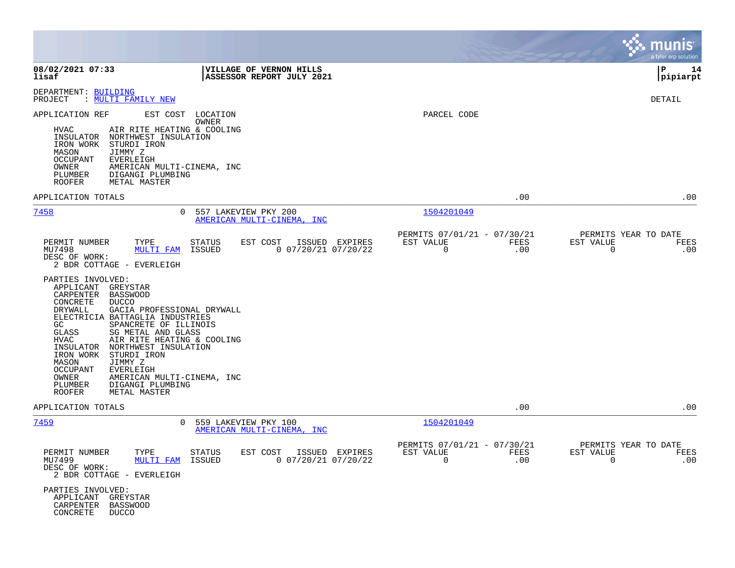DEPARTMENT: BUILDING
PROJECT : MULTI FAMILY NEW

DETAIL

APPLICATION REF    EST COST    LOCATION
                               OWNER
PARCEL CODE

- HVAC AIR RITE HEATING & COOLING
- INSULATOR NORTHWEST INSULATION
- IRON WORK STURDI IRON
- MASON JIMMY Z
- OCCUPANT EVERLEIGH
- OWNER AMERICAN MULTI-CINEMA, INC
- PLUMBER DIGANGI PLUMBING
- ROOFER METAL MASTER

APPLICATION TOTALS .00 .00

---

**7458** — EST COST 0 — 557 LAKEVIEW PKY 200 — AMERICAN MULTI-CINEMA, INC — PARCEL CODE 1504201049

| PERMIT NUMBER | TYPE | STATUS | EST COST | ISSUED | EXPIRES | PERMITS 07/01/21 - 07/30/21 EST VALUE | FEES | PERMITS YEAR TO DATE EST VALUE | FEES |
|---|---|---|---|---|---|---|---|---|---|
| MU7498 | MULTI FAM | ISSUED | 0 | 07/20/21 | 07/20/22 | 0 | .00 | 0 | .00 |

DESC OF WORK:
2 BDR COTTAGE - EVERLEIGH

PARTIES INVOLVED:
- APPLICANT GREYSTAR
- CARPENTER BASSWOOD
- CONCRETE DUCCO
- DRYWALL GACIA PROFESSIONAL DRYWALL
- ELECTRICIA BATTAGLIA INDUSTRIES
- GC SPANCRETE OF ILLINOIS
- GLASS SG METAL AND GLASS
- HVAC AIR RITE HEATING & COOLING
- INSULATOR NORTHWEST INSULATION
- IRON WORK STURDI IRON
- MASON JIMMY Z
- OCCUPANT EVERLEIGH
- OWNER AMERICAN MULTI-CINEMA, INC
- PLUMBER DIGANGI PLUMBING
- ROOFER METAL MASTER

APPLICATION TOTALS .00 .00

---

**7459** — EST COST 0 — 559 LAKEVIEW PKY 100 — AMERICAN MULTI-CINEMA, INC — PARCEL CODE 1504201049

| PERMIT NUMBER | TYPE | STATUS | EST COST | ISSUED | EXPIRES | PERMITS 07/01/21 - 07/30/21 EST VALUE | FEES | PERMITS YEAR TO DATE EST VALUE | FEES |
|---|---|---|---|---|---|---|---|---|---|
| MU7499 | MULTI FAM | ISSUED | 0 | 07/20/21 | 07/20/22 | 0 | .00 | 0 | .00 |

DESC OF WORK:
2 BDR COTTAGE - EVERLEIGH

PARTIES INVOLVED:
- APPLICANT GREYSTAR
- CARPENTER BASSWOOD
- CONCRETE DUCCO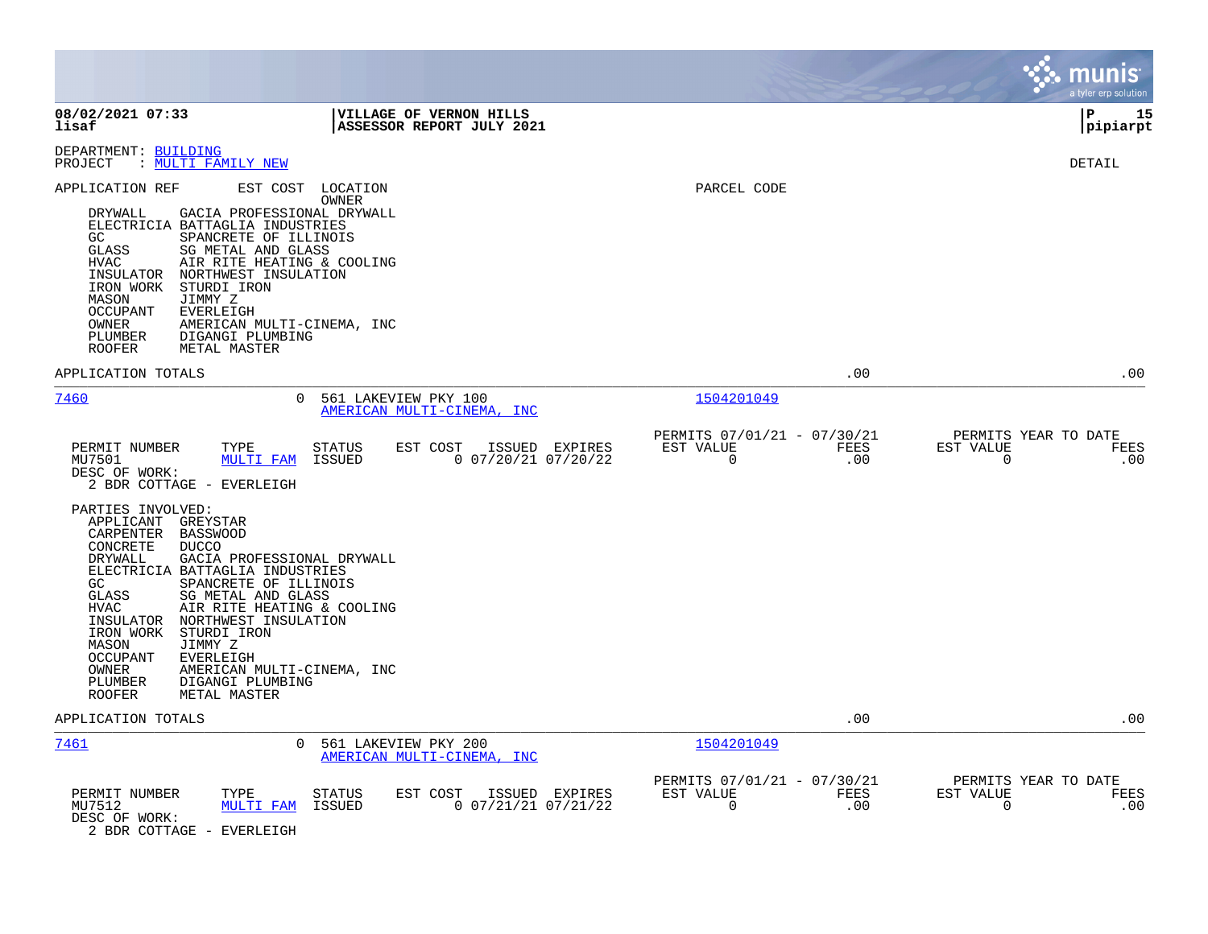**VILLAGE OF VERNON HILLS**
**ASSESSOR REPORT JULY 2021**

08/02/2021 07:33
lisaf

pipiarpt

DEPARTMENT: BUILDING
PROJECT : MULTI FAMILY NEW

DETAIL

APPLICATION REF    EST COST    LOCATION
OWNER    PARCEL CODE

| Role | Party |
|---|---|
| DRYWALL | GACIA PROFESSIONAL DRYWALL |
| ELECTRICIA | BATTAGLIA INDUSTRIES |
| GC | SPANCRETE OF ILLINOIS |
| GLASS | SG METAL AND GLASS |
| HVAC | AIR RITE HEATING & COOLING |
| INSULATOR | NORTHWEST INSULATION |
| IRON WORK | STURDI IRON |
| MASON | JIMMY Z |
| OCCUPANT | EVERLEIGH |
| OWNER | AMERICAN MULTI-CINEMA, INC |
| PLUMBER | DIGANGI PLUMBING |
| ROOFER | METAL MASTER |

APPLICATION TOTALS .00 .00

---

**7460** — EST COST: 0 — 561 LAKEVIEW PKY 100 — AMERICAN MULTI-CINEMA, INC — PARCEL CODE: 1504201049

| PERMIT NUMBER | TYPE | STATUS | EST COST | ISSUED | EXPIRES | PERMITS 07/01/21 - 07/30/21 EST VALUE | FEES | PERMITS YEAR TO DATE EST VALUE | FEES |
|---|---|---|---|---|---|---|---|---|---|
| MU7501 | MULTI FAM | ISSUED | 0 | 07/20/21 | 07/20/22 | 0 | .00 | 0 | .00 |

DESC OF WORK:
2 BDR COTTAGE - EVERLEIGH

PARTIES INVOLVED:

| Role | Party |
|---|---|
| APPLICANT | GREYSTAR |
| CARPENTER | BASSWOOD |
| CONCRETE | DUCCO |
| DRYWALL | GACIA PROFESSIONAL DRYWALL |
| ELECTRICIA | BATTAGLIA INDUSTRIES |
| GC | SPANCRETE OF ILLINOIS |
| GLASS | SG METAL AND GLASS |
| HVAC | AIR RITE HEATING & COOLING |
| INSULATOR | NORTHWEST INSULATION |
| IRON WORK | STURDI IRON |
| MASON | JIMMY Z |
| OCCUPANT | EVERLEIGH |
| OWNER | AMERICAN MULTI-CINEMA, INC |
| PLUMBER | DIGANGI PLUMBING |
| ROOFER | METAL MASTER |

APPLICATION TOTALS .00 .00

---

**7461** — EST COST: 0 — 561 LAKEVIEW PKY 200 — AMERICAN MULTI-CINEMA, INC — PARCEL CODE: 1504201049

| PERMIT NUMBER | TYPE | STATUS | EST COST | ISSUED | EXPIRES | PERMITS 07/01/21 - 07/30/21 EST VALUE | FEES | PERMITS YEAR TO DATE EST VALUE | FEES |
|---|---|---|---|---|---|---|---|---|---|
| MU7512 | MULTI FAM | ISSUED | 0 | 07/21/21 | 07/21/22 | 0 | .00 | 0 | .00 |

DESC OF WORK:
2 BDR COTTAGE - EVERLEIGH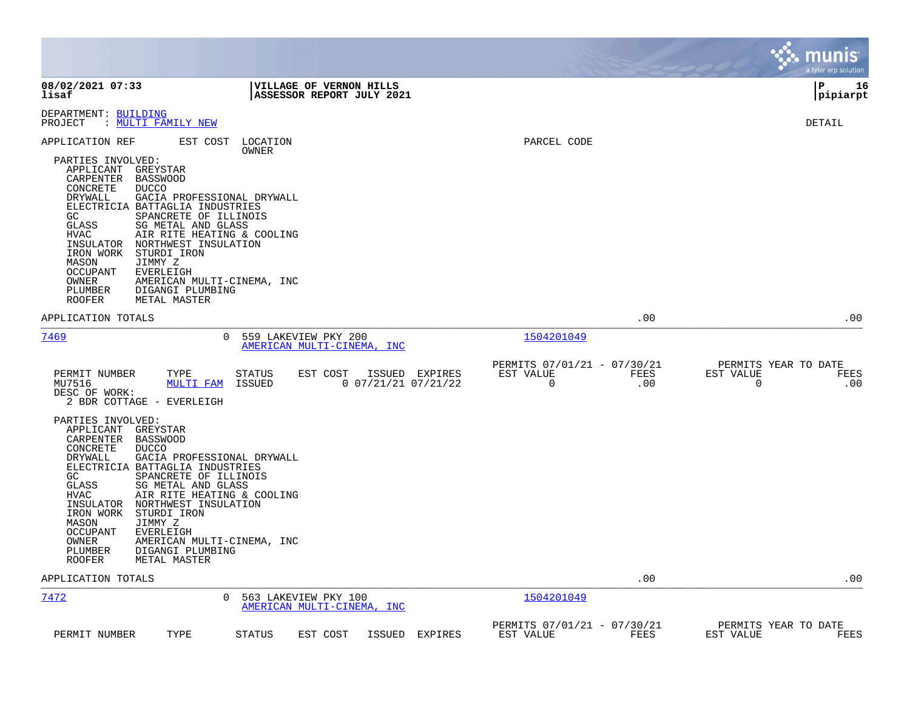08/02/2021 07:33
lisaf

VILLAGE OF VERNON HILLS
ASSESSOR REPORT JULY 2021

DEPARTMENT: BUILDING
PROJECT : MULTI FAMILY NEW

DETAIL

APPLICATION REF | EST COST | LOCATION / OWNER | PARCEL CODE

PARTIES INVOLVED:
- APPLICANT GREYSTAR
- CARPENTER BASSWOOD
- CONCRETE DUCCO
- DRYWALL GACIA PROFESSIONAL DRYWALL
- ELECTRICIA BATTAGLIA INDUSTRIES
- GC SPANCRETE OF ILLINOIS
- GLASS SG METAL AND GLASS
- HVAC AIR RITE HEATING & COOLING
- INSULATOR NORTHWEST INSULATION
- IRON WORK STURDI IRON
- MASON JIMMY Z
- OCCUPANT EVERLEIGH
- OWNER AMERICAN MULTI-CINEMA, INC
- PLUMBER DIGANGI PLUMBING
- ROOFER METAL MASTER

APPLICATION TOTALS .00 .00

---

**7469** | 0 | 559 LAKEVIEW PKY 200 / AMERICAN MULTI-CINEMA, INC | 1504201049

| PERMIT NUMBER | TYPE | STATUS | EST COST | ISSUED | EXPIRES | PERMITS 07/01/21 - 07/30/21 EST VALUE | FEES | PERMITS YEAR TO DATE EST VALUE | FEES |
|---|---|---|---|---|---|---|---|---|---|
| MU7516 | MULTI FAM | ISSUED | 0 | 07/21/21 | 07/21/22 | 0 | .00 | 0 | .00 |

DESC OF WORK:
2 BDR COTTAGE - EVERLEIGH

PARTIES INVOLVED:
- APPLICANT GREYSTAR
- CARPENTER BASSWOOD
- CONCRETE DUCCO
- DRYWALL GACIA PROFESSIONAL DRYWALL
- ELECTRICIA BATTAGLIA INDUSTRIES
- GC SPANCRETE OF ILLINOIS
- GLASS SG METAL AND GLASS
- HVAC AIR RITE HEATING & COOLING
- INSULATOR NORTHWEST INSULATION
- IRON WORK STURDI IRON
- MASON JIMMY Z
- OCCUPANT EVERLEIGH
- OWNER AMERICAN MULTI-CINEMA, INC
- PLUMBER DIGANGI PLUMBING
- ROOFER METAL MASTER

APPLICATION TOTALS .00 .00

---

**7472** | 0 | 563 LAKEVIEW PKY 100 / AMERICAN MULTI-CINEMA, INC | 1504201049

| PERMIT NUMBER | TYPE | STATUS | EST COST | ISSUED | EXPIRES | PERMITS 07/01/21 - 07/30/21 EST VALUE | FEES | PERMITS YEAR TO DATE EST VALUE | FEES |
|---|---|---|---|---|---|---|---|---|---|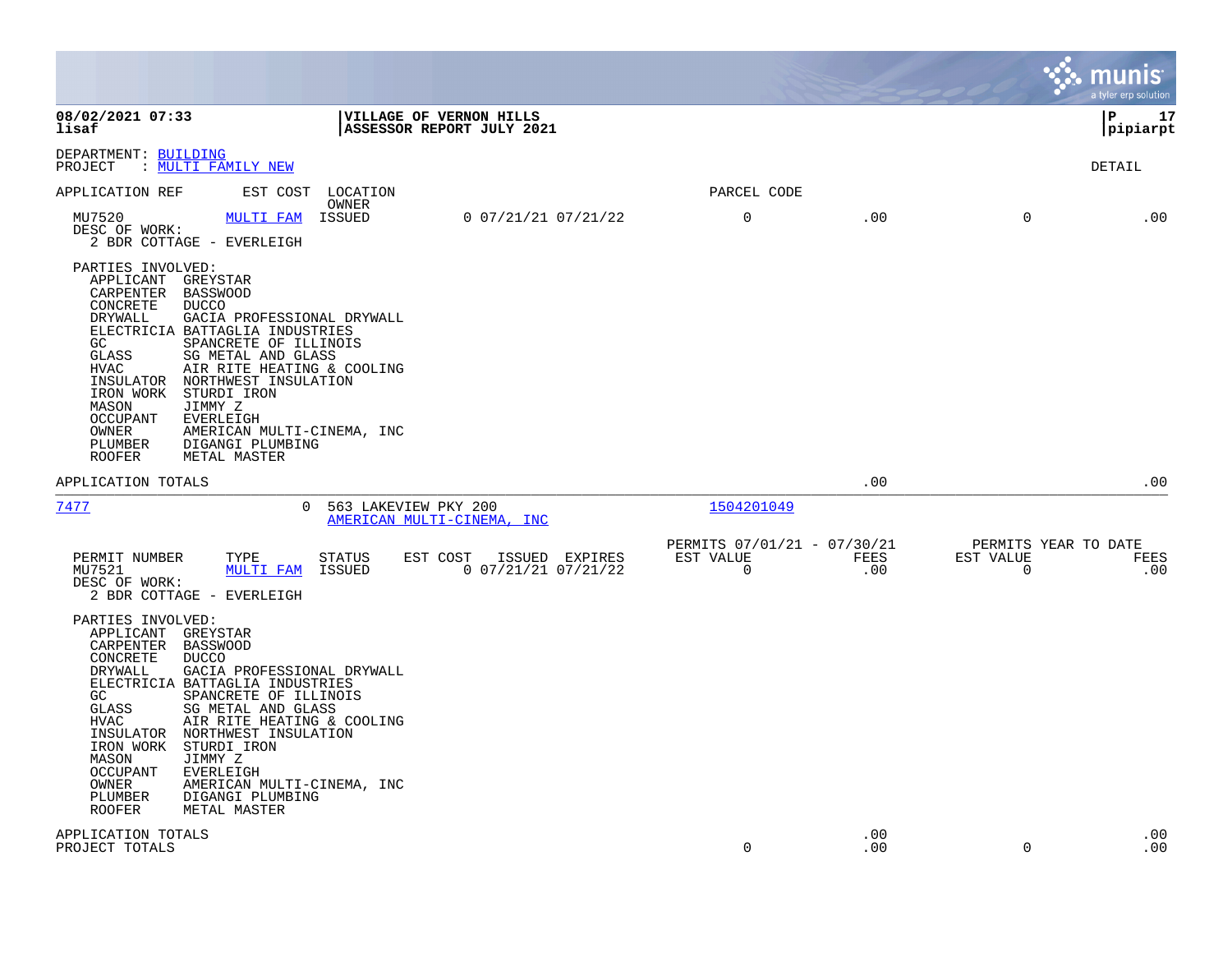08/02/2021 07:33 | VILLAGE OF VERNON HILLS
lisaf | ASSESSOR REPORT JULY 2021

DEPARTMENT: BUILDING
PROJECT : MULTI FAMILY NEW

DETAIL

| APPLICATION REF | EST COST | LOCATION OWNER | | PARCEL CODE | | | |
|---|---|---|---|---|---|---|---|
| MU7520 | MULTI FAM | ISSUED | 0 07/21/21 07/21/22 | 0 | .00 | 0 | .00 |

DESC OF WORK:
2 BDR COTTAGE - EVERLEIGH

PARTIES INVOLVED:

- APPLICANT GREYSTAR
- CARPENTER BASSWOOD
- CONCRETE DUCCO
- DRYWALL GACIA PROFESSIONAL DRYWALL
- ELECTRICIA BATTAGLIA INDUSTRIES
- GC SPANCRETE OF ILLINOIS
- GLASS SG METAL AND GLASS
- HVAC AIR RITE HEATING & COOLING
- INSULATOR NORTHWEST INSULATION
- IRON WORK STURDI IRON
- MASON JIMMY Z
- OCCUPANT EVERLEIGH
- OWNER AMERICAN MULTI-CINEMA, INC
- PLUMBER DIGANGI PLUMBING
- ROOFER METAL MASTER

APPLICATION TOTALS .00 .00

7477 0 563 LAKEVIEW PKY 200 AMERICAN MULTI-CINEMA, INC 1504201049

| PERMIT NUMBER | TYPE | STATUS | EST COST | ISSUED | EXPIRES | PERMITS 07/01/21 - 07/30/21 EST VALUE | FEES | PERMITS YEAR TO DATE EST VALUE | FEES |
|---|---|---|---|---|---|---|---|---|---|
| MU7521 | MULTI FAM | ISSUED | 0 | 07/21/21 | 07/21/22 | 0 | .00 | 0 | .00 |

DESC OF WORK:
2 BDR COTTAGE - EVERLEIGH

PARTIES INVOLVED:

- APPLICANT GREYSTAR
- CARPENTER BASSWOOD
- CONCRETE DUCCO
- DRYWALL GACIA PROFESSIONAL DRYWALL
- ELECTRICIA BATTAGLIA INDUSTRIES
- GC SPANCRETE OF ILLINOIS
- GLASS SG METAL AND GLASS
- HVAC AIR RITE HEATING & COOLING
- INSULATOR NORTHWEST INSULATION
- IRON WORK STURDI IRON
- MASON JIMMY Z
- OCCUPANT EVERLEIGH
- OWNER AMERICAN MULTI-CINEMA, INC
- PLUMBER DIGANGI PLUMBING
- ROOFER METAL MASTER

| | EST VALUE | FEES | EST VALUE | FEES |
|---|---|---|---|---|
| APPLICATION TOTALS | | .00 | | .00 |
| PROJECT TOTALS | 0 | .00 | 0 | .00 |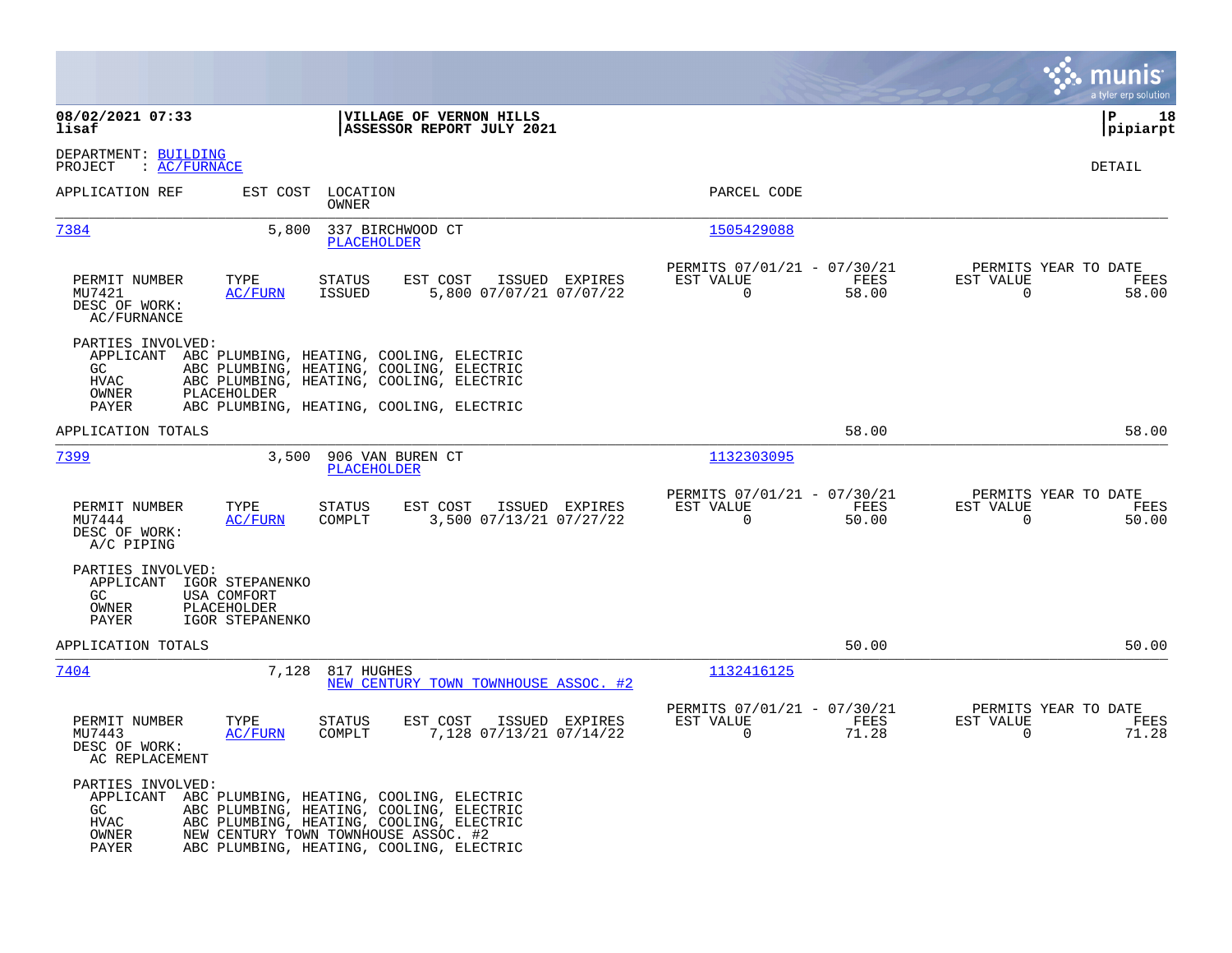08/02/2021 07:33
lisaf

**VILLAGE OF VERNON HILLS**
**ASSESSOR REPORT JULY 2021**

pipiarpt

DEPARTMENT: BUILDING
PROJECT : AC/FURNACE

DETAIL

| APPLICATION REF | EST COST | LOCATION / OWNER | PARCEL CODE |
|---|---|---|---|
| 7384 | 5,800 | 337 BIRCHWOOD CT / PLACEHOLDER | 1505429088 |

| PERMIT NUMBER | TYPE | STATUS | EST COST | ISSUED | EXPIRES | PERMITS 07/01/21 - 07/30/21 EST VALUE | FEES | PERMITS YEAR TO DATE EST VALUE | FEES |
|---|---|---|---|---|---|---|---|---|---|
| MU7421 | AC/FURN | ISSUED | 5,800 | 07/07/21 | 07/07/22 | 0 | 58.00 | 0 | 58.00 |

DESC OF WORK:
AC/FURNACE

PARTIES INVOLVED:
- APPLICANT ABC PLUMBING, HEATING, COOLING, ELECTRIC
- GC ABC PLUMBING, HEATING, COOLING, ELECTRIC
- HVAC ABC PLUMBING, HEATING, COOLING, ELECTRIC
- OWNER PLACEHOLDER
- PAYER ABC PLUMBING, HEATING, COOLING, ELECTRIC

APPLICATION TOTALS 58.00 58.00

| APPLICATION REF | EST COST | LOCATION / OWNER | PARCEL CODE |
|---|---|---|---|
| 7399 | 3,500 | 906 VAN BUREN CT / PLACEHOLDER | 1132303095 |

| PERMIT NUMBER | TYPE | STATUS | EST COST | ISSUED | EXPIRES | PERMITS 07/01/21 - 07/30/21 EST VALUE | FEES | PERMITS YEAR TO DATE EST VALUE | FEES |
|---|---|---|---|---|---|---|---|---|---|
| MU7444 | AC/FURN | COMPLT | 3,500 | 07/13/21 | 07/27/22 | 0 | 50.00 | 0 | 50.00 |

DESC OF WORK:
A/C PIPING

PARTIES INVOLVED:
- APPLICANT IGOR STEPANENKO
- GC USA COMFORT
- OWNER PLACEHOLDER
- PAYER IGOR STEPANENKO

APPLICATION TOTALS 50.00 50.00

| APPLICATION REF | EST COST | LOCATION / OWNER | PARCEL CODE |
|---|---|---|---|
| 7404 | 7,128 | 817 HUGHES / NEW CENTURY TOWN TOWNHOUSE ASSOC. #2 | 1132416125 |

| PERMIT NUMBER | TYPE | STATUS | EST COST | ISSUED | EXPIRES | PERMITS 07/01/21 - 07/30/21 EST VALUE | FEES | PERMITS YEAR TO DATE EST VALUE | FEES |
|---|---|---|---|---|---|---|---|---|---|
| MU7443 | AC/FURN | COMPLT | 7,128 | 07/13/21 | 07/14/22 | 0 | 71.28 | 0 | 71.28 |

DESC OF WORK:
AC REPLACEMENT

PARTIES INVOLVED:
- APPLICANT ABC PLUMBING, HEATING, COOLING, ELECTRIC
- GC ABC PLUMBING, HEATING, COOLING, ELECTRIC
- HVAC ABC PLUMBING, HEATING, COOLING, ELECTRIC
- OWNER NEW CENTURY TOWN TOWNHOUSE ASSOC. #2
- PAYER ABC PLUMBING, HEATING, COOLING, ELECTRIC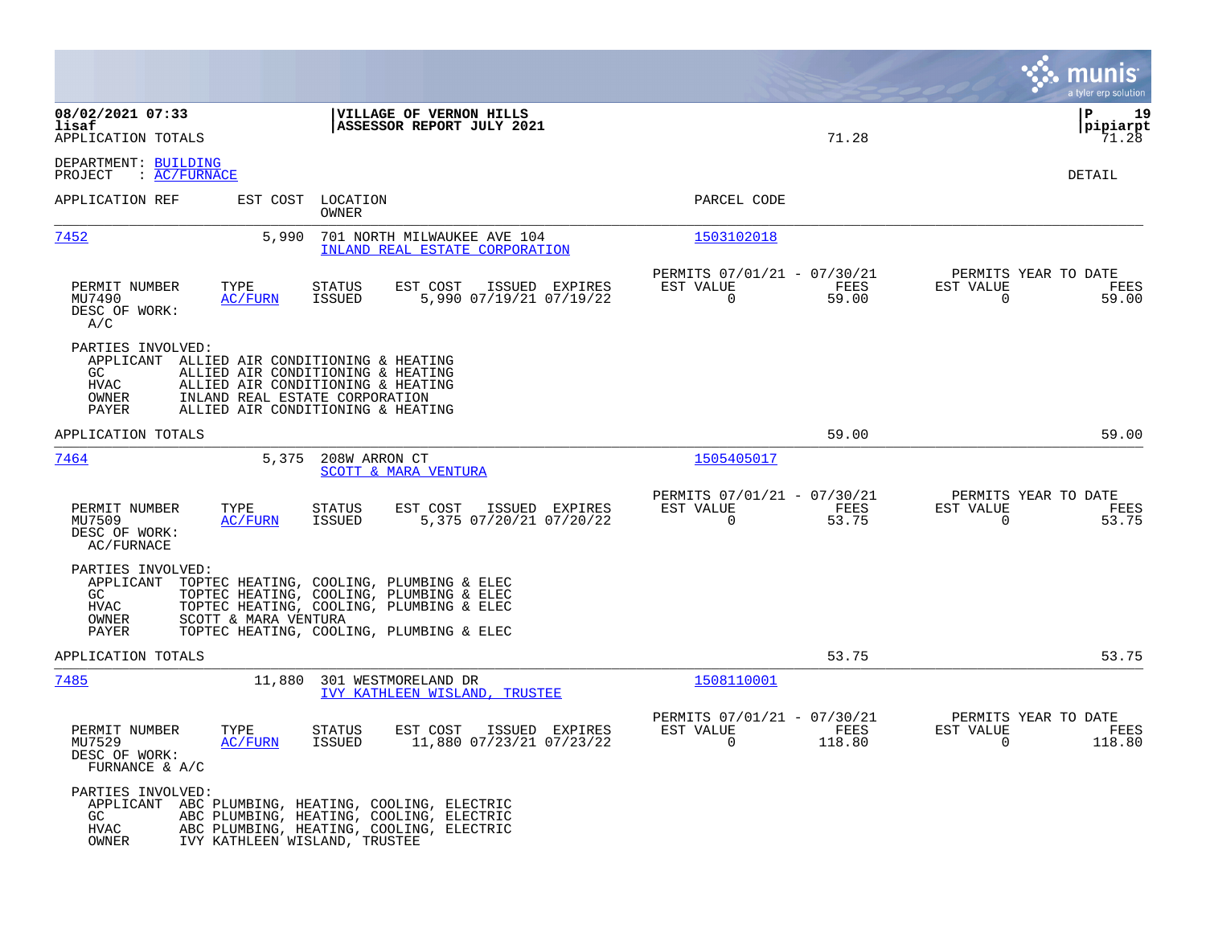**08/02/2021 07:33** | **VILLAGE OF VERNON HILLS**
**lisaf** | **ASSESSOR REPORT JULY 2021**
APPLICATION TOTALS 71.28

DEPARTMENT: BUILDING
PROJECT : AC/FURNACE

DETAIL

| APPLICATION REF | EST COST | LOCATION / OWNER | PARCEL CODE |
|---|---|---|---|
| 7452 | 5,990 | 701 NORTH MILWAUKEE AVE 104 / INLAND REAL ESTATE CORPORATION | 1503102018 |

| PERMIT NUMBER | TYPE | STATUS | EST COST | ISSUED | EXPIRES | PERMITS 07/01/21 - 07/30/21 EST VALUE | FEES | PERMITS YEAR TO DATE EST VALUE | FEES |
|---|---|---|---|---|---|---|---|---|---|
| MU7490 | AC/FURN | ISSUED | 5,990 | 07/19/21 | 07/19/22 | 0 | 59.00 | 0 | 59.00 |

DESC OF WORK:
A/C

PARTIES INVOLVED:
- APPLICANT ALLIED AIR CONDITIONING & HEATING
- GC ALLIED AIR CONDITIONING & HEATING
- HVAC ALLIED AIR CONDITIONING & HEATING
- OWNER INLAND REAL ESTATE CORPORATION
- PAYER ALLIED AIR CONDITIONING & HEATING

APPLICATION TOTALS 59.00 59.00

| APPLICATION REF | EST COST | LOCATION / OWNER | PARCEL CODE |
|---|---|---|---|
| 7464 | 5,375 | 208W ARRON CT / SCOTT & MARA VENTURA | 1505405017 |

| PERMIT NUMBER | TYPE | STATUS | EST COST | ISSUED | EXPIRES | PERMITS 07/01/21 - 07/30/21 EST VALUE | FEES | PERMITS YEAR TO DATE EST VALUE | FEES |
|---|---|---|---|---|---|---|---|---|---|
| MU7509 | AC/FURN | ISSUED | 5,375 | 07/20/21 | 07/20/22 | 0 | 53.75 | 0 | 53.75 |

DESC OF WORK:
AC/FURNACE

PARTIES INVOLVED:
- APPLICANT TOPTEC HEATING, COOLING, PLUMBING & ELEC
- GC TOPTEC HEATING, COOLING, PLUMBING & ELEC
- HVAC TOPTEC HEATING, COOLING, PLUMBING & ELEC
- OWNER SCOTT & MARA VENTURA
- PAYER TOPTEC HEATING, COOLING, PLUMBING & ELEC

APPLICATION TOTALS 53.75 53.75

| APPLICATION REF | EST COST | LOCATION / OWNER | PARCEL CODE |
|---|---|---|---|
| 7485 | 11,880 | 301 WESTMORELAND DR / IVY KATHLEEN WISLAND, TRUSTEE | 1508110001 |

| PERMIT NUMBER | TYPE | STATUS | EST COST | ISSUED | EXPIRES | PERMITS 07/01/21 - 07/30/21 EST VALUE | FEES | PERMITS YEAR TO DATE EST VALUE | FEES |
|---|---|---|---|---|---|---|---|---|---|
| MU7529 | AC/FURN | ISSUED | 11,880 | 07/23/21 | 07/23/22 | 0 | 118.80 | 0 | 118.80 |

DESC OF WORK:
FURNACE & A/C

PARTIES INVOLVED:
- APPLICANT ABC PLUMBING, HEATING, COOLING, ELECTRIC
- GC ABC PLUMBING, HEATING, COOLING, ELECTRIC
- HVAC ABC PLUMBING, HEATING, COOLING, ELECTRIC
- OWNER IVY KATHLEEN WISLAND, TRUSTEE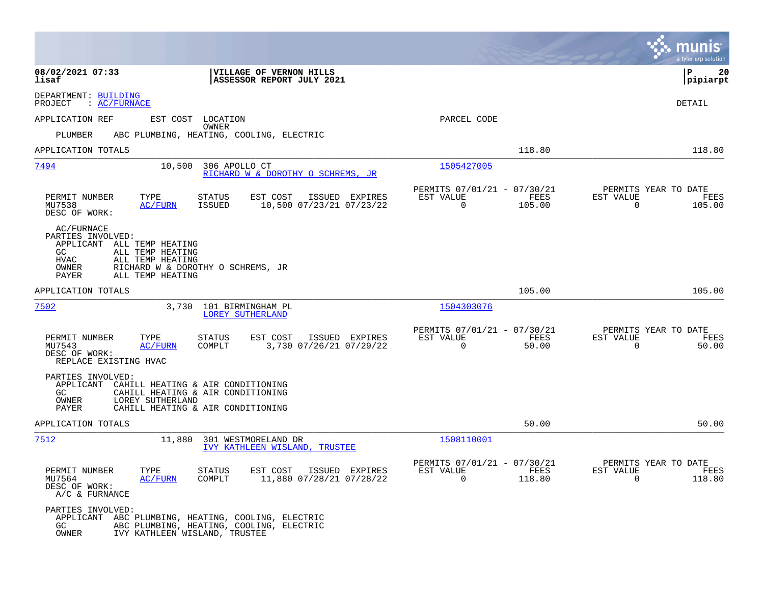08/02/2021 07:33 lisaf

**VILLAGE OF VERNON HILLS**
**ASSESSOR REPORT JULY 2021**

P 20 pipiarpt

DEPARTMENT: BUILDING
PROJECT : AC/FURNACE

DETAIL

APPLICATION REF | EST COST | LOCATION / OWNER | PARCEL CODE

PLUMBER ABC PLUMBING, HEATING, COOLING, ELECTRIC

APPLICATION TOTALS 118.80 118.80

---

**7494** 10,500 306 APOLLO CT — RICHARD W & DOROTHY O SCHREMS, JR — 1505427005

| PERMIT NUMBER | TYPE | STATUS | EST COST | ISSUED | EXPIRES | PERMITS 07/01/21 - 07/30/21 EST VALUE | FEES | PERMITS YEAR TO DATE EST VALUE | FEES |
|---|---|---|---|---|---|---|---|---|---|
| MU7538 | AC/FURN | ISSUED | 10,500 | 07/23/21 | 07/23/22 | 0 | 105.00 | 0 | 105.00 |

DESC OF WORK:
AC/FURNACE

PARTIES INVOLVED:
- APPLICANT ALL TEMP HEATING
- GC ALL TEMP HEATING
- HVAC ALL TEMP HEATING
- OWNER RICHARD W & DOROTHY O SCHREMS, JR
- PAYER ALL TEMP HEATING

APPLICATION TOTALS 105.00 105.00

---

**7502** 3,730 101 BIRMINGHAM PL — LOREY SUTHERLAND — 1504303076

| PERMIT NUMBER | TYPE | STATUS | EST COST | ISSUED | EXPIRES | PERMITS 07/01/21 - 07/30/21 EST VALUE | FEES | PERMITS YEAR TO DATE EST VALUE | FEES |
|---|---|---|---|---|---|---|---|---|---|
| MU7543 | AC/FURN | COMPLT | 3,730 | 07/26/21 | 07/29/22 | 0 | 50.00 | 0 | 50.00 |

DESC OF WORK:
REPLACE EXISTING HVAC

PARTIES INVOLVED:
- APPLICANT CAHILL HEATING & AIR CONDITIONING
- GC CAHILL HEATING & AIR CONDITIONING
- OWNER LOREY SUTHERLAND
- PAYER CAHILL HEATING & AIR CONDITIONING

APPLICATION TOTALS 50.00 50.00

---

**7512** 11,880 301 WESTMORELAND DR — IVY KATHLEEN WISLAND, TRUSTEE — 1508110001

| PERMIT NUMBER | TYPE | STATUS | EST COST | ISSUED | EXPIRES | PERMITS 07/01/21 - 07/30/21 EST VALUE | FEES | PERMITS YEAR TO DATE EST VALUE | FEES |
|---|---|---|---|---|---|---|---|---|---|
| MU7564 | AC/FURN | COMPLT | 11,880 | 07/28/21 | 07/28/22 | 0 | 118.80 | 0 | 118.80 |

DESC OF WORK:
A/C & FURNANCE

PARTIES INVOLVED:
- APPLICANT ABC PLUMBING, HEATING, COOLING, ELECTRIC
- GC ABC PLUMBING, HEATING, COOLING, ELECTRIC
- OWNER IVY KATHLEEN WISLAND, TRUSTEE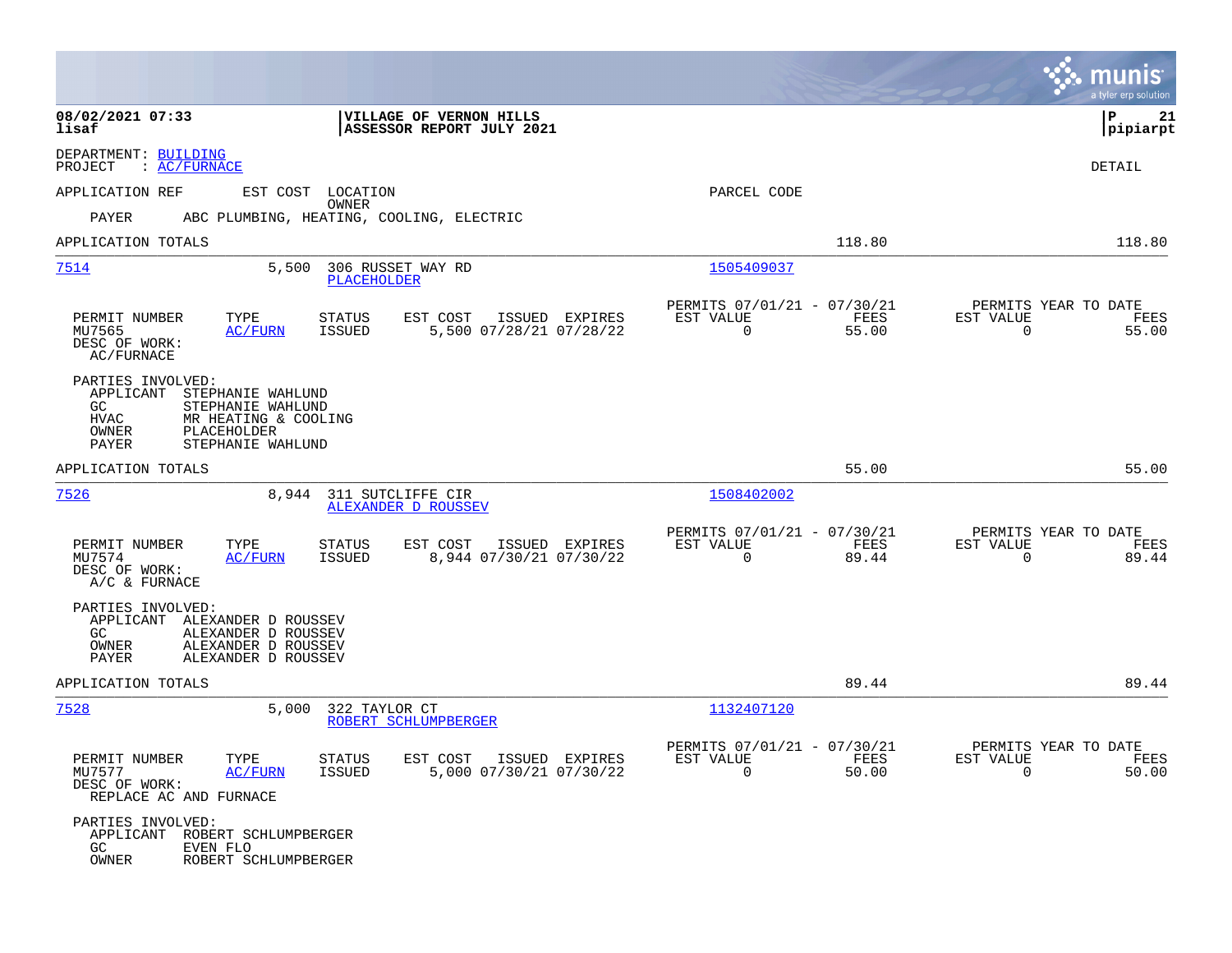**08/02/2021 07:33** | **VILLAGE OF VERNON HILLS** | **P 21**
**lisaf** | **ASSESSOR REPORT JULY 2021** | **pipiarpt**

DEPARTMENT: BUILDING
PROJECT : AC/FURNACE

DETAIL

APPLICATION REF    EST COST    LOCATION    PARCEL CODE
OWNER
PAYER    ABC PLUMBING, HEATING, COOLING, ELECTRIC

APPLICATION TOTALS    118.80    118.80

---

**7514**    5,500    306 RUSSET WAY RD    1505409037
PLACEHOLDER

| PERMIT NUMBER | TYPE | STATUS | EST COST | ISSUED | EXPIRES | PERMITS 07/01/21 - 07/30/21 EST VALUE | FEES | PERMITS YEAR TO DATE EST VALUE | FEES |
|---|---|---|---|---|---|---|---|---|---|
| MU7565 | AC/FURN | ISSUED | 5,500 | 07/28/21 | 07/28/22 | 0 | 55.00 | 0 | 55.00 |

DESC OF WORK:
AC/FURNACE

PARTIES INVOLVED:
APPLICANT    STEPHANIE WAHLUND
GC    STEPHANIE WAHLUND
HVAC    MR HEATING & COOLING
OWNER    PLACEHOLDER
PAYER    STEPHANIE WAHLUND

APPLICATION TOTALS    55.00    55.00

---

**7526**    8,944    311 SUTCLIFFE CIR    1508402002
ALEXANDER D ROUSSEV

| PERMIT NUMBER | TYPE | STATUS | EST COST | ISSUED | EXPIRES | PERMITS 07/01/21 - 07/30/21 EST VALUE | FEES | PERMITS YEAR TO DATE EST VALUE | FEES |
|---|---|---|---|---|---|---|---|---|---|
| MU7574 | AC/FURN | ISSUED | 8,944 | 07/30/21 | 07/30/22 | 0 | 89.44 | 0 | 89.44 |

DESC OF WORK:
A/C & FURNACE

PARTIES INVOLVED:
APPLICANT    ALEXANDER D ROUSSEV
GC    ALEXANDER D ROUSSEV
OWNER    ALEXANDER D ROUSSEV
PAYER    ALEXANDER D ROUSSEV

APPLICATION TOTALS    89.44    89.44

---

**7528**    5,000    322 TAYLOR CT    1132407120
ROBERT SCHLUMPBERGER

| PERMIT NUMBER | TYPE | STATUS | EST COST | ISSUED | EXPIRES | PERMITS 07/01/21 - 07/30/21 EST VALUE | FEES | PERMITS YEAR TO DATE EST VALUE | FEES |
|---|---|---|---|---|---|---|---|---|---|
| MU7577 | AC/FURN | ISSUED | 5,000 | 07/30/21 | 07/30/22 | 0 | 50.00 | 0 | 50.00 |

DESC OF WORK:
REPLACE AC AND FURNACE

PARTIES INVOLVED:
APPLICANT    ROBERT SCHLUMPBERGER
GC    EVEN FLO
OWNER    ROBERT SCHLUMPBERGER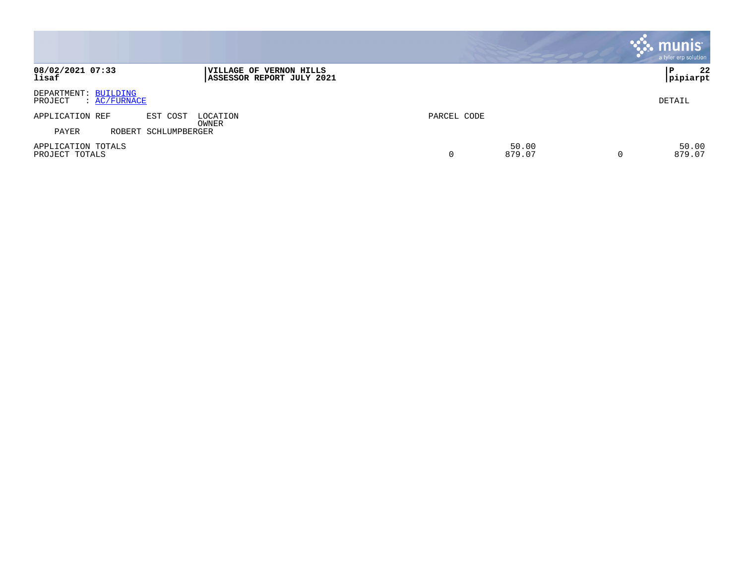**VILLAGE OF VERNON HILLS**
**ASSESSOR REPORT JULY 2021**

DEPARTMENT: BUILDING
PROJECT : AC/FURNACE

DETAIL

| APPLICATION REF | EST COST | LOCATION / OWNER | PARCEL CODE | | | |
|---|---|---|---|---|---|---|
| PAYER | ROBERT SCHLUMPBERGER | | | | | |
| APPLICATION TOTALS | | | | 50.00 | | 50.00 |
| PROJECT TOTALS | | | 0 | 879.07 | 0 | 879.07 |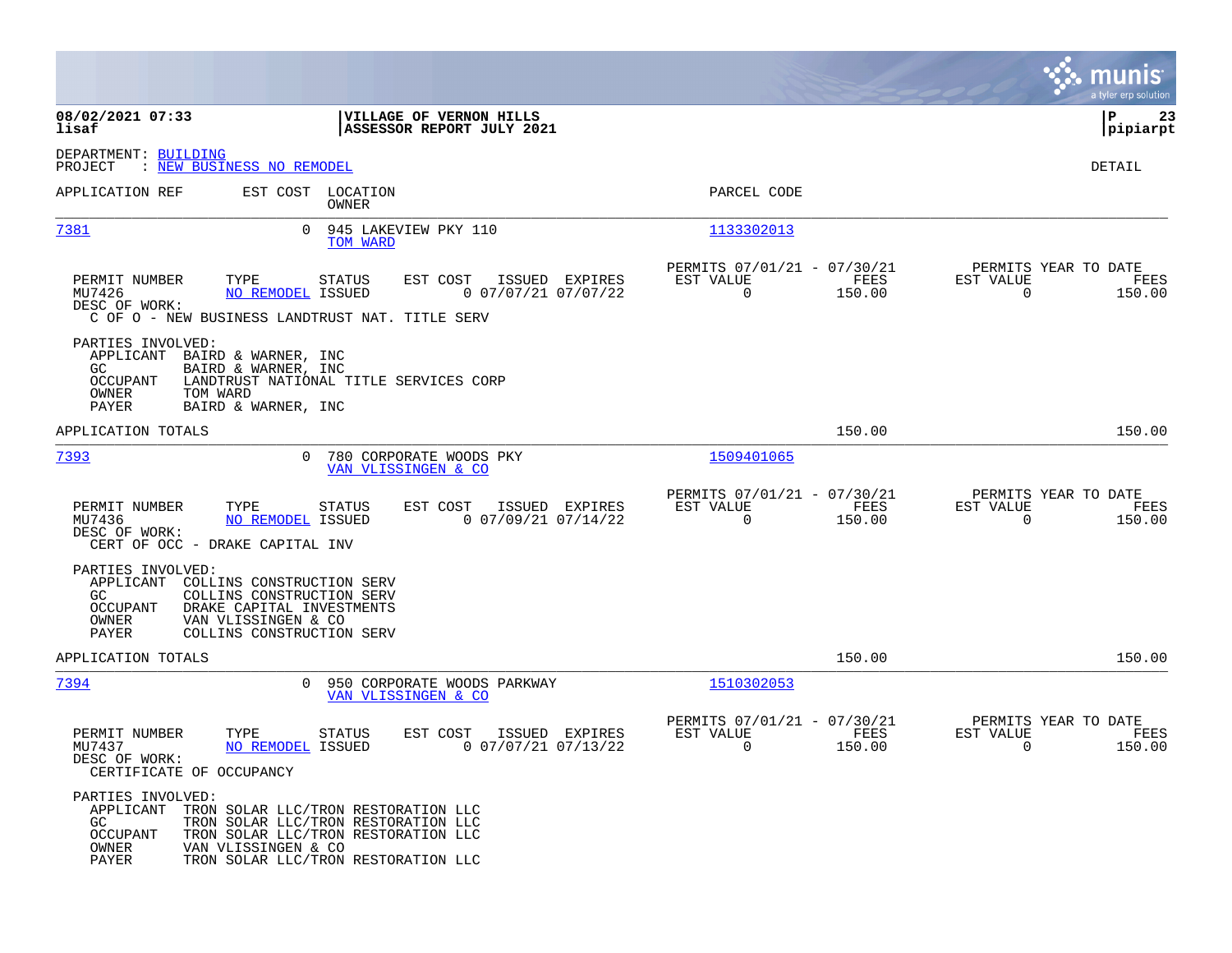DEPARTMENT: BUILDING
PROJECT : NEW BUSINESS NO REMODEL

DETAIL

| APPLICATION REF | EST COST | LOCATION / OWNER | PARCEL CODE |
|---|---|---|---|
| 7381 | 0 | 945 LAKEVIEW PKY 110 / TOM WARD | 1133302013 |

| PERMIT NUMBER | TYPE | STATUS | EST COST | ISSUED | EXPIRES | PERMITS 07/01/21 - 07/30/21 EST VALUE | FEES | PERMITS YEAR TO DATE EST VALUE | FEES |
|---|---|---|---|---|---|---|---|---|---|
| MU7426 | NO REMODEL | ISSUED | 0 | 07/07/21 | 07/07/22 | 0 | 150.00 | 0 | 150.00 |

DESC OF WORK:
C OF O - NEW BUSINESS LANDTRUST NAT. TITLE SERV

PARTIES INVOLVED:
- APPLICANT BAIRD & WARNER, INC
- GC BAIRD & WARNER, INC
- OCCUPANT LANDTRUST NATIONAL TITLE SERVICES CORP
- OWNER TOM WARD
- PAYER BAIRD & WARNER, INC

APPLICATION TOTALS 150.00 150.00

| APPLICATION REF | EST COST | LOCATION / OWNER | PARCEL CODE |
|---|---|---|---|
| 7393 | 0 | 780 CORPORATE WOODS PKY / VAN VLISSINGEN & CO | 1509401065 |

| PERMIT NUMBER | TYPE | STATUS | EST COST | ISSUED | EXPIRES | PERMITS 07/01/21 - 07/30/21 EST VALUE | FEES | PERMITS YEAR TO DATE EST VALUE | FEES |
|---|---|---|---|---|---|---|---|---|---|
| MU7436 | NO REMODEL | ISSUED | 0 | 07/09/21 | 07/14/22 | 0 | 150.00 | 0 | 150.00 |

DESC OF WORK:
CERT OF OCC - DRAKE CAPITAL INV

PARTIES INVOLVED:
- APPLICANT COLLINS CONSTRUCTION SERV
- GC COLLINS CONSTRUCTION SERV
- OCCUPANT DRAKE CAPITAL INVESTMENTS
- OWNER VAN VLISSINGEN & CO
- PAYER COLLINS CONSTRUCTION SERV

APPLICATION TOTALS 150.00 150.00

| APPLICATION REF | EST COST | LOCATION / OWNER | PARCEL CODE |
|---|---|---|---|
| 7394 | 0 | 950 CORPORATE WOODS PARKWAY / VAN VLISSINGEN & CO | 1510302053 |

| PERMIT NUMBER | TYPE | STATUS | EST COST | ISSUED | EXPIRES | PERMITS 07/01/21 - 07/30/21 EST VALUE | FEES | PERMITS YEAR TO DATE EST VALUE | FEES |
|---|---|---|---|---|---|---|---|---|---|
| MU7437 | NO REMODEL | ISSUED | 0 | 07/07/21 | 07/13/22 | 0 | 150.00 | 0 | 150.00 |

DESC OF WORK:
CERTIFICATE OF OCCUPANCY

PARTIES INVOLVED:
- APPLICANT TRON SOLAR LLC/TRON RESTORATION LLC
- GC TRON SOLAR LLC/TRON RESTORATION LLC
- OCCUPANT TRON SOLAR LLC/TRON RESTORATION LLC
- OWNER VAN VLISSINGEN & CO
- PAYER TRON SOLAR LLC/TRON RESTORATION LLC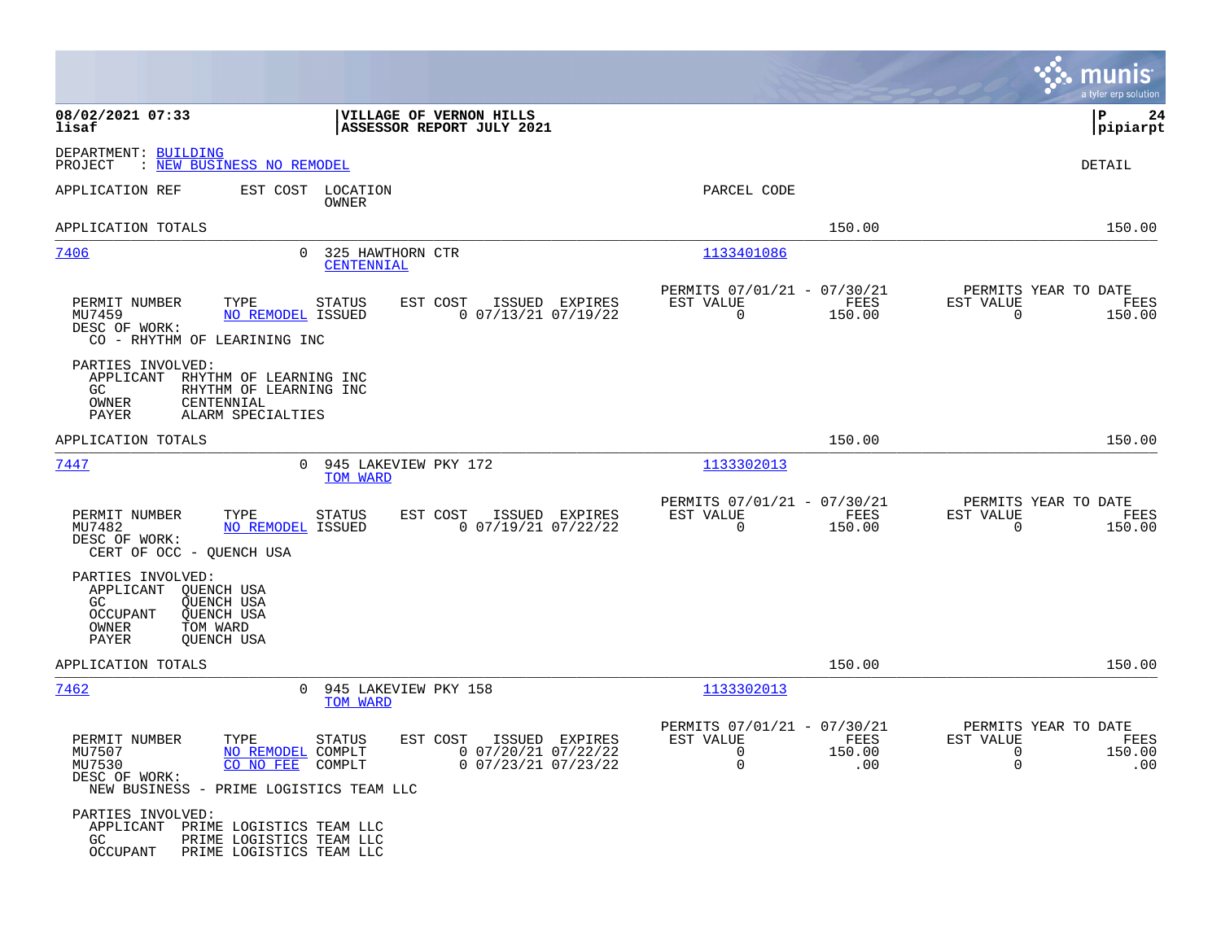**08/02/2021 07:33**
**lisaf**

**VILLAGE OF VERNON HILLS**
**ASSESSOR REPORT JULY 2021**

**pipiarpt**

DEPARTMENT: BUILDING
PROJECT : NEW BUSINESS NO REMODEL

DETAIL

APPLICATION REF | EST COST | LOCATION / OWNER | PARCEL CODE

APPLICATION TOTALS — 150.00 — 150.00

---

**7406** — 0 — 325 HAWTHORN CTR — CENTENNIAL — 1133401086

| PERMIT NUMBER | TYPE | STATUS | EST COST | ISSUED | EXPIRES | PERMITS 07/01/21 - 07/30/21 EST VALUE | FEES | PERMITS YEAR TO DATE EST VALUE | FEES |
|---|---|---|---|---|---|---|---|---|---|
| MU7459 | NO REMODEL | ISSUED | 0 | 07/13/21 | 07/19/22 | 0 | 150.00 | 0 | 150.00 |

DESC OF WORK:
CO - RHYTHM OF LEARINING INC

PARTIES INVOLVED:
- APPLICANT RHYTHM OF LEARNING INC
- GC RHYTHM OF LEARNING INC
- OWNER CENTENNIAL
- PAYER ALARM SPECIALTIES

APPLICATION TOTALS — 150.00 — 150.00

---

**7447** — 0 — 945 LAKEVIEW PKY 172 — TOM WARD — 1133302013

| PERMIT NUMBER | TYPE | STATUS | EST COST | ISSUED | EXPIRES | PERMITS 07/01/21 - 07/30/21 EST VALUE | FEES | PERMITS YEAR TO DATE EST VALUE | FEES |
|---|---|---|---|---|---|---|---|---|---|
| MU7482 | NO REMODEL | ISSUED | 0 | 07/19/21 | 07/22/22 | 0 | 150.00 | 0 | 150.00 |

DESC OF WORK:
CERT OF OCC - QUENCH USA

PARTIES INVOLVED:
- APPLICANT QUENCH USA
- GC QUENCH USA
- OCCUPANT QUENCH USA
- OWNER TOM WARD
- PAYER QUENCH USA

APPLICATION TOTALS — 150.00 — 150.00

---

**7462** — 0 — 945 LAKEVIEW PKY 158 — TOM WARD — 1133302013

| PERMIT NUMBER | TYPE | STATUS | EST COST | ISSUED | EXPIRES | PERMITS 07/01/21 - 07/30/21 EST VALUE | FEES | PERMITS YEAR TO DATE EST VALUE | FEES |
|---|---|---|---|---|---|---|---|---|---|
| MU7507 | NO REMODEL | COMPLT | 0 | 07/20/21 | 07/22/22 | 0 | 150.00 | 0 | 150.00 |
| MU7530 | CO NO FEE | COMPLT | 0 | 07/23/21 | 07/23/22 | 0 | .00 | 0 | .00 |

DESC OF WORK:
NEW BUSINESS - PRIME LOGISTICS TEAM LLC

PARTIES INVOLVED:
- APPLICANT PRIME LOGISTICS TEAM LLC
- GC PRIME LOGISTICS TEAM LLC
- OCCUPANT PRIME LOGISTICS TEAM LLC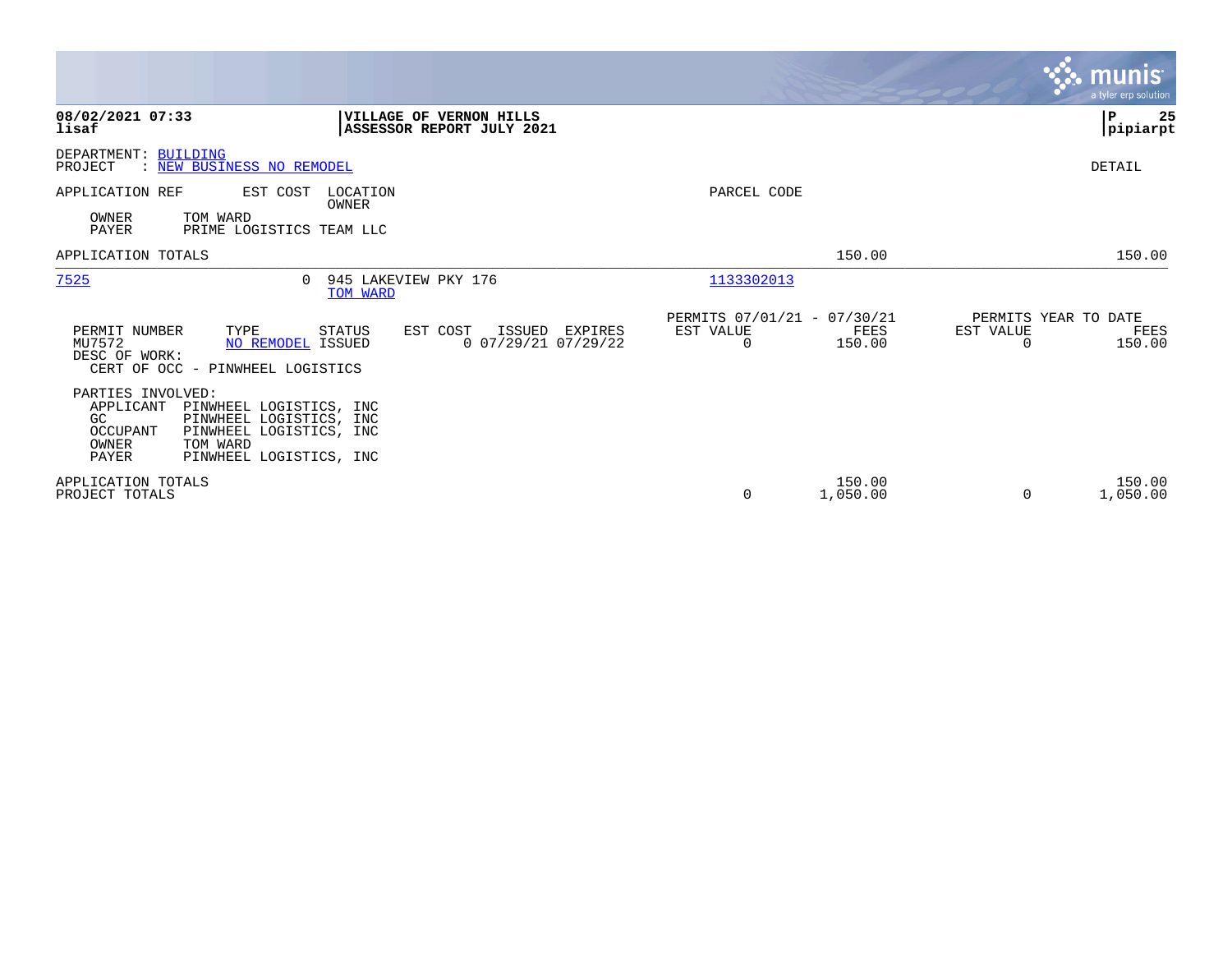**08/02/2021 07:33**
**lisaf**

**VILLAGE OF VERNON HILLS**
**ASSESSOR REPORT JULY 2021**

**P 25**
**pipiarpt**

DEPARTMENT: BUILDING
PROJECT : NEW BUSINESS NO REMODEL

DETAIL

| APPLICATION REF | EST COST | LOCATION / OWNER | PARCEL CODE | | |
|---|---|---|---|---|---|
| OWNER | TOM WARD | | | | |
| PAYER | PRIME LOGISTICS TEAM LLC | | | | |
| APPLICATION TOTALS | | | | 150.00 | 150.00 |
| 7525 | 0 | 945 LAKEVIEW PKY 176 / TOM WARD | 1133302013 | | |

| PERMIT NUMBER | TYPE | STATUS | EST COST | ISSUED | EXPIRES | PERMITS 07/01/21 - 07/30/21 EST VALUE | FEES | PERMITS YEAR TO DATE EST VALUE | FEES |
|---|---|---|---|---|---|---|---|---|---|
| MU7572 | NO REMODEL | ISSUED | 0 | 07/29/21 | 07/29/22 | 0 | 150.00 | 0 | 150.00 |

DESC OF WORK:
CERT OF OCC - PINWHEEL LOGISTICS

PARTIES INVOLVED:

| Role | Name |
|---|---|
| APPLICANT | PINWHEEL LOGISTICS, INC |
| GC | PINWHEEL LOGISTICS, INC |
| OCCUPANT | PINWHEEL LOGISTICS, INC |
| OWNER | TOM WARD |
| PAYER | PINWHEEL LOGISTICS, INC |

| | EST VALUE | FEES | EST VALUE | FEES |
|---|---|---|---|---|
| APPLICATION TOTALS | | 150.00 | | 150.00 |
| PROJECT TOTALS | 0 | 1,050.00 | 0 | 1,050.00 |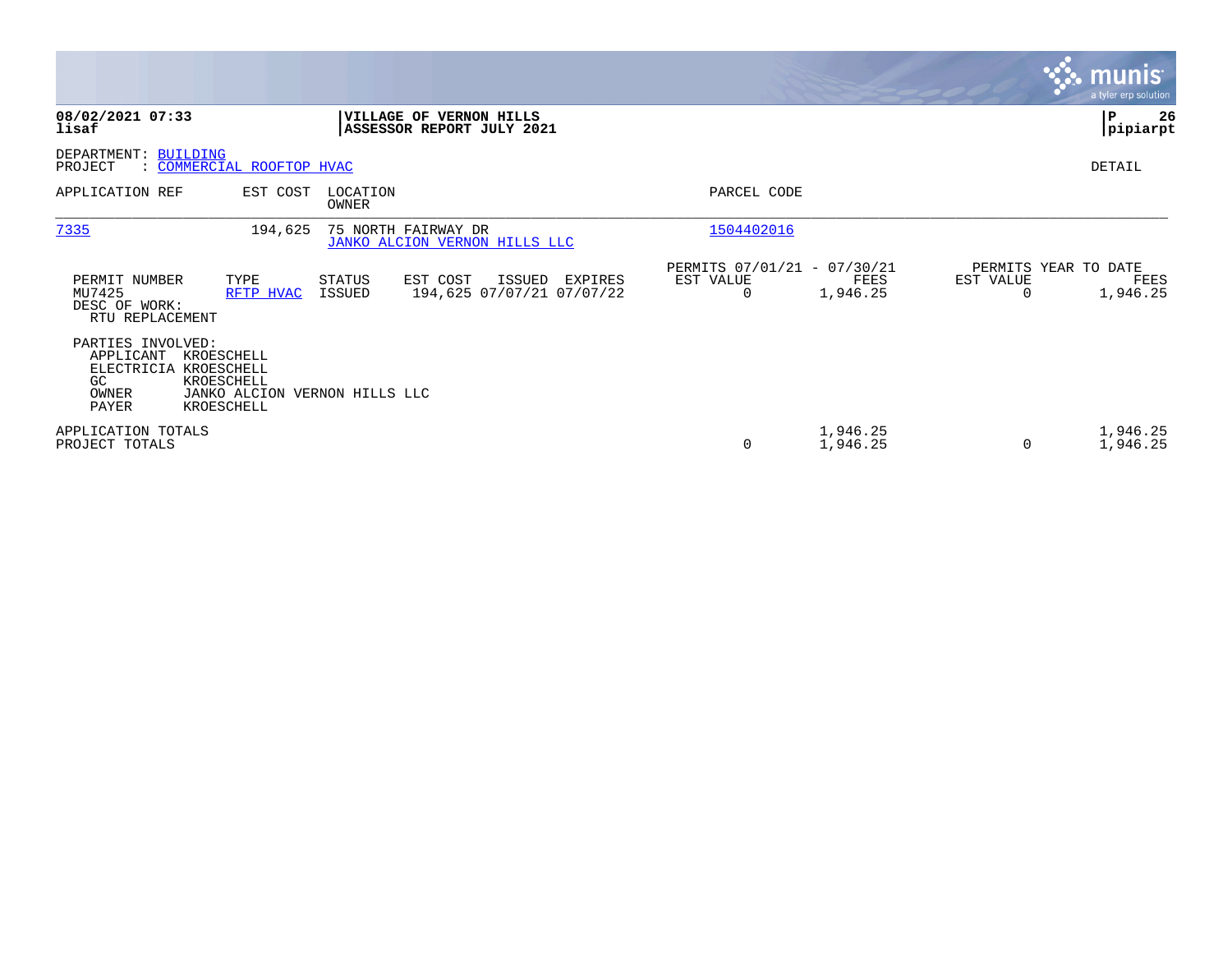**08/02/2021 07:33**
**lisaf**

**VILLAGE OF VERNON HILLS**
**ASSESSOR REPORT JULY 2021**

**pipiarpt**

DEPARTMENT: BUILDING
PROJECT : COMMERCIAL ROOFTOP HVAC

DETAIL

| APPLICATION REF | EST COST | LOCATION / OWNER | PARCEL CODE |
|---|---|---|---|
| 7335 | 194,625 | 75 NORTH FAIRWAY DR / JANKO ALCION VERNON HILLS LLC | 1504402016 |

| PERMIT NUMBER | TYPE | STATUS | EST COST | ISSUED | EXPIRES | PERMITS 07/01/21 - 07/30/21 EST VALUE | FEES | PERMITS YEAR TO DATE EST VALUE | FEES |
|---|---|---|---|---|---|---|---|---|---|
| MU7425 | RFTP HVAC | ISSUED | 194,625 | 07/07/21 | 07/07/22 | 0 | 1,946.25 | 0 | 1,946.25 |

DESC OF WORK:
RTU REPLACEMENT

PARTIES INVOLVED:

- APPLICANT KROESCHELL
- ELECTRICIA KROESCHELL
- GC KROESCHELL
- OWNER JANKO ALCION VERNON HILLS LLC
- PAYER KROESCHELL

| | EST VALUE | FEES | EST VALUE | FEES |
|---|---|---|---|---|
| APPLICATION TOTALS | | 1,946.25 | | 1,946.25 |
| PROJECT TOTALS | 0 | 1,946.25 | 0 | 1,946.25 |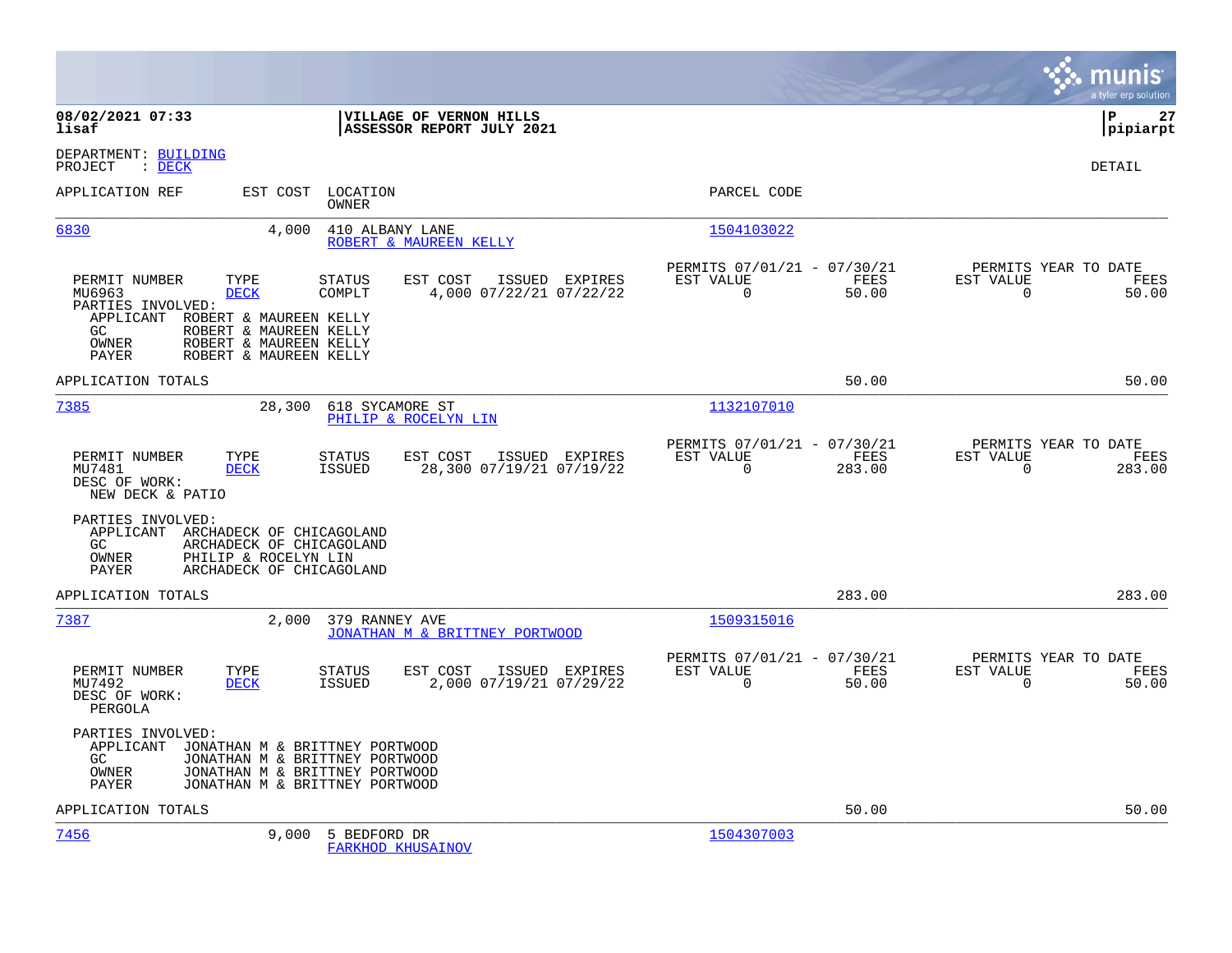**08/02/2021 07:33**
**lisaf**

**VILLAGE OF VERNON HILLS**
**ASSESSOR REPORT JULY 2021**

**P 27**
**pipiarpt**

DEPARTMENT: BUILDING
PROJECT : DECK

DETAIL

| APPLICATION REF | EST COST | LOCATION / OWNER | PARCEL CODE |
|---|---|---|---|
| 6830 | 4,000 | 410 ALBANY LANE / ROBERT & MAUREEN KELLY | 1504103022 |

| PERMIT NUMBER | TYPE | STATUS | EST COST | ISSUED | EXPIRES | PERMITS 07/01/21 - 07/30/21 EST VALUE | FEES | PERMITS YEAR TO DATE EST VALUE | FEES |
|---|---|---|---|---|---|---|---|---|---|
| MU6963 | DECK | COMPLT | 4,000 | 07/22/21 | 07/22/22 | 0 | 50.00 | 0 | 50.00 |

PARTIES INVOLVED:
- APPLICANT ROBERT & MAUREEN KELLY
- GC ROBERT & MAUREEN KELLY
- OWNER ROBERT & MAUREEN KELLY
- PAYER ROBERT & MAUREEN KELLY

APPLICATION TOTALS 50.00 50.00

| APPLICATION REF | EST COST | LOCATION / OWNER | PARCEL CODE |
|---|---|---|---|
| 7385 | 28,300 | 618 SYCAMORE ST / PHILIP & ROCELYN LIN | 1132107010 |

| PERMIT NUMBER | TYPE | STATUS | EST COST | ISSUED | EXPIRES | PERMITS 07/01/21 - 07/30/21 EST VALUE | FEES | PERMITS YEAR TO DATE EST VALUE | FEES |
|---|---|---|---|---|---|---|---|---|---|
| MU7481 | DECK | ISSUED | 28,300 | 07/19/21 | 07/19/22 | 0 | 283.00 | 0 | 283.00 |

DESC OF WORK:
NEW DECK & PATIO

PARTIES INVOLVED:
- APPLICANT ARCHADECK OF CHICAGOLAND
- GC ARCHADECK OF CHICAGOLAND
- OWNER PHILIP & ROCELYN LIN
- PAYER ARCHADECK OF CHICAGOLAND

APPLICATION TOTALS 283.00 283.00

| APPLICATION REF | EST COST | LOCATION / OWNER | PARCEL CODE |
|---|---|---|---|
| 7387 | 2,000 | 379 RANNEY AVE / JONATHAN M & BRITTNEY PORTWOOD | 1509315016 |

| PERMIT NUMBER | TYPE | STATUS | EST COST | ISSUED | EXPIRES | PERMITS 07/01/21 - 07/30/21 EST VALUE | FEES | PERMITS YEAR TO DATE EST VALUE | FEES |
|---|---|---|---|---|---|---|---|---|---|
| MU7492 | DECK | ISSUED | 2,000 | 07/19/21 | 07/29/22 | 0 | 50.00 | 0 | 50.00 |

DESC OF WORK:
PERGOLA

PARTIES INVOLVED:
- APPLICANT JONATHAN M & BRITTNEY PORTWOOD
- GC JONATHAN M & BRITTNEY PORTWOOD
- OWNER JONATHAN M & BRITTNEY PORTWOOD
- PAYER JONATHAN M & BRITTNEY PORTWOOD

APPLICATION TOTALS 50.00 50.00

| APPLICATION REF | EST COST | LOCATION / OWNER | PARCEL CODE |
|---|---|---|---|
| 7456 | 9,000 | 5 BEDFORD DR / FARKHOD KHUSAINOV | 1504307003 |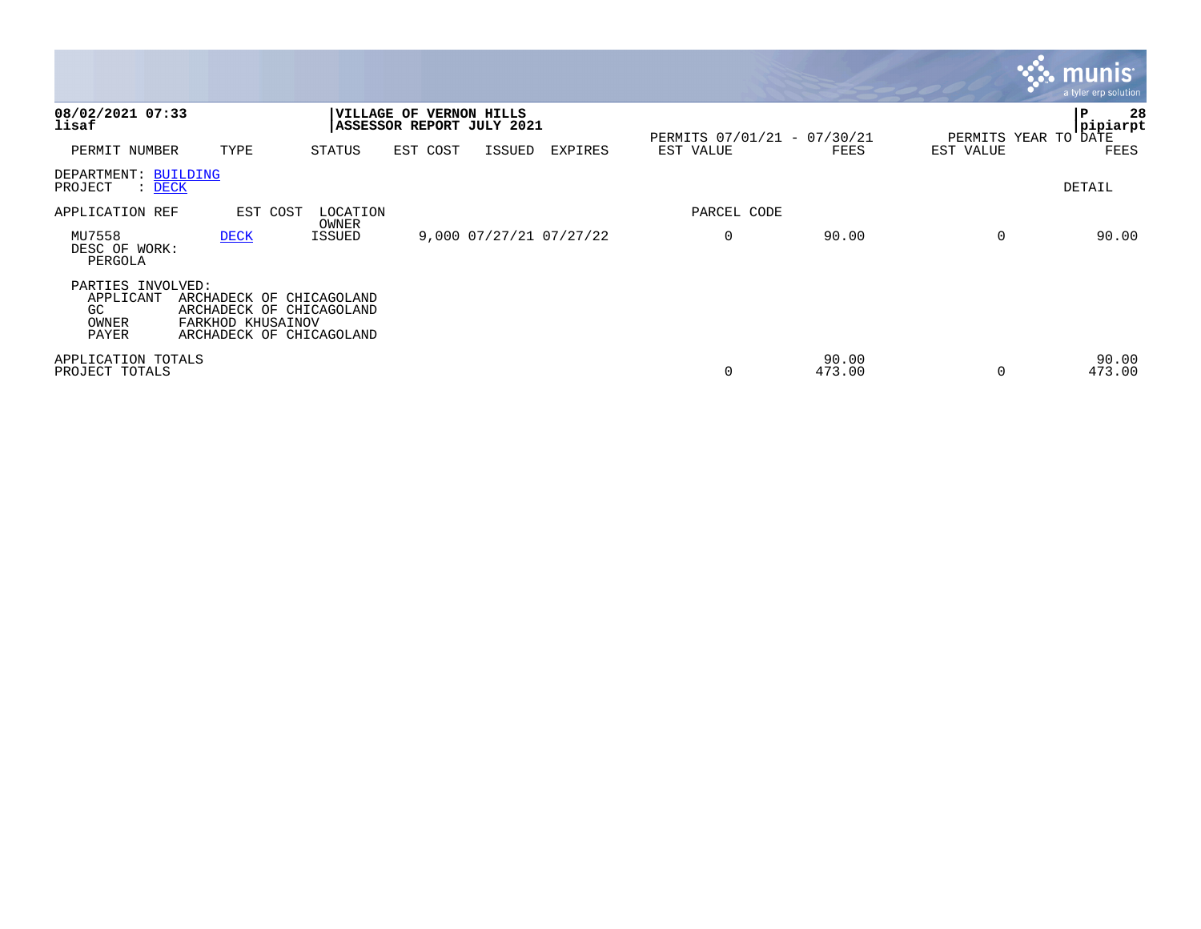**08/02/2021 07:33**
**lisaf**

**VILLAGE OF VERNON HILLS**
**ASSESSOR REPORT JULY 2021**

**P 28**
**pipiarpt**

| PERMIT NUMBER | TYPE | STATUS | EST COST | ISSUED | EXPIRES | PERMITS 07/01/21 - 07/30/21 EST VALUE | FEES | PERMITS YEAR TO DATE EST VALUE | FEES |
|---|---|---|---|---|---|---|---|---|---|

DEPARTMENT: BUILDING
PROJECT : DECK

DETAIL

| APPLICATION REF | EST COST | LOCATION OWNER | | | | PARCEL CODE | | | |
|---|---|---|---|---|---|---|---|---|---|
| MU7558 | DECK | ISSUED | 9,000 | 07/27/21 | 07/27/22 | 0 | 90.00 | 0 | 90.00 |

DESC OF WORK:
PERGOLA

PARTIES INVOLVED:

| Role | Name |
|---|---|
| APPLICANT | ARCHADECK OF CHICAGOLAND |
| GC | ARCHADECK OF CHICAGOLAND |
| OWNER | FARKHOD KHUSAINOV |
| PAYER | ARCHADECK OF CHICAGOLAND |

| | EST VALUE | FEES | EST VALUE | FEES |
|---|---|---|---|---|
| APPLICATION TOTALS | | 90.00 | | 90.00 |
| PROJECT TOTALS | 0 | 473.00 | 0 | 473.00 |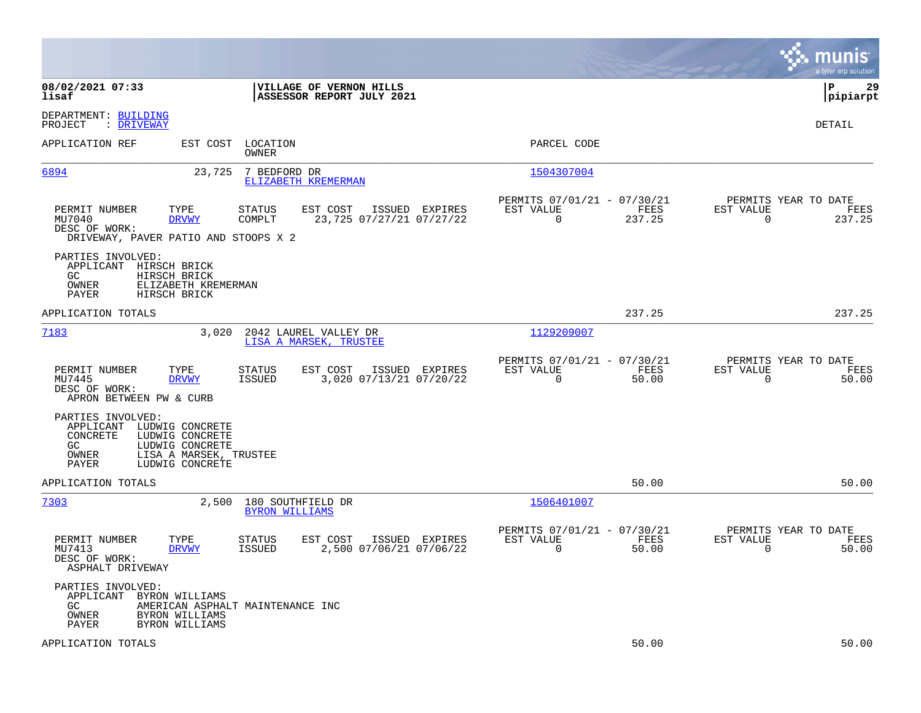**08/02/2021 07:33** | **VILLAGE OF VERNON HILLS** | **P 29**
**lisaf** | **ASSESSOR REPORT JULY 2021** | **pipiarpt**

DEPARTMENT: BUILDING
PROJECT : DRIVEWAY

DETAIL

| APPLICATION REF | EST COST | LOCATION / OWNER | PARCEL CODE |
|---|---|---|---|
| 6894 | 23,725 | 7 BEDFORD DR / ELIZABETH KREMERMAN | 1504307004 |

| PERMIT NUMBER | TYPE | STATUS | EST COST | ISSUED | EXPIRES | PERMITS 07/01/21 - 07/30/21 EST VALUE | FEES | PERMITS YEAR TO DATE EST VALUE | FEES |
|---|---|---|---|---|---|---|---|---|---|
| MU7040 | DRVWY | COMPLT | 23,725 | 07/27/21 | 07/27/22 | 0 | 237.25 | 0 | 237.25 |

DESC OF WORK:
DRIVEWAY, PAVER PATIO AND STOOPS X 2

PARTIES INVOLVED:
- APPLICANT HIRSCH BRICK
- GC HIRSCH BRICK
- OWNER ELIZABETH KREMERMAN
- PAYER HIRSCH BRICK

APPLICATION TOTALS 237.25 237.25

| APPLICATION REF | EST COST | LOCATION / OWNER | PARCEL CODE |
|---|---|---|---|
| 7183 | 3,020 | 2042 LAUREL VALLEY DR / LISA A MARSEK, TRUSTEE | 1129209007 |

| PERMIT NUMBER | TYPE | STATUS | EST COST | ISSUED | EXPIRES | PERMITS 07/01/21 - 07/30/21 EST VALUE | FEES | PERMITS YEAR TO DATE EST VALUE | FEES |
|---|---|---|---|---|---|---|---|---|---|
| MU7445 | DRVWY | ISSUED | 3,020 | 07/13/21 | 07/20/22 | 0 | 50.00 | 0 | 50.00 |

DESC OF WORK:
APRON BETWEEN PW & CURB

PARTIES INVOLVED:
- APPLICANT LUDWIG CONCRETE
- CONCRETE LUDWIG CONCRETE
- GC LUDWIG CONCRETE
- OWNER LISA A MARSEK, TRUSTEE
- PAYER LUDWIG CONCRETE

APPLICATION TOTALS 50.00 50.00

| APPLICATION REF | EST COST | LOCATION / OWNER | PARCEL CODE |
|---|---|---|---|
| 7303 | 2,500 | 180 SOUTHFIELD DR / BYRON WILLIAMS | 1506401007 |

| PERMIT NUMBER | TYPE | STATUS | EST COST | ISSUED | EXPIRES | PERMITS 07/01/21 - 07/30/21 EST VALUE | FEES | PERMITS YEAR TO DATE EST VALUE | FEES |
|---|---|---|---|---|---|---|---|---|---|
| MU7413 | DRVWY | ISSUED | 2,500 | 07/06/21 | 07/06/22 | 0 | 50.00 | 0 | 50.00 |

DESC OF WORK:
ASPHALT DRIVEWAY

PARTIES INVOLVED:
- APPLICANT BYRON WILLIAMS
- GC AMERICAN ASPHALT MAINTENANCE INC
- OWNER BYRON WILLIAMS
- PAYER BYRON WILLIAMS

APPLICATION TOTALS 50.00 50.00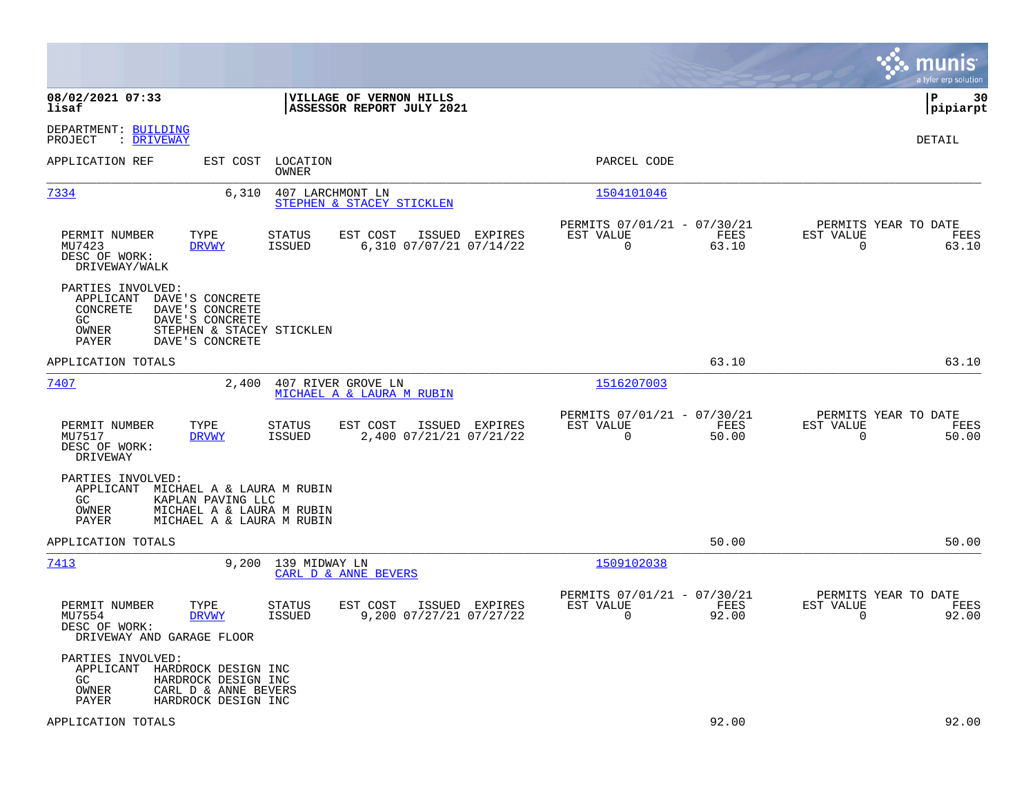08/02/2021 07:33
lisaf

**VILLAGE OF VERNON HILLS**
**ASSESSOR REPORT JULY 2021**

P 30
pipiarpt

DEPARTMENT: BUILDING
PROJECT : DRIVEWAY

DETAIL

| APPLICATION REF | EST COST | LOCATION / OWNER | PARCEL CODE |
|---|---|---|---|
| 7334 | 6,310 | 407 LARCHMONT LN / STEPHEN & STACEY STICKLEN | 1504101046 |

| PERMIT NUMBER | TYPE | STATUS | EST COST | ISSUED | EXPIRES | PERMITS 07/01/21 - 07/30/21 EST VALUE | FEES | PERMITS YEAR TO DATE EST VALUE | FEES |
|---|---|---|---|---|---|---|---|---|---|
| MU7423 | DRVWY | ISSUED | 6,310 | 07/07/21 | 07/14/22 | 0 | 63.10 | 0 | 63.10 |

DESC OF WORK:
DRIVEWAY/WALK

PARTIES INVOLVED:
APPLICANT DAVE'S CONCRETE
CONCRETE DAVE'S CONCRETE
GC DAVE'S CONCRETE
OWNER STEPHEN & STACEY STICKLEN
PAYER DAVE'S CONCRETE

APPLICATION TOTALS 63.10 63.10

| APPLICATION REF | EST COST | LOCATION / OWNER | PARCEL CODE |
|---|---|---|---|
| 7407 | 2,400 | 407 RIVER GROVE LN / MICHAEL A & LAURA M RUBIN | 1516207003 |

| PERMIT NUMBER | TYPE | STATUS | EST COST | ISSUED | EXPIRES | PERMITS 07/01/21 - 07/30/21 EST VALUE | FEES | PERMITS YEAR TO DATE EST VALUE | FEES |
|---|---|---|---|---|---|---|---|---|---|
| MU7517 | DRVWY | ISSUED | 2,400 | 07/21/21 | 07/21/22 | 0 | 50.00 | 0 | 50.00 |

DESC OF WORK:
DRIVEWAY

PARTIES INVOLVED:
APPLICANT MICHAEL A & LAURA M RUBIN
GC KAPLAN PAVING LLC
OWNER MICHAEL A & LAURA M RUBIN
PAYER MICHAEL A & LAURA M RUBIN

APPLICATION TOTALS 50.00 50.00

| APPLICATION REF | EST COST | LOCATION / OWNER | PARCEL CODE |
|---|---|---|---|
| 7413 | 9,200 | 139 MIDWAY LN / CARL D & ANNE BEVERS | 1509102038 |

| PERMIT NUMBER | TYPE | STATUS | EST COST | ISSUED | EXPIRES | PERMITS 07/01/21 - 07/30/21 EST VALUE | FEES | PERMITS YEAR TO DATE EST VALUE | FEES |
|---|---|---|---|---|---|---|---|---|---|
| MU7554 | DRVWY | ISSUED | 9,200 | 07/27/21 | 07/27/22 | 0 | 92.00 | 0 | 92.00 |

DESC OF WORK:
DRIVEWAY AND GARAGE FLOOR

PARTIES INVOLVED:
APPLICANT HARDROCK DESIGN INC
GC HARDROCK DESIGN INC
OWNER CARL D & ANNE BEVERS
PAYER HARDROCK DESIGN INC

APPLICATION TOTALS 92.00 92.00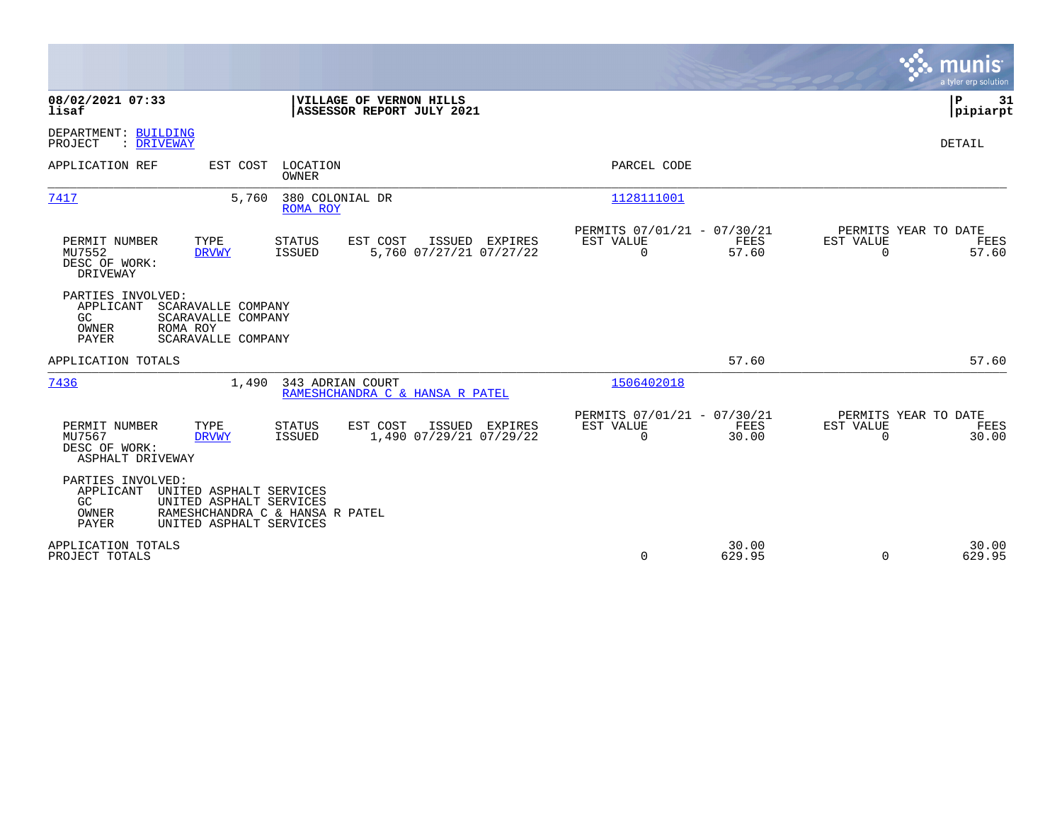**08/02/2021 07:33**
**lisaf**

**VILLAGE OF VERNON HILLS**
**ASSESSOR REPORT JULY 2021**

**P 31**
**pipiarpt**

DEPARTMENT: BUILDING
PROJECT : DRIVEWAY

DETAIL

| APPLICATION REF | EST COST | LOCATION / OWNER | PARCEL CODE |
|---|---|---|---|
| 7417 | 5,760 | 380 COLONIAL DR / ROMA ROY | 1128111001 |

| PERMIT NUMBER | TYPE | STATUS | EST COST | ISSUED | EXPIRES | PERMITS 07/01/21 - 07/30/21 EST VALUE | FEES | PERMITS YEAR TO DATE EST VALUE | FEES |
|---|---|---|---|---|---|---|---|---|---|
| MU7552 | DRVWY | ISSUED | 5,760 | 07/27/21 | 07/27/22 | 0 | 57.60 | 0 | 57.60 |

DESC OF WORK:
DRIVEWAY

PARTIES INVOLVED:
APPLICANT SCARAVALLE COMPANY
GC SCARAVALLE COMPANY
OWNER ROMA ROY
PAYER SCARAVALLE COMPANY

APPLICATION TOTALS 57.60 57.60

| APPLICATION REF | EST COST | LOCATION / OWNER | PARCEL CODE |
|---|---|---|---|
| 7436 | 1,490 | 343 ADRIAN COURT / RAMESHCHANDRA C & HANSA R PATEL | 1506402018 |

| PERMIT NUMBER | TYPE | STATUS | EST COST | ISSUED | EXPIRES | PERMITS 07/01/21 - 07/30/21 EST VALUE | FEES | PERMITS YEAR TO DATE EST VALUE | FEES |
|---|---|---|---|---|---|---|---|---|---|
| MU7567 | DRVWY | ISSUED | 1,490 | 07/29/21 | 07/29/22 | 0 | 30.00 | 0 | 30.00 |

DESC OF WORK:
ASPHALT DRIVEWAY

PARTIES INVOLVED:
APPLICANT UNITED ASPHALT SERVICES
GC UNITED ASPHALT SERVICES
OWNER RAMESHCHANDRA C & HANSA R PATEL
PAYER UNITED ASPHALT SERVICES

| | EST VALUE | FEES | EST VALUE | FEES |
|---|---|---|---|---|
| APPLICATION TOTALS | | 30.00 | | 30.00 |
| PROJECT TOTALS | 0 | 629.95 | 0 | 629.95 |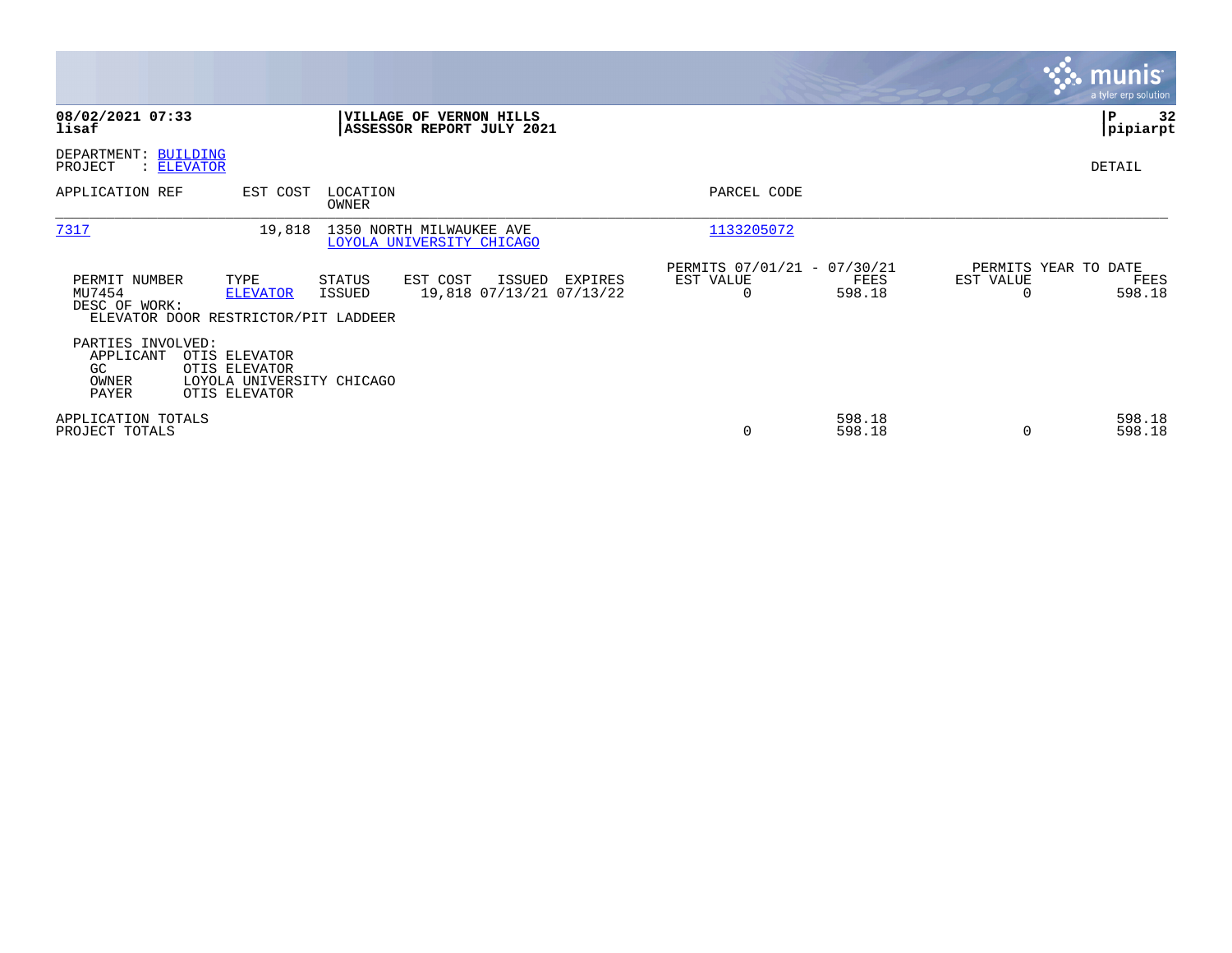**08/02/2021 07:33**
**lisaf**

**VILLAGE OF VERNON HILLS**
**ASSESSOR REPORT JULY 2021**

**P 32**
**pipiarpt**

DEPARTMENT: BUILDING
PROJECT : ELEVATOR

DETAIL

| APPLICATION REF | EST COST | LOCATION / OWNER | PARCEL CODE |
|---|---|---|---|
| 7317 | 19,818 | 1350 NORTH MILWAUKEE AVE / LOYOLA UNIVERSITY CHICAGO | 1133205072 |

| PERMIT NUMBER | TYPE | STATUS | EST COST | ISSUED | EXPIRES | PERMITS 07/01/21 - 07/30/21 EST VALUE | FEES | PERMITS YEAR TO DATE EST VALUE | FEES |
|---|---|---|---|---|---|---|---|---|---|
| MU7454 | ELEVATOR | ISSUED | 19,818 | 07/13/21 | 07/13/22 | 0 | 598.18 | 0 | 598.18 |

DESC OF WORK:
ELEVATOR DOOR RESTRICTOR/PIT LADDEER

PARTIES INVOLVED:

| | |
|---|---|
| APPLICANT | OTIS ELEVATOR |
| GC | OTIS ELEVATOR |
| OWNER | LOYOLA UNIVERSITY CHICAGO |
| PAYER | OTIS ELEVATOR |

| | EST VALUE | FEES | EST VALUE | FEES |
|---|---|---|---|---|
| APPLICATION TOTALS | | 598.18 | | 598.18 |
| PROJECT TOTALS | 0 | 598.18 | 0 | 598.18 |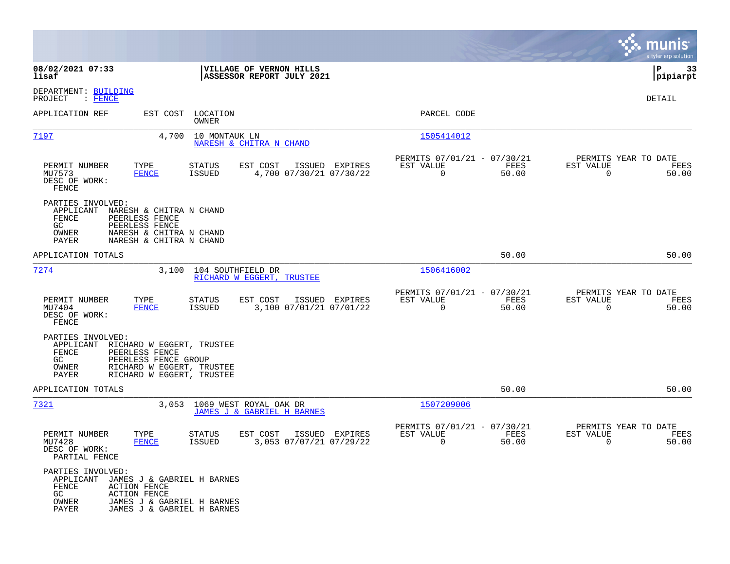**VILLAGE OF VERNON HILLS**
**ASSESSOR REPORT JULY 2021**

08/02/2021 07:33
lisaf

pipiarpt

DEPARTMENT: BUILDING
PROJECT : FENCE

DETAIL

| APPLICATION REF | EST COST | LOCATION / OWNER | PARCEL CODE |
|---|---|---|---|
| 7197 | 4,700 | 10 MONTAUK LN / NARESH & CHITRA N CHAND | 1505414012 |

| PERMIT NUMBER | TYPE | STATUS | EST COST | ISSUED | EXPIRES | PERMITS 07/01/21 - 07/30/21 EST VALUE | FEES | PERMITS YEAR TO DATE EST VALUE | FEES |
|---|---|---|---|---|---|---|---|---|---|
| MU7573 | FENCE | ISSUED | 4,700 | 07/30/21 | 07/30/22 | 0 | 50.00 | 0 | 50.00 |

DESC OF WORK:
FENCE

PARTIES INVOLVED:
- APPLICANT NARESH & CHITRA N CHAND
- FENCE PEERLESS FENCE
- GC PEERLESS FENCE
- OWNER NARESH & CHITRA N CHAND
- PAYER NARESH & CHITRA N CHAND

APPLICATION TOTALS 50.00 50.00

| APPLICATION REF | EST COST | LOCATION / OWNER | PARCEL CODE |
|---|---|---|---|
| 7274 | 3,100 | 104 SOUTHFIELD DR / RICHARD W EGGERT, TRUSTEE | 1506416002 |

| PERMIT NUMBER | TYPE | STATUS | EST COST | ISSUED | EXPIRES | PERMITS 07/01/21 - 07/30/21 EST VALUE | FEES | PERMITS YEAR TO DATE EST VALUE | FEES |
|---|---|---|---|---|---|---|---|---|---|
| MU7404 | FENCE | ISSUED | 3,100 | 07/01/21 | 07/01/22 | 0 | 50.00 | 0 | 50.00 |

DESC OF WORK:
FENCE

PARTIES INVOLVED:
- APPLICANT RICHARD W EGGERT, TRUSTEE
- FENCE PEERLESS FENCE
- GC PEERLESS FENCE GROUP
- OWNER RICHARD W EGGERT, TRUSTEE
- PAYER RICHARD W EGGERT, TRUSTEE

APPLICATION TOTALS 50.00 50.00

| APPLICATION REF | EST COST | LOCATION / OWNER | PARCEL CODE |
|---|---|---|---|
| 7321 | 3,053 | 1069 WEST ROYAL OAK DR / JAMES J & GABRIEL H BARNES | 1507209006 |

| PERMIT NUMBER | TYPE | STATUS | EST COST | ISSUED | EXPIRES | PERMITS 07/01/21 - 07/30/21 EST VALUE | FEES | PERMITS YEAR TO DATE EST VALUE | FEES |
|---|---|---|---|---|---|---|---|---|---|
| MU7428 | FENCE | ISSUED | 3,053 | 07/07/21 | 07/29/22 | 0 | 50.00 | 0 | 50.00 |

DESC OF WORK:
PARTIAL FENCE

PARTIES INVOLVED:
- APPLICANT JAMES J & GABRIEL H BARNES
- FENCE ACTION FENCE
- GC ACTION FENCE
- OWNER JAMES J & GABRIEL H BARNES
- PAYER JAMES J & GABRIEL H BARNES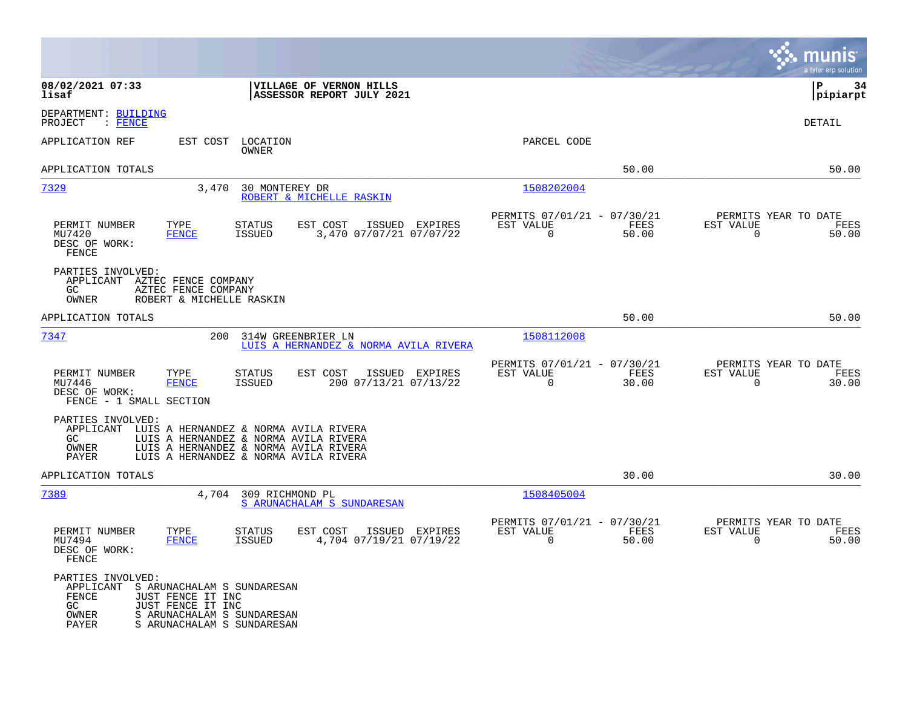08/02/2021 07:33
lisaf

**VILLAGE OF VERNON HILLS**
**ASSESSOR REPORT JULY 2021**

P 34
pipiarpt

DEPARTMENT: BUILDING
PROJECT : FENCE

DETAIL

| APPLICATION REF | EST COST | LOCATION / OWNER | PARCEL CODE | | |
|---|---|---|---|---|---|
| APPLICATION TOTALS | | | | 50.00 | 50.00 |
| 7329 | 3,470 | 30 MONTEREY DR / ROBERT & MICHELLE RASKIN | 1508202004 | | |

| PERMIT NUMBER | TYPE | STATUS | EST COST | ISSUED | EXPIRES | PERMITS 07/01/21 - 07/30/21 EST VALUE | FEES | PERMITS YEAR TO DATE EST VALUE | FEES |
|---|---|---|---|---|---|---|---|---|---|
| MU7420 | FENCE | ISSUED | 3,470 | 07/07/21 | 07/07/22 | 0 | 50.00 | 0 | 50.00 |

DESC OF WORK:
FENCE

PARTIES INVOLVED:
APPLICANT AZTEC FENCE COMPANY
GC AZTEC FENCE COMPANY
OWNER ROBERT & MICHELLE RASKIN

| | | | | | |
|---|---|---|---|---|---|
| APPLICATION TOTALS | | | | 50.00 | 50.00 |
| 7347 | 200 | 314W GREENBRIER LN / LUIS A HERNANDEZ & NORMA AVILA RIVERA | 1508112008 | | |

| PERMIT NUMBER | TYPE | STATUS | EST COST | ISSUED | EXPIRES | PERMITS 07/01/21 - 07/30/21 EST VALUE | FEES | PERMITS YEAR TO DATE EST VALUE | FEES |
|---|---|---|---|---|---|---|---|---|---|
| MU7446 | FENCE | ISSUED | 200 | 07/13/21 | 07/13/22 | 0 | 30.00 | 0 | 30.00 |

DESC OF WORK:
FENCE - 1 SMALL SECTION

PARTIES INVOLVED:
APPLICANT LUIS A HERNANDEZ & NORMA AVILA RIVERA
GC LUIS A HERNANDEZ & NORMA AVILA RIVERA
OWNER LUIS A HERNANDEZ & NORMA AVILA RIVERA
PAYER LUIS A HERNANDEZ & NORMA AVILA RIVERA

| | | | | | |
|---|---|---|---|---|---|
| APPLICATION TOTALS | | | | 30.00 | 30.00 |
| 7389 | 4,704 | 309 RICHMOND PL / S ARUNACHALAM S SUNDARESAN | 1508405004 | | |

| PERMIT NUMBER | TYPE | STATUS | EST COST | ISSUED | EXPIRES | PERMITS 07/01/21 - 07/30/21 EST VALUE | FEES | PERMITS YEAR TO DATE EST VALUE | FEES |
|---|---|---|---|---|---|---|---|---|---|
| MU7494 | FENCE | ISSUED | 4,704 | 07/19/21 | 07/19/22 | 0 | 50.00 | 0 | 50.00 |

DESC OF WORK:
FENCE

PARTIES INVOLVED:
APPLICANT S ARUNACHALAM S SUNDARESAN
FENCE JUST FENCE IT INC
GC JUST FENCE IT INC
OWNER S ARUNACHALAM S SUNDARESAN
PAYER S ARUNACHALAM S SUNDARESAN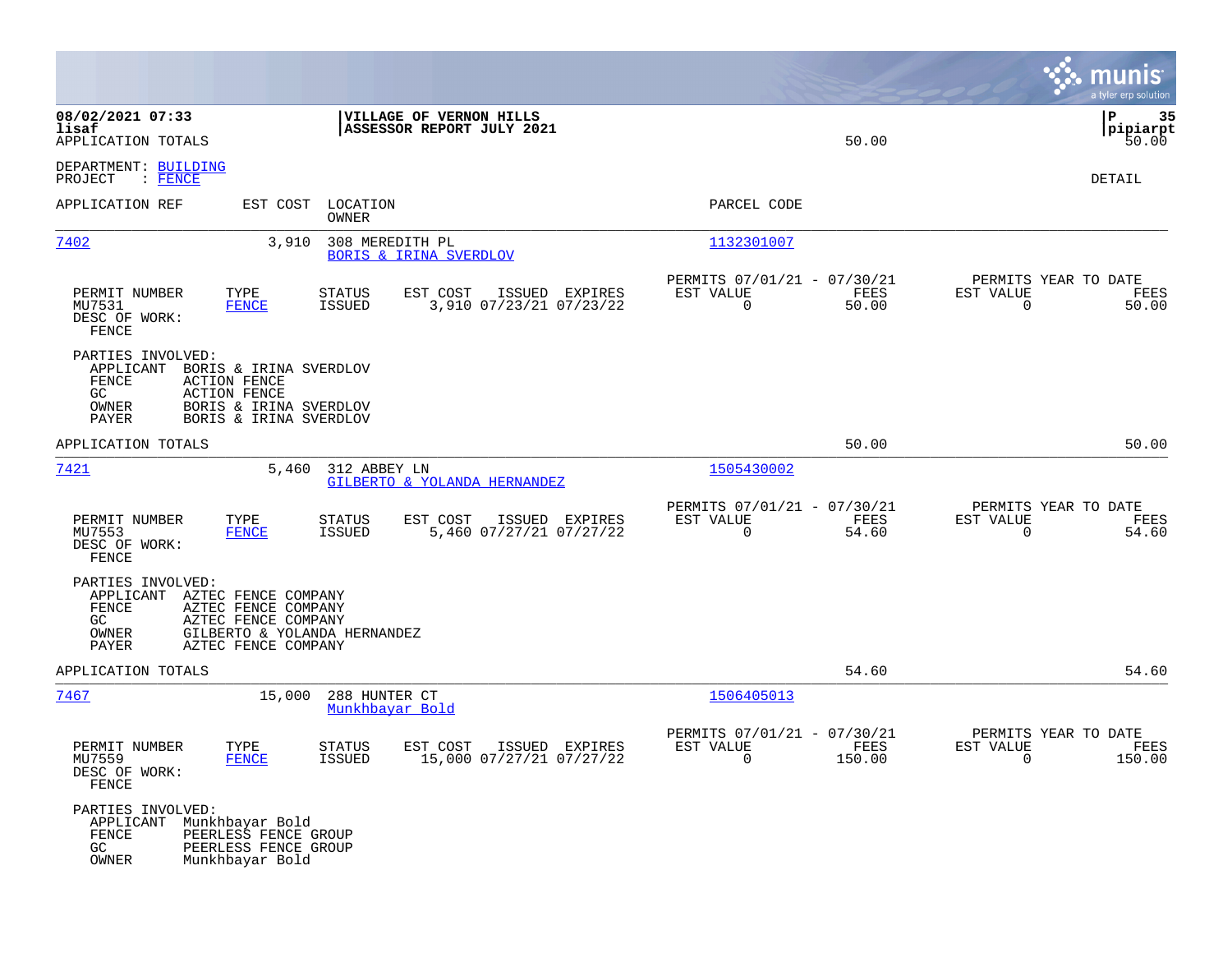08/02/2021 07:33
lisaf
APPLICATION TOTALS

**VILLAGE OF VERNON HILLS**
**ASSESSOR REPORT JULY 2021**

50.00

P 35
pipiarpt
50.00

DEPARTMENT: BUILDING
PROJECT : FENCE

DETAIL

| APPLICATION REF | EST COST | LOCATION / OWNER | PARCEL CODE |
|---|---|---|---|
| 7402 | 3,910 | 308 MEREDITH PL / BORIS & IRINA SVERDLOV | 1132301007 |

| PERMIT NUMBER | TYPE | STATUS | EST COST | ISSUED | EXPIRES | PERMITS 07/01/21 - 07/30/21 EST VALUE | FEES | PERMITS YEAR TO DATE EST VALUE | FEES |
|---|---|---|---|---|---|---|---|---|---|
| MU7531 | FENCE | ISSUED | 3,910 | 07/23/21 | 07/23/22 | 0 | 50.00 | 0 | 50.00 |

DESC OF WORK:
FENCE

PARTIES INVOLVED:
- APPLICANT BORIS & IRINA SVERDLOV
- FENCE ACTION FENCE
- GC ACTION FENCE
- OWNER BORIS & IRINA SVERDLOV
- PAYER BORIS & IRINA SVERDLOV

APPLICATION TOTALS 50.00 50.00

| APPLICATION REF | EST COST | LOCATION / OWNER | PARCEL CODE |
|---|---|---|---|
| 7421 | 5,460 | 312 ABBEY LN / GILBERTO & YOLANDA HERNANDEZ | 1505430002 |

| PERMIT NUMBER | TYPE | STATUS | EST COST | ISSUED | EXPIRES | PERMITS 07/01/21 - 07/30/21 EST VALUE | FEES | PERMITS YEAR TO DATE EST VALUE | FEES |
|---|---|---|---|---|---|---|---|---|---|
| MU7553 | FENCE | ISSUED | 5,460 | 07/27/21 | 07/27/22 | 0 | 54.60 | 0 | 54.60 |

DESC OF WORK:
FENCE

PARTIES INVOLVED:
- APPLICANT AZTEC FENCE COMPANY
- FENCE AZTEC FENCE COMPANY
- GC AZTEC FENCE COMPANY
- OWNER GILBERTO & YOLANDA HERNANDEZ
- PAYER AZTEC FENCE COMPANY

APPLICATION TOTALS 54.60 54.60

| APPLICATION REF | EST COST | LOCATION / OWNER | PARCEL CODE |
|---|---|---|---|
| 7467 | 15,000 | 288 HUNTER CT / Munkhbayar Bold | 1506405013 |

| PERMIT NUMBER | TYPE | STATUS | EST COST | ISSUED | EXPIRES | PERMITS 07/01/21 - 07/30/21 EST VALUE | FEES | PERMITS YEAR TO DATE EST VALUE | FEES |
|---|---|---|---|---|---|---|---|---|---|
| MU7559 | FENCE | ISSUED | 15,000 | 07/27/21 | 07/27/22 | 0 | 150.00 | 0 | 150.00 |

DESC OF WORK:
FENCE

PARTIES INVOLVED:
- APPLICANT Munkhbayar Bold
- FENCE PEERLESS FENCE GROUP
- GC PEERLESS FENCE GROUP
- OWNER Munkhbayar Bold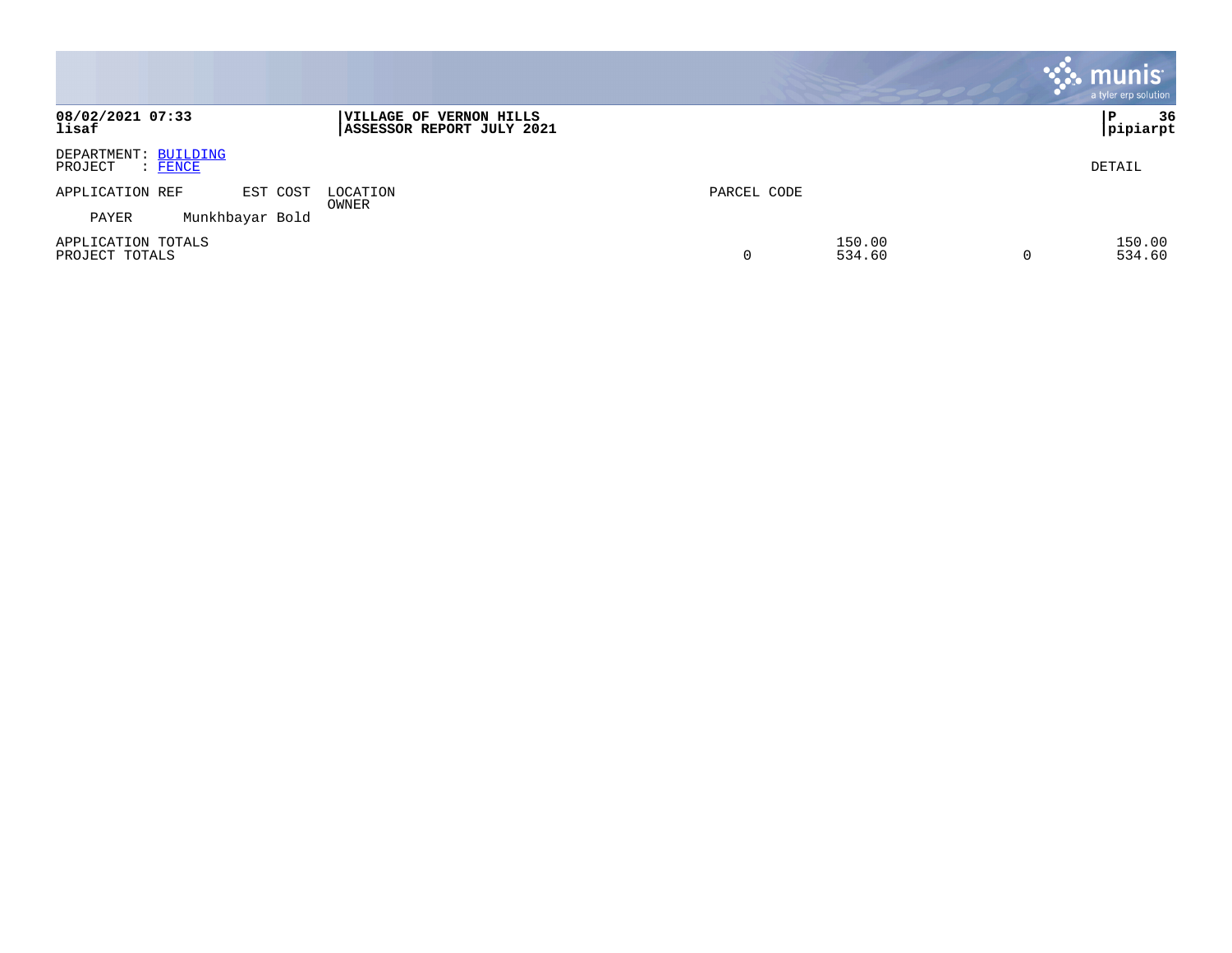**08/02/2021 07:33**
**lisaf**

**VILLAGE OF VERNON HILLS**
**ASSESSOR REPORT JULY 2021**

**P 36**
**pipiarpt**

DEPARTMENT: BUILDING
PROJECT : FENCE

DETAIL

| APPLICATION REF | EST COST | LOCATION / OWNER | PARCEL CODE | | | |
|---|---|---|---|---|---|---|
| PAYER | Munkhbayar Bold | | | | | |
| APPLICATION TOTALS | | | | 150.00 | | 150.00 |
| PROJECT TOTALS | | | 0 | 534.60 | 0 | 534.60 |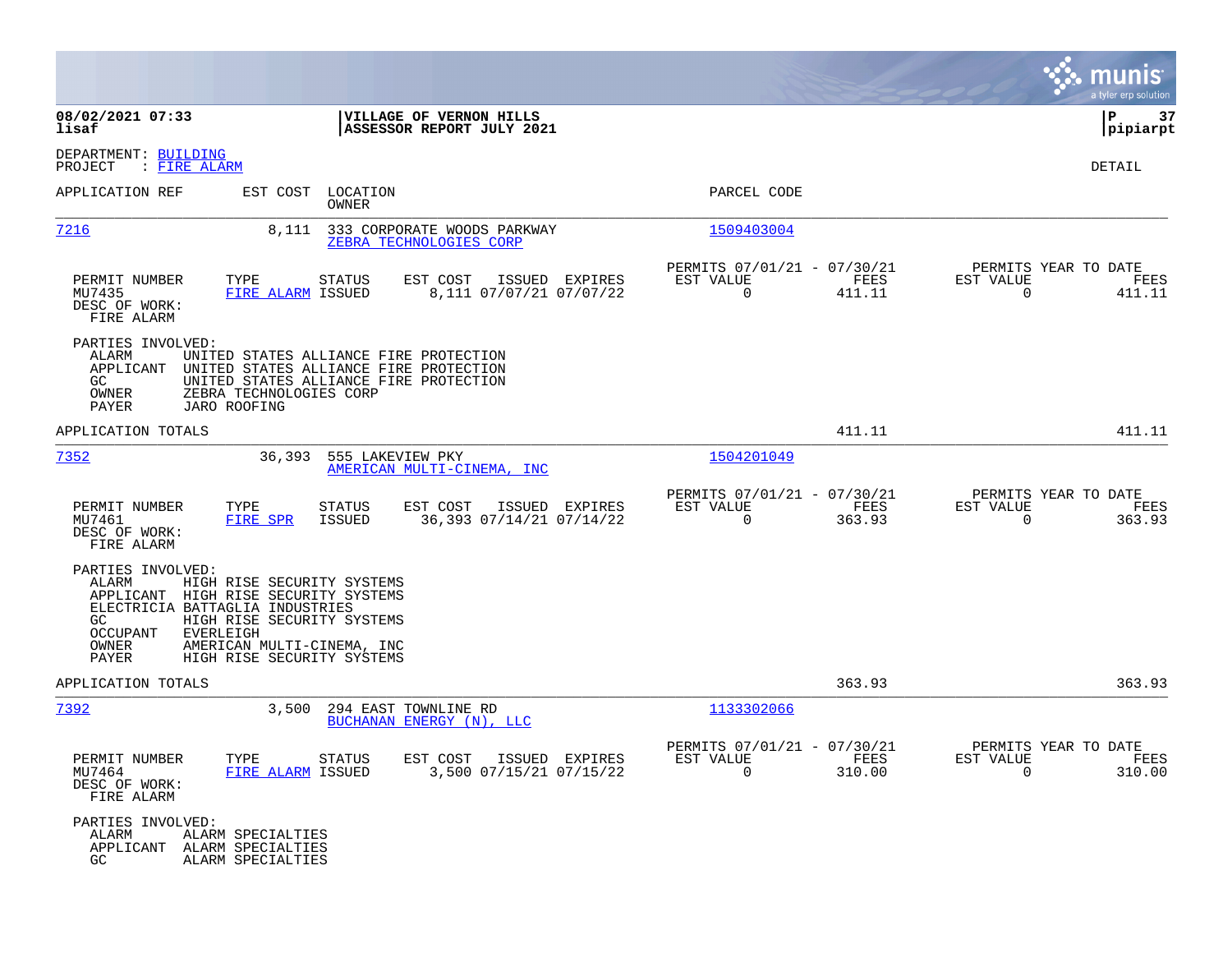**08/02/2021 07:33**
**lisaf**

**VILLAGE OF VERNON HILLS**
**ASSESSOR REPORT JULY 2021**

**P 37**
**pipiarpt**

DEPARTMENT: BUILDING
PROJECT : FIRE ALARM

DETAIL

| APPLICATION REF | EST COST | LOCATION / OWNER | PARCEL CODE |
|---|---|---|---|
| 7216 | 8,111 | 333 CORPORATE WOODS PARKWAY / ZEBRA TECHNOLOGIES CORP | 1509403004 |

| PERMIT NUMBER | TYPE | STATUS | EST COST | ISSUED | EXPIRES | PERMITS 07/01/21 - 07/30/21 EST VALUE | FEES | PERMITS YEAR TO DATE EST VALUE | FEES |
|---|---|---|---|---|---|---|---|---|---|
| MU7435 | FIRE ALARM | ISSUED | 8,111 | 07/07/21 | 07/07/22 | 0 | 411.11 | 0 | 411.11 |

DESC OF WORK:
FIRE ALARM

PARTIES INVOLVED:
- ALARM: UNITED STATES ALLIANCE FIRE PROTECTION
- APPLICANT: UNITED STATES ALLIANCE FIRE PROTECTION
- GC: UNITED STATES ALLIANCE FIRE PROTECTION
- OWNER: ZEBRA TECHNOLOGIES CORP
- PAYER: JARO ROOFING

APPLICATION TOTALS: 411.11 | 411.11

| APPLICATION REF | EST COST | LOCATION / OWNER | PARCEL CODE |
|---|---|---|---|
| 7352 | 36,393 | 555 LAKEVIEW PKY / AMERICAN MULTI-CINEMA, INC | 1504201049 |

| PERMIT NUMBER | TYPE | STATUS | EST COST | ISSUED | EXPIRES | PERMITS 07/01/21 - 07/30/21 EST VALUE | FEES | PERMITS YEAR TO DATE EST VALUE | FEES |
|---|---|---|---|---|---|---|---|---|---|
| MU7461 | FIRE SPR | ISSUED | 36,393 | 07/14/21 | 07/14/22 | 0 | 363.93 | 0 | 363.93 |

DESC OF WORK:
FIRE ALARM

PARTIES INVOLVED:
- ALARM: HIGH RISE SECURITY SYSTEMS
- APPLICANT: HIGH RISE SECURITY SYSTEMS
- ELECTRICIA: BATTAGLIA INDUSTRIES
- GC: HIGH RISE SECURITY SYSTEMS
- OCCUPANT: EVERLEIGH
- OWNER: AMERICAN MULTI-CINEMA, INC
- PAYER: HIGH RISE SECURITY SYSTEMS

APPLICATION TOTALS: 363.93 | 363.93

| APPLICATION REF | EST COST | LOCATION / OWNER | PARCEL CODE |
|---|---|---|---|
| 7392 | 3,500 | 294 EAST TOWNLINE RD / BUCHANAN ENERGY (N), LLC | 1133302066 |

| PERMIT NUMBER | TYPE | STATUS | EST COST | ISSUED | EXPIRES | PERMITS 07/01/21 - 07/30/21 EST VALUE | FEES | PERMITS YEAR TO DATE EST VALUE | FEES |
|---|---|---|---|---|---|---|---|---|---|
| MU7464 | FIRE ALARM | ISSUED | 3,500 | 07/15/21 | 07/15/22 | 0 | 310.00 | 0 | 310.00 |

DESC OF WORK:
FIRE ALARM

PARTIES INVOLVED:
- ALARM: ALARM SPECIALTIES
- APPLICANT: ALARM SPECIALTIES
- GC: ALARM SPECIALTIES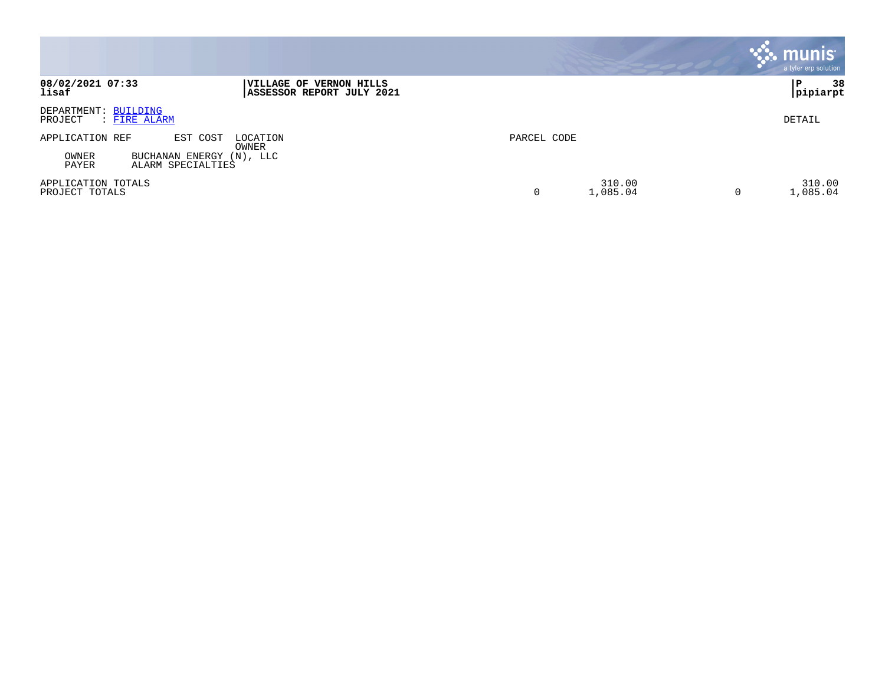**VILLAGE OF VERNON HILLS**
**ASSESSOR REPORT JULY 2021**

**08/02/2021 07:33**
**lisaf**

**pipiarpt**

DEPARTMENT: BUILDING
PROJECT : FIRE ALARM

DETAIL

| APPLICATION REF | EST COST | LOCATION / OWNER | PARCEL CODE | | | |
|---|---|---|---|---|---|---|
| OWNER | BUCHANAN ENERGY (N), LLC | | | | | |
| PAYER | ALARM SPECIALTIES | | | | | |
| APPLICATION TOTALS | | | | 310.00 | | 310.00 |
| PROJECT TOTALS | | | 0 | 1,085.04 | 0 | 1,085.04 |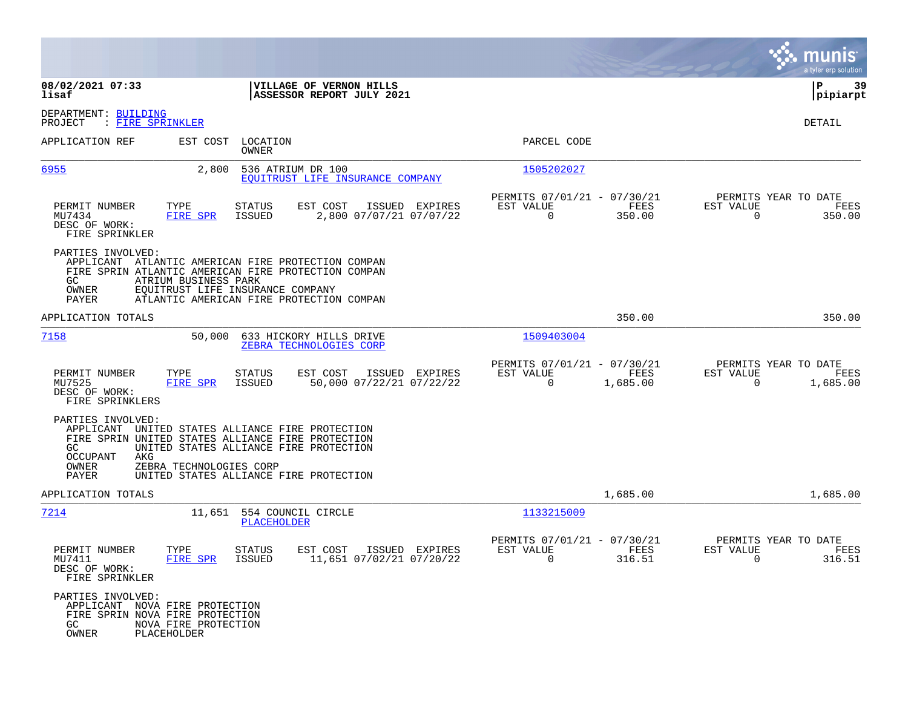**VILLAGE OF VERNON HILLS**
**ASSESSOR REPORT JULY 2021**

08/02/2021 07:33
lisaf

P 39
pipiarpt

DEPARTMENT: BUILDING
PROJECT : FIRE SPRINKLER

DETAIL

| APPLICATION REF | EST COST | LOCATION / OWNER | PARCEL CODE |
|---|---|---|---|
| 6955 | 2,800 | 536 ATRIUM DR 100 / EQUITRUST LIFE INSURANCE COMPANY | 1505202027 |

| PERMIT NUMBER | TYPE | STATUS | EST COST | ISSUED | EXPIRES | PERMITS 07/01/21 - 07/30/21 EST VALUE | FEES | PERMITS YEAR TO DATE EST VALUE | FEES |
|---|---|---|---|---|---|---|---|---|---|
| MU7434 | FIRE SPR | ISSUED | 2,800 | 07/07/21 | 07/07/22 | 0 | 350.00 | 0 | 350.00 |

DESC OF WORK:
FIRE SPRINKLER

PARTIES INVOLVED:
- APPLICANT ATLANTIC AMERICAN FIRE PROTECTION COMPAN
- FIRE SPRIN ATLANTIC AMERICAN FIRE PROTECTION COMPAN
- GC ATRIUM BUSINESS PARK
- OWNER EQUITRUST LIFE INSURANCE COMPANY
- PAYER ATLANTIC AMERICAN FIRE PROTECTION COMPAN

APPLICATION TOTALS 350.00 350.00

| APPLICATION REF | EST COST | LOCATION / OWNER | PARCEL CODE |
|---|---|---|---|
| 7158 | 50,000 | 633 HICKORY HILLS DRIVE / ZEBRA TECHNOLOGIES CORP | 1509403004 |

| PERMIT NUMBER | TYPE | STATUS | EST COST | ISSUED | EXPIRES | PERMITS 07/01/21 - 07/30/21 EST VALUE | FEES | PERMITS YEAR TO DATE EST VALUE | FEES |
|---|---|---|---|---|---|---|---|---|---|
| MU7525 | FIRE SPR | ISSUED | 50,000 | 07/22/21 | 07/22/22 | 0 | 1,685.00 | 0 | 1,685.00 |

DESC OF WORK:
FIRE SPRINKLERS

PARTIES INVOLVED:
- APPLICANT UNITED STATES ALLIANCE FIRE PROTECTION
- FIRE SPRIN UNITED STATES ALLIANCE FIRE PROTECTION
- GC UNITED STATES ALLIANCE FIRE PROTECTION
- OCCUPANT AKG
- OWNER ZEBRA TECHNOLOGIES CORP
- PAYER UNITED STATES ALLIANCE FIRE PROTECTION

APPLICATION TOTALS 1,685.00 1,685.00

| APPLICATION REF | EST COST | LOCATION / OWNER | PARCEL CODE |
|---|---|---|---|
| 7214 | 11,651 | 554 COUNCIL CIRCLE / PLACEHOLDER | 1133215009 |

| PERMIT NUMBER | TYPE | STATUS | EST COST | ISSUED | EXPIRES | PERMITS 07/01/21 - 07/30/21 EST VALUE | FEES | PERMITS YEAR TO DATE EST VALUE | FEES |
|---|---|---|---|---|---|---|---|---|---|
| MU7411 | FIRE SPR | ISSUED | 11,651 | 07/02/21 | 07/20/22 | 0 | 316.51 | 0 | 316.51 |

DESC OF WORK:
FIRE SPRINKLER

PARTIES INVOLVED:
- APPLICANT NOVA FIRE PROTECTION
- FIRE SPRIN NOVA FIRE PROTECTION
- GC NOVA FIRE PROTECTION
- OWNER PLACEHOLDER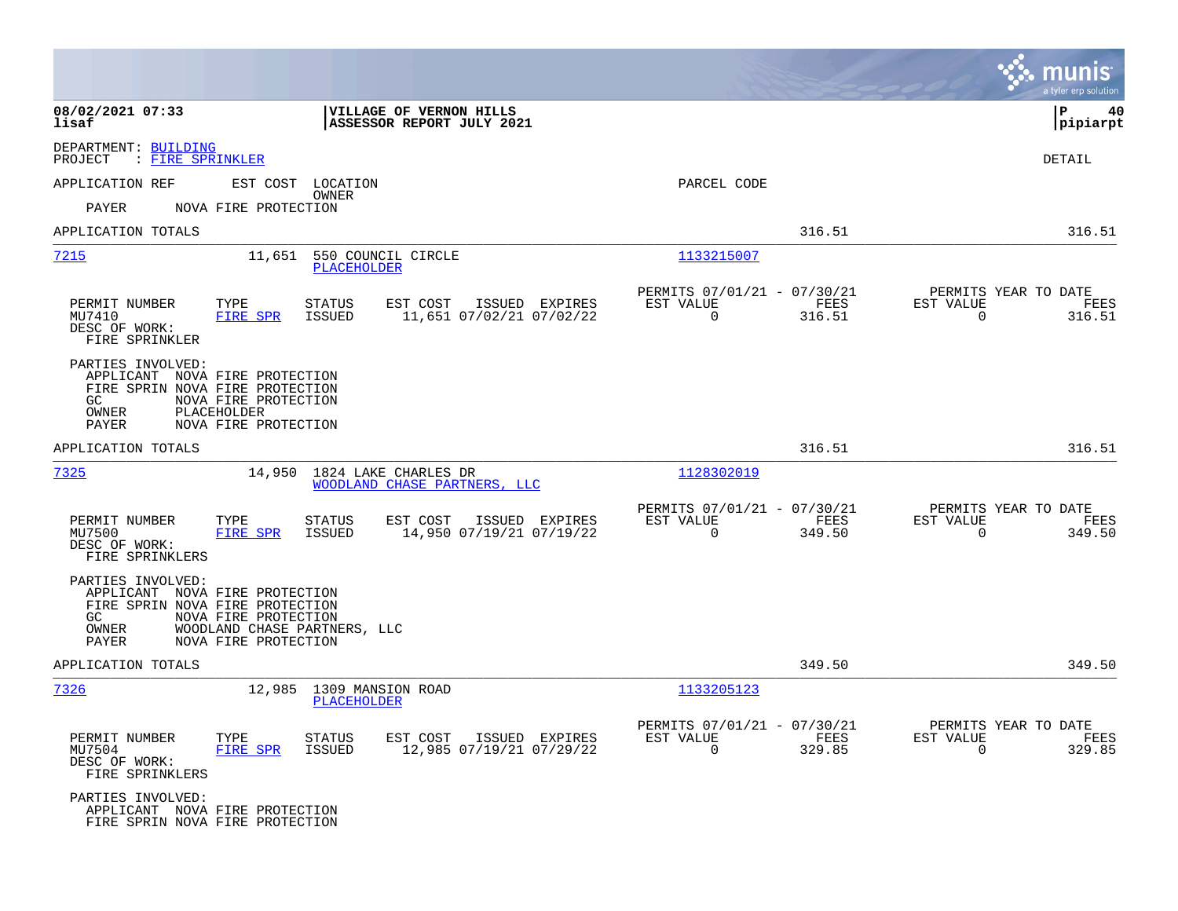08/02/2021 07:33 | VILLAGE OF VERNON HILLS | P 40
lisaf | ASSESSOR REPORT JULY 2021 | pipiarpt

DEPARTMENT: BUILDING
PROJECT : FIRE SPRINKLER

DETAIL

APPLICATION REF EST COST LOCATION OWNER PARCEL CODE

PAYER NOVA FIRE PROTECTION

APPLICATION TOTALS 316.51 316.51

---

**7215** 11,651 550 COUNCIL CIRCLE PLACEHOLDER 1133215007

| PERMIT NUMBER | TYPE | STATUS | EST COST | ISSUED | EXPIRES | PERMITS 07/01/21 - 07/30/21 EST VALUE | FEES | PERMITS YEAR TO DATE EST VALUE | FEES |
|---|---|---|---|---|---|---|---|---|---|
| MU7410 | FIRE SPR | ISSUED | 11,651 | 07/02/21 | 07/02/22 | 0 | 316.51 | 0 | 316.51 |

DESC OF WORK:
FIRE SPRINKLER

PARTIES INVOLVED:
APPLICANT NOVA FIRE PROTECTION
FIRE SPRIN NOVA FIRE PROTECTION
GC NOVA FIRE PROTECTION
OWNER PLACEHOLDER
PAYER NOVA FIRE PROTECTION

APPLICATION TOTALS 316.51 316.51

---

**7325** 14,950 1824 LAKE CHARLES DR WOODLAND CHASE PARTNERS, LLC 1128302019

| PERMIT NUMBER | TYPE | STATUS | EST COST | ISSUED | EXPIRES | PERMITS 07/01/21 - 07/30/21 EST VALUE | FEES | PERMITS YEAR TO DATE EST VALUE | FEES |
|---|---|---|---|---|---|---|---|---|---|
| MU7500 | FIRE SPR | ISSUED | 14,950 | 07/19/21 | 07/19/22 | 0 | 349.50 | 0 | 349.50 |

DESC OF WORK:
FIRE SPRINKLERS

PARTIES INVOLVED:
APPLICANT NOVA FIRE PROTECTION
FIRE SPRIN NOVA FIRE PROTECTION
GC NOVA FIRE PROTECTION
OWNER WOODLAND CHASE PARTNERS, LLC
PAYER NOVA FIRE PROTECTION

APPLICATION TOTALS 349.50 349.50

---

**7326** 12,985 1309 MANSION ROAD PLACEHOLDER 1133205123

| PERMIT NUMBER | TYPE | STATUS | EST COST | ISSUED | EXPIRES | PERMITS 07/01/21 - 07/30/21 EST VALUE | FEES | PERMITS YEAR TO DATE EST VALUE | FEES |
|---|---|---|---|---|---|---|---|---|---|
| MU7504 | FIRE SPR | ISSUED | 12,985 | 07/19/21 | 07/29/22 | 0 | 329.85 | 0 | 329.85 |

DESC OF WORK:
FIRE SPRINKLERS

PARTIES INVOLVED:
APPLICANT NOVA FIRE PROTECTION
FIRE SPRIN NOVA FIRE PROTECTION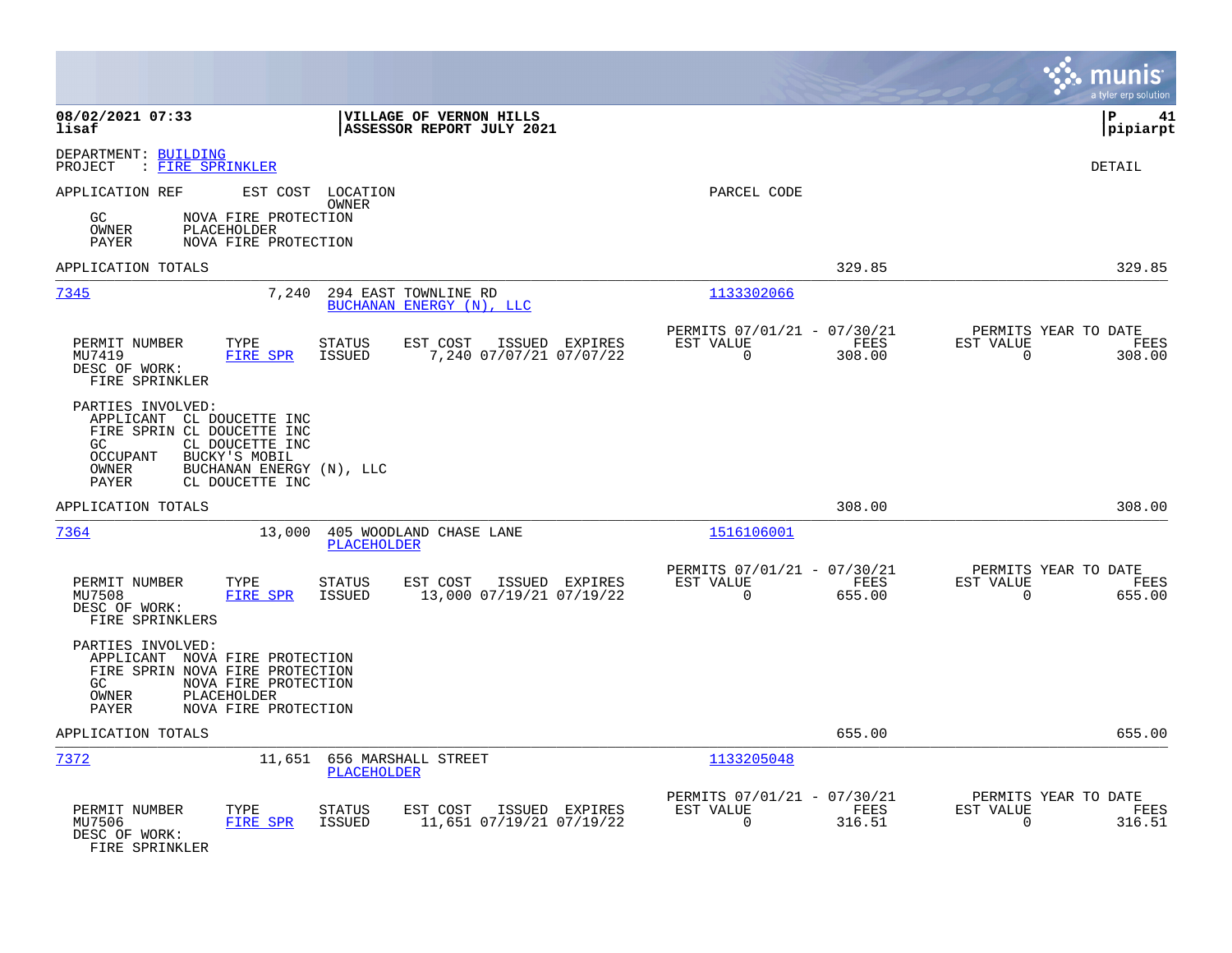**VILLAGE OF VERNON HILLS**
**ASSESSOR REPORT JULY 2021**

08/02/2021 07:33
lisaf

P 41
pipiarpt

DEPARTMENT: BUILDING
PROJECT : FIRE SPRINKLER

DETAIL

APPLICATION REF | EST COST | LOCATION / OWNER | PARCEL CODE

GC NOVA FIRE PROTECTION
OWNER PLACEHOLDER
PAYER NOVA FIRE PROTECTION

APPLICATION TOTALS 329.85 329.85

---

**7345** | 7,240 | 294 EAST TOWNLINE RD / BUCHANAN ENERGY (N), LLC | 1133302066

| PERMIT NUMBER | TYPE | STATUS | EST COST | ISSUED | EXPIRES | PERMITS 07/01/21 - 07/30/21 EST VALUE | FEES | PERMITS YEAR TO DATE EST VALUE | FEES |
|---|---|---|---|---|---|---|---|---|---|
| MU7419 | FIRE SPR | ISSUED | 7,240 | 07/07/21 | 07/07/22 | 0 | 308.00 | 0 | 308.00 |

DESC OF WORK:
FIRE SPRINKLER

PARTIES INVOLVED:
APPLICANT CL DOUCETTE INC
FIRE SPRIN CL DOUCETTE INC
GC CL DOUCETTE INC
OCCUPANT BUCKY'S MOBIL
OWNER BUCHANAN ENERGY (N), LLC
PAYER CL DOUCETTE INC

APPLICATION TOTALS 308.00 308.00

---

**7364** | 13,000 | 405 WOODLAND CHASE LANE / PLACEHOLDER | 1516106001

| PERMIT NUMBER | TYPE | STATUS | EST COST | ISSUED | EXPIRES | PERMITS 07/01/21 - 07/30/21 EST VALUE | FEES | PERMITS YEAR TO DATE EST VALUE | FEES |
|---|---|---|---|---|---|---|---|---|---|
| MU7508 | FIRE SPR | ISSUED | 13,000 | 07/19/21 | 07/19/22 | 0 | 655.00 | 0 | 655.00 |

DESC OF WORK:
FIRE SPRINKLERS

PARTIES INVOLVED:
APPLICANT NOVA FIRE PROTECTION
FIRE SPRIN NOVA FIRE PROTECTION
GC NOVA FIRE PROTECTION
OWNER PLACEHOLDER
PAYER NOVA FIRE PROTECTION

APPLICATION TOTALS 655.00 655.00

---

**7372** | 11,651 | 656 MARSHALL STREET / PLACEHOLDER | 1133205048

| PERMIT NUMBER | TYPE | STATUS | EST COST | ISSUED | EXPIRES | PERMITS 07/01/21 - 07/30/21 EST VALUE | FEES | PERMITS YEAR TO DATE EST VALUE | FEES |
|---|---|---|---|---|---|---|---|---|---|
| MU7506 | FIRE SPR | ISSUED | 11,651 | 07/19/21 | 07/19/22 | 0 | 316.51 | 0 | 316.51 |

DESC OF WORK:
FIRE SPRINKLER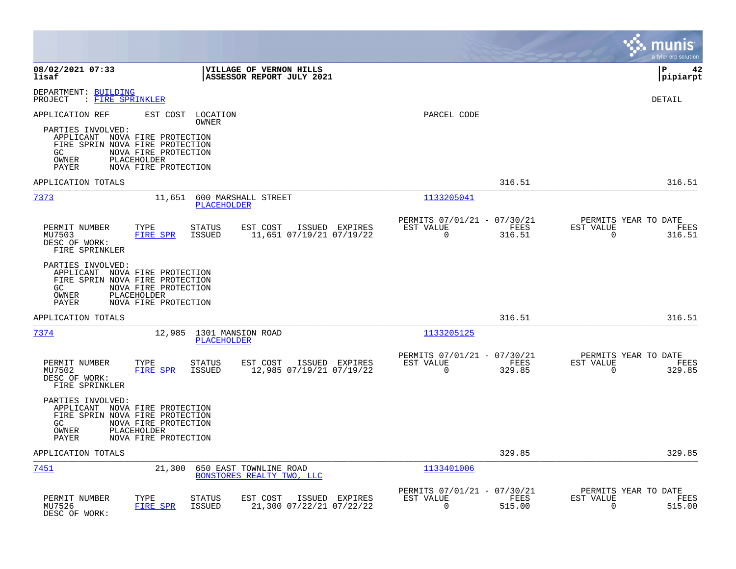**08/02/2021 07:33**
**lisaf**

**VILLAGE OF VERNON HILLS**
**ASSESSOR REPORT JULY 2021**

**P 42**
**pipiarpt**

DEPARTMENT: BUILDING
PROJECT : FIRE SPRINKLER

DETAIL

APPLICATION REF | EST COST | LOCATION / OWNER | PARCEL CODE

PARTIES INVOLVED:
APPLICANT NOVA FIRE PROTECTION
FIRE SPRIN NOVA FIRE PROTECTION
GC NOVA FIRE PROTECTION
OWNER PLACEHOLDER
PAYER NOVA FIRE PROTECTION

APPLICATION TOTALS — 316.51 — 316.51

---

**7373** — 11,651 — 600 MARSHALL STREET — PLACEHOLDER — 1133205041

| PERMIT NUMBER | TYPE | STATUS | EST COST | ISSUED | EXPIRES | PERMITS 07/01/21 - 07/30/21 EST VALUE | FEES | PERMITS YEAR TO DATE EST VALUE | FEES |
|---|---|---|---|---|---|---|---|---|---|
| MU7503 | FIRE SPR | ISSUED | 11,651 | 07/19/21 | 07/19/22 | 0 | 316.51 | 0 | 316.51 |

DESC OF WORK:
FIRE SPRINKLER

PARTIES INVOLVED:
APPLICANT NOVA FIRE PROTECTION
FIRE SPRIN NOVA FIRE PROTECTION
GC NOVA FIRE PROTECTION
OWNER PLACEHOLDER
PAYER NOVA FIRE PROTECTION

APPLICATION TOTALS — 316.51 — 316.51

---

**7374** — 12,985 — 1301 MANSION ROAD — PLACEHOLDER — 1133205125

| PERMIT NUMBER | TYPE | STATUS | EST COST | ISSUED | EXPIRES | PERMITS 07/01/21 - 07/30/21 EST VALUE | FEES | PERMITS YEAR TO DATE EST VALUE | FEES |
|---|---|---|---|---|---|---|---|---|---|
| MU7502 | FIRE SPR | ISSUED | 12,985 | 07/19/21 | 07/19/22 | 0 | 329.85 | 0 | 329.85 |

DESC OF WORK:
FIRE SPRINKLER

PARTIES INVOLVED:
APPLICANT NOVA FIRE PROTECTION
FIRE SPRIN NOVA FIRE PROTECTION
GC NOVA FIRE PROTECTION
OWNER PLACEHOLDER
PAYER NOVA FIRE PROTECTION

APPLICATION TOTALS — 329.85 — 329.85

---

**7451** — 21,300 — 650 EAST TOWNLINE ROAD — BONSTORES REALTY TWO, LLC — 1133401006

| PERMIT NUMBER | TYPE | STATUS | EST COST | ISSUED | EXPIRES | PERMITS 07/01/21 - 07/30/21 EST VALUE | FEES | PERMITS YEAR TO DATE EST VALUE | FEES |
|---|---|---|---|---|---|---|---|---|---|
| MU7526 | FIRE SPR | ISSUED | 21,300 | 07/22/21 | 07/22/22 | 0 | 515.00 | 0 | 515.00 |

DESC OF WORK: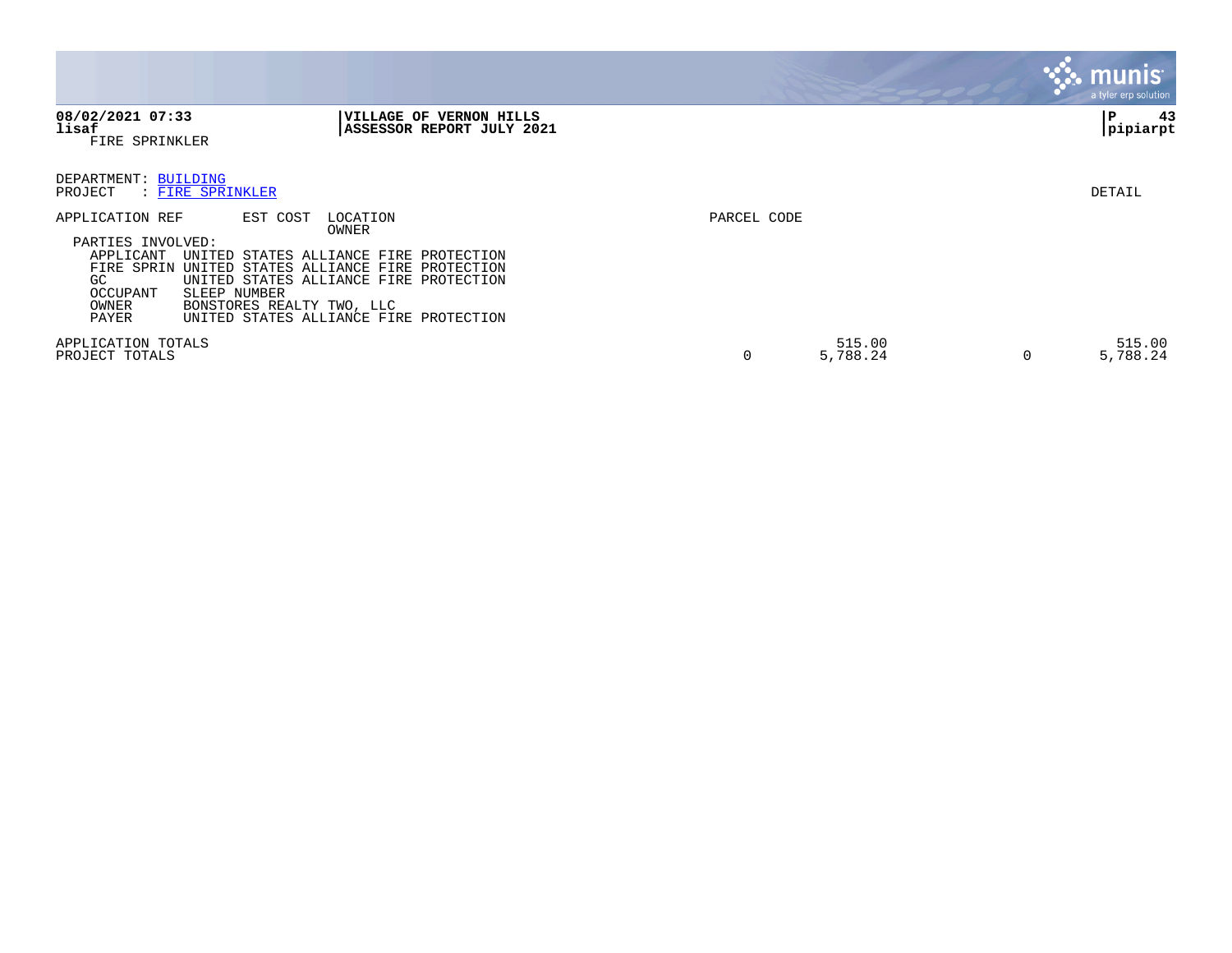**08/02/2021 07:33**
**lisaf**
FIRE SPRINKLER

**VILLAGE OF VERNON HILLS**
**ASSESSOR REPORT JULY 2021**

**pipiarpt**

DEPARTMENT: BUILDING
PROJECT : FIRE SPRINKLER

DETAIL

| APPLICATION REF | EST COST | LOCATION / OWNER | PARCEL CODE | | | |
|---|---|---|---|---|---|---|

PARTIES INVOLVED:

| | |
|---|---|
| APPLICANT | UNITED STATES ALLIANCE FIRE PROTECTION |
| FIRE SPRIN | UNITED STATES ALLIANCE FIRE PROTECTION |
| GC | UNITED STATES ALLIANCE FIRE PROTECTION |
| OCCUPANT | SLEEP NUMBER |
| OWNER | BONSTORES REALTY TWO, LLC |
| PAYER | UNITED STATES ALLIANCE FIRE PROTECTION |

| | | | | |
|---|---|---|---|---|
| APPLICATION TOTALS | | 515.00 | | 515.00 |
| PROJECT TOTALS | 0 | 5,788.24 | 0 | 5,788.24 |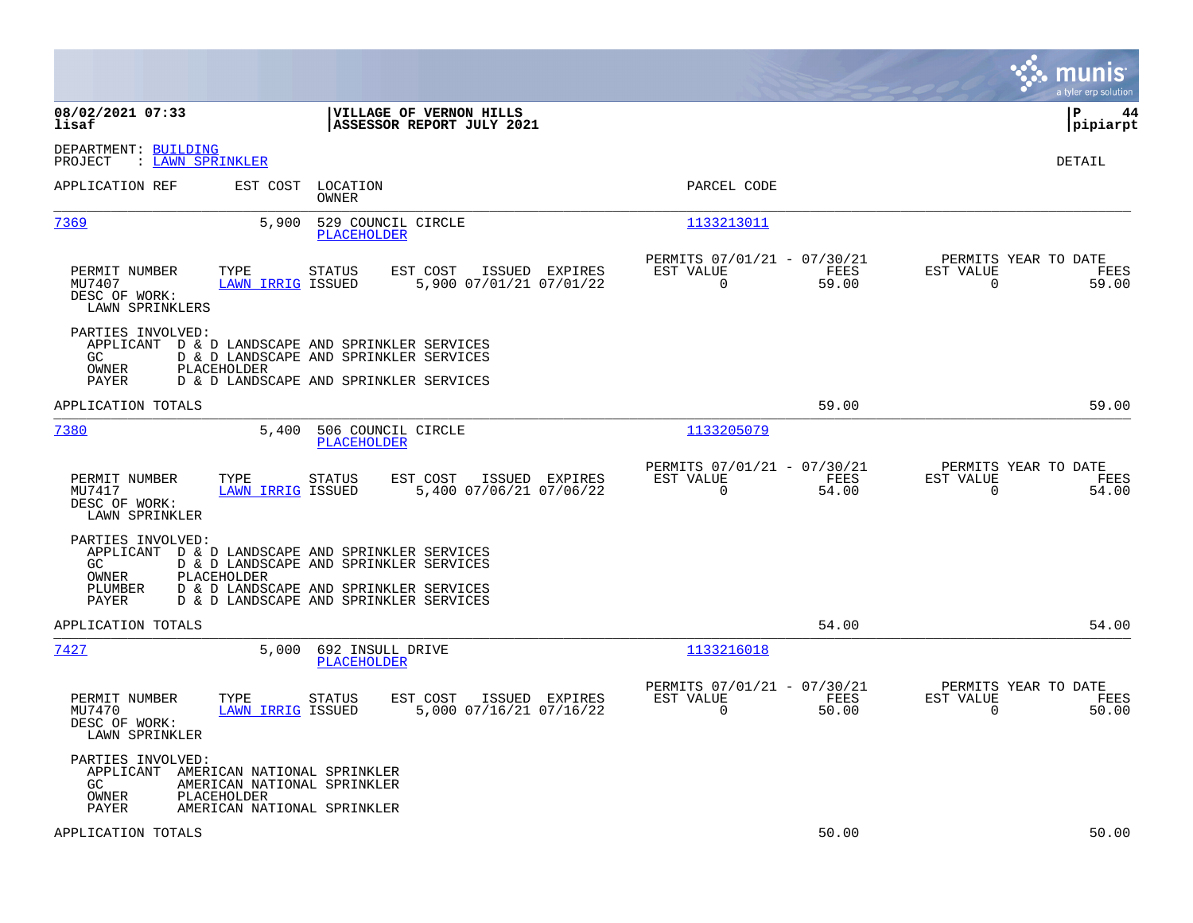**08/02/2021 07:33**
**lisaf**

**VILLAGE OF VERNON HILLS**
**ASSESSOR REPORT JULY 2021**

**P 44**
**pipiarpt**

DEPARTMENT: BUILDING
PROJECT : LAWN SPRINKLER

DETAIL

| APPLICATION REF | EST COST | LOCATION / OWNER | PARCEL CODE |
|---|---|---|---|
| 7369 | 5,900 | 529 COUNCIL CIRCLE / PLACEHOLDER | 1133213011 |

| PERMIT NUMBER | TYPE | STATUS | EST COST | ISSUED | EXPIRES | PERMITS 07/01/21 - 07/30/21 EST VALUE | FEES | PERMITS YEAR TO DATE EST VALUE | FEES |
|---|---|---|---|---|---|---|---|---|---|
| MU7407 | LAWN IRRIG | ISSUED | 5,900 | 07/01/21 | 07/01/22 | 0 | 59.00 | 0 | 59.00 |

DESC OF WORK:
LAWN SPRINKLERS

PARTIES INVOLVED:
- APPLICANT D & D LANDSCAPE AND SPRINKLER SERVICES
- GC D & D LANDSCAPE AND SPRINKLER SERVICES
- OWNER PLACEHOLDER
- PAYER D & D LANDSCAPE AND SPRINKLER SERVICES

APPLICATION TOTALS 59.00 59.00

| APPLICATION REF | EST COST | LOCATION / OWNER | PARCEL CODE |
|---|---|---|---|
| 7380 | 5,400 | 506 COUNCIL CIRCLE / PLACEHOLDER | 1133205079 |

| PERMIT NUMBER | TYPE | STATUS | EST COST | ISSUED | EXPIRES | PERMITS 07/01/21 - 07/30/21 EST VALUE | FEES | PERMITS YEAR TO DATE EST VALUE | FEES |
|---|---|---|---|---|---|---|---|---|---|
| MU7417 | LAWN IRRIG | ISSUED | 5,400 | 07/06/21 | 07/06/22 | 0 | 54.00 | 0 | 54.00 |

DESC OF WORK:
LAWN SPRINKLER

PARTIES INVOLVED:
- APPLICANT D & D LANDSCAPE AND SPRINKLER SERVICES
- GC D & D LANDSCAPE AND SPRINKLER SERVICES
- OWNER PLACEHOLDER
- PLUMBER D & D LANDSCAPE AND SPRINKLER SERVICES
- PAYER D & D LANDSCAPE AND SPRINKLER SERVICES

APPLICATION TOTALS 54.00 54.00

| APPLICATION REF | EST COST | LOCATION / OWNER | PARCEL CODE |
|---|---|---|---|
| 7427 | 5,000 | 692 INSULL DRIVE / PLACEHOLDER | 1133216018 |

| PERMIT NUMBER | TYPE | STATUS | EST COST | ISSUED | EXPIRES | PERMITS 07/01/21 - 07/30/21 EST VALUE | FEES | PERMITS YEAR TO DATE EST VALUE | FEES |
|---|---|---|---|---|---|---|---|---|---|
| MU7470 | LAWN IRRIG | ISSUED | 5,000 | 07/16/21 | 07/16/22 | 0 | 50.00 | 0 | 50.00 |

DESC OF WORK:
LAWN SPRINKLER

PARTIES INVOLVED:
- APPLICANT AMERICAN NATIONAL SPRINKLER
- GC AMERICAN NATIONAL SPRINKLER
- OWNER PLACEHOLDER
- PAYER AMERICAN NATIONAL SPRINKLER

APPLICATION TOTALS 50.00 50.00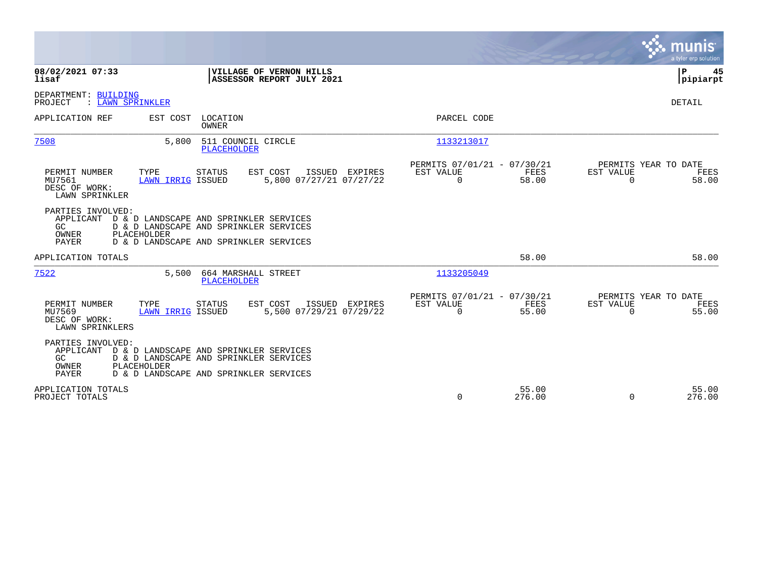**08/02/2021 07:33**
**lisaf**

**VILLAGE OF VERNON HILLS**
**ASSESSOR REPORT JULY 2021**

**P 45**
**pipiarpt**

DEPARTMENT: BUILDING
PROJECT : LAWN SPRINKLER

DETAIL

| APPLICATION REF | EST COST | LOCATION / OWNER | PARCEL CODE |
|---|---|---|---|
| 7508 | 5,800 | 511 COUNCIL CIRCLE / PLACEHOLDER | 1133213017 |

| PERMIT NUMBER | TYPE | STATUS | EST COST | ISSUED | EXPIRES | PERMITS 07/01/21 - 07/30/21 EST VALUE | FEES | PERMITS YEAR TO DATE EST VALUE | FEES |
|---|---|---|---|---|---|---|---|---|---|
| MU7561 | LAWN IRRIG | ISSUED | 5,800 | 07/27/21 | 07/27/22 | 0 | 58.00 | 0 | 58.00 |

DESC OF WORK:
LAWN SPRINKLER

PARTIES INVOLVED:
- APPLICANT D & D LANDSCAPE AND SPRINKLER SERVICES
- GC D & D LANDSCAPE AND SPRINKLER SERVICES
- OWNER PLACEHOLDER
- PAYER D & D LANDSCAPE AND SPRINKLER SERVICES

APPLICATION TOTALS 58.00 58.00

| APPLICATION REF | EST COST | LOCATION / OWNER | PARCEL CODE |
|---|---|---|---|
| 7522 | 5,500 | 664 MARSHALL STREET / PLACEHOLDER | 1133205049 |

| PERMIT NUMBER | TYPE | STATUS | EST COST | ISSUED | EXPIRES | PERMITS 07/01/21 - 07/30/21 EST VALUE | FEES | PERMITS YEAR TO DATE EST VALUE | FEES |
|---|---|---|---|---|---|---|---|---|---|
| MU7569 | LAWN IRRIG | ISSUED | 5,500 | 07/29/21 | 07/29/22 | 0 | 55.00 | 0 | 55.00 |

DESC OF WORK:
LAWN SPRINKLERS

PARTIES INVOLVED:
- APPLICANT D & D LANDSCAPE AND SPRINKLER SERVICES
- GC D & D LANDSCAPE AND SPRINKLER SERVICES
- OWNER PLACEHOLDER
- PAYER D & D LANDSCAPE AND SPRINKLER SERVICES

| | EST VALUE | FEES | EST VALUE | FEES |
|---|---|---|---|---|
| APPLICATION TOTALS | | 55.00 | | 55.00 |
| PROJECT TOTALS | 0 | 276.00 | 0 | 276.00 |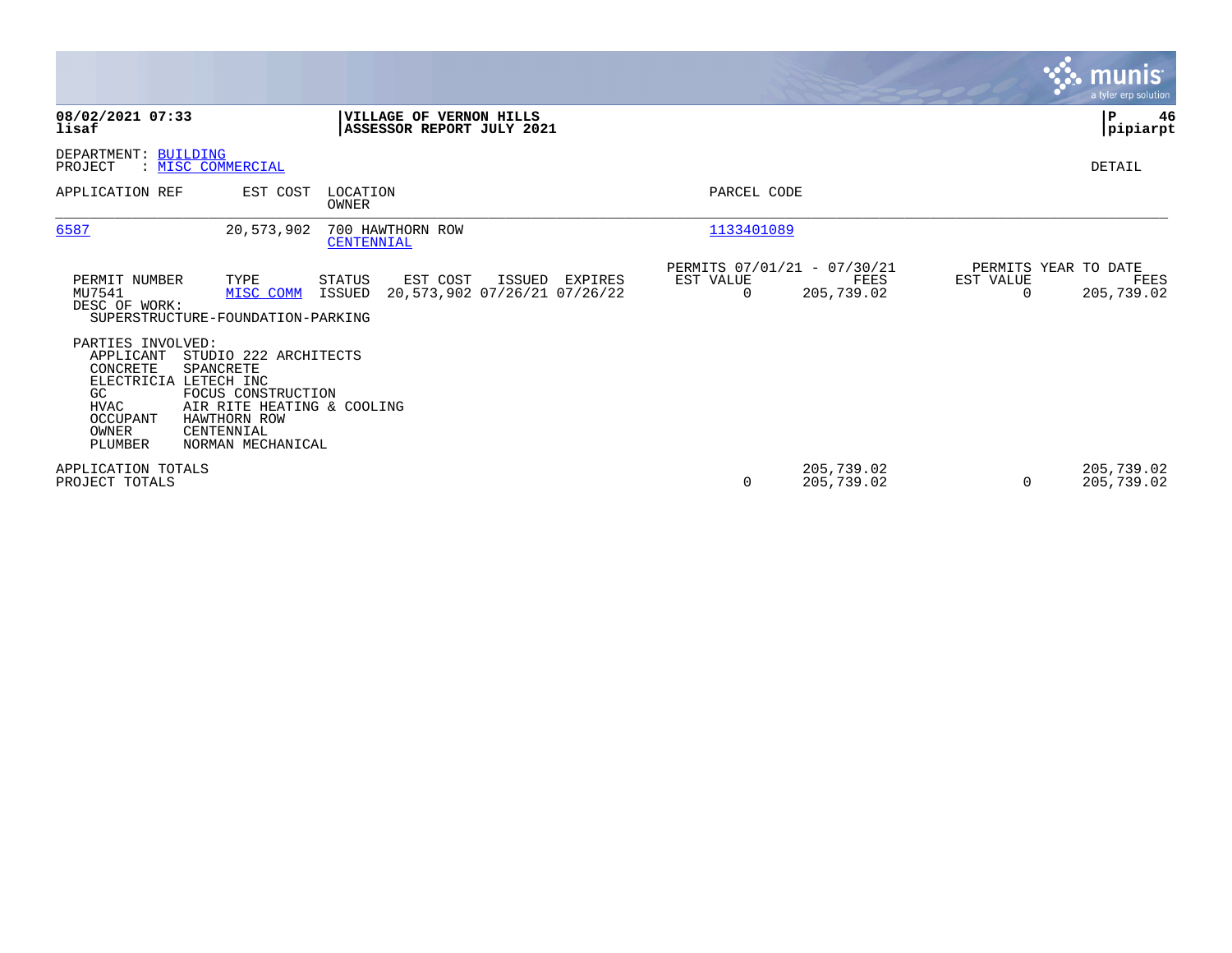**08/02/2021 07:33**
**lisaf**

**VILLAGE OF VERNON HILLS**
**ASSESSOR REPORT JULY 2021**

**pipiarpt**

DEPARTMENT: BUILDING
PROJECT : MISC COMMERCIAL

DETAIL

| APPLICATION REF | EST COST | LOCATION / OWNER | PARCEL CODE |
|---|---|---|---|
| 6587 | 20,573,902 | 700 HAWTHORN ROW / CENTENNIAL | 1133401089 |

| PERMIT NUMBER | TYPE | STATUS | EST COST | ISSUED | EXPIRES | PERMITS 07/01/21 - 07/30/21 EST VALUE | FEES | PERMITS YEAR TO DATE EST VALUE | FEES |
|---|---|---|---|---|---|---|---|---|---|
| MU7541 | MISC COMM | ISSUED | 20,573,902 | 07/26/21 | 07/26/22 | 0 | 205,739.02 | 0 | 205,739.02 |

DESC OF WORK:
SUPERSTRUCTURE-FOUNDATION-PARKING

PARTIES INVOLVED:

| | |
|---|---|
| APPLICANT | STUDIO 222 ARCHITECTS |
| CONCRETE | SPANCRETE |
| ELECTRICIA | LETECH INC |
| GC | FOCUS CONSTRUCTION |
| HVAC | AIR RITE HEATING & COOLING |
| OCCUPANT | HAWTHORN ROW |
| OWNER | CENTENNIAL |
| PLUMBER | NORMAN MECHANICAL |

| | EST VALUE | FEES | EST VALUE | FEES |
|---|---|---|---|---|
| APPLICATION TOTALS | | 205,739.02 | | 205,739.02 |
| PROJECT TOTALS | 0 | 205,739.02 | 0 | 205,739.02 |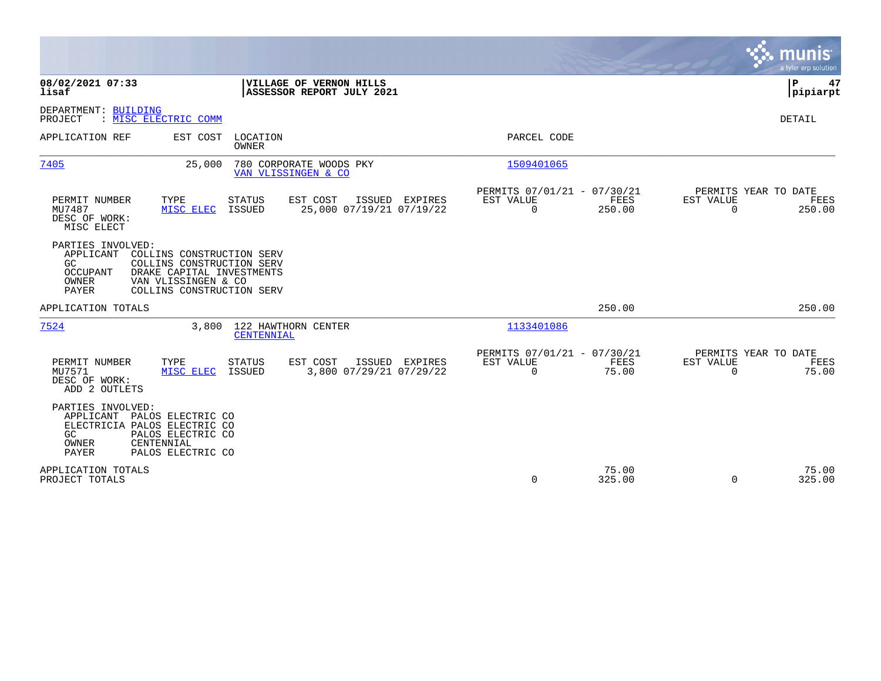**08/02/2021 07:33**
**lisaf**

**VILLAGE OF VERNON HILLS**
**ASSESSOR REPORT JULY 2021**

**P 47**
**pipiarpt**

DEPARTMENT: BUILDING
PROJECT : MISC ELECTRIC COMM

DETAIL

| APPLICATION REF | EST COST | LOCATION / OWNER | PARCEL CODE |
|---|---|---|---|
| 7405 | 25,000 | 780 CORPORATE WOODS PKY / VAN VLISSINGEN & CO | 1509401065 |

| PERMIT NUMBER | TYPE | STATUS | EST COST | ISSUED | EXPIRES | PERMITS 07/01/21 - 07/30/21 EST VALUE | FEES | PERMITS YEAR TO DATE EST VALUE | FEES |
|---|---|---|---|---|---|---|---|---|---|
| MU7487 | MISC ELEC | ISSUED | 25,000 | 07/19/21 | 07/19/22 | 0 | 250.00 | 0 | 250.00 |

DESC OF WORK:
MISC ELECT

PARTIES INVOLVED:
- APPLICANT COLLINS CONSTRUCTION SERV
- GC COLLINS CONSTRUCTION SERV
- OCCUPANT DRAKE CAPITAL INVESTMENTS
- OWNER VAN VLISSINGEN & CO
- PAYER COLLINS CONSTRUCTION SERV

APPLICATION TOTALS 250.00 250.00

| APPLICATION REF | EST COST | LOCATION / OWNER | PARCEL CODE |
|---|---|---|---|
| 7524 | 3,800 | 122 HAWTHORN CENTER / CENTENNIAL | 1133401086 |

| PERMIT NUMBER | TYPE | STATUS | EST COST | ISSUED | EXPIRES | PERMITS 07/01/21 - 07/30/21 EST VALUE | FEES | PERMITS YEAR TO DATE EST VALUE | FEES |
|---|---|---|---|---|---|---|---|---|---|
| MU7571 | MISC ELEC | ISSUED | 3,800 | 07/29/21 | 07/29/22 | 0 | 75.00 | 0 | 75.00 |

DESC OF WORK:
ADD 2 OUTLETS

PARTIES INVOLVED:
- APPLICANT PALOS ELECTRIC CO
- ELECTRICIA PALOS ELECTRIC CO
- GC PALOS ELECTRIC CO
- OWNER CENTENNIAL
- PAYER PALOS ELECTRIC CO

| | EST VALUE | FEES | EST VALUE | FEES |
|---|---|---|---|---|
| APPLICATION TOTALS | | 75.00 | | 75.00 |
| PROJECT TOTALS | 0 | 325.00 | 0 | 325.00 |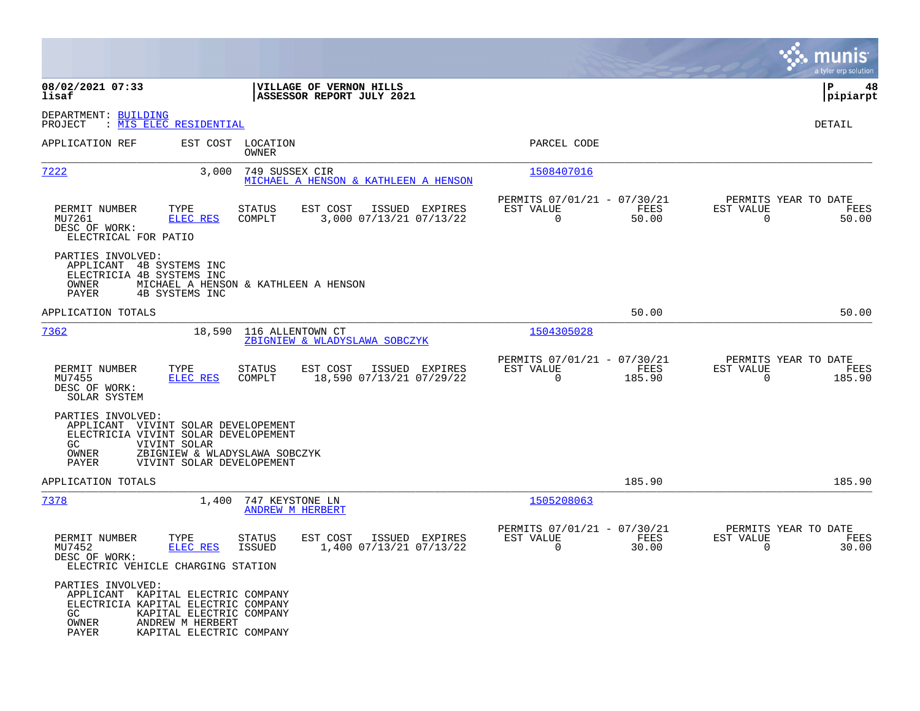08/02/2021 07:33
lisaf

**VILLAGE OF VERNON HILLS**
**ASSESSOR REPORT JULY 2021**

P 48
pipiarpt

DEPARTMENT: BUILDING
PROJECT : MIS ELEC RESIDENTIAL

DETAIL

| APPLICATION REF | EST COST | LOCATION / OWNER | PARCEL CODE |
|---|---|---|---|
| 7222 | 3,000 | 749 SUSSEX CIR / MICHAEL A HENSON & KATHLEEN A HENSON | 1508407016 |

| PERMIT NUMBER | TYPE | STATUS | EST COST | ISSUED | EXPIRES | PERMITS 07/01/21 - 07/30/21 EST VALUE | FEES | PERMITS YEAR TO DATE EST VALUE | FEES |
|---|---|---|---|---|---|---|---|---|---|
| MU7261 | ELEC RES | COMPLT | 3,000 | 07/13/21 | 07/13/22 | 0 | 50.00 | 0 | 50.00 |

DESC OF WORK:
ELECTRICAL FOR PATIO

PARTIES INVOLVED:
- APPLICANT 4B SYSTEMS INC
- ELECTRICIA 4B SYSTEMS INC
- OWNER MICHAEL A HENSON & KATHLEEN A HENSON
- PAYER 4B SYSTEMS INC

APPLICATION TOTALS: 50.00 | 50.00

| APPLICATION REF | EST COST | LOCATION / OWNER | PARCEL CODE |
|---|---|---|---|
| 7362 | 18,590 | 116 ALLENTOWN CT / ZBIGNIEW & WLADYSLAWA SOBCZYK | 1504305028 |

| PERMIT NUMBER | TYPE | STATUS | EST COST | ISSUED | EXPIRES | PERMITS 07/01/21 - 07/30/21 EST VALUE | FEES | PERMITS YEAR TO DATE EST VALUE | FEES |
|---|---|---|---|---|---|---|---|---|---|
| MU7455 | ELEC RES | COMPLT | 18,590 | 07/13/21 | 07/29/22 | 0 | 185.90 | 0 | 185.90 |

DESC OF WORK:
SOLAR SYSTEM

PARTIES INVOLVED:
- APPLICANT VIVINT SOLAR DEVELOPEMENT
- ELECTRICIA VIVINT SOLAR DEVELOPEMENT
- GC VIVINT SOLAR
- OWNER ZBIGNIEW & WLADYSLAWA SOBCZYK
- PAYER VIVINT SOLAR DEVELOPEMENT

APPLICATION TOTALS: 185.90 | 185.90

| APPLICATION REF | EST COST | LOCATION / OWNER | PARCEL CODE |
|---|---|---|---|
| 7378 | 1,400 | 747 KEYSTONE LN / ANDREW M HERBERT | 1505208063 |

| PERMIT NUMBER | TYPE | STATUS | EST COST | ISSUED | EXPIRES | PERMITS 07/01/21 - 07/30/21 EST VALUE | FEES | PERMITS YEAR TO DATE EST VALUE | FEES |
|---|---|---|---|---|---|---|---|---|---|
| MU7452 | ELEC RES | ISSUED | 1,400 | 07/13/21 | 07/13/22 | 0 | 30.00 | 0 | 30.00 |

DESC OF WORK:
ELECTRIC VEHICLE CHARGING STATION

PARTIES INVOLVED:
- APPLICANT KAPITAL ELECTRIC COMPANY
- ELECTRICIA KAPITAL ELECTRIC COMPANY
- GC KAPITAL ELECTRIC COMPANY
- OWNER ANDREW M HERBERT
- PAYER KAPITAL ELECTRIC COMPANY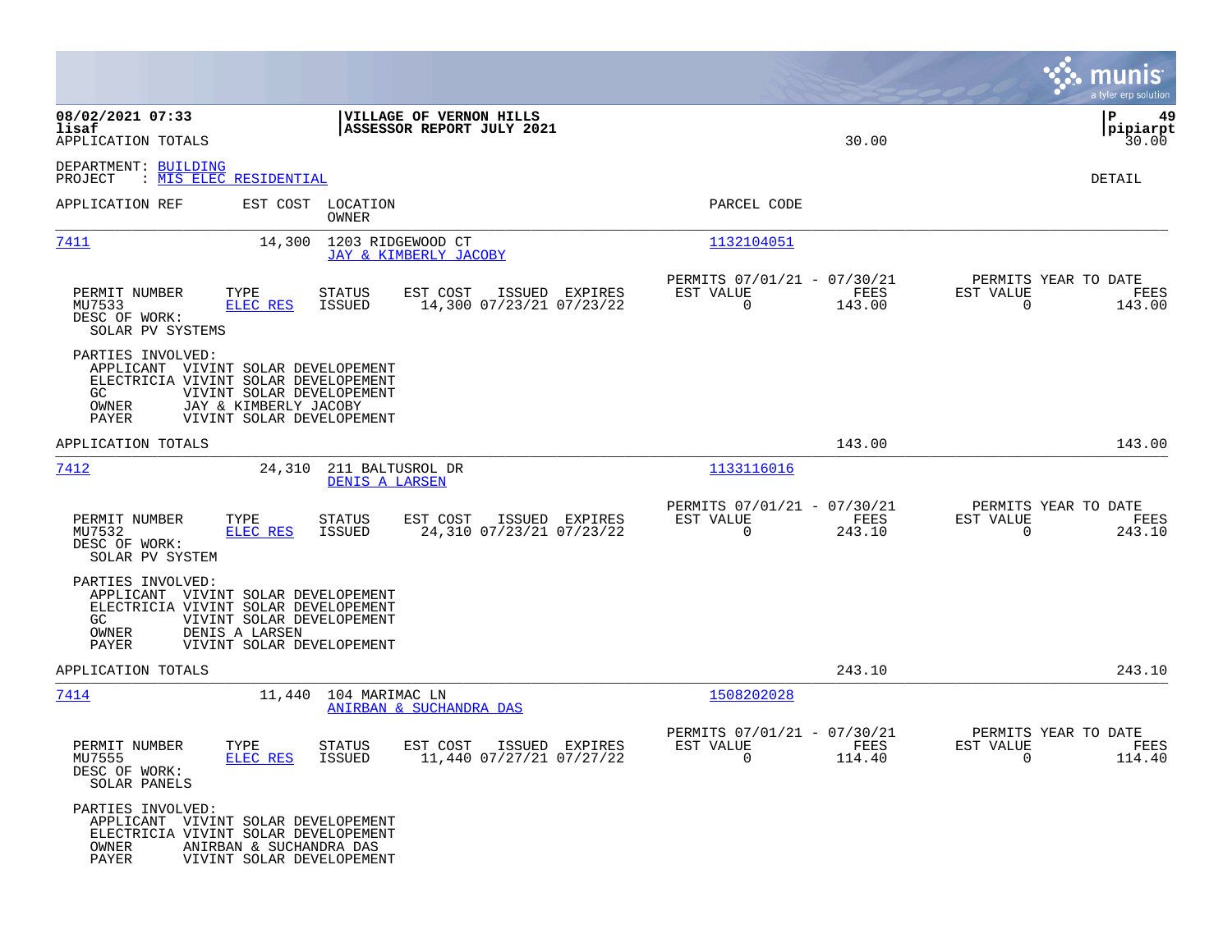08/02/2021 07:33
lisaf
APPLICATION TOTALS

VILLAGE OF VERNON HILLS
ASSESSOR REPORT JULY 2021

30.00

P 49
pipiarpt
30.00

DEPARTMENT: BUILDING
PROJECT : MIS ELEC RESIDENTIAL

DETAIL

| APPLICATION REF | EST COST | LOCATION / OWNER | PARCEL CODE |
|---|---|---|---|
| 7411 | 14,300 | 1203 RIDGEWOOD CT / JAY & KIMBERLY JACOBY | 1132104051 |

| PERMIT NUMBER | TYPE | STATUS | EST COST | ISSUED | EXPIRES | PERMITS 07/01/21 - 07/30/21 EST VALUE | FEES | PERMITS YEAR TO DATE EST VALUE | FEES |
|---|---|---|---|---|---|---|---|---|---|
| MU7533 | ELEC RES | ISSUED | 14,300 | 07/23/21 | 07/23/22 | 0 | 143.00 | 0 | 143.00 |

DESC OF WORK:
SOLAR PV SYSTEMS

PARTIES INVOLVED:
APPLICANT VIVINT SOLAR DEVELOPEMENT
ELECTRICIA VIVINT SOLAR DEVELOPEMENT
GC VIVINT SOLAR DEVELOPEMENT
OWNER JAY & KIMBERLY JACOBY
PAYER VIVINT SOLAR DEVELOPEMENT

APPLICATION TOTALS 143.00 143.00

| APPLICATION REF | EST COST | LOCATION / OWNER | PARCEL CODE |
|---|---|---|---|
| 7412 | 24,310 | 211 BALTUSROL DR / DENIS A LARSEN | 1133116016 |

| PERMIT NUMBER | TYPE | STATUS | EST COST | ISSUED | EXPIRES | PERMITS 07/01/21 - 07/30/21 EST VALUE | FEES | PERMITS YEAR TO DATE EST VALUE | FEES |
|---|---|---|---|---|---|---|---|---|---|
| MU7532 | ELEC RES | ISSUED | 24,310 | 07/23/21 | 07/23/22 | 0 | 243.10 | 0 | 243.10 |

DESC OF WORK:
SOLAR PV SYSTEM

PARTIES INVOLVED:
APPLICANT VIVINT SOLAR DEVELOPEMENT
ELECTRICIA VIVINT SOLAR DEVELOPEMENT
GC VIVINT SOLAR DEVELOPEMENT
OWNER DENIS A LARSEN
PAYER VIVINT SOLAR DEVELOPEMENT

APPLICATION TOTALS 243.10 243.10

| APPLICATION REF | EST COST | LOCATION / OWNER | PARCEL CODE |
|---|---|---|---|
| 7414 | 11,440 | 104 MARIMAC LN / ANIRBAN & SUCHANDRA DAS | 1508202028 |

| PERMIT NUMBER | TYPE | STATUS | EST COST | ISSUED | EXPIRES | PERMITS 07/01/21 - 07/30/21 EST VALUE | FEES | PERMITS YEAR TO DATE EST VALUE | FEES |
|---|---|---|---|---|---|---|---|---|---|
| MU7555 | ELEC RES | ISSUED | 11,440 | 07/27/21 | 07/27/22 | 0 | 114.40 | 0 | 114.40 |

DESC OF WORK:
SOLAR PANELS

PARTIES INVOLVED:
APPLICANT VIVINT SOLAR DEVELOPEMENT
ELECTRICIA VIVINT SOLAR DEVELOPEMENT
OWNER ANIRBAN & SUCHANDRA DAS
PAYER VIVINT SOLAR DEVELOPEMENT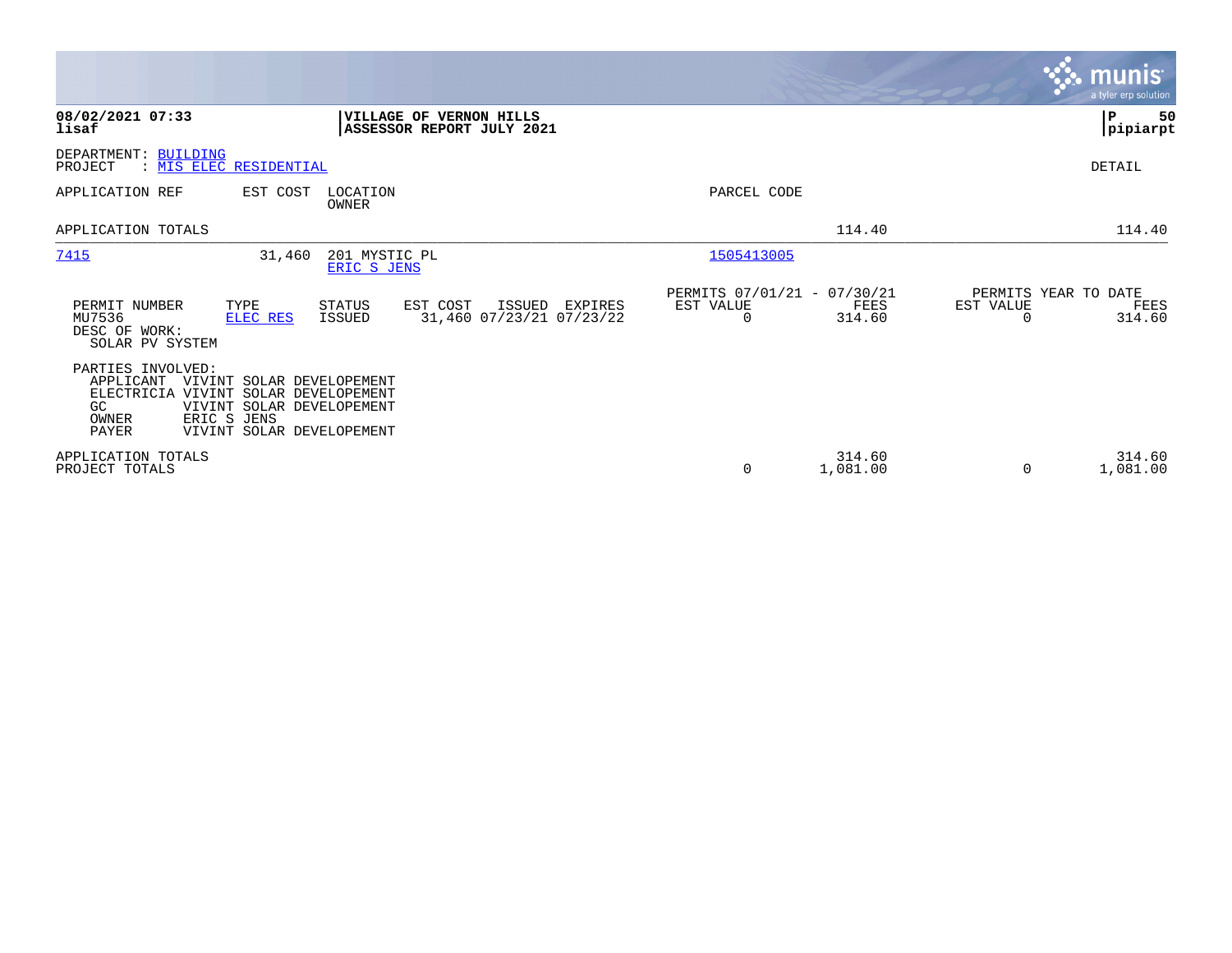**08/02/2021 07:33**
**lisaf**

**VILLAGE OF VERNON HILLS**
**ASSESSOR REPORT JULY 2021**

**P 50**
**pipiarpt**

DEPARTMENT: BUILDING
PROJECT : MIS ELEC RESIDENTIAL

DETAIL

| APPLICATION REF | EST COST | LOCATION / OWNER | PARCEL CODE | | |
|---|---|---|---|---|---|
| APPLICATION TOTALS | | | | 114.40 | 114.40 |
| 7415 | 31,460 | 201 MYSTIC PL / ERIC S JENS | 1505413005 | | |

| PERMIT NUMBER | TYPE | STATUS | EST COST | ISSUED | EXPIRES | PERMITS 07/01/21 - 07/30/21 EST VALUE | FEES | PERMITS YEAR TO DATE EST VALUE | FEES |
|---|---|---|---|---|---|---|---|---|---|
| MU7536 | ELEC RES | ISSUED | 31,460 | 07/23/21 | 07/23/22 | 0 | 314.60 | 0 | 314.60 |

DESC OF WORK:
SOLAR PV SYSTEM

PARTIES INVOLVED:

| Role | Name |
|---|---|
| APPLICANT | VIVINT SOLAR DEVELOPEMENT |
| ELECTRICIA | VIVINT SOLAR DEVELOPEMENT |
| GC | VIVINT SOLAR DEVELOPEMENT |
| OWNER | ERIC S JENS |
| PAYER | VIVINT SOLAR DEVELOPEMENT |

| | EST VALUE | FEES | EST VALUE | FEES |
|---|---|---|---|---|
| APPLICATION TOTALS | | 314.60 | | 314.60 |
| PROJECT TOTALS | 0 | 1,081.00 | 0 | 1,081.00 |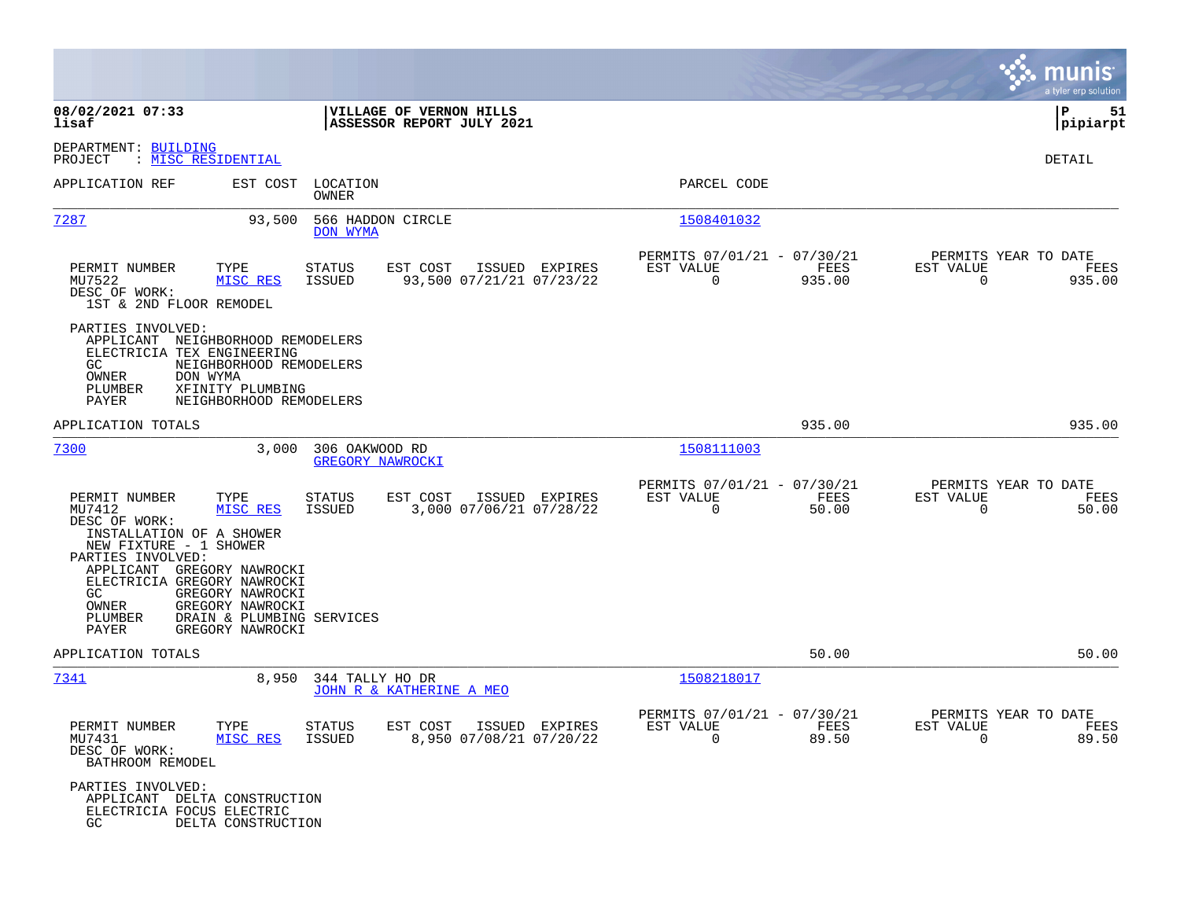**VILLAGE OF VERNON HILLS**
**ASSESSOR REPORT JULY 2021**

08/02/2021 07:33
lisaf

P 51
pipiarpt

DEPARTMENT: BUILDING
PROJECT : MISC RESIDENTIAL

DETAIL

| APPLICATION REF | EST COST | LOCATION / OWNER | PARCEL CODE |
|---|---|---|---|
| 7287 | 93,500 | 566 HADDON CIRCLE / DON WYMA | 1508401032 |

| PERMIT NUMBER | TYPE | STATUS | EST COST | ISSUED | EXPIRES | PERMITS 07/01/21 - 07/30/21 EST VALUE | FEES | PERMITS YEAR TO DATE EST VALUE | FEES |
|---|---|---|---|---|---|---|---|---|---|
| MU7522 | MISC RES | ISSUED | 93,500 | 07/21/21 | 07/23/22 | 0 | 935.00 | 0 | 935.00 |

DESC OF WORK:
1ST & 2ND FLOOR REMODEL

PARTIES INVOLVED:
APPLICANT NEIGHBORHOOD REMODELERS
ELECTRICIA TEX ENGINEERING
GC NEIGHBORHOOD REMODELERS
OWNER DON WYMA
PLUMBER XFINITY PLUMBING
PAYER NEIGHBORHOOD REMODELERS

APPLICATION TOTALS: 935.00 | 935.00

| APPLICATION REF | EST COST | LOCATION / OWNER | PARCEL CODE |
|---|---|---|---|
| 7300 | 3,000 | 306 OAKWOOD RD / GREGORY NAWROCKI | 1508111003 |

| PERMIT NUMBER | TYPE | STATUS | EST COST | ISSUED | EXPIRES | PERMITS 07/01/21 - 07/30/21 EST VALUE | FEES | PERMITS YEAR TO DATE EST VALUE | FEES |
|---|---|---|---|---|---|---|---|---|---|
| MU7412 | MISC RES | ISSUED | 3,000 | 07/06/21 | 07/28/22 | 0 | 50.00 | 0 | 50.00 |

DESC OF WORK:
INSTALLATION OF A SHOWER
NEW FIXTURE - 1 SHOWER

PARTIES INVOLVED:
APPLICANT GREGORY NAWROCKI
ELECTRICIA GREGORY NAWROCKI
GC GREGORY NAWROCKI
OWNER GREGORY NAWROCKI
PLUMBER DRAIN & PLUMBING SERVICES
PAYER GREGORY NAWROCKI

APPLICATION TOTALS: 50.00 | 50.00

| APPLICATION REF | EST COST | LOCATION / OWNER | PARCEL CODE |
|---|---|---|---|
| 7341 | 8,950 | 344 TALLY HO DR / JOHN R & KATHERINE A MEO | 1508218017 |

| PERMIT NUMBER | TYPE | STATUS | EST COST | ISSUED | EXPIRES | PERMITS 07/01/21 - 07/30/21 EST VALUE | FEES | PERMITS YEAR TO DATE EST VALUE | FEES |
|---|---|---|---|---|---|---|---|---|---|
| MU7431 | MISC RES | ISSUED | 8,950 | 07/08/21 | 07/20/22 | 0 | 89.50 | 0 | 89.50 |

DESC OF WORK:
BATHROOM REMODEL

PARTIES INVOLVED:
APPLICANT DELTA CONSTRUCTION
ELECTRICIA FOCUS ELECTRIC
GC DELTA CONSTRUCTION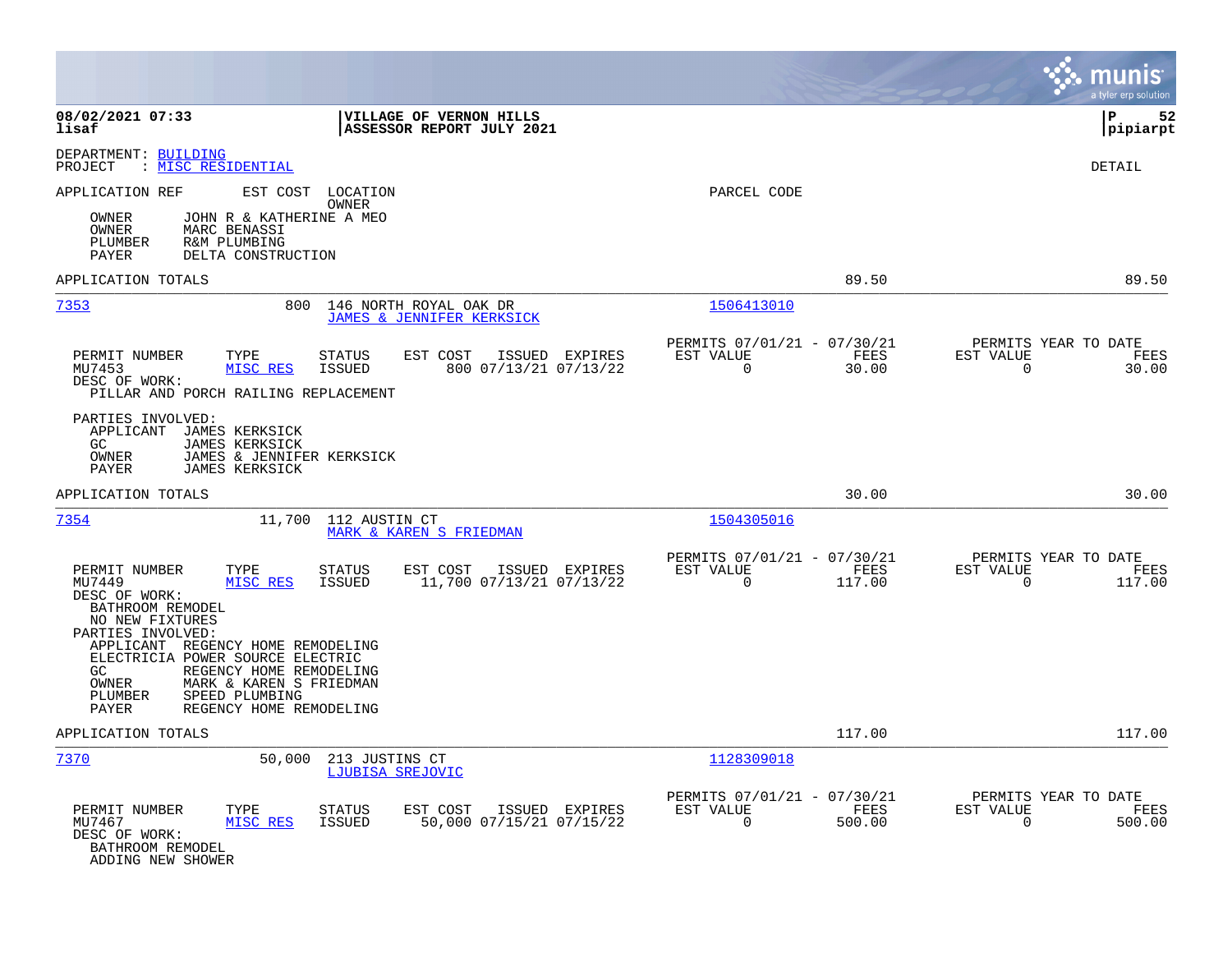**VILLAGE OF VERNON HILLS**
**ASSESSOR REPORT JULY 2021**

08/02/2021 07:33
lisaf

pipiarpt

DEPARTMENT: BUILDING
PROJECT : MISC RESIDENTIAL

DETAIL

APPLICATION REF | EST COST | LOCATION / OWNER | PARCEL CODE

OWNER JOHN R & KATHERINE A MEO
OWNER MARC BENASSI
PLUMBER R&M PLUMBING
PAYER DELTA CONSTRUCTION

APPLICATION TOTALS — 89.50 — 89.50

---

**7353** — 800 — 146 NORTH ROYAL OAK DR — JAMES & JENNIFER KERKSICK — 1506413010

| PERMIT NUMBER | TYPE | STATUS | EST COST | ISSUED | EXPIRES | PERMITS 07/01/21 - 07/30/21 EST VALUE | FEES | PERMITS YEAR TO DATE EST VALUE | FEES |
|---|---|---|---|---|---|---|---|---|---|
| MU7453 | MISC RES | ISSUED | 800 | 07/13/21 | 07/13/22 | 0 | 30.00 | 0 | 30.00 |

DESC OF WORK:
PILLAR AND PORCH RAILING REPLACEMENT

PARTIES INVOLVED:
APPLICANT JAMES KERKSICK
GC JAMES KERKSICK
OWNER JAMES & JENNIFER KERKSICK
PAYER JAMES KERKSICK

APPLICATION TOTALS — 30.00 — 30.00

---

**7354** — 11,700 — 112 AUSTIN CT — MARK & KAREN S FRIEDMAN — 1504305016

| PERMIT NUMBER | TYPE | STATUS | EST COST | ISSUED | EXPIRES | PERMITS 07/01/21 - 07/30/21 EST VALUE | FEES | PERMITS YEAR TO DATE EST VALUE | FEES |
|---|---|---|---|---|---|---|---|---|---|
| MU7449 | MISC RES | ISSUED | 11,700 | 07/13/21 | 07/13/22 | 0 | 117.00 | 0 | 117.00 |

DESC OF WORK:
BATHROOM REMODEL
NO NEW FIXTURES

PARTIES INVOLVED:
APPLICANT REGENCY HOME REMODELING
ELECTRICIA POWER SOURCE ELECTRIC
GC REGENCY HOME REMODELING
OWNER MARK & KAREN S FRIEDMAN
PLUMBER SPEED PLUMBING
PAYER REGENCY HOME REMODELING

APPLICATION TOTALS — 117.00 — 117.00

---

**7370** — 50,000 — 213 JUSTINS CT — LJUBISA SREJOVIC — 1128309018

| PERMIT NUMBER | TYPE | STATUS | EST COST | ISSUED | EXPIRES | PERMITS 07/01/21 - 07/30/21 EST VALUE | FEES | PERMITS YEAR TO DATE EST VALUE | FEES |
|---|---|---|---|---|---|---|---|---|---|
| MU7467 | MISC RES | ISSUED | 50,000 | 07/15/21 | 07/15/22 | 0 | 500.00 | 0 | 500.00 |

DESC OF WORK:
BATHROOM REMODEL
ADDING NEW SHOWER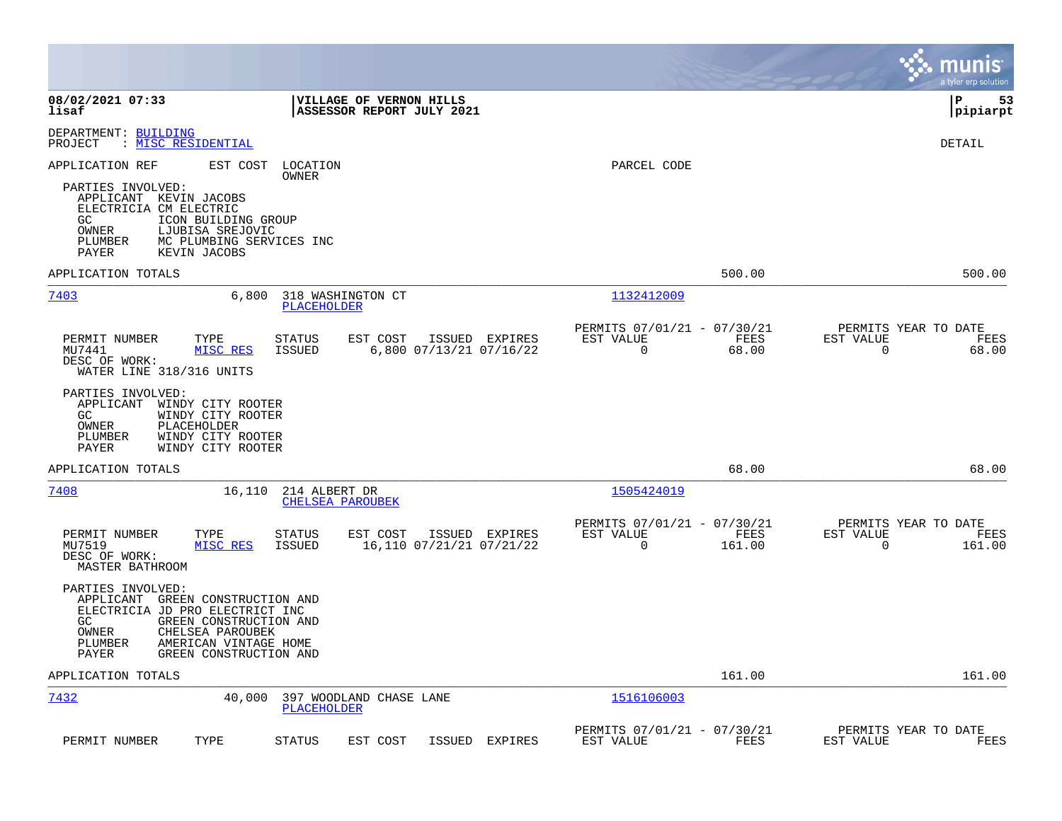DEPARTMENT: BUILDING
PROJECT : MISC RESIDENTIAL

DETAIL

APPLICATION REF   EST COST   LOCATION / OWNER   PARCEL CODE

PARTIES INVOLVED:
- APPLICANT KEVIN JACOBS
- ELECTRICIA CM ELECTRIC
- GC ICON BUILDING GROUP
- OWNER LJUBISA SREJOVIC
- PLUMBER MC PLUMBING SERVICES INC
- PAYER KEVIN JACOBS

APPLICATION TOTALS: 500.00 | 500.00

---

**7403** — 6,800 — 318 WASHINGTON CT — PLACEHOLDER — Parcel 1132412009

| PERMIT NUMBER | TYPE | STATUS | EST COST | ISSUED | EXPIRES | PERMITS 07/01/21 - 07/30/21 EST VALUE | FEES | PERMITS YEAR TO DATE EST VALUE | FEES |
|---|---|---|---|---|---|---|---|---|---|
| MU7441 | MISC RES | ISSUED | 6,800 | 07/13/21 | 07/16/22 | 0 | 68.00 | 0 | 68.00 |

DESC OF WORK:
WATER LINE 318/316 UNITS

PARTIES INVOLVED:
- APPLICANT WINDY CITY ROOTER
- GC WINDY CITY ROOTER
- OWNER PLACEHOLDER
- PLUMBER WINDY CITY ROOTER
- PAYER WINDY CITY ROOTER

APPLICATION TOTALS: 68.00 | 68.00

---

**7408** — 16,110 — 214 ALBERT DR — CHELSEA PAROUBEK — Parcel 1505424019

| PERMIT NUMBER | TYPE | STATUS | EST COST | ISSUED | EXPIRES | PERMITS 07/01/21 - 07/30/21 EST VALUE | FEES | PERMITS YEAR TO DATE EST VALUE | FEES |
|---|---|---|---|---|---|---|---|---|---|
| MU7519 | MISC RES | ISSUED | 16,110 | 07/21/21 | 07/21/22 | 0 | 161.00 | 0 | 161.00 |

DESC OF WORK:
MASTER BATHROOM

PARTIES INVOLVED:
- APPLICANT GREEN CONSTRUCTION AND
- ELECTRICIA JD PRO ELECTRICT INC
- GC GREEN CONSTRUCTION AND
- OWNER CHELSEA PAROUBEK
- PLUMBER AMERICAN VINTAGE HOME
- PAYER GREEN CONSTRUCTION AND

APPLICATION TOTALS: 161.00 | 161.00

---

**7432** — 40,000 — 397 WOODLAND CHASE LANE — PLACEHOLDER — Parcel 1516106003

| PERMIT NUMBER | TYPE | STATUS | EST COST | ISSUED | EXPIRES | PERMITS 07/01/21 - 07/30/21 EST VALUE | FEES | PERMITS YEAR TO DATE EST VALUE | FEES |
|---|---|---|---|---|---|---|---|---|---|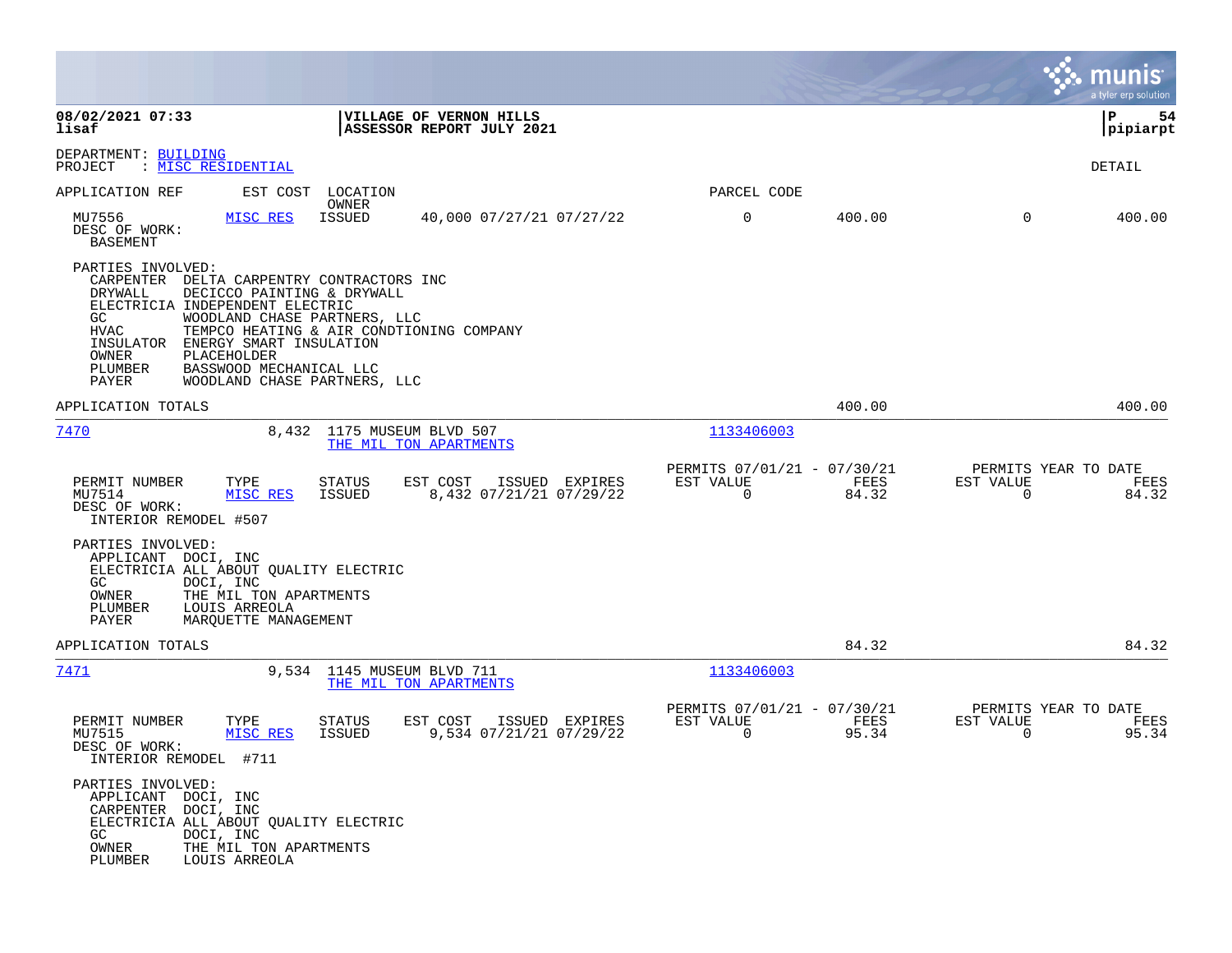08/02/2021 07:33 | VILLAGE OF VERNON HILLS | P 54
lisaf | ASSESSOR REPORT JULY 2021 | pipiarpt

DEPARTMENT: BUILDING
PROJECT : MISC RESIDENTIAL

DETAIL

| APPLICATION REF | EST COST | LOCATION / OWNER | | PARCEL CODE | | | |
|---|---|---|---|---|---|---|---|
| MU7556 | MISC RES | ISSUED | 40,000 07/27/21 07/27/22 | 0 | 400.00 | 0 | 400.00 |

DESC OF WORK:
BASEMENT

PARTIES INVOLVED:
- CARPENTER DELTA CARPENTRY CONTRACTORS INC
- DRYWALL DECICCO PAINTING & DRYWALL
- ELECTRICIA INDEPENDENT ELECTRIC
- GC WOODLAND CHASE PARTNERS, LLC
- HVAC TEMPCO HEATING & AIR CONDTIONING COMPANY
- INSULATOR ENERGY SMART INSULATION
- OWNER PLACEHOLDER
- PLUMBER BASSWOOD MECHANICAL LLC
- PAYER WOODLAND CHASE PARTNERS, LLC

APPLICATION TOTALS — 400.00 — 400.00

---

**7470** — 8,432 — 1175 MUSEUM BLVD 507 — THE MIL TON APARTMENTS — Parcel 1133406003

| PERMIT NUMBER | TYPE | STATUS | EST COST | ISSUED | EXPIRES | PERMITS 07/01/21 - 07/30/21 EST VALUE | FEES | PERMITS YEAR TO DATE EST VALUE | FEES |
|---|---|---|---|---|---|---|---|---|---|
| MU7514 | MISC RES | ISSUED | 8,432 | 07/21/21 | 07/29/22 | 0 | 84.32 | 0 | 84.32 |

DESC OF WORK:
INTERIOR REMODEL #507

PARTIES INVOLVED:
- APPLICANT DOCI, INC
- ELECTRICIA ALL ABOUT QUALITY ELECTRIC
- GC DOCI, INC
- OWNER THE MIL TON APARTMENTS
- PLUMBER LOUIS ARREOLA
- PAYER MARQUETTE MANAGEMENT

APPLICATION TOTALS — 84.32 — 84.32

---

**7471** — 9,534 — 1145 MUSEUM BLVD 711 — THE MIL TON APARTMENTS — Parcel 1133406003

| PERMIT NUMBER | TYPE | STATUS | EST COST | ISSUED | EXPIRES | PERMITS 07/01/21 - 07/30/21 EST VALUE | FEES | PERMITS YEAR TO DATE EST VALUE | FEES |
|---|---|---|---|---|---|---|---|---|---|
| MU7515 | MISC RES | ISSUED | 9,534 | 07/21/21 | 07/29/22 | 0 | 95.34 | 0 | 95.34 |

DESC OF WORK:
INTERIOR REMODEL #711

PARTIES INVOLVED:
- APPLICANT DOCI, INC
- CARPENTER DOCI, INC
- ELECTRICIA ALL ABOUT QUALITY ELECTRIC
- GC DOCI, INC
- OWNER THE MIL TON APARTMENTS
- PLUMBER LOUIS ARREOLA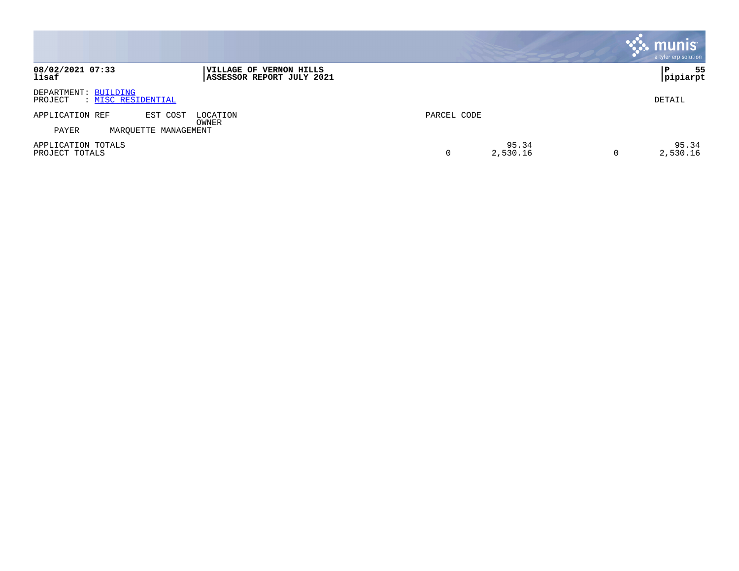**VILLAGE OF VERNON HILLS**
**ASSESSOR REPORT JULY 2021**

**08/02/2021 07:33**
**lisaf**

**P 55**
**pipiarpt**

DEPARTMENT: BUILDING
PROJECT : MISC RESIDENTIAL

DETAIL

| APPLICATION REF | EST COST | LOCATION OWNER | PARCEL CODE | | | |
|---|---|---|---|---|---|---|
| PAYER | MARQUETTE MANAGEMENT | | | | | |
| APPLICATION TOTALS | | | | 95.34 | | 95.34 |
| PROJECT TOTALS | | | 0 | 2,530.16 | 0 | 2,530.16 |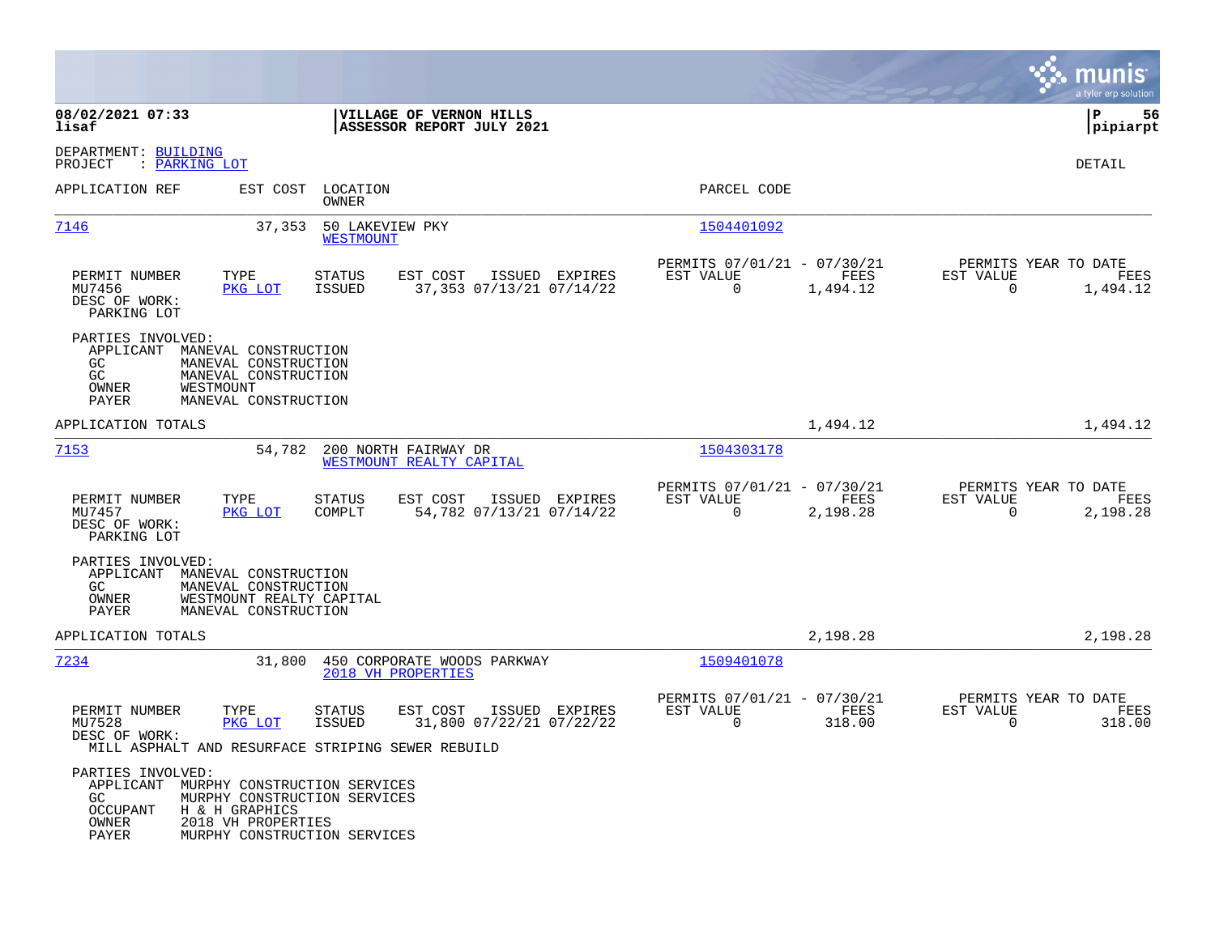08/02/2021 07:33 | VILLAGE OF VERNON HILLS | P 56
lisaf | ASSESSOR REPORT JULY 2021 | pipiarpt

DEPARTMENT: BUILDING
PROJECT : PARKING LOT

DETAIL

| APPLICATION REF | EST COST | LOCATION / OWNER | PARCEL CODE |
|---|---|---|---|
| 7146 | 37,353 | 50 LAKEVIEW PKY / WESTMOUNT | 1504401092 |

| PERMIT NUMBER | TYPE | STATUS | EST COST | ISSUED | EXPIRES | PERMITS 07/01/21 - 07/30/21 EST VALUE | FEES | PERMITS YEAR TO DATE EST VALUE | FEES |
|---|---|---|---|---|---|---|---|---|---|
| MU7456 | PKG LOT | ISSUED | 37,353 | 07/13/21 | 07/14/22 | 0 | 1,494.12 | 0 | 1,494.12 |

DESC OF WORK:
PARKING LOT

PARTIES INVOLVED:
- APPLICANT MANEVAL CONSTRUCTION
- GC MANEVAL CONSTRUCTION
- GC MANEVAL CONSTRUCTION
- OWNER WESTMOUNT
- PAYER MANEVAL CONSTRUCTION

APPLICATION TOTALS: 1,494.12 | 1,494.12

| APPLICATION REF | EST COST | LOCATION / OWNER | PARCEL CODE |
|---|---|---|---|
| 7153 | 54,782 | 200 NORTH FAIRWAY DR / WESTMOUNT REALTY CAPITAL | 1504303178 |

| PERMIT NUMBER | TYPE | STATUS | EST COST | ISSUED | EXPIRES | PERMITS 07/01/21 - 07/30/21 EST VALUE | FEES | PERMITS YEAR TO DATE EST VALUE | FEES |
|---|---|---|---|---|---|---|---|---|---|
| MU7457 | PKG LOT | COMPLT | 54,782 | 07/13/21 | 07/14/22 | 0 | 2,198.28 | 0 | 2,198.28 |

DESC OF WORK:
PARKING LOT

PARTIES INVOLVED:
- APPLICANT MANEVAL CONSTRUCTION
- GC MANEVAL CONSTRUCTION
- OWNER WESTMOUNT REALTY CAPITAL
- PAYER MANEVAL CONSTRUCTION

APPLICATION TOTALS: 2,198.28 | 2,198.28

| APPLICATION REF | EST COST | LOCATION / OWNER | PARCEL CODE |
|---|---|---|---|
| 7234 | 31,800 | 450 CORPORATE WOODS PARKWAY / 2018 VH PROPERTIES | 1509401078 |

| PERMIT NUMBER | TYPE | STATUS | EST COST | ISSUED | EXPIRES | PERMITS 07/01/21 - 07/30/21 EST VALUE | FEES | PERMITS YEAR TO DATE EST VALUE | FEES |
|---|---|---|---|---|---|---|---|---|---|
| MU7528 | PKG LOT | ISSUED | 31,800 | 07/22/21 | 07/22/22 | 0 | 318.00 | 0 | 318.00 |

DESC OF WORK:
MILL ASPHALT AND RESURFACE STRIPING SEWER REBUILD

PARTIES INVOLVED:
- APPLICANT MURPHY CONSTRUCTION SERVICES
- GC MURPHY CONSTRUCTION SERVICES
- OCCUPANT H & H GRAPHICS
- OWNER 2018 VH PROPERTIES
- PAYER MURPHY CONSTRUCTION SERVICES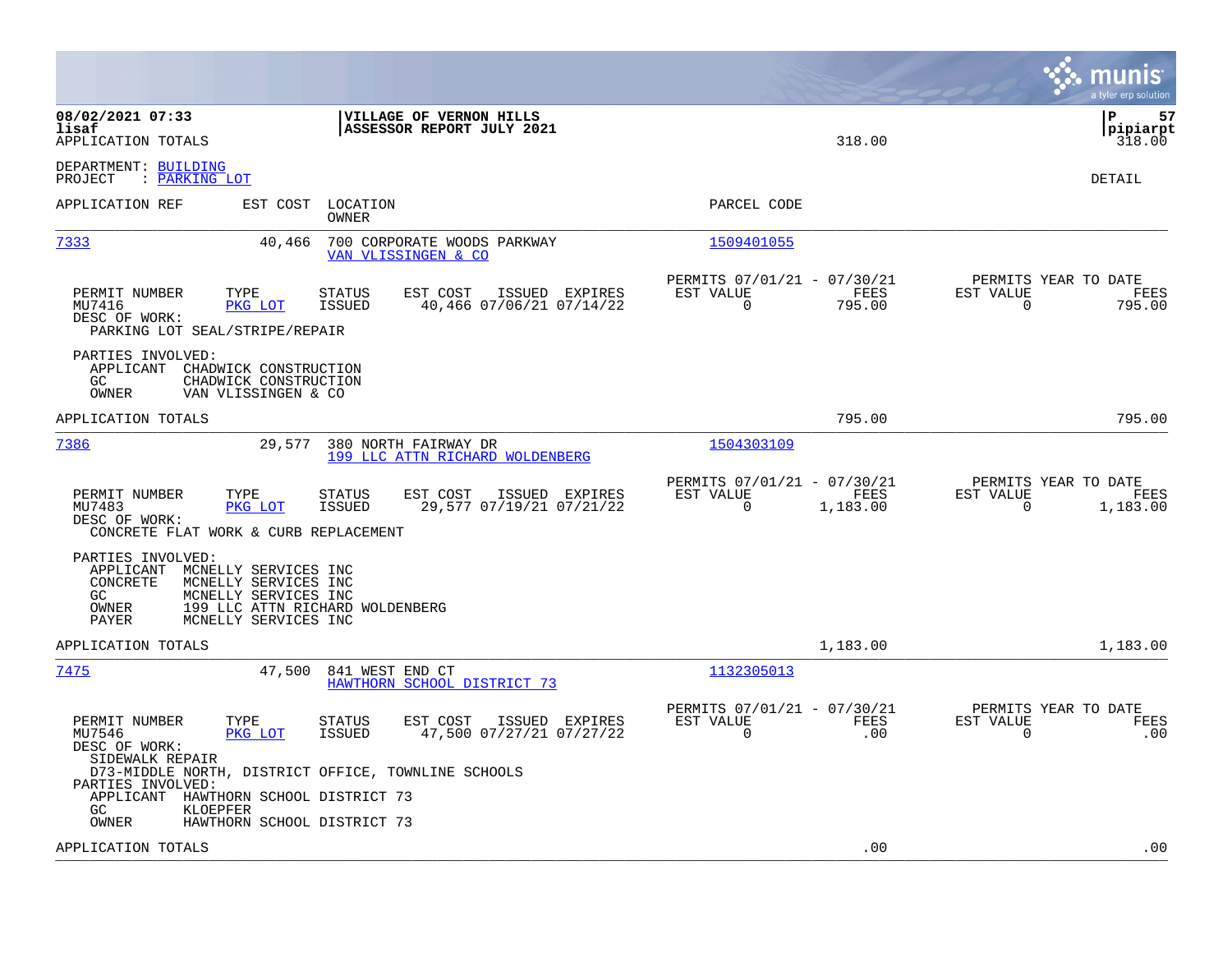08/02/2021 07:33 | VILLAGE OF VERNON HILLS | P 57
lisaf | ASSESSOR REPORT JULY 2021 | pipiarpt

APPLICATION TOTALS 318.00 318.00

DEPARTMENT: BUILDING
PROJECT : PARKING LOT

DETAIL

| APPLICATION REF | EST COST | LOCATION / OWNER | PARCEL CODE |
|---|---|---|---|
| 7333 | 40,466 | 700 CORPORATE WOODS PARKWAY / VAN VLISSINGEN & CO | 1509401055 |

| PERMIT NUMBER | TYPE | STATUS | EST COST | ISSUED | EXPIRES | PERMITS 07/01/21 - 07/30/21 EST VALUE | FEES | PERMITS YEAR TO DATE EST VALUE | FEES |
|---|---|---|---|---|---|---|---|---|---|
| MU7416 | PKG LOT | ISSUED | 40,466 | 07/06/21 | 07/14/22 | 0 | 795.00 | 0 | 795.00 |

DESC OF WORK:
PARKING LOT SEAL/STRIPE/REPAIR

PARTIES INVOLVED:
APPLICANT CHADWICK CONSTRUCTION
GC CHADWICK CONSTRUCTION
OWNER VAN VLISSINGEN & CO

APPLICATION TOTALS 795.00 795.00

| APPLICATION REF | EST COST | LOCATION / OWNER | PARCEL CODE |
|---|---|---|---|
| 7386 | 29,577 | 380 NORTH FAIRWAY DR / 199 LLC ATTN RICHARD WOLDENBERG | 1504303109 |

| PERMIT NUMBER | TYPE | STATUS | EST COST | ISSUED | EXPIRES | PERMITS 07/01/21 - 07/30/21 EST VALUE | FEES | PERMITS YEAR TO DATE EST VALUE | FEES |
|---|---|---|---|---|---|---|---|---|---|
| MU7483 | PKG LOT | ISSUED | 29,577 | 07/19/21 | 07/21/22 | 0 | 1,183.00 | 0 | 1,183.00 |

DESC OF WORK:
CONCRETE FLAT WORK & CURB REPLACEMENT

PARTIES INVOLVED:
APPLICANT MCNELLY SERVICES INC
CONCRETE MCNELLY SERVICES INC
GC MCNELLY SERVICES INC
OWNER 199 LLC ATTN RICHARD WOLDENBERG
PAYER MCNELLY SERVICES INC

APPLICATION TOTALS 1,183.00 1,183.00

| APPLICATION REF | EST COST | LOCATION / OWNER | PARCEL CODE |
|---|---|---|---|
| 7475 | 47,500 | 841 WEST END CT / HAWTHORN SCHOOL DISTRICT 73 | 1132305013 |

| PERMIT NUMBER | TYPE | STATUS | EST COST | ISSUED | EXPIRES | PERMITS 07/01/21 - 07/30/21 EST VALUE | FEES | PERMITS YEAR TO DATE EST VALUE | FEES |
|---|---|---|---|---|---|---|---|---|---|
| MU7546 | PKG LOT | ISSUED | 47,500 | 07/27/21 | 07/27/22 | 0 | .00 | 0 | .00 |

DESC OF WORK:
SIDEWALK REPAIR
D73-MIDDLE NORTH, DISTRICT OFFICE, TOWNLINE SCHOOLS

PARTIES INVOLVED:
APPLICANT HAWTHORN SCHOOL DISTRICT 73
GC KLOEPFER
OWNER HAWTHORN SCHOOL DISTRICT 73

APPLICATION TOTALS .00 .00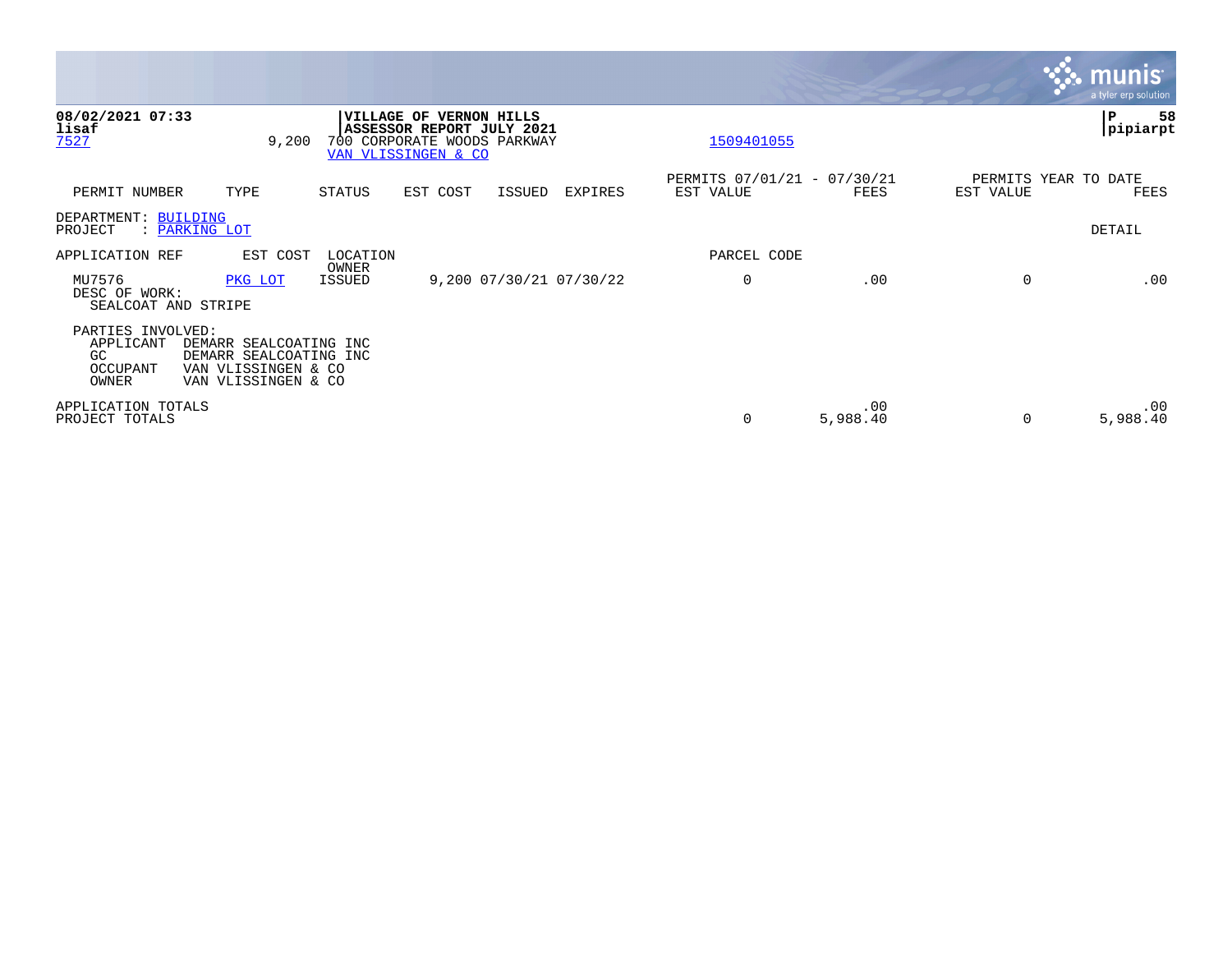**08/02/2021 07:33**
**lisaf**
7527 9,200

**VILLAGE OF VERNON HILLS**
**ASSESSOR REPORT JULY 2021**
700 CORPORATE WOODS PARKWAY
VAN VLISSINGEN & CO

1509401055

**P 58**
**pipiarpt**

| PERMIT NUMBER | TYPE | STATUS | EST COST | ISSUED | EXPIRES | PERMITS 07/01/21 - 07/30/21 EST VALUE | FEES | PERMITS YEAR TO DATE EST VALUE | FEES |
|---|---|---|---|---|---|---|---|---|---|

DEPARTMENT: BUILDING
PROJECT : PARKING LOT

DETAIL

| APPLICATION REF | EST COST | LOCATION / OWNER | | | | PARCEL CODE | | | |
|---|---|---|---|---|---|---|---|---|---|
| MU7576 | PKG LOT | ISSUED | 9,200 | 07/30/21 | 07/30/22 | 0 | .00 | 0 | .00 |

DESC OF WORK:
SEALCOAT AND STRIPE

PARTIES INVOLVED:
- APPLICANT DEMARR SEALCOATING INC
- GC DEMARR SEALCOATING INC
- OCCUPANT VAN VLISSINGEN & CO
- OWNER VAN VLISSINGEN & CO

| | EST VALUE | FEES | EST VALUE | FEES |
|---|---|---|---|---|
| APPLICATION TOTALS | | .00 | | .00 |
| PROJECT TOTALS | 0 | 5,988.40 | 0 | 5,988.40 |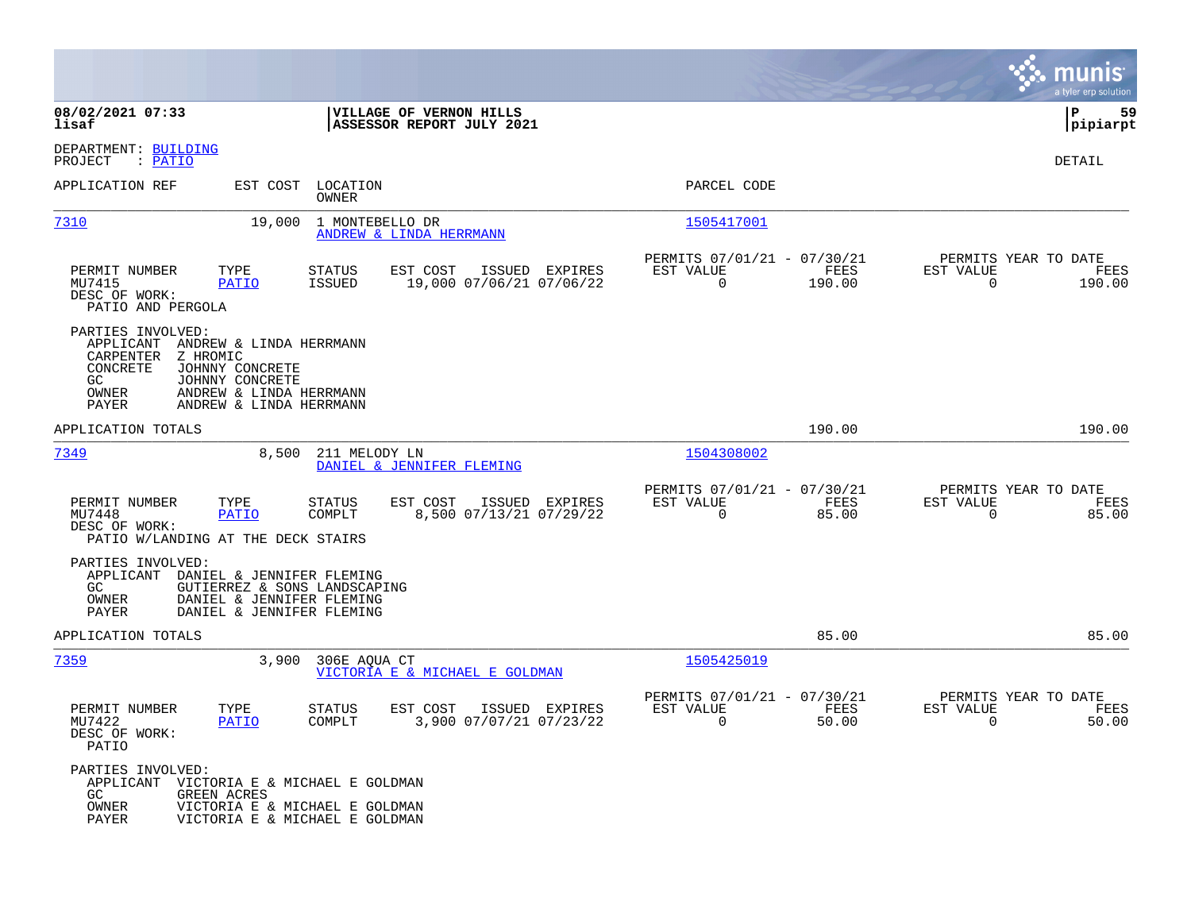**VILLAGE OF VERNON HILLS**
**ASSESSOR REPORT JULY 2021**

08/02/2021 07:33
lisaf

P 59
pipiarpt

DEPARTMENT: BUILDING
PROJECT : PATIO

DETAIL

| APPLICATION REF | EST COST | LOCATION / OWNER | PARCEL CODE |
|---|---|---|---|
| 7310 | 19,000 | 1 MONTEBELLO DR / ANDREW & LINDA HERRMANN | 1505417001 |

| PERMIT NUMBER | TYPE | STATUS | EST COST | ISSUED | EXPIRES | PERMITS 07/01/21 - 07/30/21 EST VALUE | FEES | PERMITS YEAR TO DATE EST VALUE | FEES |
|---|---|---|---|---|---|---|---|---|---|
| MU7415 | PATIO | ISSUED | 19,000 | 07/06/21 | 07/06/22 | 0 | 190.00 | 0 | 190.00 |

DESC OF WORK:
PATIO AND PERGOLA

PARTIES INVOLVED:
- APPLICANT ANDREW & LINDA HERRMANN
- CARPENTER Z HROMIC
- CONCRETE JOHNNY CONCRETE
- GC JOHNNY CONCRETE
- OWNER ANDREW & LINDA HERRMANN
- PAYER ANDREW & LINDA HERRMANN

APPLICATION TOTALS 190.00 190.00

| APPLICATION REF | EST COST | LOCATION / OWNER | PARCEL CODE |
|---|---|---|---|
| 7349 | 8,500 | 211 MELODY LN / DANIEL & JENNIFER FLEMING | 1504308002 |

| PERMIT NUMBER | TYPE | STATUS | EST COST | ISSUED | EXPIRES | PERMITS 07/01/21 - 07/30/21 EST VALUE | FEES | PERMITS YEAR TO DATE EST VALUE | FEES |
|---|---|---|---|---|---|---|---|---|---|
| MU7448 | PATIO | COMPLT | 8,500 | 07/13/21 | 07/29/22 | 0 | 85.00 | 0 | 85.00 |

DESC OF WORK:
PATIO W/LANDING AT THE DECK STAIRS

PARTIES INVOLVED:
- APPLICANT DANIEL & JENNIFER FLEMING
- GC GUTIERREZ & SONS LANDSCAPING
- OWNER DANIEL & JENNIFER FLEMING
- PAYER DANIEL & JENNIFER FLEMING

APPLICATION TOTALS 85.00 85.00

| APPLICATION REF | EST COST | LOCATION / OWNER | PARCEL CODE |
|---|---|---|---|
| 7359 | 3,900 | 306E AQUA CT / VICTORIA E & MICHAEL E GOLDMAN | 1505425019 |

| PERMIT NUMBER | TYPE | STATUS | EST COST | ISSUED | EXPIRES | PERMITS 07/01/21 - 07/30/21 EST VALUE | FEES | PERMITS YEAR TO DATE EST VALUE | FEES |
|---|---|---|---|---|---|---|---|---|---|
| MU7422 | PATIO | COMPLT | 3,900 | 07/07/21 | 07/23/22 | 0 | 50.00 | 0 | 50.00 |

DESC OF WORK:
PATIO

PARTIES INVOLVED:
- APPLICANT VICTORIA E & MICHAEL E GOLDMAN
- GC GREEN ACRES
- OWNER VICTORIA E & MICHAEL E GOLDMAN
- PAYER VICTORIA E & MICHAEL E GOLDMAN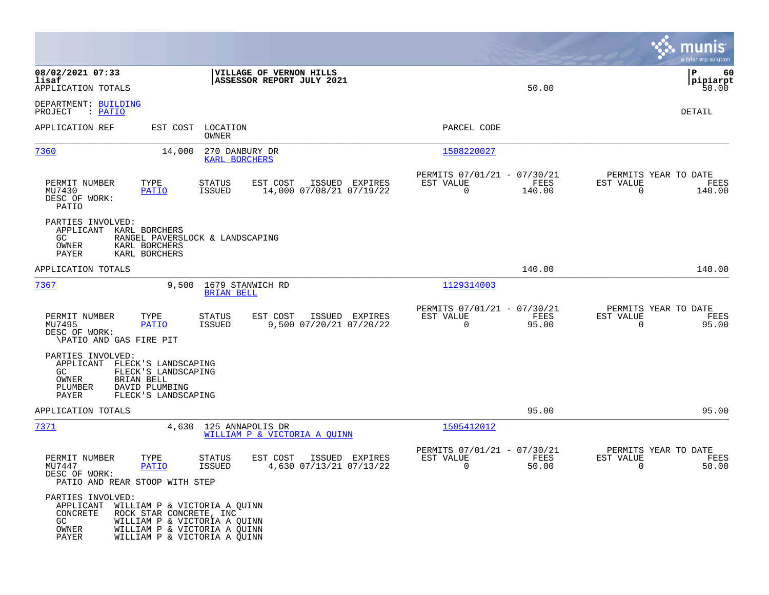08/02/2021 07:33
lisaf
APPLICATION TOTALS

**VILLAGE OF VERNON HILLS**
**ASSESSOR REPORT JULY 2021**

50.00

P 60
pipiarpt
50.00

DEPARTMENT: BUILDING
PROJECT : PATIO

DETAIL

| APPLICATION REF | EST COST | LOCATION / OWNER | PARCEL CODE |
|---|---|---|---|
| 7360 | 14,000 | 270 DANBURY DR / KARL BORCHERS | 1508220027 |

| PERMIT NUMBER | TYPE | STATUS | EST COST | ISSUED | EXPIRES | PERMITS 07/01/21 - 07/30/21 EST VALUE | FEES | PERMITS YEAR TO DATE EST VALUE | FEES |
|---|---|---|---|---|---|---|---|---|---|
| MU7430 | PATIO | ISSUED | 14,000 | 07/08/21 | 07/19/22 | 0 | 140.00 | 0 | 140.00 |

DESC OF WORK:
PATIO

PARTIES INVOLVED:
APPLICANT KARL BORCHERS
GC RANGEL PAVERSLOCK & LANDSCAPING
OWNER KARL BORCHERS
PAYER KARL BORCHERS

APPLICATION TOTALS 140.00 140.00

| APPLICATION REF | EST COST | LOCATION / OWNER | PARCEL CODE |
|---|---|---|---|
| 7367 | 9,500 | 1679 STANWICH RD / BRIAN BELL | 1129314003 |

| PERMIT NUMBER | TYPE | STATUS | EST COST | ISSUED | EXPIRES | PERMITS 07/01/21 - 07/30/21 EST VALUE | FEES | PERMITS YEAR TO DATE EST VALUE | FEES |
|---|---|---|---|---|---|---|---|---|---|
| MU7495 | PATIO | ISSUED | 9,500 | 07/20/21 | 07/20/22 | 0 | 95.00 | 0 | 95.00 |

DESC OF WORK:
\PATIO AND GAS FIRE PIT

PARTIES INVOLVED:
APPLICANT FLECK'S LANDSCAPING
GC FLECK'S LANDSCAPING
OWNER BRIAN BELL
PLUMBER DAVID PLUMBING
PAYER FLECK'S LANDSCAPING

APPLICATION TOTALS 95.00 95.00

| APPLICATION REF | EST COST | LOCATION / OWNER | PARCEL CODE |
|---|---|---|---|
| 7371 | 4,630 | 125 ANNAPOLIS DR / WILLIAM P & VICTORIA A QUINN | 1505412012 |

| PERMIT NUMBER | TYPE | STATUS | EST COST | ISSUED | EXPIRES | PERMITS 07/01/21 - 07/30/21 EST VALUE | FEES | PERMITS YEAR TO DATE EST VALUE | FEES |
|---|---|---|---|---|---|---|---|---|---|
| MU7447 | PATIO | ISSUED | 4,630 | 07/13/21 | 07/13/22 | 0 | 50.00 | 0 | 50.00 |

DESC OF WORK:
PATIO AND REAR STOOP WITH STEP

PARTIES INVOLVED:
APPLICANT WILLIAM P & VICTORIA A QUINN
CONCRETE ROCK STAR CONCRETE, INC
GC WILLIAM P & VICTORIA A QUINN
OWNER WILLIAM P & VICTORIA A QUINN
PAYER WILLIAM P & VICTORIA A QUINN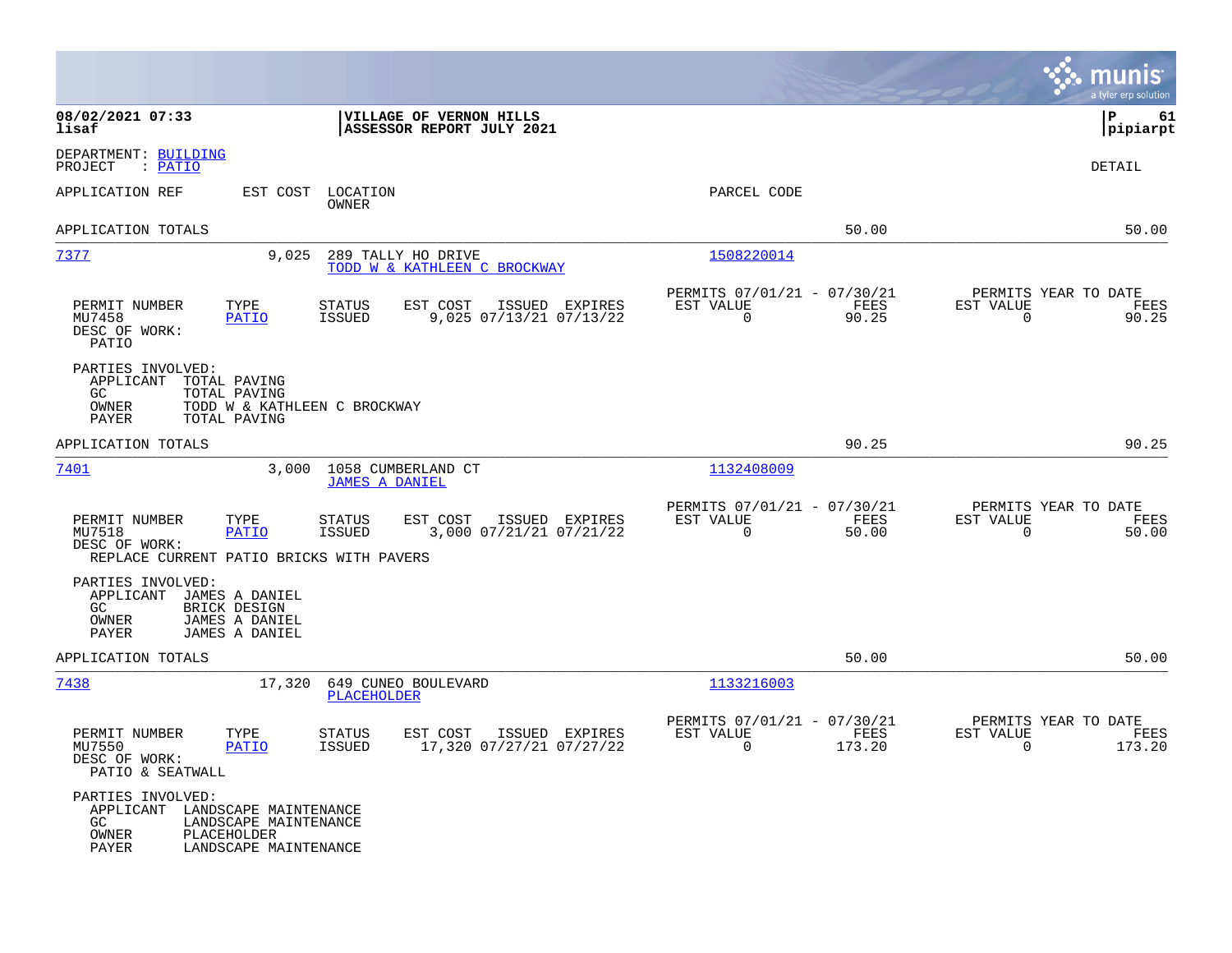08/02/2021 07:33
lisaf

**VILLAGE OF VERNON HILLS**
**ASSESSOR REPORT JULY 2021**

P 61
pipiarpt

DEPARTMENT: BUILDING
PROJECT : PATIO

DETAIL

| APPLICATION REF | EST COST | LOCATION / OWNER | PARCEL CODE |
|---|---|---|---|

APPLICATION TOTALS — 50.00 — 50.00

---

**7377** — 9,025 — 289 TALLY HO DRIVE — TODD W & KATHLEEN C BROCKWAY — Parcel: 1508220014

| PERMIT NUMBER | TYPE | STATUS | EST COST | ISSUED | EXPIRES | PERMITS 07/01/21 - 07/30/21 EST VALUE | FEES | PERMITS YEAR TO DATE EST VALUE | FEES |
|---|---|---|---|---|---|---|---|---|---|
| MU7458 | PATIO | ISSUED | 9,025 | 07/13/21 | 07/13/22 | 0 | 90.25 | 0 | 90.25 |

DESC OF WORK:
PATIO

PARTIES INVOLVED:
- APPLICANT: TOTAL PAVING
- GC: TOTAL PAVING
- OWNER: TODD W & KATHLEEN C BROCKWAY
- PAYER: TOTAL PAVING

APPLICATION TOTALS — 90.25 — 90.25

---

**7401** — 3,000 — 1058 CUMBERLAND CT — JAMES A DANIEL — Parcel: 1132408009

| PERMIT NUMBER | TYPE | STATUS | EST COST | ISSUED | EXPIRES | PERMITS 07/01/21 - 07/30/21 EST VALUE | FEES | PERMITS YEAR TO DATE EST VALUE | FEES |
|---|---|---|---|---|---|---|---|---|---|
| MU7518 | PATIO | ISSUED | 3,000 | 07/21/21 | 07/21/22 | 0 | 50.00 | 0 | 50.00 |

DESC OF WORK:
REPLACE CURRENT PATIO BRICKS WITH PAVERS

PARTIES INVOLVED:
- APPLICANT: JAMES A DANIEL
- GC: BRICK DESIGN
- OWNER: JAMES A DANIEL
- PAYER: JAMES A DANIEL

APPLICATION TOTALS — 50.00 — 50.00

---

**7438** — 17,320 — 649 CUNEO BOULEVARD — PLACEHOLDER — Parcel: 1133216003

| PERMIT NUMBER | TYPE | STATUS | EST COST | ISSUED | EXPIRES | PERMITS 07/01/21 - 07/30/21 EST VALUE | FEES | PERMITS YEAR TO DATE EST VALUE | FEES |
|---|---|---|---|---|---|---|---|---|---|
| MU7550 | PATIO | ISSUED | 17,320 | 07/27/21 | 07/27/22 | 0 | 173.20 | 0 | 173.20 |

DESC OF WORK:
PATIO & SEATWALL

PARTIES INVOLVED:
- APPLICANT: LANDSCAPE MAINTENANCE
- GC: LANDSCAPE MAINTENANCE
- OWNER: PLACEHOLDER
- PAYER: LANDSCAPE MAINTENANCE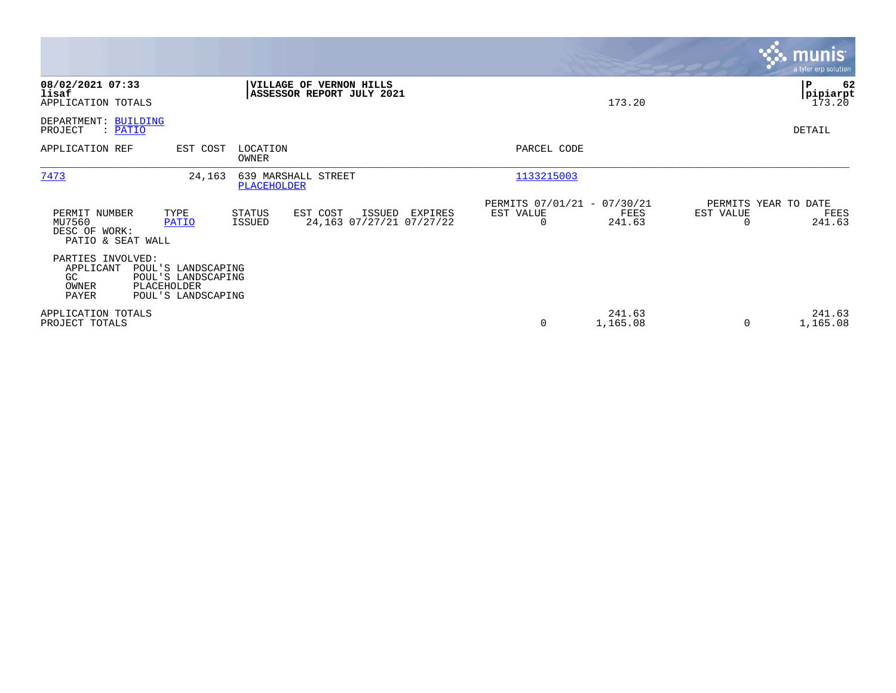**08/02/2021 07:33**
**lisaf**
APPLICATION TOTALS

**VILLAGE OF VERNON HILLS**
**ASSESSOR REPORT JULY 2021**

173.20

**P 62**
**pipiarpt**
173.20

DEPARTMENT: BUILDING
PROJECT : PATIO

DETAIL

| APPLICATION REF | EST COST | LOCATION / OWNER | PARCEL CODE |
|---|---|---|---|
| 7473 | 24,163 | 639 MARSHALL STREET / PLACEHOLDER | 1133215003 |

| PERMIT NUMBER | TYPE | STATUS | EST COST | ISSUED | EXPIRES | PERMITS 07/01/21 - 07/30/21 EST VALUE | FEES | PERMITS YEAR TO DATE EST VALUE | FEES |
|---|---|---|---|---|---|---|---|---|---|
| MU7560 | PATIO | ISSUED | 24,163 | 07/27/21 | 07/27/22 | 0 | 241.63 | 0 | 241.63 |

DESC OF WORK:
PATIO & SEAT WALL

PARTIES INVOLVED:

| | |
|---|---|
| APPLICANT | POUL'S LANDSCAPING |
| GC | POUL'S LANDSCAPING |
| OWNER | PLACEHOLDER |
| PAYER | POUL'S LANDSCAPING |

| | EST VALUE | FEES | EST VALUE | FEES |
|---|---|---|---|---|
| APPLICATION TOTALS | | 241.63 | | 241.63 |
| PROJECT TOTALS | 0 | 1,165.08 | 0 | 1,165.08 |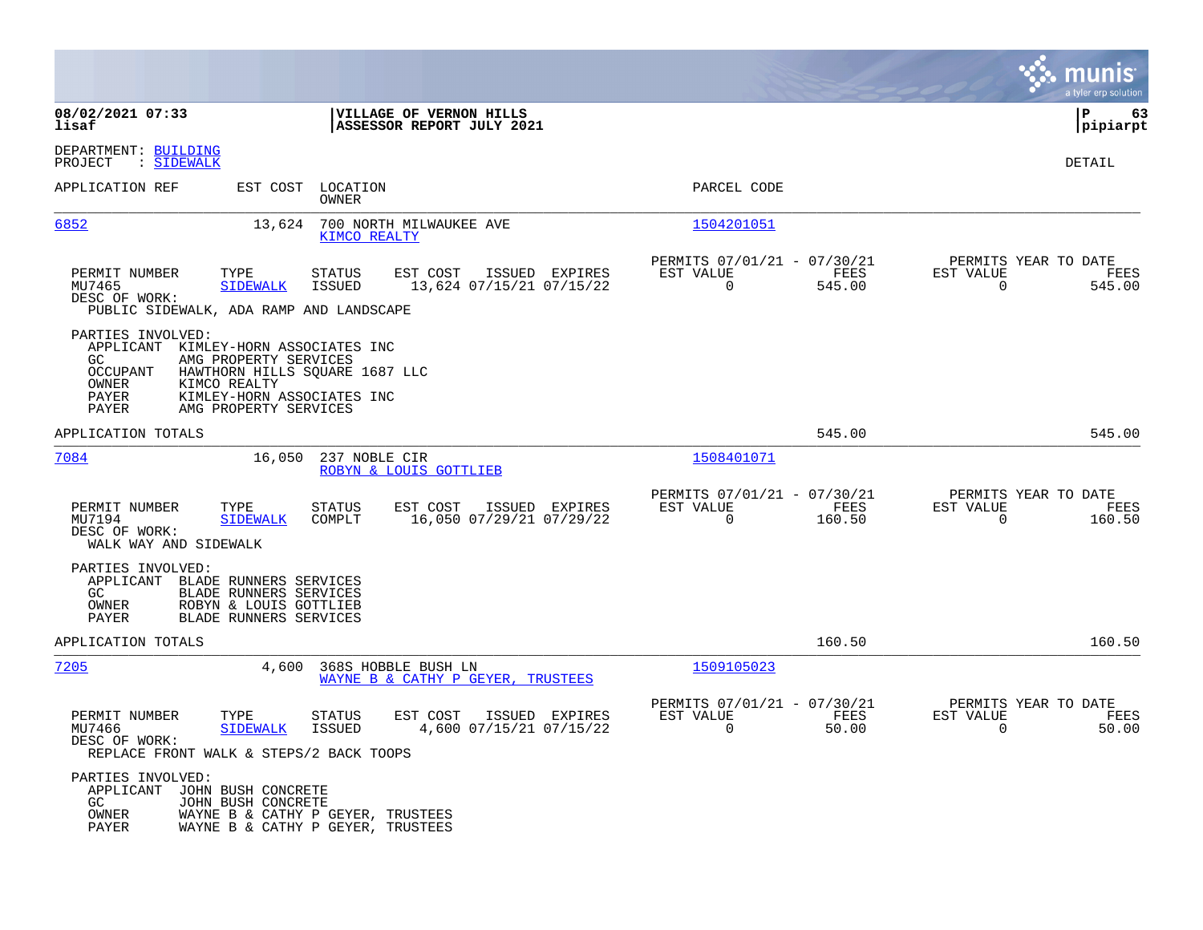**08/02/2021 07:33** | **VILLAGE OF VERNON HILLS** | **P 63**
**lisaf** | **ASSESSOR REPORT JULY 2021** | **pipiarpt**

DEPARTMENT: BUILDING
PROJECT : SIDEWALK

DETAIL

| APPLICATION REF | EST COST | LOCATION / OWNER | PARCEL CODE |
|---|---|---|---|
| 6852 | 13,624 | 700 NORTH MILWAUKEE AVE / KIMCO REALTY | 1504201051 |

| PERMIT NUMBER | TYPE | STATUS | EST COST | ISSUED | EXPIRES | PERMITS 07/01/21 - 07/30/21 EST VALUE | FEES | PERMITS YEAR TO DATE EST VALUE | FEES |
|---|---|---|---|---|---|---|---|---|---|
| MU7465 | SIDEWALK | ISSUED | 13,624 | 07/15/21 | 07/15/22 | 0 | 545.00 | 0 | 545.00 |

DESC OF WORK:
PUBLIC SIDEWALK, ADA RAMP AND LANDSCAPE

PARTIES INVOLVED:
- APPLICANT KIMLEY-HORN ASSOCIATES INC
- GC AMG PROPERTY SERVICES
- OCCUPANT HAWTHORN HILLS SQUARE 1687 LLC
- OWNER KIMCO REALTY
- PAYER KIMLEY-HORN ASSOCIATES INC
- PAYER AMG PROPERTY SERVICES

APPLICATION TOTALS: 545.00 | 545.00

| APPLICATION REF | EST COST | LOCATION / OWNER | PARCEL CODE |
|---|---|---|---|
| 7084 | 16,050 | 237 NOBLE CIR / ROBYN & LOUIS GOTTLIEB | 1508401071 |

| PERMIT NUMBER | TYPE | STATUS | EST COST | ISSUED | EXPIRES | PERMITS 07/01/21 - 07/30/21 EST VALUE | FEES | PERMITS YEAR TO DATE EST VALUE | FEES |
|---|---|---|---|---|---|---|---|---|---|
| MU7194 | SIDEWALK | COMPLT | 16,050 | 07/29/21 | 07/29/22 | 0 | 160.50 | 0 | 160.50 |

DESC OF WORK:
WALK WAY AND SIDEWALK

PARTIES INVOLVED:
- APPLICANT BLADE RUNNERS SERVICES
- GC BLADE RUNNERS SERVICES
- OWNER ROBYN & LOUIS GOTTLIEB
- PAYER BLADE RUNNERS SERVICES

APPLICATION TOTALS: 160.50 | 160.50

| APPLICATION REF | EST COST | LOCATION / OWNER | PARCEL CODE |
|---|---|---|---|
| 7205 | 4,600 | 368S HOBBLE BUSH LN / WAYNE B & CATHY P GEYER, TRUSTEES | 1509105023 |

| PERMIT NUMBER | TYPE | STATUS | EST COST | ISSUED | EXPIRES | PERMITS 07/01/21 - 07/30/21 EST VALUE | FEES | PERMITS YEAR TO DATE EST VALUE | FEES |
|---|---|---|---|---|---|---|---|---|---|
| MU7466 | SIDEWALK | ISSUED | 4,600 | 07/15/21 | 07/15/22 | 0 | 50.00 | 0 | 50.00 |

DESC OF WORK:
REPLACE FRONT WALK & STEPS/2 BACK TOOPS

PARTIES INVOLVED:
- APPLICANT JOHN BUSH CONCRETE
- GC JOHN BUSH CONCRETE
- OWNER WAYNE B & CATHY P GEYER, TRUSTEES
- PAYER WAYNE B & CATHY P GEYER, TRUSTEES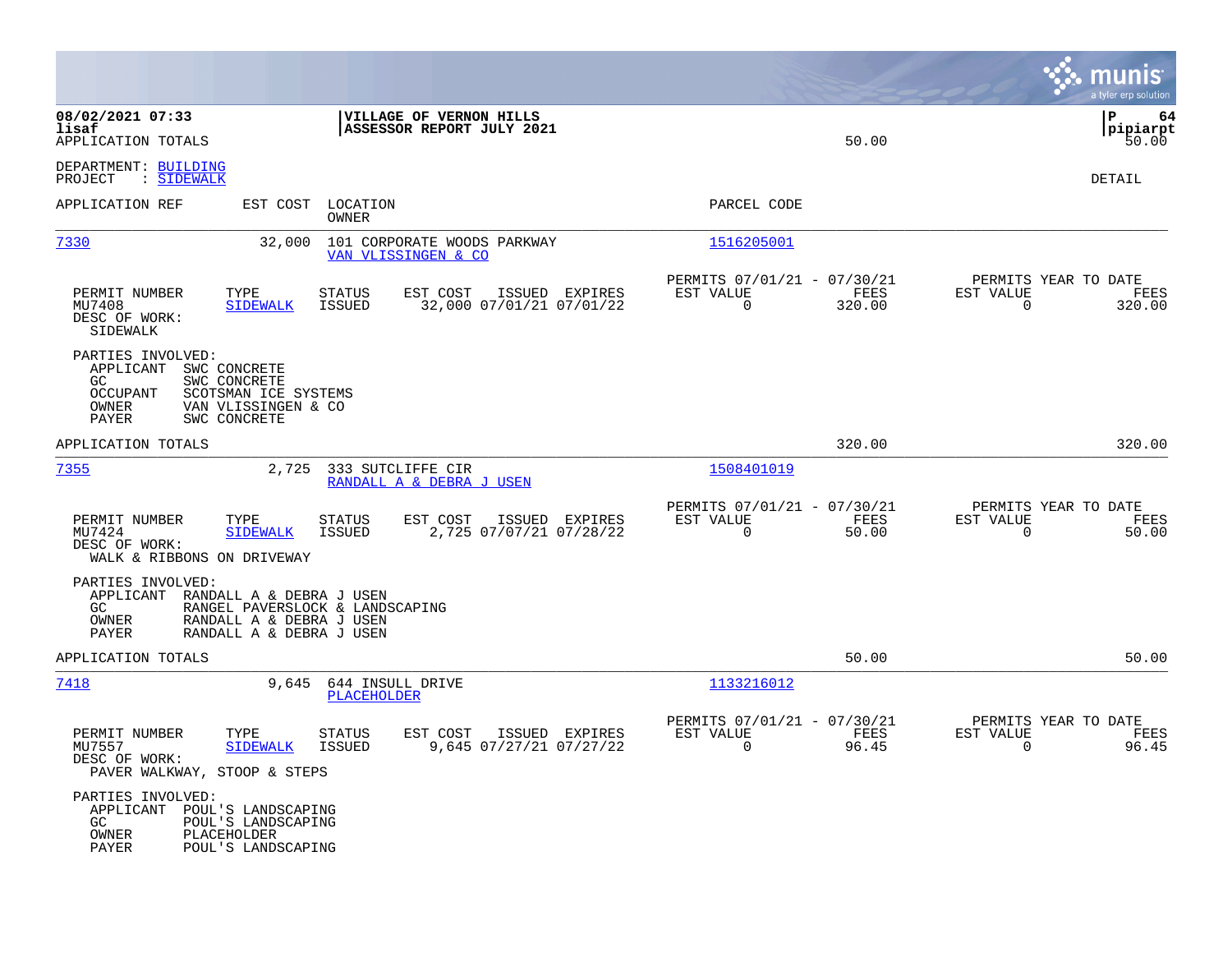08/02/2021 07:33 | VILLAGE OF VERNON HILLS | P 64
lisaf | ASSESSOR REPORT JULY 2021 | pipiarpt

APPLICATION TOTALS 50.00 50.00

DEPARTMENT: BUILDING
PROJECT : SIDEWALK

DETAIL

| APPLICATION REF | EST COST | LOCATION / OWNER | PARCEL CODE |
|---|---|---|---|
| 7330 | 32,000 | 101 CORPORATE WOODS PARKWAY / VAN VLISSINGEN & CO | 1516205001 |

| PERMIT NUMBER | TYPE | STATUS | EST COST | ISSUED | EXPIRES | PERMITS 07/01/21 - 07/30/21 EST VALUE | FEES | PERMITS YEAR TO DATE EST VALUE | FEES |
|---|---|---|---|---|---|---|---|---|---|
| MU7408 | SIDEWALK | ISSUED | 32,000 | 07/01/21 | 07/01/22 | 0 | 320.00 | 0 | 320.00 |

DESC OF WORK:
SIDEWALK

PARTIES INVOLVED:
- APPLICANT SWC CONCRETE
- GC SWC CONCRETE
- OCCUPANT SCOTSMAN ICE SYSTEMS
- OWNER VAN VLISSINGEN & CO
- PAYER SWC CONCRETE

APPLICATION TOTALS 320.00 320.00

| APPLICATION REF | EST COST | LOCATION / OWNER | PARCEL CODE |
|---|---|---|---|
| 7355 | 2,725 | 333 SUTCLIFFE CIR / RANDALL A & DEBRA J USEN | 1508401019 |

| PERMIT NUMBER | TYPE | STATUS | EST COST | ISSUED | EXPIRES | PERMITS 07/01/21 - 07/30/21 EST VALUE | FEES | PERMITS YEAR TO DATE EST VALUE | FEES |
|---|---|---|---|---|---|---|---|---|---|
| MU7424 | SIDEWALK | ISSUED | 2,725 | 07/07/21 | 07/28/22 | 0 | 50.00 | 0 | 50.00 |

DESC OF WORK:
WALK & RIBBONS ON DRIVEWAY

PARTIES INVOLVED:
- APPLICANT RANDALL A & DEBRA J USEN
- GC RANGEL PAVERSLOCK & LANDSCAPING
- OWNER RANDALL A & DEBRA J USEN
- PAYER RANDALL A & DEBRA J USEN

APPLICATION TOTALS 50.00 50.00

| APPLICATION REF | EST COST | LOCATION / OWNER | PARCEL CODE |
|---|---|---|---|
| 7418 | 9,645 | 644 INSULL DRIVE / PLACEHOLDER | 1133216012 |

| PERMIT NUMBER | TYPE | STATUS | EST COST | ISSUED | EXPIRES | PERMITS 07/01/21 - 07/30/21 EST VALUE | FEES | PERMITS YEAR TO DATE EST VALUE | FEES |
|---|---|---|---|---|---|---|---|---|---|
| MU7557 | SIDEWALK | ISSUED | 9,645 | 07/27/21 | 07/27/22 | 0 | 96.45 | 0 | 96.45 |

DESC OF WORK:
PAVER WALKWAY, STOOP & STEPS

PARTIES INVOLVED:
- APPLICANT POUL'S LANDSCAPING
- GC POUL'S LANDSCAPING
- OWNER PLACEHOLDER
- PAYER POUL'S LANDSCAPING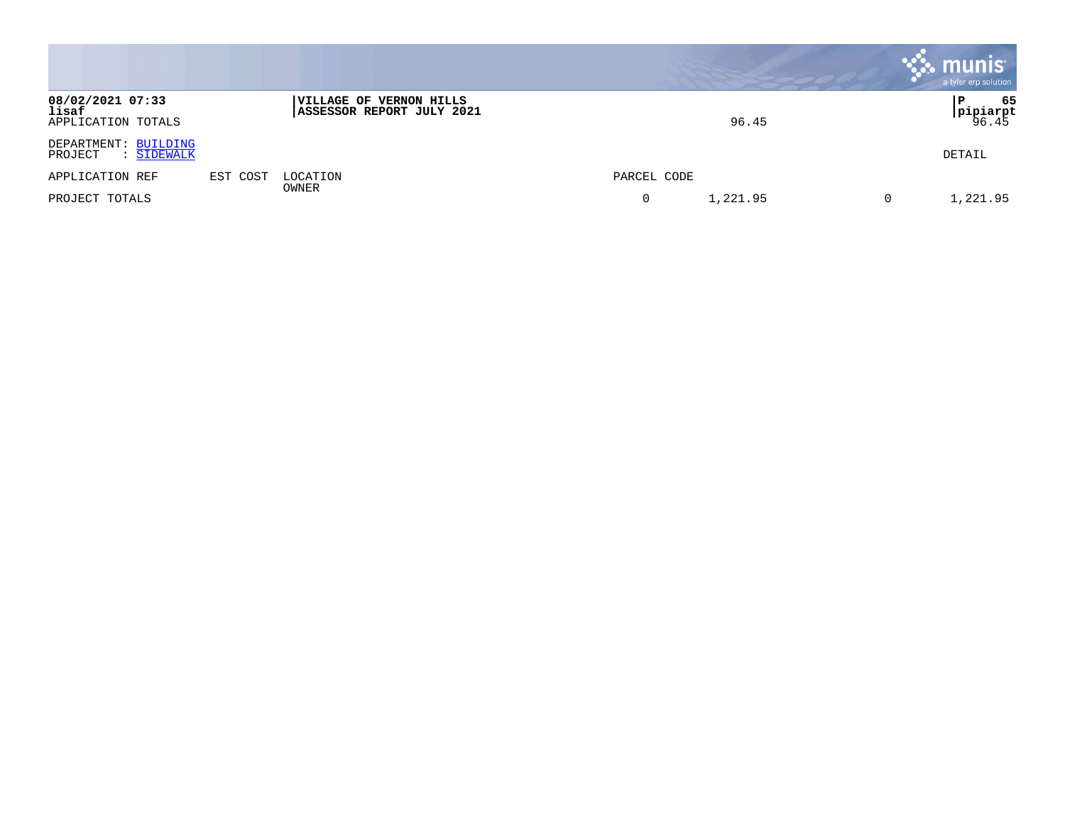**08/02/2021 07:33** | **VILLAGE OF VERNON HILLS**
**lisaf** | **ASSESSOR REPORT JULY 2021** | **P 65** | **pipiarpt**

APPLICATION TOTALS 96.45 96.45

DEPARTMENT: BUILDING
PROJECT : SIDEWALK

DETAIL

| APPLICATION REF | EST COST | LOCATION / OWNER | PARCEL CODE | | | |
|---|---|---|---|---|---|---|
| PROJECT TOTALS | | | 0 | 1,221.95 | 0 | 1,221.95 |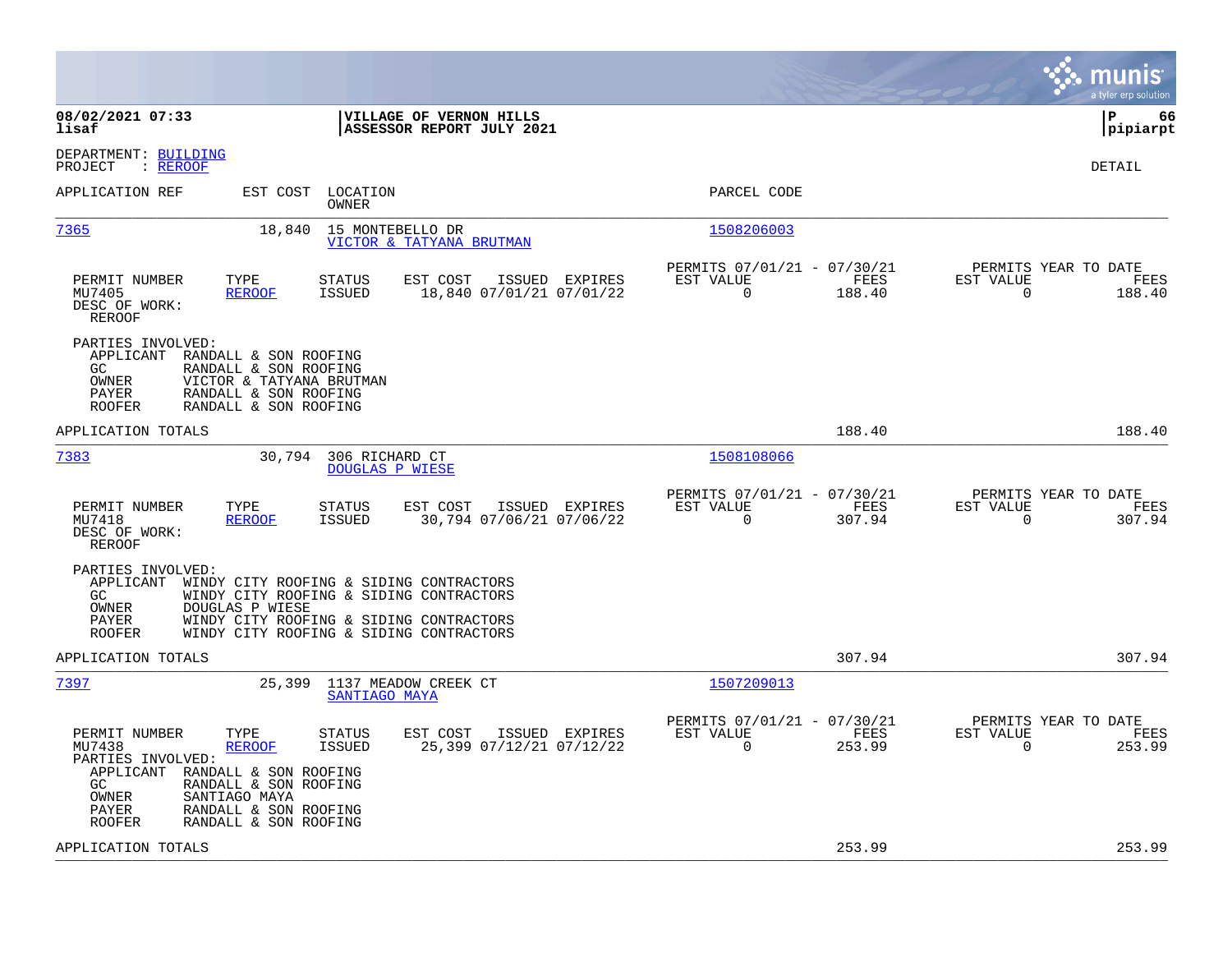**08/02/2021 07:33** | **VILLAGE OF VERNON HILLS** | **P 66**
**lisaf** | **ASSESSOR REPORT JULY 2021** | **pipiarpt**

DEPARTMENT: BUILDING
PROJECT : REROOF

DETAIL

| APPLICATION REF | EST COST | LOCATION / OWNER | PARCEL CODE |
|---|---|---|---|
| 7365 | 18,840 | 15 MONTEBELLO DR / VICTOR & TATYANA BRUTMAN | 1508206003 |

| PERMIT NUMBER | TYPE | STATUS | EST COST | ISSUED | EXPIRES | PERMITS 07/01/21 - 07/30/21 EST VALUE | FEES | PERMITS YEAR TO DATE EST VALUE | FEES |
|---|---|---|---|---|---|---|---|---|---|
| MU7405 | REROOF | ISSUED | 18,840 | 07/01/21 | 07/01/22 | 0 | 188.40 | 0 | 188.40 |

DESC OF WORK:
REROOF

PARTIES INVOLVED:
- APPLICANT RANDALL & SON ROOFING
- GC RANDALL & SON ROOFING
- OWNER VICTOR & TATYANA BRUTMAN
- PAYER RANDALL & SON ROOFING
- ROOFER RANDALL & SON ROOFING

APPLICATION TOTALS 188.40 188.40

| APPLICATION REF | EST COST | LOCATION / OWNER | PARCEL CODE |
|---|---|---|---|
| 7383 | 30,794 | 306 RICHARD CT / DOUGLAS P WIESE | 1508108066 |

| PERMIT NUMBER | TYPE | STATUS | EST COST | ISSUED | EXPIRES | PERMITS 07/01/21 - 07/30/21 EST VALUE | FEES | PERMITS YEAR TO DATE EST VALUE | FEES |
|---|---|---|---|---|---|---|---|---|---|
| MU7418 | REROOF | ISSUED | 30,794 | 07/06/21 | 07/06/22 | 0 | 307.94 | 0 | 307.94 |

DESC OF WORK:
REROOF

PARTIES INVOLVED:
- APPLICANT WINDY CITY ROOFING & SIDING CONTRACTORS
- GC WINDY CITY ROOFING & SIDING CONTRACTORS
- OWNER DOUGLAS P WIESE
- PAYER WINDY CITY ROOFING & SIDING CONTRACTORS
- ROOFER WINDY CITY ROOFING & SIDING CONTRACTORS

APPLICATION TOTALS 307.94 307.94

| APPLICATION REF | EST COST | LOCATION / OWNER | PARCEL CODE |
|---|---|---|---|
| 7397 | 25,399 | 1137 MEADOW CREEK CT / SANTIAGO MAYA | 1507209013 |

| PERMIT NUMBER | TYPE | STATUS | EST COST | ISSUED | EXPIRES | PERMITS 07/01/21 - 07/30/21 EST VALUE | FEES | PERMITS YEAR TO DATE EST VALUE | FEES |
|---|---|---|---|---|---|---|---|---|---|
| MU7438 | REROOF | ISSUED | 25,399 | 07/12/21 | 07/12/22 | 0 | 253.99 | 0 | 253.99 |

PARTIES INVOLVED:
- APPLICANT RANDALL & SON ROOFING
- GC RANDALL & SON ROOFING
- OWNER SANTIAGO MAYA
- PAYER RANDALL & SON ROOFING
- ROOFER RANDALL & SON ROOFING

APPLICATION TOTALS 253.99 253.99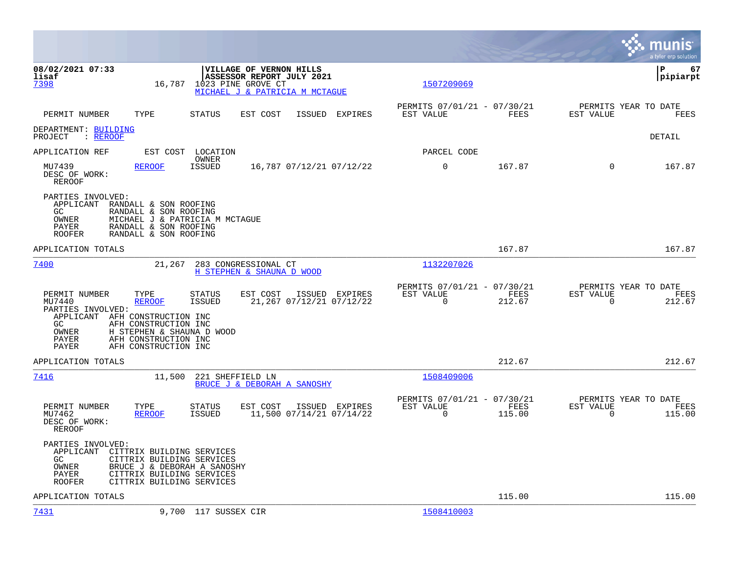08/02/2021 07:33
lisaf

**VILLAGE OF VERNON HILLS**
**ASSESSOR REPORT JULY 2021**

P 67
pipiarpt

7398 16,787 1023 PINE GROVE CT 1507209069
MICHAEL J & PATRICIA M MCTAGUE

| PERMIT NUMBER | TYPE | STATUS | EST COST | ISSUED | EXPIRES | PERMITS 07/01/21 - 07/30/21 EST VALUE | FEES | PERMITS YEAR TO DATE EST VALUE | FEES |
|---|---|---|---|---|---|---|---|---|---|

DEPARTMENT: BUILDING
PROJECT : REROOF — DETAIL

| APPLICATION REF | EST COST | LOCATION OWNER | | | | PARCEL CODE | | | |
|---|---|---|---|---|---|---|---|---|---|
| MU7439 | REROOF | ISSUED | 16,787 | 07/12/21 | 07/12/22 | 0 | 167.87 | 0 | 167.87 |

DESC OF WORK:
REROOF

PARTIES INVOLVED:
- APPLICANT RANDALL & SON ROOFING
- GC RANDALL & SON ROOFING
- OWNER MICHAEL J & PATRICIA M MCTAGUE
- PAYER RANDALL & SON ROOFING
- ROOFER RANDALL & SON ROOFING

APPLICATION TOTALS 167.87 167.87

---

7400 21,267 283 CONGRESSIONAL CT 1132207026
H STEPHEN & SHAUNA D WOOD

| PERMIT NUMBER | TYPE | STATUS | EST COST | ISSUED | EXPIRES | PERMITS 07/01/21 - 07/30/21 EST VALUE | FEES | PERMITS YEAR TO DATE EST VALUE | FEES |
|---|---|---|---|---|---|---|---|---|---|
| MU7440 | REROOF | ISSUED | 21,267 | 07/12/21 | 07/12/22 | 0 | 212.67 | 0 | 212.67 |

PARTIES INVOLVED:
- APPLICANT AFH CONSTRUCTION INC
- GC AFH CONSTRUCTION INC
- OWNER H STEPHEN & SHAUNA D WOOD
- PAYER AFH CONSTRUCTION INC
- PAYER AFH CONSTRUCTION INC

APPLICATION TOTALS 212.67 212.67

---

7416 11,500 221 SHEFFIELD LN 1508409006
BRUCE J & DEBORAH A SANOSHY

| PERMIT NUMBER | TYPE | STATUS | EST COST | ISSUED | EXPIRES | PERMITS 07/01/21 - 07/30/21 EST VALUE | FEES | PERMITS YEAR TO DATE EST VALUE | FEES |
|---|---|---|---|---|---|---|---|---|---|
| MU7462 | REROOF | ISSUED | 11,500 | 07/14/21 | 07/14/22 | 0 | 115.00 | 0 | 115.00 |

DESC OF WORK:
REROOF

PARTIES INVOLVED:
- APPLICANT CITTRIX BUILDING SERVICES
- GC CITTRIX BUILDING SERVICES
- OWNER BRUCE J & DEBORAH A SANOSHY
- PAYER CITTRIX BUILDING SERVICES
- ROOFER CITTRIX BUILDING SERVICES

APPLICATION TOTALS 115.00 115.00

---

7431 9,700 117 SUSSEX CIR 1508410003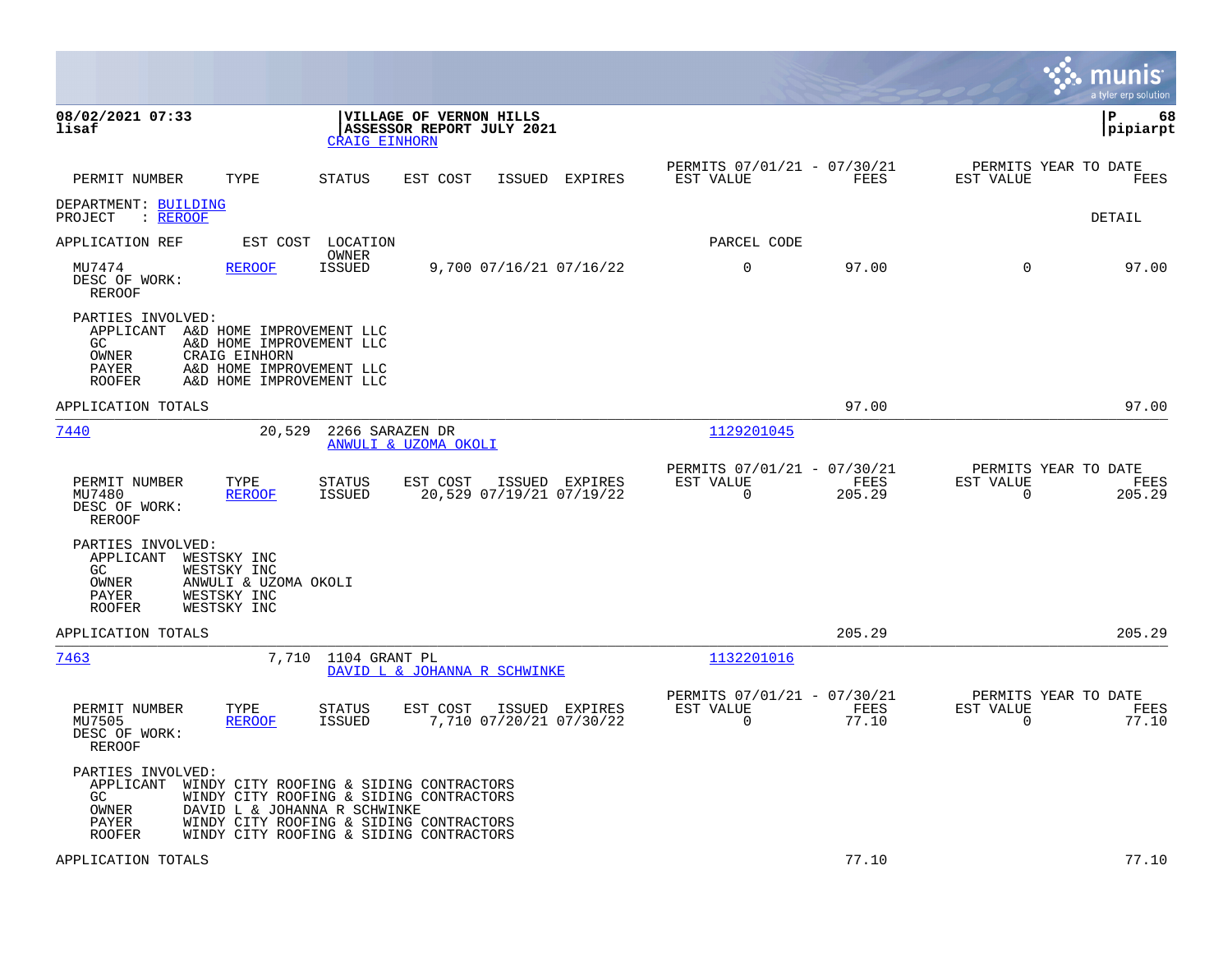**08/02/2021 07:33**
**lisaf**

**VILLAGE OF VERNON HILLS**
**ASSESSOR REPORT JULY 2021**
CRAIG EINHORN

| PERMIT NUMBER | TYPE | STATUS | EST COST | ISSUED | EXPIRES | PERMITS 07/01/21 - 07/30/21 EST VALUE | FEES | PERMITS YEAR TO DATE EST VALUE | FEES |
|---|---|---|---|---|---|---|---|---|---|

DEPARTMENT: BUILDING
PROJECT : REROOF

DETAIL

APPLICATION REF    EST COST    LOCATION / OWNER    PARCEL CODE

| PERMIT NUMBER | TYPE | STATUS | EST COST | ISSUED | EXPIRES | EST VALUE | FEES | EST VALUE (YTD) | FEES (YTD) |
|---|---|---|---|---|---|---|---|---|---|
| MU7474 | REROOF | ISSUED | 9,700 | 07/16/21 | 07/16/22 | 0 | 97.00 | 0 | 97.00 |

DESC OF WORK:
REROOF

PARTIES INVOLVED:
- APPLICANT A&D HOME IMPROVEMENT LLC
- GC A&D HOME IMPROVEMENT LLC
- OWNER CRAIG EINHORN
- PAYER A&D HOME IMPROVEMENT LLC
- ROOFER A&D HOME IMPROVEMENT LLC

APPLICATION TOTALS: 97.00 | 97.00

---

**7440**    20,529    2266 SARAZEN DR    ANWULI & UZOMA OKOLI    Parcel: 1129201045

| PERMIT NUMBER | TYPE | STATUS | EST COST | ISSUED | EXPIRES | EST VALUE | FEES | EST VALUE (YTD) | FEES (YTD) |
|---|---|---|---|---|---|---|---|---|---|
| MU7480 | REROOF | ISSUED | 20,529 | 07/19/21 | 07/19/22 | 0 | 205.29 | 0 | 205.29 |

DESC OF WORK:
REROOF

PARTIES INVOLVED:
- APPLICANT WESTSKY INC
- GC WESTSKY INC
- OWNER ANWULI & UZOMA OKOLI
- PAYER WESTSKY INC
- ROOFER WESTSKY INC

APPLICATION TOTALS: 205.29 | 205.29

---

**7463**    7,710    1104 GRANT PL    DAVID L & JOHANNA R SCHWINKE    Parcel: 1132201016

| PERMIT NUMBER | TYPE | STATUS | EST COST | ISSUED | EXPIRES | EST VALUE | FEES | EST VALUE (YTD) | FEES (YTD) |
|---|---|---|---|---|---|---|---|---|---|
| MU7505 | REROOF | ISSUED | 7,710 | 07/20/21 | 07/30/22 | 0 | 77.10 | 0 | 77.10 |

DESC OF WORK:
REROOF

PARTIES INVOLVED:
- APPLICANT WINDY CITY ROOFING & SIDING CONTRACTORS
- GC WINDY CITY ROOFING & SIDING CONTRACTORS
- OWNER DAVID L & JOHANNA R SCHWINKE
- PAYER WINDY CITY ROOFING & SIDING CONTRACTORS
- ROOFER WINDY CITY ROOFING & SIDING CONTRACTORS

APPLICATION TOTALS: 77.10 | 77.10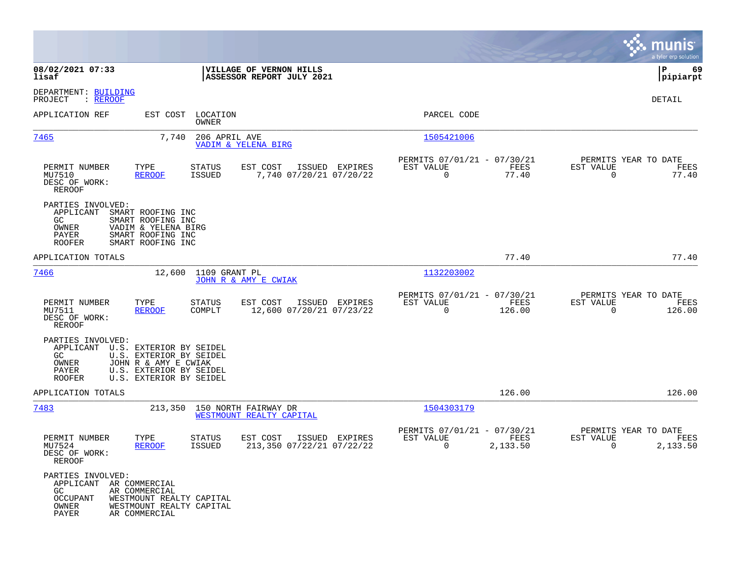DEPARTMENT: BUILDING
PROJECT : REROOF

DETAIL

| APPLICATION REF | EST COST | LOCATION / OWNER | PARCEL CODE |
|---|---|---|---|
| 7465 | 7,740 | 206 APRIL AVE / VADIM & YELENA BIRG | 1505421006 |

| PERMIT NUMBER | TYPE | STATUS | EST COST | ISSUED | EXPIRES | PERMITS 07/01/21 - 07/30/21 EST VALUE | FEES | PERMITS YEAR TO DATE EST VALUE | FEES |
|---|---|---|---|---|---|---|---|---|---|
| MU7510 | REROOF | ISSUED | 7,740 | 07/20/21 | 07/20/22 | 0 | 77.40 | 0 | 77.40 |

DESC OF WORK:
REROOF

PARTIES INVOLVED:
- APPLICANT SMART ROOFING INC
- GC SMART ROOFING INC
- OWNER VADIM & YELENA BIRG
- PAYER SMART ROOFING INC
- ROOFER SMART ROOFING INC

APPLICATION TOTALS: 77.40 | 77.40

| APPLICATION REF | EST COST | LOCATION / OWNER | PARCEL CODE |
|---|---|---|---|
| 7466 | 12,600 | 1109 GRANT PL / JOHN R & AMY E CWIAK | 1132203002 |

| PERMIT NUMBER | TYPE | STATUS | EST COST | ISSUED | EXPIRES | PERMITS 07/01/21 - 07/30/21 EST VALUE | FEES | PERMITS YEAR TO DATE EST VALUE | FEES |
|---|---|---|---|---|---|---|---|---|---|
| MU7511 | REROOF | COMPLT | 12,600 | 07/20/21 | 07/23/22 | 0 | 126.00 | 0 | 126.00 |

DESC OF WORK:
REROOF

PARTIES INVOLVED:
- APPLICANT U.S. EXTERIOR BY SEIDEL
- GC U.S. EXTERIOR BY SEIDEL
- OWNER JOHN R & AMY E CWIAK
- PAYER U.S. EXTERIOR BY SEIDEL
- ROOFER U.S. EXTERIOR BY SEIDEL

APPLICATION TOTALS: 126.00 | 126.00

| APPLICATION REF | EST COST | LOCATION / OWNER | PARCEL CODE |
|---|---|---|---|
| 7483 | 213,350 | 150 NORTH FAIRWAY DR / WESTMOUNT REALTY CAPITAL | 1504303179 |

| PERMIT NUMBER | TYPE | STATUS | EST COST | ISSUED | EXPIRES | PERMITS 07/01/21 - 07/30/21 EST VALUE | FEES | PERMITS YEAR TO DATE EST VALUE | FEES |
|---|---|---|---|---|---|---|---|---|---|
| MU7524 | REROOF | ISSUED | 213,350 | 07/22/21 | 07/22/22 | 0 | 2,133.50 | 0 | 2,133.50 |

DESC OF WORK:
REROOF

PARTIES INVOLVED:
- APPLICANT AR COMMERCIAL
- GC AR COMMERCIAL
- OCCUPANT WESTMOUNT REALTY CAPITAL
- OWNER WESTMOUNT REALTY CAPITAL
- PAYER AR COMMERCIAL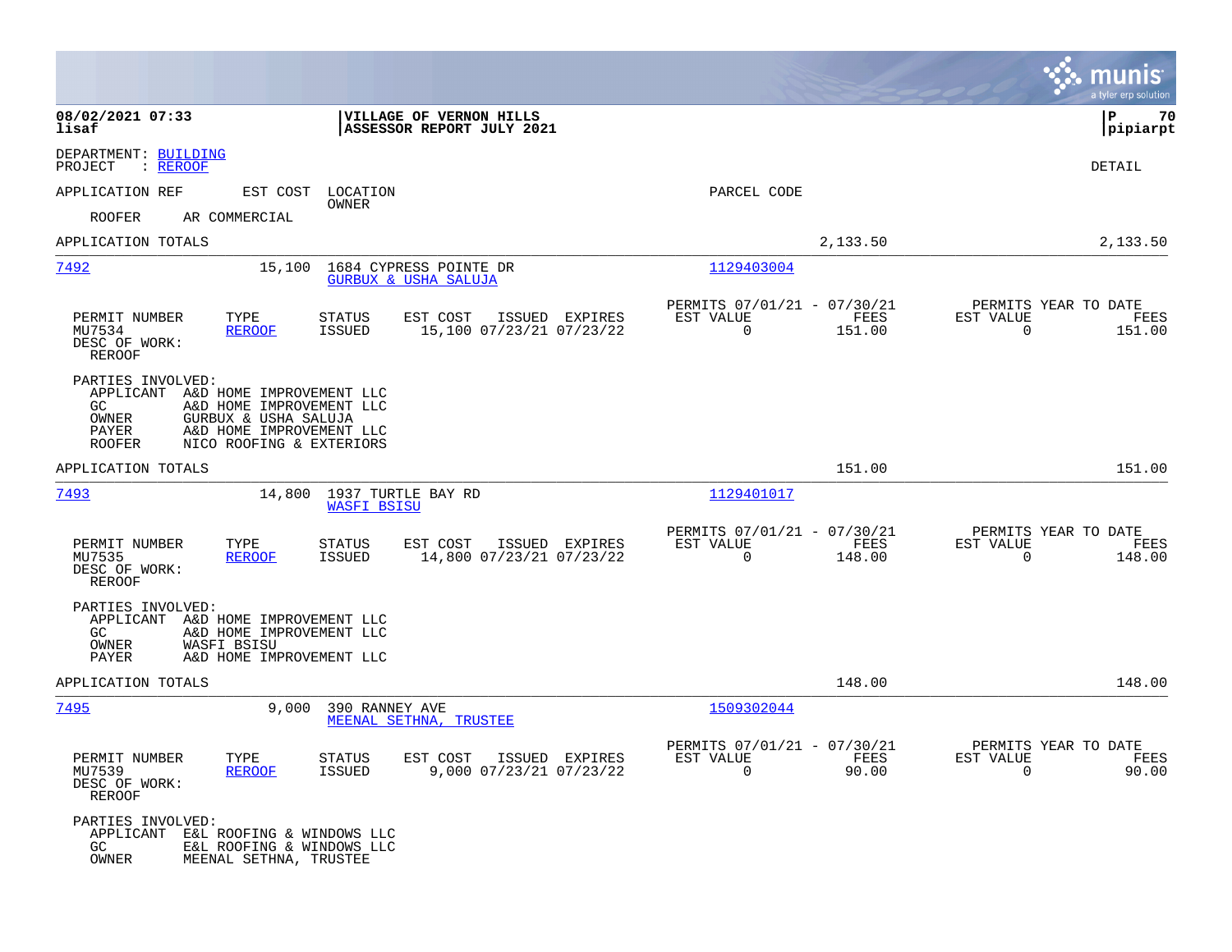**08/02/2021 07:33**
**lisaf**

**VILLAGE OF VERNON HILLS**
**ASSESSOR REPORT JULY 2021**

**P 70**
**pipiarpt**

DEPARTMENT: BUILDING
PROJECT : REROOF

DETAIL

APPLICATION REF | EST COST | LOCATION / OWNER | PARCEL CODE

ROOFER AR COMMERCIAL

APPLICATION TOTALS 2,133.50 2,133.50

---

**7492** 15,100 1684 CYPRESS POINTE DR — GURBUX & USHA SALUJA — 1129403004

| PERMIT NUMBER | TYPE | STATUS | EST COST | ISSUED | EXPIRES | PERMITS 07/01/21 - 07/30/21 EST VALUE | FEES | PERMITS YEAR TO DATE EST VALUE | FEES |
|---|---|---|---|---|---|---|---|---|---|
| MU7534 | REROOF | ISSUED | 15,100 | 07/23/21 | 07/23/22 | 0 | 151.00 | 0 | 151.00 |

DESC OF WORK:
REROOF

PARTIES INVOLVED:
- APPLICANT A&D HOME IMPROVEMENT LLC
- GC A&D HOME IMPROVEMENT LLC
- OWNER GURBUX & USHA SALUJA
- PAYER A&D HOME IMPROVEMENT LLC
- ROOFER NICO ROOFING & EXTERIORS

APPLICATION TOTALS 151.00 151.00

---

**7493** 14,800 1937 TURTLE BAY RD — WASFI BSISU — 1129401017

| PERMIT NUMBER | TYPE | STATUS | EST COST | ISSUED | EXPIRES | PERMITS 07/01/21 - 07/30/21 EST VALUE | FEES | PERMITS YEAR TO DATE EST VALUE | FEES |
|---|---|---|---|---|---|---|---|---|---|
| MU7535 | REROOF | ISSUED | 14,800 | 07/23/21 | 07/23/22 | 0 | 148.00 | 0 | 148.00 |

DESC OF WORK:
REROOF

PARTIES INVOLVED:
- APPLICANT A&D HOME IMPROVEMENT LLC
- GC A&D HOME IMPROVEMENT LLC
- OWNER WASFI BSISU
- PAYER A&D HOME IMPROVEMENT LLC

APPLICATION TOTALS 148.00 148.00

---

**7495** 9,000 390 RANNEY AVE — MEENAL SETHNA, TRUSTEE — 1509302044

| PERMIT NUMBER | TYPE | STATUS | EST COST | ISSUED | EXPIRES | PERMITS 07/01/21 - 07/30/21 EST VALUE | FEES | PERMITS YEAR TO DATE EST VALUE | FEES |
|---|---|---|---|---|---|---|---|---|---|
| MU7539 | REROOF | ISSUED | 9,000 | 07/23/21 | 07/23/22 | 0 | 90.00 | 0 | 90.00 |

DESC OF WORK:
REROOF

PARTIES INVOLVED:
- APPLICANT E&L ROOFING & WINDOWS LLC
- GC E&L ROOFING & WINDOWS LLC
- OWNER MEENAL SETHNA, TRUSTEE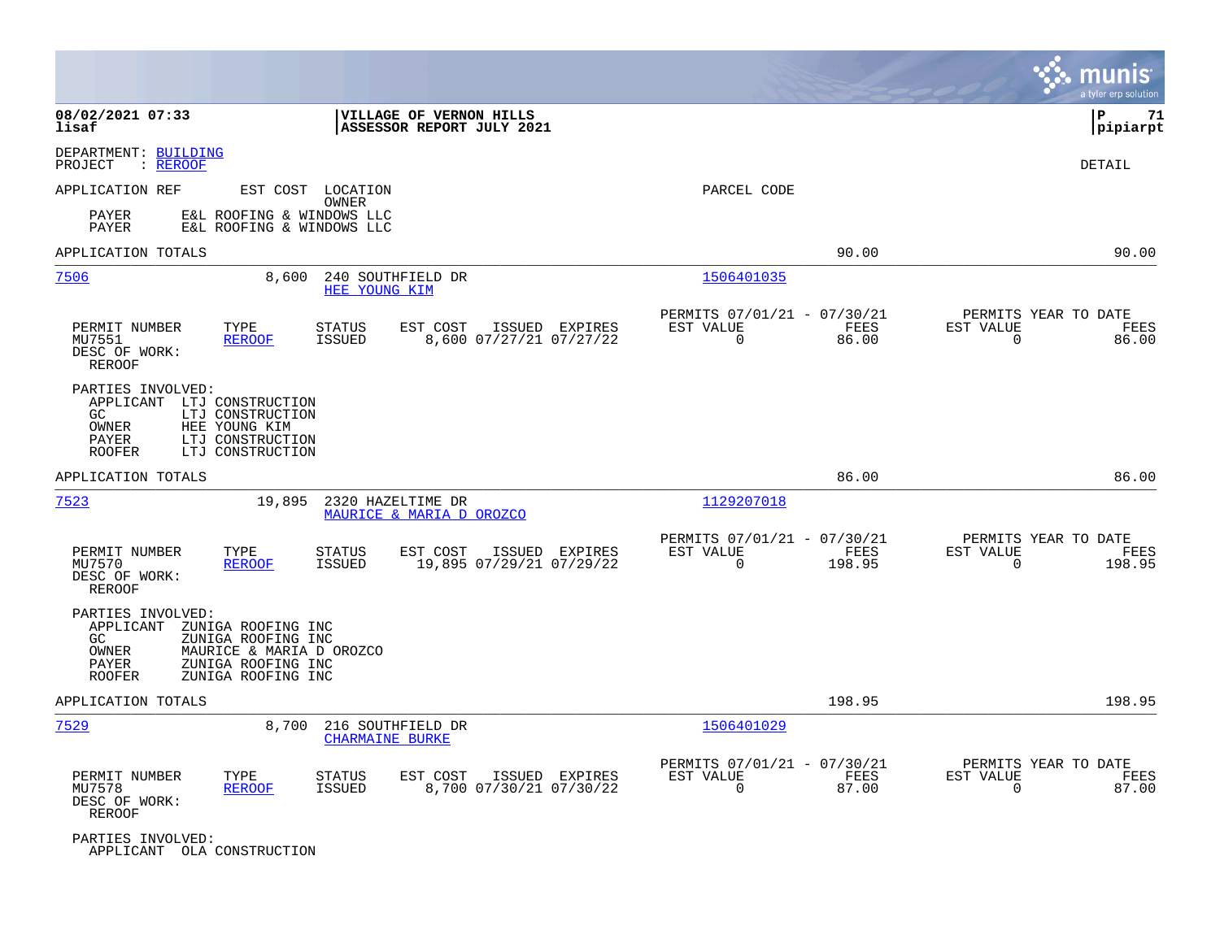DEPARTMENT: BUILDING
PROJECT : REROOF

DETAIL

APPLICATION REF    EST COST    LOCATION
OWNER
PARCEL CODE

PAYER E&L ROOFING & WINDOWS LLC
PAYER E&L ROOFING & WINDOWS LLC

APPLICATION TOTALS 90.00 90.00

---

**7506** 8,600 240 SOUTHFIELD DR
HEE YOUNG KIM
1506401035

| PERMIT NUMBER | TYPE | STATUS | EST COST | ISSUED | EXPIRES | PERMITS 07/01/21 - 07/30/21 EST VALUE | FEES | PERMITS YEAR TO DATE EST VALUE | FEES |
|---|---|---|---|---|---|---|---|---|---|
| MU7551 | REROOF | ISSUED | 8,600 | 07/27/21 | 07/27/22 | 0 | 86.00 | 0 | 86.00 |

DESC OF WORK:
REROOF

PARTIES INVOLVED:
APPLICANT LTJ CONSTRUCTION
GC LTJ CONSTRUCTION
OWNER HEE YOUNG KIM
PAYER LTJ CONSTRUCTION
ROOFER LTJ CONSTRUCTION

APPLICATION TOTALS 86.00 86.00

---

**7523** 19,895 2320 HAZELTIME DR
MAURICE & MARIA D OROZCO
1129207018

| PERMIT NUMBER | TYPE | STATUS | EST COST | ISSUED | EXPIRES | PERMITS 07/01/21 - 07/30/21 EST VALUE | FEES | PERMITS YEAR TO DATE EST VALUE | FEES |
|---|---|---|---|---|---|---|---|---|---|
| MU7570 | REROOF | ISSUED | 19,895 | 07/29/21 | 07/29/22 | 0 | 198.95 | 0 | 198.95 |

DESC OF WORK:
REROOF

PARTIES INVOLVED:
APPLICANT ZUNIGA ROOFING INC
GC ZUNIGA ROOFING INC
OWNER MAURICE & MARIA D OROZCO
PAYER ZUNIGA ROOFING INC
ROOFER ZUNIGA ROOFING INC

APPLICATION TOTALS 198.95 198.95

---

**7529** 8,700 216 SOUTHFIELD DR
CHARMAINE BURKE
1506401029

| PERMIT NUMBER | TYPE | STATUS | EST COST | ISSUED | EXPIRES | PERMITS 07/01/21 - 07/30/21 EST VALUE | FEES | PERMITS YEAR TO DATE EST VALUE | FEES |
|---|---|---|---|---|---|---|---|---|---|
| MU7578 | REROOF | ISSUED | 8,700 | 07/30/21 | 07/30/22 | 0 | 87.00 | 0 | 87.00 |

DESC OF WORK:
REROOF

PARTIES INVOLVED:
APPLICANT OLA CONSTRUCTION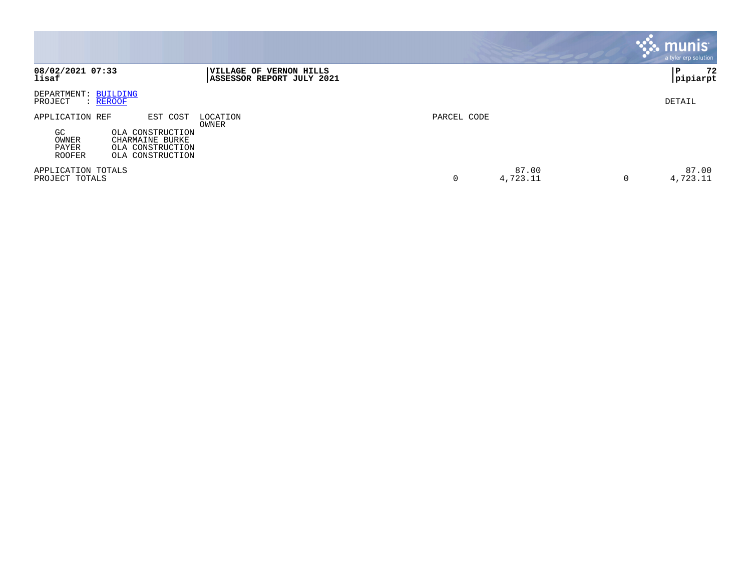**08/02/2021 07:33** | **VILLAGE OF VERNON HILLS** | **P 72**
**lisaf** | **ASSESSOR REPORT JULY 2021** | **pipiarpt**

DEPARTMENT: BUILDING
PROJECT : REROOF

DETAIL

| APPLICATION REF | EST COST | LOCATION / OWNER | PARCEL CODE | | | |
|---|---|---|---|---|---|---|
| GC | OLA CONSTRUCTION | | | | | |
| OWNER | CHARMAINE BURKE | | | | | |
| PAYER | OLA CONSTRUCTION | | | | | |
| ROOFER | OLA CONSTRUCTION | | | | | |
| APPLICATION TOTALS | | | | 87.00 | | 87.00 |
| PROJECT TOTALS | | | 0 | 4,723.11 | 0 | 4,723.11 |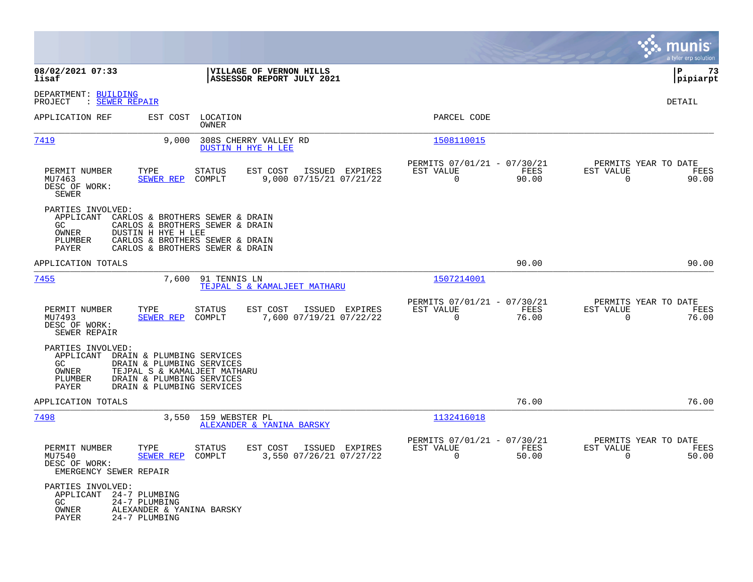08/02/2021 07:33
lisaf

**VILLAGE OF VERNON HILLS**
**ASSESSOR REPORT JULY 2021**

P 73
pipiarpt

DEPARTMENT: BUILDING
PROJECT : SEWER REPAIR

DETAIL

| APPLICATION REF | EST COST | LOCATION / OWNER | PARCEL CODE |
|---|---|---|---|
| 7419 | 9,000 | 308S CHERRY VALLEY RD / DUSTIN H HYE H LEE | 1508110015 |

| PERMIT NUMBER | TYPE | STATUS | EST COST | ISSUED | EXPIRES | PERMITS 07/01/21 - 07/30/21 EST VALUE | FEES | PERMITS YEAR TO DATE EST VALUE | FEES |
|---|---|---|---|---|---|---|---|---|---|
| MU7463 | SEWER REP | COMPLT | 9,000 | 07/15/21 | 07/21/22 | 0 | 90.00 | 0 | 90.00 |

DESC OF WORK:
SEWER

PARTIES INVOLVED:
- APPLICANT CARLOS & BROTHERS SEWER & DRAIN
- GC CARLOS & BROTHERS SEWER & DRAIN
- OWNER DUSTIN H HYE H LEE
- PLUMBER CARLOS & BROTHERS SEWER & DRAIN
- PAYER CARLOS & BROTHERS SEWER & DRAIN

APPLICATION TOTALS: 90.00 | 90.00

| APPLICATION REF | EST COST | LOCATION / OWNER | PARCEL CODE |
|---|---|---|---|
| 7455 | 7,600 | 91 TENNIS LN / TEJPAL S & KAMALJEET MATHARU | 1507214001 |

| PERMIT NUMBER | TYPE | STATUS | EST COST | ISSUED | EXPIRES | PERMITS 07/01/21 - 07/30/21 EST VALUE | FEES | PERMITS YEAR TO DATE EST VALUE | FEES |
|---|---|---|---|---|---|---|---|---|---|
| MU7493 | SEWER REP | COMPLT | 7,600 | 07/19/21 | 07/22/22 | 0 | 76.00 | 0 | 76.00 |

DESC OF WORK:
SEWER REPAIR

PARTIES INVOLVED:
- APPLICANT DRAIN & PLUMBING SERVICES
- GC DRAIN & PLUMBING SERVICES
- OWNER TEJPAL S & KAMALJEET MATHARU
- PLUMBER DRAIN & PLUMBING SERVICES
- PAYER DRAIN & PLUMBING SERVICES

APPLICATION TOTALS: 76.00 | 76.00

| APPLICATION REF | EST COST | LOCATION / OWNER | PARCEL CODE |
|---|---|---|---|
| 7498 | 3,550 | 159 WEBSTER PL / ALEXANDER & YANINA BARSKY | 1132416018 |

| PERMIT NUMBER | TYPE | STATUS | EST COST | ISSUED | EXPIRES | PERMITS 07/01/21 - 07/30/21 EST VALUE | FEES | PERMITS YEAR TO DATE EST VALUE | FEES |
|---|---|---|---|---|---|---|---|---|---|
| MU7540 | SEWER REP | COMPLT | 3,550 | 07/26/21 | 07/27/22 | 0 | 50.00 | 0 | 50.00 |

DESC OF WORK:
EMERGENCY SEWER REPAIR

PARTIES INVOLVED:
- APPLICANT 24-7 PLUMBING
- GC 24-7 PLUMBING
- OWNER ALEXANDER & YANINA BARSKY
- PAYER 24-7 PLUMBING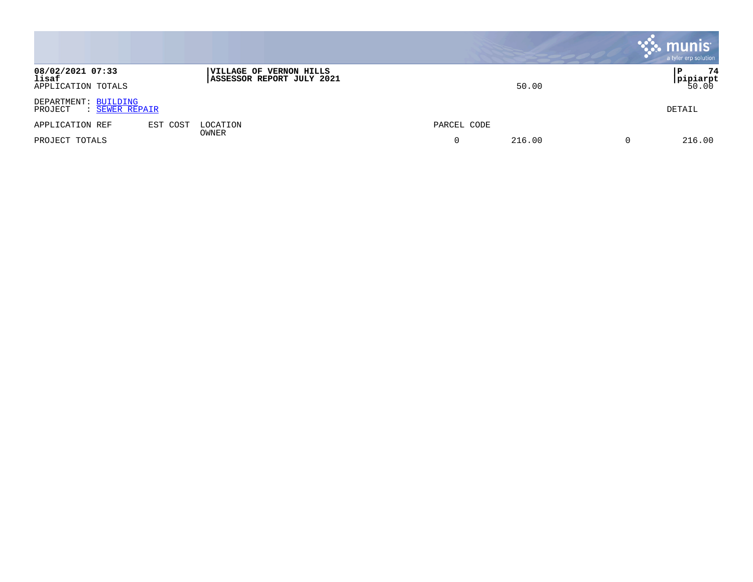**08/02/2021 07:33** | **VILLAGE OF VERNON HILLS** | **P 74**
**lisaf** | **ASSESSOR REPORT JULY 2021** | **pipiarpt**

APPLICATION TOTALS 50.00 50.00

DEPARTMENT: BUILDING
PROJECT : SEWER REPAIR

DETAIL

| APPLICATION REF | EST COST | LOCATION OWNER | PARCEL CODE | | | |
|---|---|---|---|---|---|---|
| PROJECT TOTALS | | | 0 | 216.00 | 0 | 216.00 |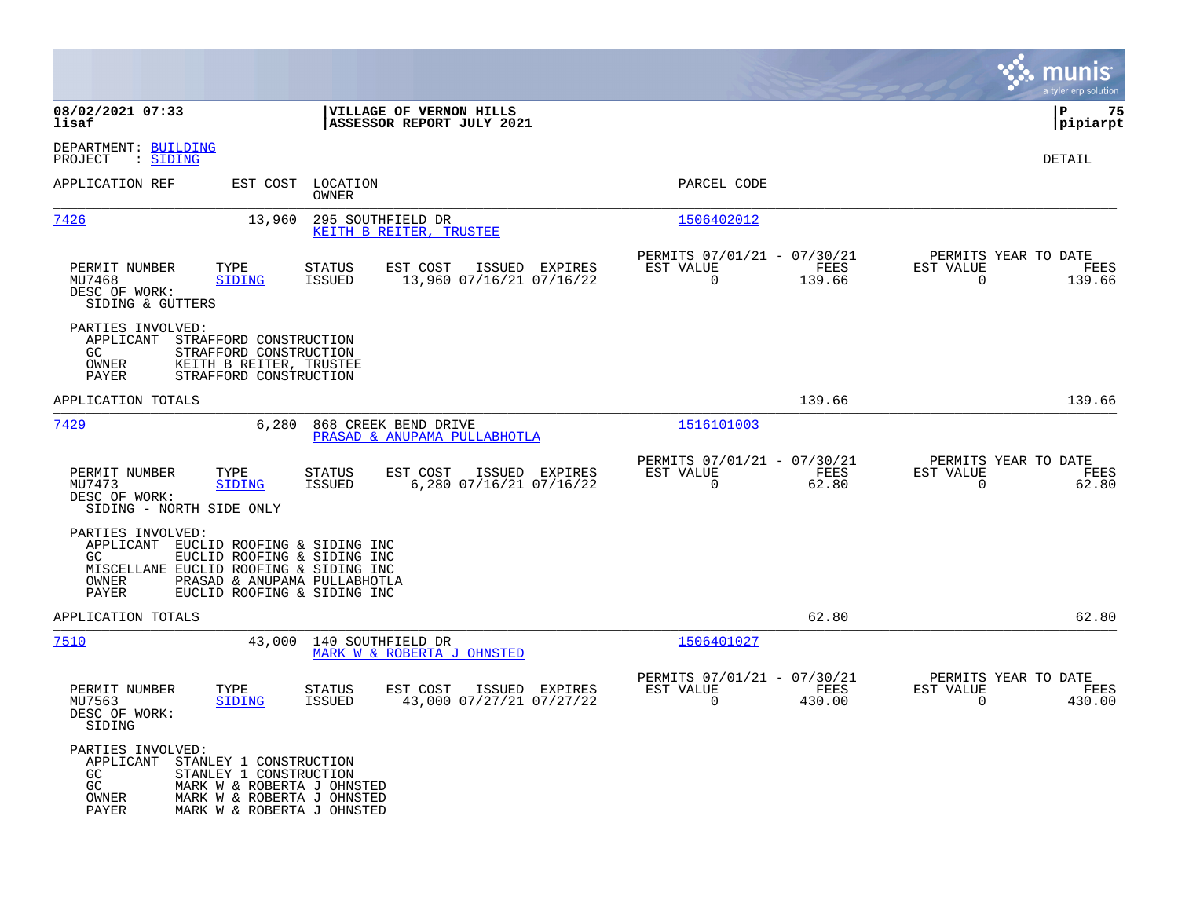08/02/2021 07:33 lisaf

**VILLAGE OF VERNON HILLS**
**ASSESSOR REPORT JULY 2021**

P 75 pipiarpt

DEPARTMENT: BUILDING
PROJECT : SIDING

DETAIL

| APPLICATION REF | EST COST | LOCATION / OWNER | PARCEL CODE |
|---|---|---|---|
| 7426 | 13,960 | 295 SOUTHFIELD DR / KEITH B REITER, TRUSTEE | 1506402012 |

| PERMIT NUMBER | TYPE | STATUS | EST COST | ISSUED | EXPIRES | PERMITS 07/01/21 - 07/30/21 EST VALUE | FEES | PERMITS YEAR TO DATE EST VALUE | FEES |
|---|---|---|---|---|---|---|---|---|---|
| MU7468 | SIDING | ISSUED | 13,960 | 07/16/21 | 07/16/22 | 0 | 139.66 | 0 | 139.66 |

DESC OF WORK:
SIDING & GUTTERS

PARTIES INVOLVED:
- APPLICANT STRAFFORD CONSTRUCTION
- GC STRAFFORD CONSTRUCTION
- OWNER KEITH B REITER, TRUSTEE
- PAYER STRAFFORD CONSTRUCTION

APPLICATION TOTALS 139.66 139.66

| APPLICATION REF | EST COST | LOCATION / OWNER | PARCEL CODE |
|---|---|---|---|
| 7429 | 6,280 | 868 CREEK BEND DRIVE / PRASAD & ANUPAMA PULLABHOTLA | 1516101003 |

| PERMIT NUMBER | TYPE | STATUS | EST COST | ISSUED | EXPIRES | PERMITS 07/01/21 - 07/30/21 EST VALUE | FEES | PERMITS YEAR TO DATE EST VALUE | FEES |
|---|---|---|---|---|---|---|---|---|---|
| MU7473 | SIDING | ISSUED | 6,280 | 07/16/21 | 07/16/22 | 0 | 62.80 | 0 | 62.80 |

DESC OF WORK:
SIDING - NORTH SIDE ONLY

PARTIES INVOLVED:
- APPLICANT EUCLID ROOFING & SIDING INC
- GC EUCLID ROOFING & SIDING INC
- MISCELLANE EUCLID ROOFING & SIDING INC
- OWNER PRASAD & ANUPAMA PULLABHOTLA
- PAYER EUCLID ROOFING & SIDING INC

APPLICATION TOTALS 62.80 62.80

| APPLICATION REF | EST COST | LOCATION / OWNER | PARCEL CODE |
|---|---|---|---|
| 7510 | 43,000 | 140 SOUTHFIELD DR / MARK W & ROBERTA J OHNSTED | 1506401027 |

| PERMIT NUMBER | TYPE | STATUS | EST COST | ISSUED | EXPIRES | PERMITS 07/01/21 - 07/30/21 EST VALUE | FEES | PERMITS YEAR TO DATE EST VALUE | FEES |
|---|---|---|---|---|---|---|---|---|---|
| MU7563 | SIDING | ISSUED | 43,000 | 07/27/21 | 07/27/22 | 0 | 430.00 | 0 | 430.00 |

DESC OF WORK:
SIDING

PARTIES INVOLVED:
- APPLICANT STANLEY 1 CONSTRUCTION
- GC STANLEY 1 CONSTRUCTION
- GC MARK W & ROBERTA J OHNSTED
- OWNER MARK W & ROBERTA J OHNSTED
- PAYER MARK W & ROBERTA J OHNSTED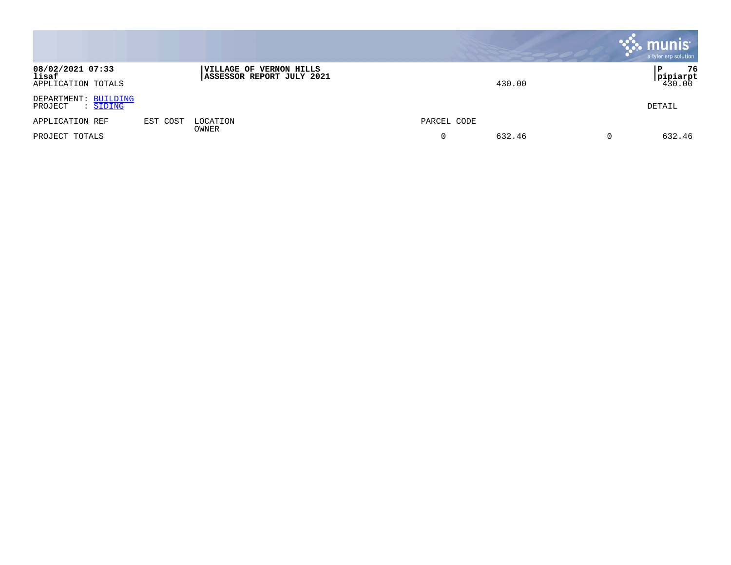08/02/2021 07:33
lisaf
APPLICATION TOTALS

**VILLAGE OF VERNON HILLS**
**ASSESSOR REPORT JULY 2021**

430.00 | P 76 pipiarpt 430.00

DEPARTMENT: BUILDING
PROJECT : SIDING

DETAIL

| APPLICATION REF | EST COST | LOCATION OWNER | PARCEL CODE | | | |
|---|---|---|---|---|---|---|
| PROJECT TOTALS | | | 0 | 632.46 | 0 | 632.46 |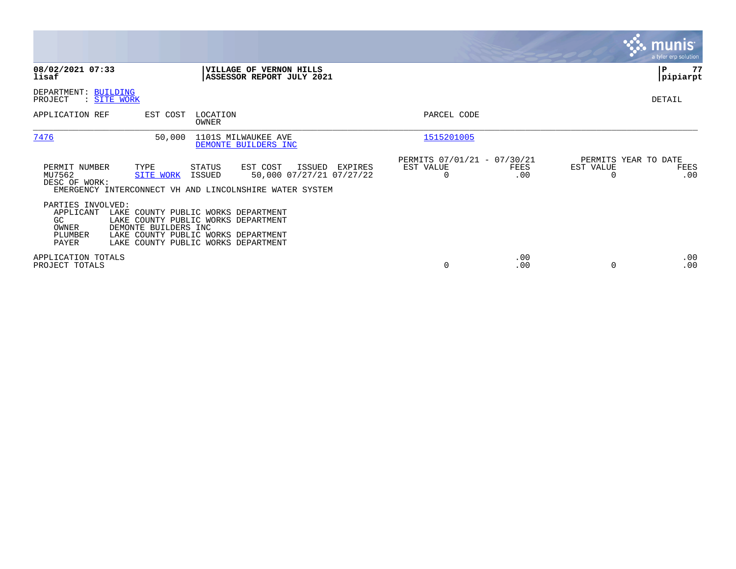**08/02/2021 07:33**
**lisaf**

**VILLAGE OF VERNON HILLS**
**ASSESSOR REPORT JULY 2021**

**P 77**
**pipiarpt**

DEPARTMENT: BUILDING
PROJECT : SITE WORK

DETAIL

| APPLICATION REF | EST COST | LOCATION / OWNER | PARCEL CODE |
|---|---|---|---|
| 7476 | 50,000 | 1101S MILWAUKEE AVE / DEMONTE BUILDERS INC | 1515201005 |

| PERMIT NUMBER | TYPE | STATUS | EST COST | ISSUED | EXPIRES | PERMITS 07/01/21 - 07/30/21 EST VALUE | FEES | PERMITS YEAR TO DATE EST VALUE | FEES |
|---|---|---|---|---|---|---|---|---|---|
| MU7562 | SITE WORK | ISSUED | 50,000 | 07/27/21 | 07/27/22 | 0 | .00 | 0 | .00 |

DESC OF WORK:
EMERGENCY INTERCONNECT VH AND LINCOLNSHIRE WATER SYSTEM

PARTIES INVOLVED:

| | |
|---|---|
| APPLICANT | LAKE COUNTY PUBLIC WORKS DEPARTMENT |
| GC | LAKE COUNTY PUBLIC WORKS DEPARTMENT |
| OWNER | DEMONTE BUILDERS INC |
| PLUMBER | LAKE COUNTY PUBLIC WORKS DEPARTMENT |
| PAYER | LAKE COUNTY PUBLIC WORKS DEPARTMENT |

| | EST VALUE | FEES | EST VALUE | FEES |
|---|---|---|---|---|
| APPLICATION TOTALS | | .00 | | .00 |
| PROJECT TOTALS | 0 | .00 | 0 | .00 |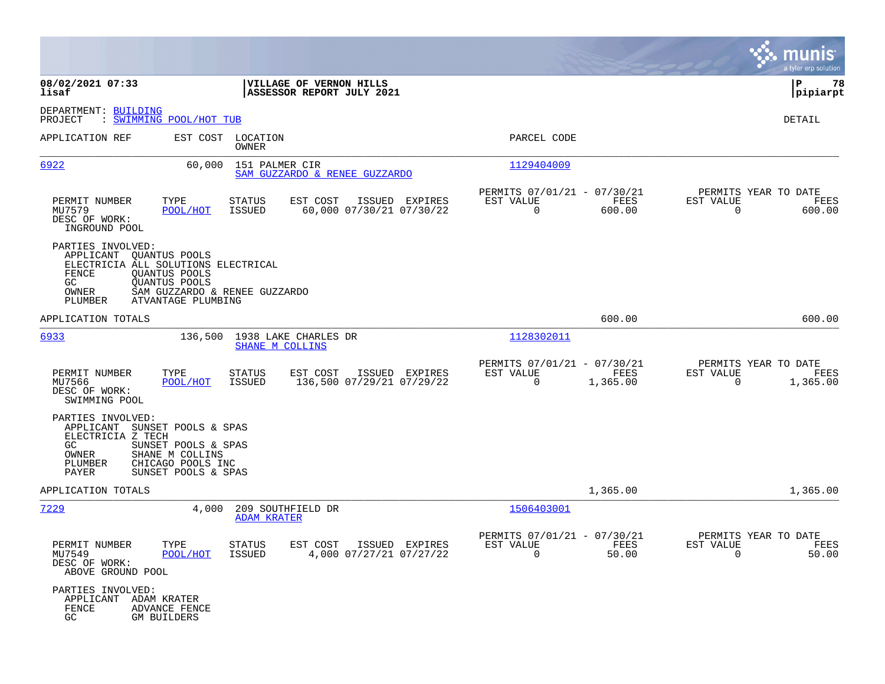08/02/2021 07:33
lisaf

VILLAGE OF VERNON HILLS
ASSESSOR REPORT JULY 2021

pipiarpt

DEPARTMENT: BUILDING
PROJECT : SWIMMING POOL/HOT TUB

DETAIL

| APPLICATION REF | EST COST | LOCATION / OWNER | PARCEL CODE |
|---|---|---|---|
| 6922 | 60,000 | 151 PALMER CIR / SAM GUZZARDO & RENEE GUZZARDO | 1129404009 |

| PERMIT NUMBER | TYPE | STATUS | EST COST | ISSUED | EXPIRES | PERMITS 07/01/21 - 07/30/21 EST VALUE | FEES | PERMITS YEAR TO DATE EST VALUE | FEES |
|---|---|---|---|---|---|---|---|---|---|
| MU7579 | POOL/HOT | ISSUED | 60,000 | 07/30/21 | 07/30/22 | 0 | 600.00 | 0 | 600.00 |

DESC OF WORK:
INGROUND POOL

PARTIES INVOLVED:
- APPLICANT QUANTUS POOLS
- ELECTRICIA ALL SOLUTIONS ELECTRICAL
- FENCE QUANTUS POOLS
- GC QUANTUS POOLS
- OWNER SAM GUZZARDO & RENEE GUZZARDO
- PLUMBER ATVANTAGE PLUMBING

APPLICATION TOTALS 600.00 600.00

| APPLICATION REF | EST COST | LOCATION / OWNER | PARCEL CODE |
|---|---|---|---|
| 6933 | 136,500 | 1938 LAKE CHARLES DR / SHANE M COLLINS | 1128302011 |

| PERMIT NUMBER | TYPE | STATUS | EST COST | ISSUED | EXPIRES | PERMITS 07/01/21 - 07/30/21 EST VALUE | FEES | PERMITS YEAR TO DATE EST VALUE | FEES |
|---|---|---|---|---|---|---|---|---|---|
| MU7566 | POOL/HOT | ISSUED | 136,500 | 07/29/21 | 07/29/22 | 0 | 1,365.00 | 0 | 1,365.00 |

DESC OF WORK:
SWIMMING POOL

PARTIES INVOLVED:
- APPLICANT SUNSET POOLS & SPAS
- ELECTRICIA Z TECH
- GC SUNSET POOLS & SPAS
- OWNER SHANE M COLLINS
- PLUMBER CHICAGO POOLS INC
- PAYER SUNSET POOLS & SPAS

APPLICATION TOTALS 1,365.00 1,365.00

| APPLICATION REF | EST COST | LOCATION / OWNER | PARCEL CODE |
|---|---|---|---|
| 7229 | 4,000 | 209 SOUTHFIELD DR / ADAM KRATER | 1506403001 |

| PERMIT NUMBER | TYPE | STATUS | EST COST | ISSUED | EXPIRES | PERMITS 07/01/21 - 07/30/21 EST VALUE | FEES | PERMITS YEAR TO DATE EST VALUE | FEES |
|---|---|---|---|---|---|---|---|---|---|
| MU7549 | POOL/HOT | ISSUED | 4,000 | 07/27/21 | 07/27/22 | 0 | 50.00 | 0 | 50.00 |

DESC OF WORK:
ABOVE GROUND POOL

PARTIES INVOLVED:
- APPLICANT ADAM KRATER
- FENCE ADVANCE FENCE
- GC GM BUILDERS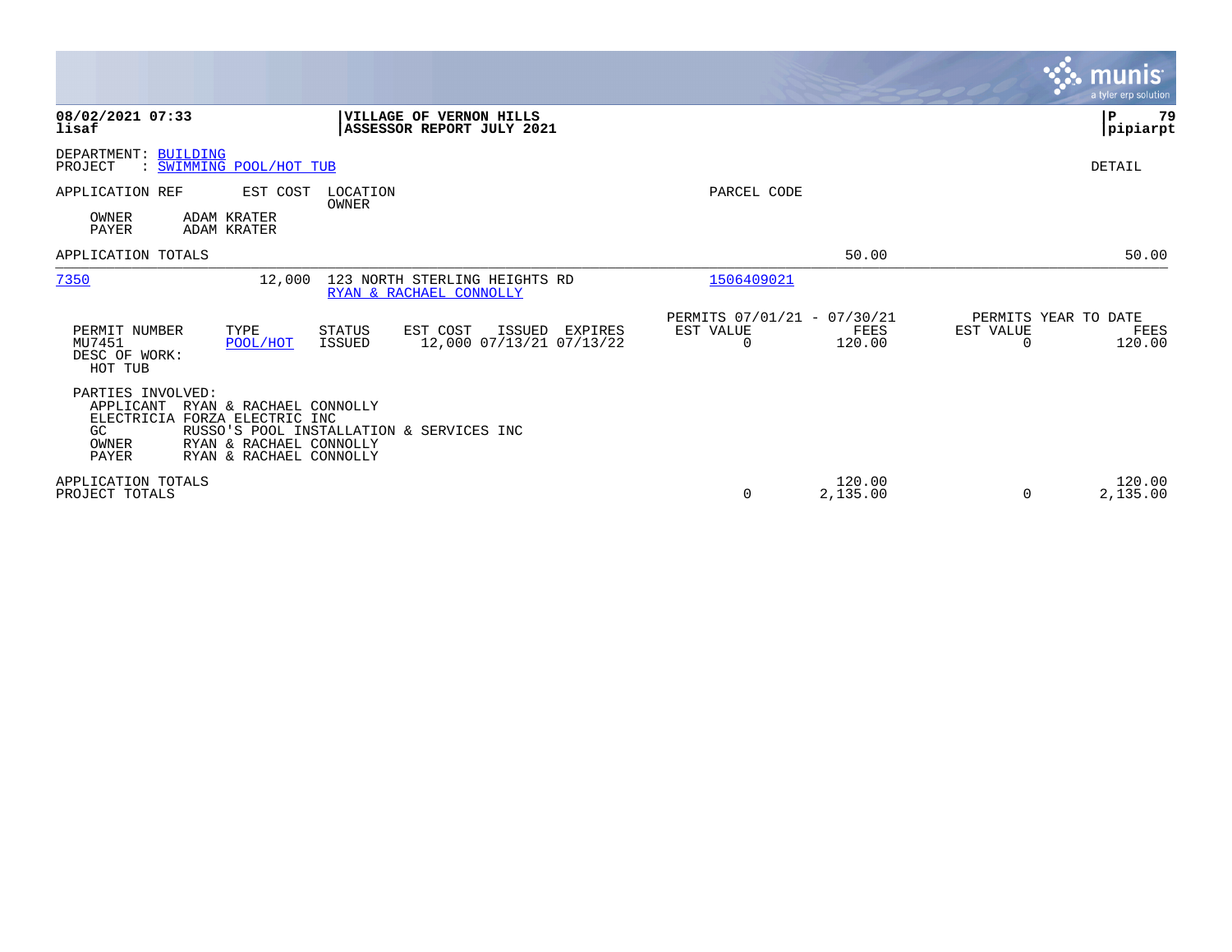**08/02/2021 07:33**
**lisaf**

**VILLAGE OF VERNON HILLS**
**ASSESSOR REPORT JULY 2021**

**P 79**
**pipiarpt**

DEPARTMENT: BUILDING
PROJECT : SWIMMING POOL/HOT TUB

DETAIL

| APPLICATION REF | EST COST | LOCATION / OWNER | PARCEL CODE | | |
|---|---|---|---|---|---|
| OWNER ADAM KRATER | | | | | |
| PAYER ADAM KRATER | | | | | |
| APPLICATION TOTALS | | | | 50.00 | 50.00 |
| 7350 | 12,000 | 123 NORTH STERLING HEIGHTS RD / RYAN & RACHAEL CONNOLLY | 1506409021 | | |

| PERMIT NUMBER | TYPE | STATUS | EST COST | ISSUED | EXPIRES | PERMITS 07/01/21 - 07/30/21 EST VALUE | FEES | PERMITS YEAR TO DATE EST VALUE | FEES |
|---|---|---|---|---|---|---|---|---|---|
| MU7451 | POOL/HOT | ISSUED | 12,000 | 07/13/21 | 07/13/22 | 0 | 120.00 | 0 | 120.00 |

DESC OF WORK:
HOT TUB

PARTIES INVOLVED:
- APPLICANT RYAN & RACHAEL CONNOLLY
- ELECTRICIA FORZA ELECTRIC INC
- GC RUSSO'S POOL INSTALLATION & SERVICES INC
- OWNER RYAN & RACHAEL CONNOLLY
- PAYER RYAN & RACHAEL CONNOLLY

| | EST VALUE | FEES | EST VALUE | FEES |
|---|---|---|---|---|
| APPLICATION TOTALS | | 120.00 | | 120.00 |
| PROJECT TOTALS | 0 | 2,135.00 | 0 | 2,135.00 |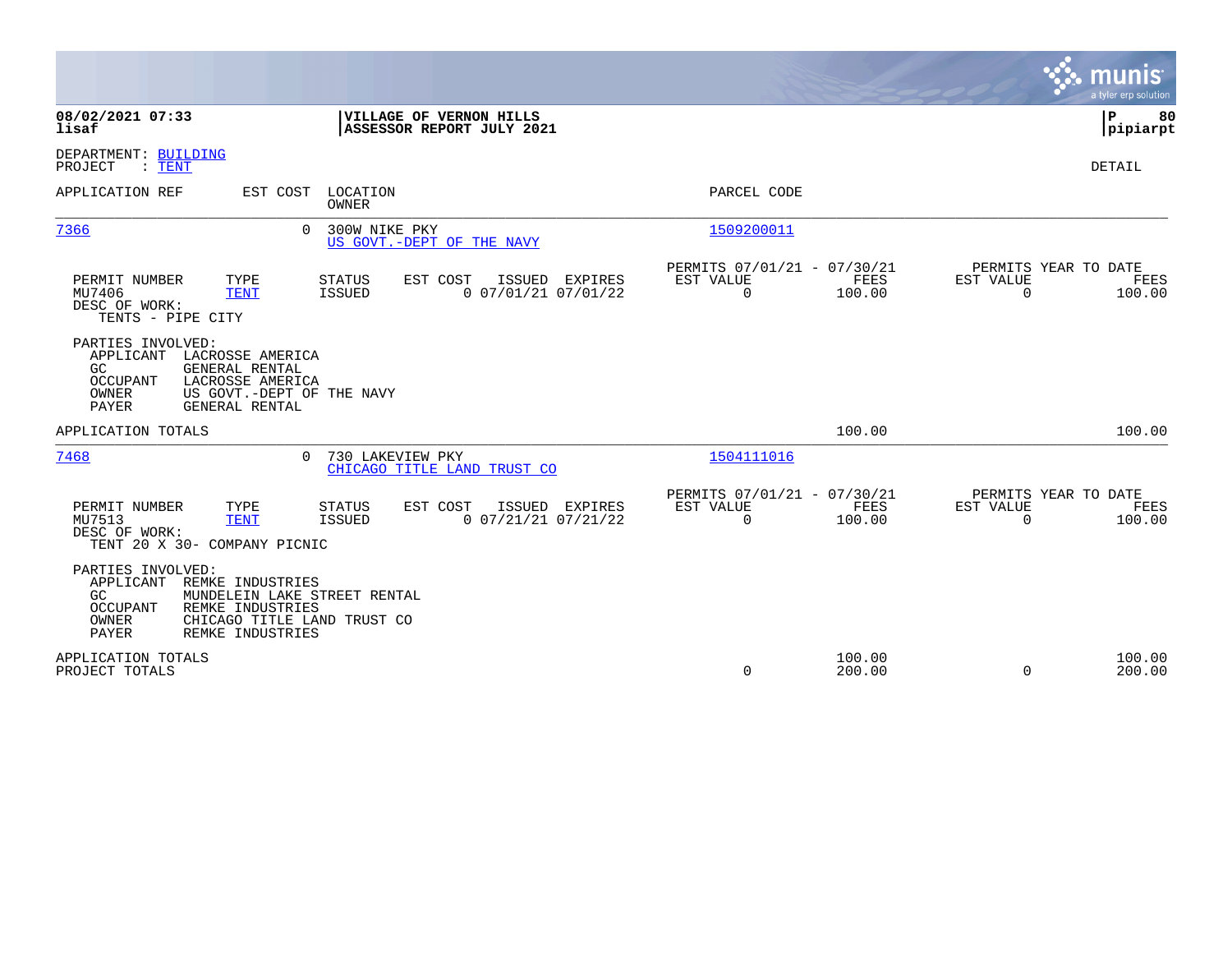**08/02/2021 07:33**
**lisaf**

**VILLAGE OF VERNON HILLS**
**ASSESSOR REPORT JULY 2021**

**P 80**
**pipiarpt**

DEPARTMENT: BUILDING
PROJECT : TENT

DETAIL

| APPLICATION REF | EST COST | LOCATION / OWNER | PARCEL CODE |
|---|---|---|---|
| 7366 | 0 | 300W NIKE PKY / US GOVT.-DEPT OF THE NAVY | 1509200011 |

| PERMIT NUMBER | TYPE | STATUS | EST COST | ISSUED | EXPIRES | PERMITS 07/01/21 - 07/30/21 EST VALUE | FEES | PERMITS YEAR TO DATE EST VALUE | FEES |
|---|---|---|---|---|---|---|---|---|---|
| MU7406 | TENT | ISSUED | 0 | 07/01/21 | 07/01/22 | 0 | 100.00 | 0 | 100.00 |

DESC OF WORK:
TENTS - PIPE CITY

PARTIES INVOLVED:
- APPLICANT LACROSSE AMERICA
- GC GENERAL RENTAL
- OCCUPANT LACROSSE AMERICA
- OWNER US GOVT.-DEPT OF THE NAVY
- PAYER GENERAL RENTAL

APPLICATION TOTALS — FEES 100.00 — YTD FEES 100.00

| APPLICATION REF | EST COST | LOCATION / OWNER | PARCEL CODE |
|---|---|---|---|
| 7468 | 0 | 730 LAKEVIEW PKY / CHICAGO TITLE LAND TRUST CO | 1504111016 |

| PERMIT NUMBER | TYPE | STATUS | EST COST | ISSUED | EXPIRES | PERMITS 07/01/21 - 07/30/21 EST VALUE | FEES | PERMITS YEAR TO DATE EST VALUE | FEES |
|---|---|---|---|---|---|---|---|---|---|
| MU7513 | TENT | ISSUED | 0 | 07/21/21 | 07/21/22 | 0 | 100.00 | 0 | 100.00 |

DESC OF WORK:
TENT 20 X 30- COMPANY PICNIC

PARTIES INVOLVED:
- APPLICANT REMKE INDUSTRIES
- GC MUNDELEIN LAKE STREET RENTAL
- OCCUPANT REMKE INDUSTRIES
- OWNER CHICAGO TITLE LAND TRUST CO
- PAYER REMKE INDUSTRIES

| | EST VALUE | FEES | YTD EST VALUE | YTD FEES |
|---|---|---|---|---|
| APPLICATION TOTALS | | 100.00 | | 100.00 |
| PROJECT TOTALS | 0 | 200.00 | 0 | 200.00 |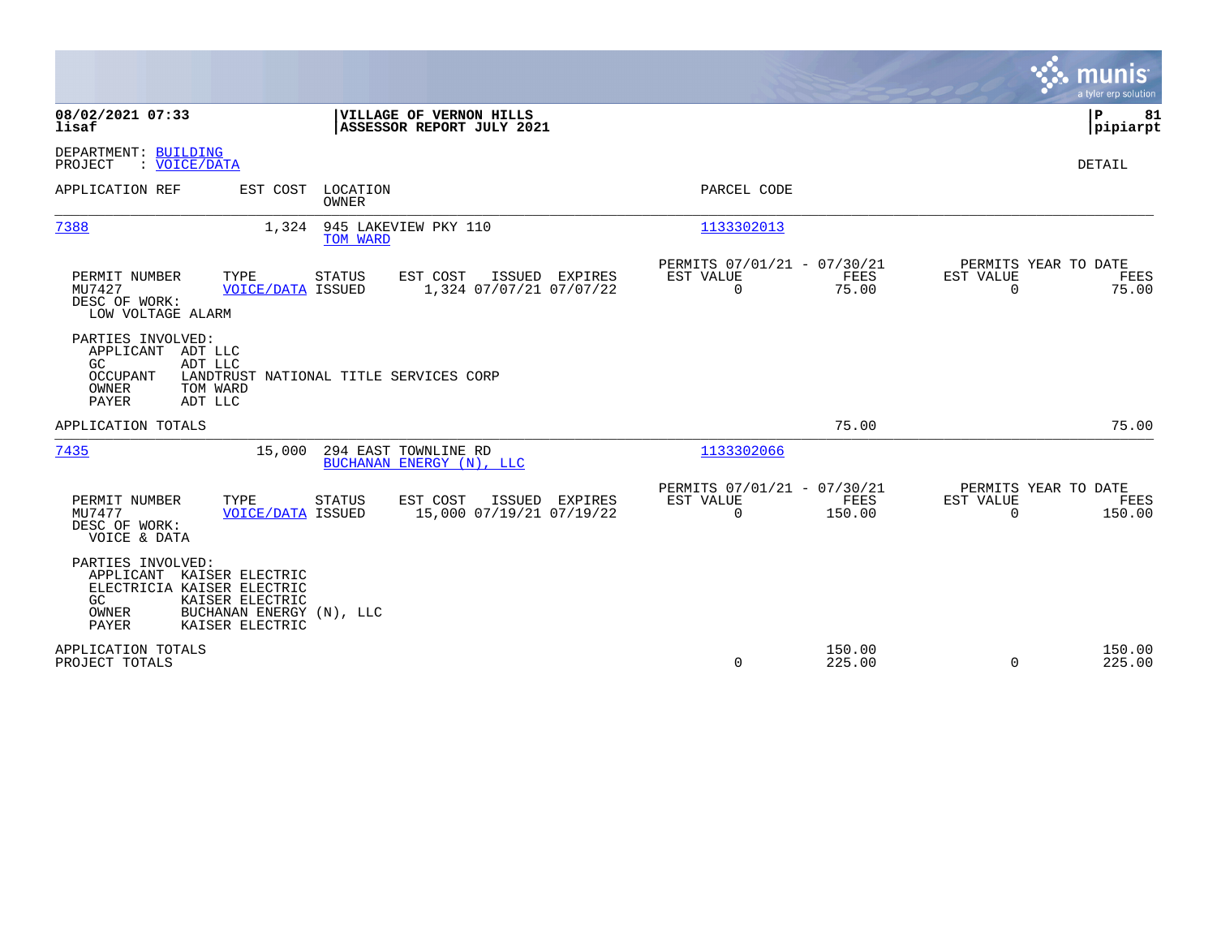**08/02/2021 07:33**
**lisaf**

**VILLAGE OF VERNON HILLS**
**ASSESSOR REPORT JULY 2021**

**pipiarpt**

DEPARTMENT: BUILDING
PROJECT : VOICE/DATA

DETAIL

| APPLICATION REF | EST COST | LOCATION / OWNER | PARCEL CODE |
|---|---|---|---|
| 7388 | 1,324 | 945 LAKEVIEW PKY 110 / TOM WARD | 1133302013 |

| PERMIT NUMBER | TYPE | STATUS | EST COST | ISSUED | EXPIRES | PERMITS 07/01/21 - 07/30/21 EST VALUE | FEES | PERMITS YEAR TO DATE EST VALUE | FEES |
|---|---|---|---|---|---|---|---|---|---|
| MU7427 | VOICE/DATA | ISSUED | 1,324 | 07/07/21 | 07/07/22 | 0 | 75.00 | 0 | 75.00 |

DESC OF WORK:
LOW VOLTAGE ALARM

PARTIES INVOLVED:
- APPLICANT ADT LLC
- GC ADT LLC
- OCCUPANT LANDTRUST NATIONAL TITLE SERVICES CORP
- OWNER TOM WARD
- PAYER ADT LLC

APPLICATION TOTALS 75.00 75.00

| APPLICATION REF | EST COST | LOCATION / OWNER | PARCEL CODE |
|---|---|---|---|
| 7435 | 15,000 | 294 EAST TOWNLINE RD / BUCHANAN ENERGY (N), LLC | 1133302066 |

| PERMIT NUMBER | TYPE | STATUS | EST COST | ISSUED | EXPIRES | PERMITS 07/01/21 - 07/30/21 EST VALUE | FEES | PERMITS YEAR TO DATE EST VALUE | FEES |
|---|---|---|---|---|---|---|---|---|---|
| MU7477 | VOICE/DATA | ISSUED | 15,000 | 07/19/21 | 07/19/22 | 0 | 150.00 | 0 | 150.00 |

DESC OF WORK:
VOICE & DATA

PARTIES INVOLVED:
- APPLICANT KAISER ELECTRIC
- ELECTRICIA KAISER ELECTRIC
- GC KAISER ELECTRIC
- OWNER BUCHANAN ENERGY (N), LLC
- PAYER KAISER ELECTRIC

| | EST VALUE | FEES | EST VALUE | FEES |
|---|---|---|---|---|
| APPLICATION TOTALS | | 150.00 | | 150.00 |
| PROJECT TOTALS | 0 | 225.00 | 0 | 225.00 |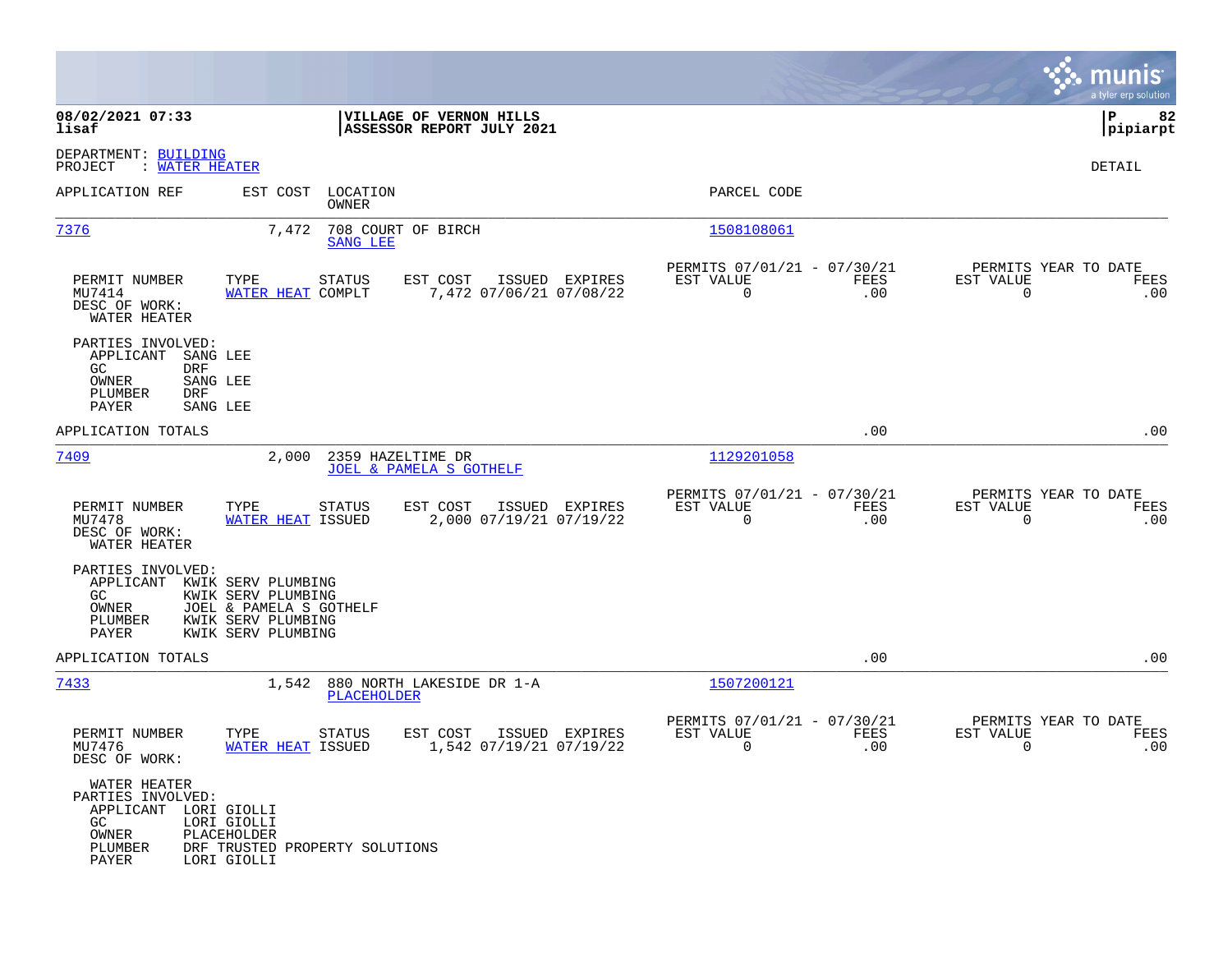**08/02/2021 07:33**
**lisaf**

**VILLAGE OF VERNON HILLS**
**ASSESSOR REPORT JULY 2021**

**P 82**
**pipiarpt**

DEPARTMENT: BUILDING
PROJECT : WATER HEATER

DETAIL

| APPLICATION REF | EST COST | LOCATION / OWNER | PARCEL CODE |
|---|---|---|---|
| 7376 | 7,472 | 708 COURT OF BIRCH / SANG LEE | 1508108061 |

| PERMIT NUMBER | TYPE | STATUS | EST COST | ISSUED | EXPIRES | PERMITS 07/01/21 - 07/30/21 EST VALUE | FEES | PERMITS YEAR TO DATE EST VALUE | FEES |
|---|---|---|---|---|---|---|---|---|---|
| MU7414 | WATER HEAT | COMPLT | 7,472 | 07/06/21 | 07/08/22 | 0 | .00 | 0 | .00 |

DESC OF WORK:
WATER HEATER

PARTIES INVOLVED:
- APPLICANT SANG LEE
- GC DRF
- OWNER SANG LEE
- PLUMBER DRF
- PAYER SANG LEE

APPLICATION TOTALS .00 .00

| APPLICATION REF | EST COST | LOCATION / OWNER | PARCEL CODE |
|---|---|---|---|
| 7409 | 2,000 | 2359 HAZELTIME DR / JOEL & PAMELA S GOTHELF | 1129201058 |

| PERMIT NUMBER | TYPE | STATUS | EST COST | ISSUED | EXPIRES | PERMITS 07/01/21 - 07/30/21 EST VALUE | FEES | PERMITS YEAR TO DATE EST VALUE | FEES |
|---|---|---|---|---|---|---|---|---|---|
| MU7478 | WATER HEAT | ISSUED | 2,000 | 07/19/21 | 07/19/22 | 0 | .00 | 0 | .00 |

DESC OF WORK:
WATER HEATER

PARTIES INVOLVED:
- APPLICANT KWIK SERV PLUMBING
- GC KWIK SERV PLUMBING
- OWNER JOEL & PAMELA S GOTHELF
- PLUMBER KWIK SERV PLUMBING
- PAYER KWIK SERV PLUMBING

APPLICATION TOTALS .00 .00

| APPLICATION REF | EST COST | LOCATION / OWNER | PARCEL CODE |
|---|---|---|---|
| 7433 | 1,542 | 880 NORTH LAKESIDE DR 1-A / PLACEHOLDER | 1507200121 |

| PERMIT NUMBER | TYPE | STATUS | EST COST | ISSUED | EXPIRES | PERMITS 07/01/21 - 07/30/21 EST VALUE | FEES | PERMITS YEAR TO DATE EST VALUE | FEES |
|---|---|---|---|---|---|---|---|---|---|
| MU7476 | WATER HEAT | ISSUED | 1,542 | 07/19/21 | 07/19/22 | 0 | .00 | 0 | .00 |

DESC OF WORK:
WATER HEATER

PARTIES INVOLVED:
- APPLICANT LORI GIOLLI
- GC LORI GIOLLI
- OWNER PLACEHOLDER
- PLUMBER DRF TRUSTED PROPERTY SOLUTIONS
- PAYER LORI GIOLLI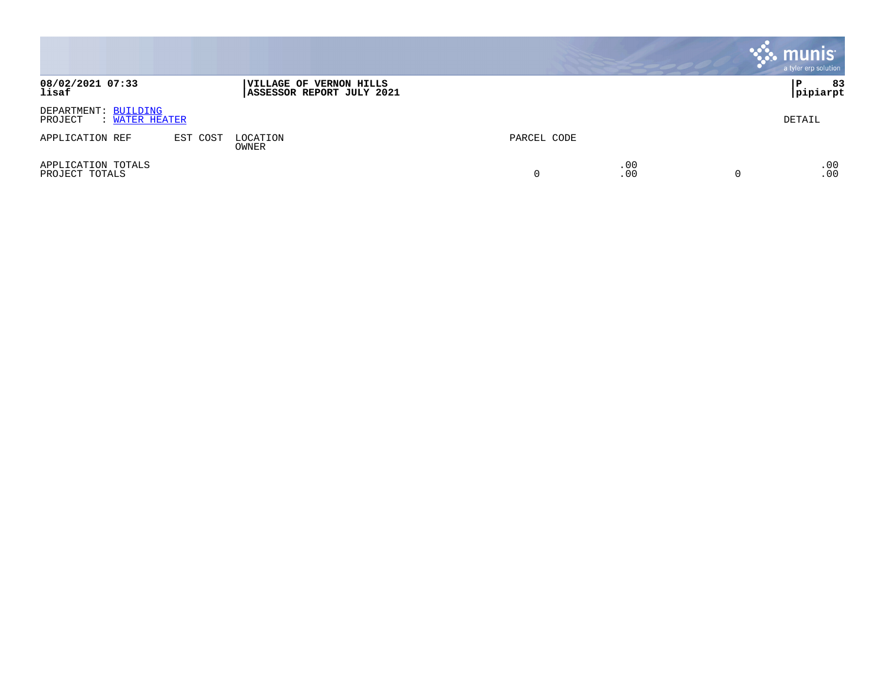**VILLAGE OF VERNON HILLS**
**ASSESSOR REPORT JULY 2021**

**08/02/2021 07:33**
**lisaf**

**pipiarpt**

DEPARTMENT: BUILDING
PROJECT : WATER HEATER

DETAIL

| APPLICATION REF | EST COST | LOCATION OWNER | PARCEL CODE | | | |
|---|---|---|---|---|---|---|
| APPLICATION TOTALS | | | | .00 | | .00 |
| PROJECT TOTALS | | | 0 | .00 | 0 | .00 |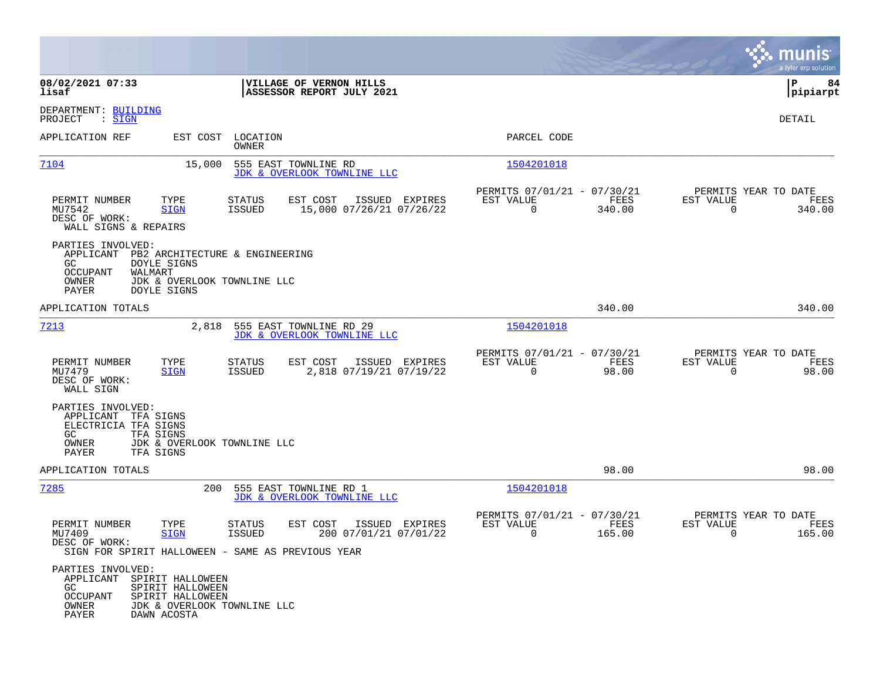**08/02/2021 07:33**
**lisaf**

**VILLAGE OF VERNON HILLS**
**ASSESSOR REPORT JULY 2021**

**P 84**
**pipiarpt**

DEPARTMENT: BUILDING
PROJECT : SIGN

DETAIL

| APPLICATION REF | EST COST | LOCATION / OWNER | PARCEL CODE |
|---|---|---|---|
| 7104 | 15,000 | 555 EAST TOWNLINE RD / JDK & OVERLOOK TOWNLINE LLC | 1504201018 |

| PERMIT NUMBER | TYPE | STATUS | EST COST | ISSUED | EXPIRES | PERMITS 07/01/21 - 07/30/21 EST VALUE | FEES | PERMITS YEAR TO DATE EST VALUE | FEES |
|---|---|---|---|---|---|---|---|---|---|
| MU7542 | SIGN | ISSUED | 15,000 | 07/26/21 | 07/26/22 | 0 | 340.00 | 0 | 340.00 |

DESC OF WORK:
WALL SIGNS & REPAIRS

PARTIES INVOLVED:
- APPLICANT PB2 ARCHITECTURE & ENGINEERING
- GC DOYLE SIGNS
- OCCUPANT WALMART
- OWNER JDK & OVERLOOK TOWNLINE LLC
- PAYER DOYLE SIGNS

APPLICATION TOTALS 340.00 340.00

| APPLICATION REF | EST COST | LOCATION / OWNER | PARCEL CODE |
|---|---|---|---|
| 7213 | 2,818 | 555 EAST TOWNLINE RD 29 / JDK & OVERLOOK TOWNLINE LLC | 1504201018 |

| PERMIT NUMBER | TYPE | STATUS | EST COST | ISSUED | EXPIRES | PERMITS 07/01/21 - 07/30/21 EST VALUE | FEES | PERMITS YEAR TO DATE EST VALUE | FEES |
|---|---|---|---|---|---|---|---|---|---|
| MU7479 | SIGN | ISSUED | 2,818 | 07/19/21 | 07/19/22 | 0 | 98.00 | 0 | 98.00 |

DESC OF WORK:
WALL SIGN

PARTIES INVOLVED:
- APPLICANT TFA SIGNS
- ELECTRICIA TFA SIGNS
- GC TFA SIGNS
- OWNER JDK & OVERLOOK TOWNLINE LLC
- PAYER TFA SIGNS

APPLICATION TOTALS 98.00 98.00

| APPLICATION REF | EST COST | LOCATION / OWNER | PARCEL CODE |
|---|---|---|---|
| 7285 | 200 | 555 EAST TOWNLINE RD 1 / JDK & OVERLOOK TOWNLINE LLC | 1504201018 |

| PERMIT NUMBER | TYPE | STATUS | EST COST | ISSUED | EXPIRES | PERMITS 07/01/21 - 07/30/21 EST VALUE | FEES | PERMITS YEAR TO DATE EST VALUE | FEES |
|---|---|---|---|---|---|---|---|---|---|
| MU7409 | SIGN | ISSUED | 200 | 07/01/21 | 07/01/22 | 0 | 165.00 | 0 | 165.00 |

DESC OF WORK:
SIGN FOR SPIRIT HALLOWEEN - SAME AS PREVIOUS YEAR

PARTIES INVOLVED:
- APPLICANT SPIRIT HALLOWEEN
- GC SPIRIT HALLOWEEN
- OCCUPANT SPIRIT HALLOWEEN
- OWNER JDK & OVERLOOK TOWNLINE LLC
- PAYER DAWN ACOSTA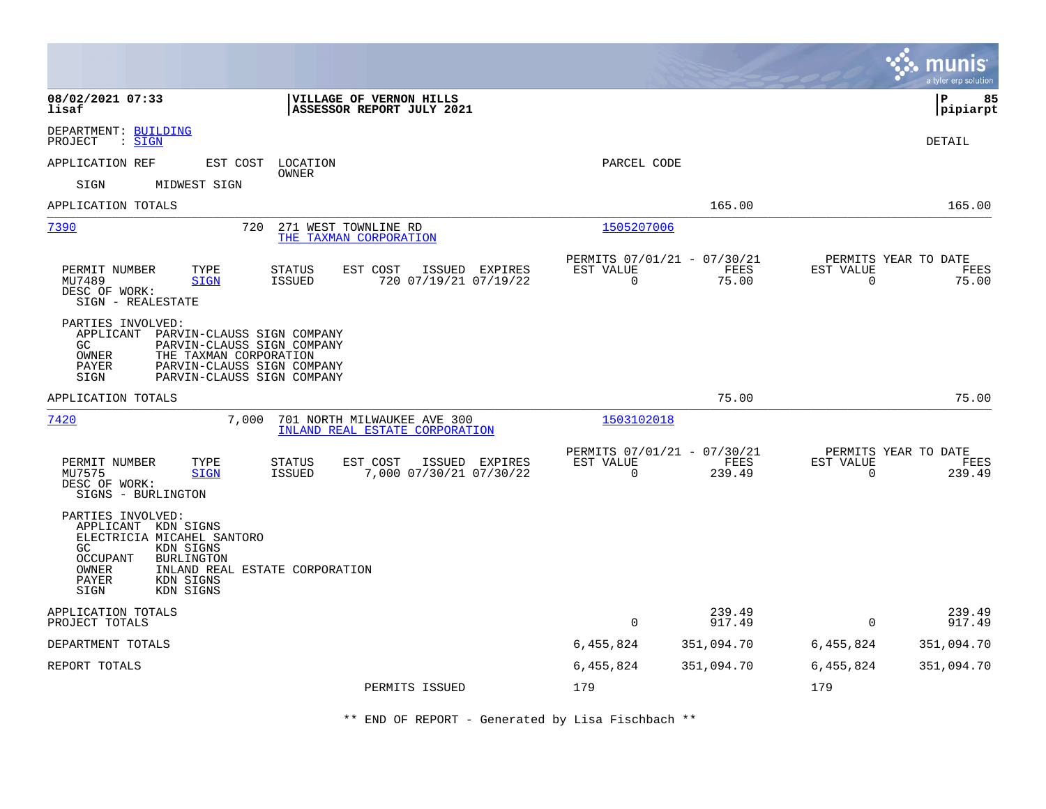08/02/2021 07:33
lisaf

**VILLAGE OF VERNON HILLS**
**ASSESSOR REPORT JULY 2021**

P 85
pipiarpt

DEPARTMENT: BUILDING
PROJECT : SIGN

DETAIL

| APPLICATION REF | EST COST | LOCATION / OWNER | PARCEL CODE | | | |
|---|---|---|---|---|---|---|
| SIGN | MIDWEST SIGN | | | | | |
| APPLICATION TOTALS | | | | 165.00 | | 165.00 |

---

**7390** — 720 — 271 WEST TOWNLINE RD — THE TAXMAN CORPORATION — Parcel: 1505207006

| PERMIT NUMBER | TYPE | STATUS | EST COST | ISSUED | EXPIRES | PERMITS 07/01/21 - 07/30/21 EST VALUE | FEES | PERMITS YEAR TO DATE EST VALUE | FEES |
|---|---|---|---|---|---|---|---|---|---|
| MU7489 | SIGN | ISSUED | 720 | 07/19/21 | 07/19/22 | 0 | 75.00 | 0 | 75.00 |

DESC OF WORK:
SIGN - REALESTATE

PARTIES INVOLVED:
- APPLICANT PARVIN-CLAUSS SIGN COMPANY
- GC PARVIN-CLAUSS SIGN COMPANY
- OWNER THE TAXMAN CORPORATION
- PAYER PARVIN-CLAUSS SIGN COMPANY
- SIGN PARVIN-CLAUSS SIGN COMPANY

APPLICATION TOTALS: 75.00 | 75.00

---

**7420** — 7,000 — 701 NORTH MILWAUKEE AVE 300 — INLAND REAL ESTATE CORPORATION — Parcel: 1503102018

| PERMIT NUMBER | TYPE | STATUS | EST COST | ISSUED | EXPIRES | PERMITS 07/01/21 - 07/30/21 EST VALUE | FEES | PERMITS YEAR TO DATE EST VALUE | FEES |
|---|---|---|---|---|---|---|---|---|---|
| MU7575 | SIGN | ISSUED | 7,000 | 07/30/21 | 07/30/22 | 0 | 239.49 | 0 | 239.49 |

DESC OF WORK:
SIGNS - BURLINGTON

PARTIES INVOLVED:
- APPLICANT KDN SIGNS
- ELECTRICIA MICAHEL SANTORO
- GC KDN SIGNS
- OCCUPANT BURLINGTON
- OWNER INLAND REAL ESTATE CORPORATION
- PAYER KDN SIGNS
- SIGN KDN SIGNS

| | EST VALUE | FEES | YTD EST VALUE | YTD FEES |
|---|---|---|---|---|
| APPLICATION TOTALS | | 239.49 | | 239.49 |
| PROJECT TOTALS | 0 | 917.49 | 0 | 917.49 |
| DEPARTMENT TOTALS | 6,455,824 | 351,094.70 | 6,455,824 | 351,094.70 |
| REPORT TOTALS | 6,455,824 | 351,094.70 | 6,455,824 | 351,094.70 |
| PERMITS ISSUED | 179 | | 179 | |

** END OF REPORT - Generated by Lisa Fischbach **